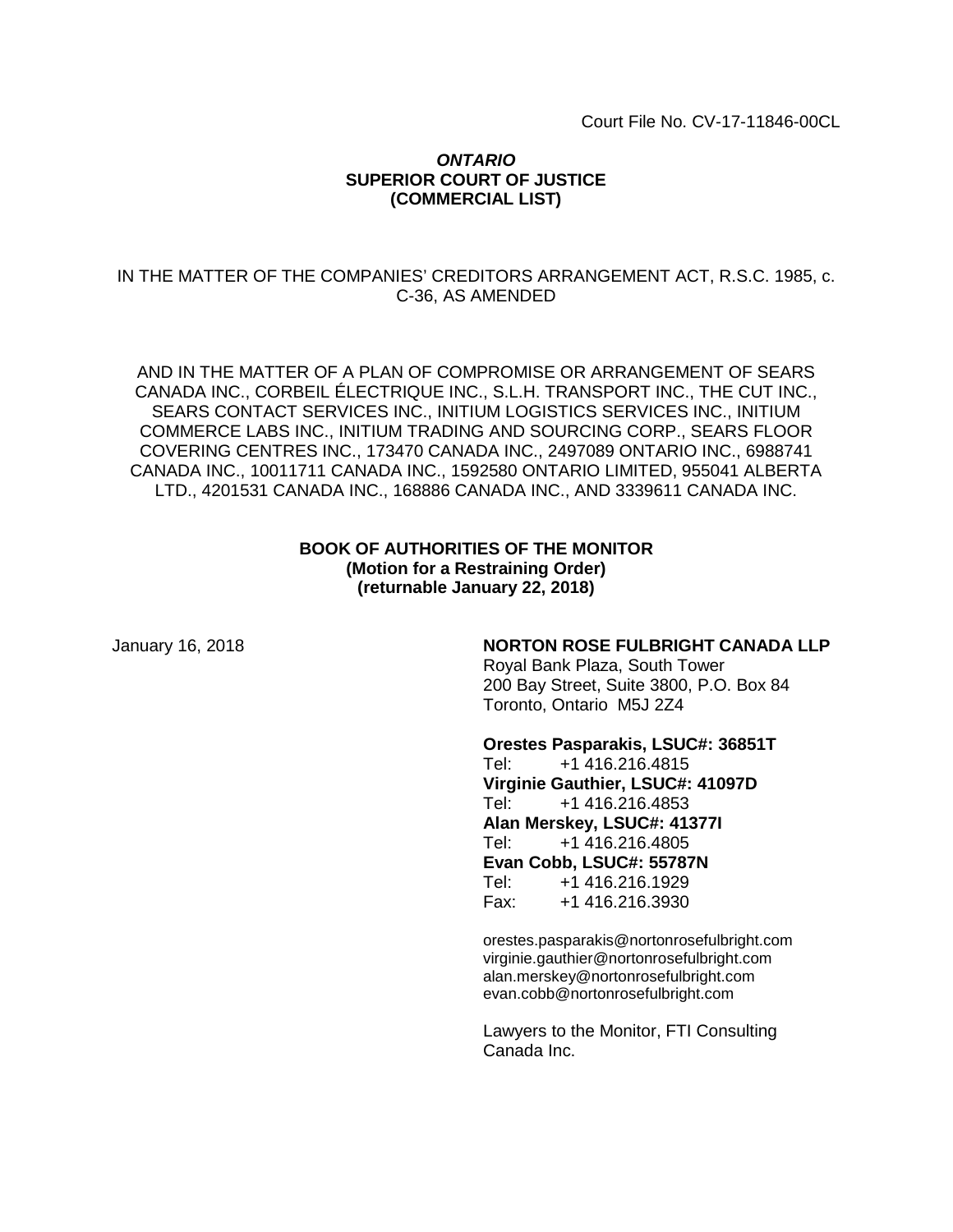Court File No. CV-17-11846-00CL

***ONTARIO***
**SUPERIOR COURT OF JUSTICE**
**(COMMERCIAL LIST)**

IN THE MATTER OF THE COMPANIES' CREDITORS ARRANGEMENT ACT, R.S.C. 1985, c. C-36, AS AMENDED

AND IN THE MATTER OF A PLAN OF COMPROMISE OR ARRANGEMENT OF SEARS CANADA INC., CORBEIL ÉLECTRIQUE INC., S.L.H. TRANSPORT INC., THE CUT INC., SEARS CONTACT SERVICES INC., INITIUM LOGISTICS SERVICES INC., INITIUM COMMERCE LABS INC., INITIUM TRADING AND SOURCING CORP., SEARS FLOOR COVERING CENTRES INC., 173470 CANADA INC., 2497089 ONTARIO INC., 6988741 CANADA INC., 10011711 CANADA INC., 1592580 ONTARIO LIMITED, 955041 ALBERTA LTD., 4201531 CANADA INC., 168886 CANADA INC., AND 3339611 CANADA INC.

**BOOK OF AUTHORITIES OF THE MONITOR**
**(Motion for a Restraining Order)**
**(returnable January 22, 2018)**

January 16, 2018

**NORTON ROSE FULBRIGHT CANADA LLP**
Royal Bank Plaza, South Tower
200 Bay Street, Suite 3800, P.O. Box 84
Toronto, Ontario M5J 2Z4

**Orestes Pasparakis, LSUC#: 36851T**
Tel: +1 416.216.4815
**Virginie Gauthier, LSUC#: 41097D**
Tel: +1 416.216.4853
**Alan Merskey, LSUC#: 41377I**
Tel: +1 416.216.4805
**Evan Cobb, LSUC#: 55787N**
Tel: +1 416.216.1929
Fax: +1 416.216.3930

orestes.pasparakis@nortonrosefulbright.com
virginie.gauthier@nortonrosefulbright.com
alan.merskey@nortonrosefulbright.com
evan.cobb@nortonrosefulbright.com

Lawyers to the Monitor, FTI Consulting Canada Inc.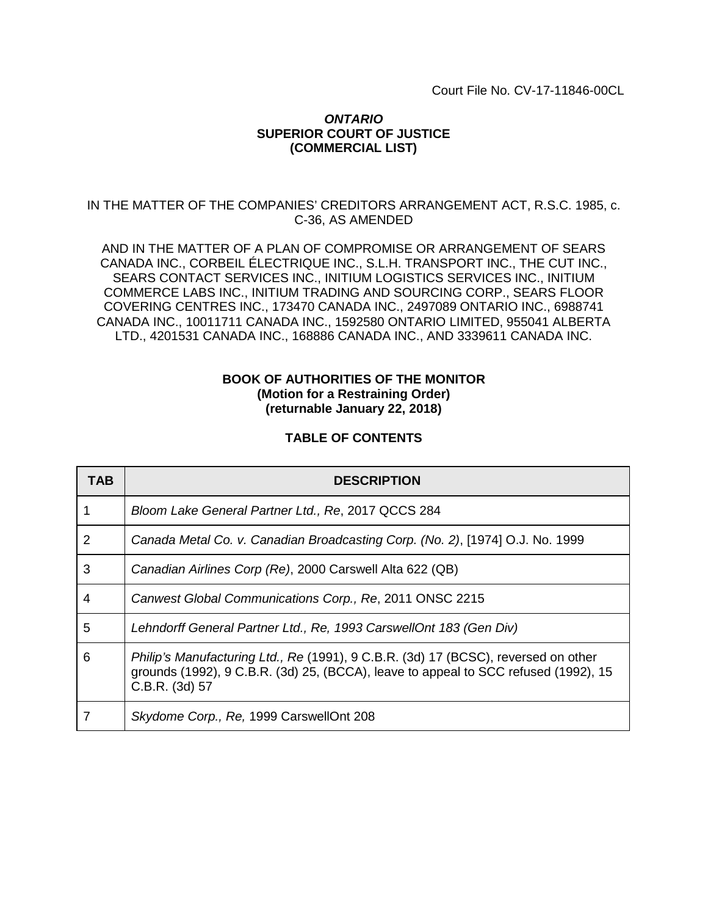Court File No. CV-17-11846-00CL

***ONTARIO***
**SUPERIOR COURT OF JUSTICE**
**(COMMERCIAL LIST)**

IN THE MATTER OF THE COMPANIES' CREDITORS ARRANGEMENT ACT, R.S.C. 1985, c. C-36, AS AMENDED

AND IN THE MATTER OF A PLAN OF COMPROMISE OR ARRANGEMENT OF SEARS CANADA INC., CORBEIL ÉLECTRIQUE INC., S.L.H. TRANSPORT INC., THE CUT INC., SEARS CONTACT SERVICES INC., INITIUM LOGISTICS SERVICES INC., INITIUM COMMERCE LABS INC., INITIUM TRADING AND SOURCING CORP., SEARS FLOOR COVERING CENTRES INC., 173470 CANADA INC., 2497089 ONTARIO INC., 6988741 CANADA INC., 10011711 CANADA INC., 1592580 ONTARIO LIMITED, 955041 ALBERTA LTD., 4201531 CANADA INC., 168886 CANADA INC., AND 3339611 CANADA INC.

**BOOK OF AUTHORITIES OF THE MONITOR**
**(Motion for a Restraining Order)**
**(returnable January 22, 2018)**

**TABLE OF CONTENTS**

| TAB | DESCRIPTION |
|---|---|
| 1 | *Bloom Lake General Partner Ltd., Re*, 2017 QCCS 284 |
| 2 | *Canada Metal Co. v. Canadian Broadcasting Corp. (No. 2)*, [1974] O.J. No. 1999 |
| 3 | *Canadian Airlines Corp (Re)*, 2000 Carswell Alta 622 (QB) |
| 4 | *Canwest Global Communications Corp., Re*, 2011 ONSC 2215 |
| 5 | *Lehndorff General Partner Ltd., Re, 1993 CarswellOnt 183 (Gen Div)* |
| 6 | *Philip's Manufacturing Ltd., Re* (1991), 9 C.B.R. (3d) 17 (BCSC), reversed on other grounds (1992), 9 C.B.R. (3d) 25, (BCCA), leave to appeal to SCC refused (1992), 15 C.B.R. (3d) 57 |
| 7 | *Skydome Corp., Re,* 1999 CarswellOnt 208 |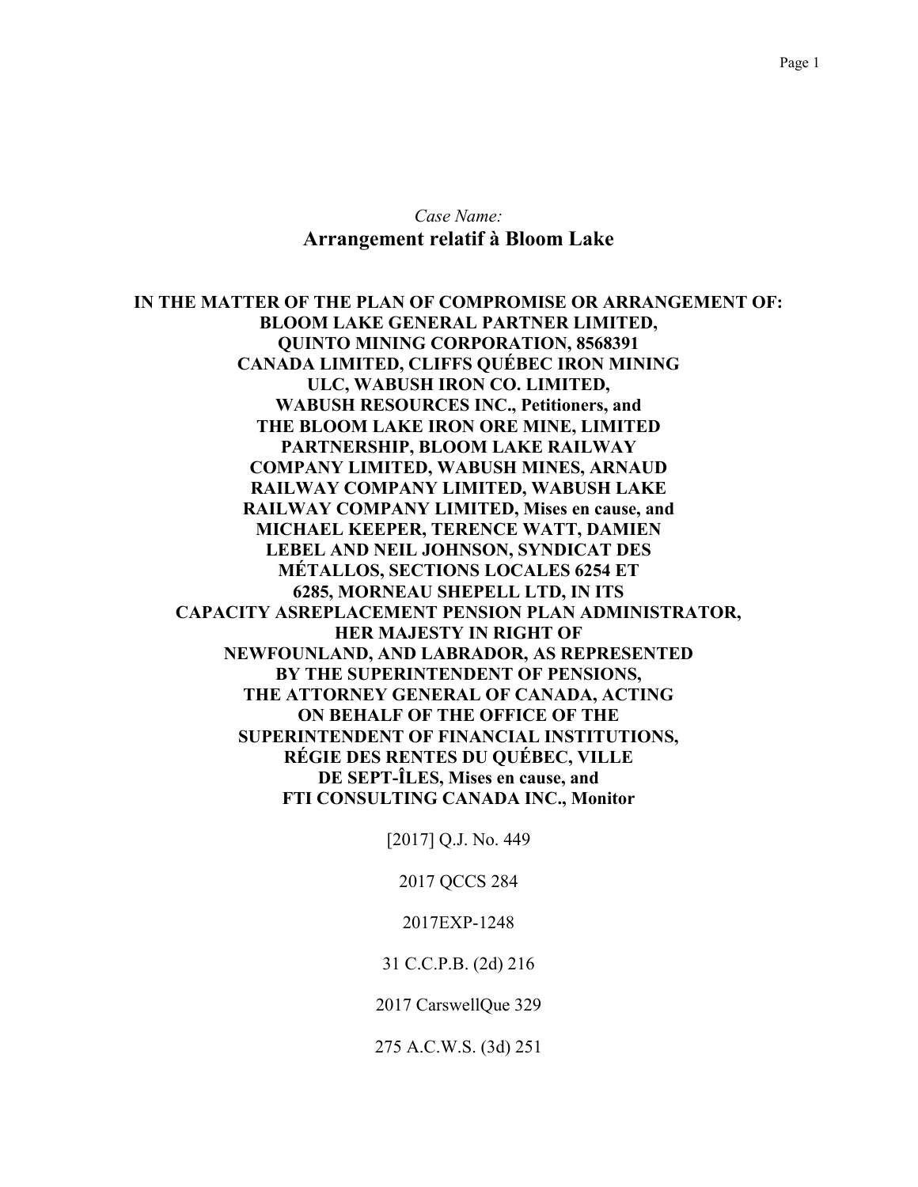*Case Name:*

**Arrangement relatif à Bloom Lake**

**IN THE MATTER OF THE PLAN OF COMPROMISE OR ARRANGEMENT OF: BLOOM LAKE GENERAL PARTNER LIMITED, QUINTO MINING CORPORATION, 8568391 CANADA LIMITED, CLIFFS QUÉBEC IRON MINING ULC, WABUSH IRON CO. LIMITED, WABUSH RESOURCES INC., Petitioners, and THE BLOOM LAKE IRON ORE MINE, LIMITED PARTNERSHIP, BLOOM LAKE RAILWAY COMPANY LIMITED, WABUSH MINES, ARNAUD RAILWAY COMPANY LIMITED, WABUSH LAKE RAILWAY COMPANY LIMITED, Mises en cause, and MICHAEL KEEPER, TERENCE WATT, DAMIEN LEBEL AND NEIL JOHNSON, SYNDICAT DES MÉTALLOS, SECTIONS LOCALES 6254 ET 6285, MORNEAU SHEPELL LTD, IN ITS CAPACITY ASREPLACEMENT PENSION PLAN ADMINISTRATOR, HER MAJESTY IN RIGHT OF NEWFOUNLAND, AND LABRADOR, AS REPRESENTED BY THE SUPERINTENDENT OF PENSIONS, THE ATTORNEY GENERAL OF CANADA, ACTING ON BEHALF OF THE OFFICE OF THE SUPERINTENDENT OF FINANCIAL INSTITUTIONS, RÉGIE DES RENTES DU QUÉBEC, VILLE DE SEPT-ÎLES, Mises en cause, and FTI CONSULTING CANADA INC., Monitor**

[2017] Q.J. No. 449

2017 QCCS 284

2017EXP-1248

31 C.C.P.B. (2d) 216

2017 CarswellQue 329

275 A.C.W.S. (3d) 251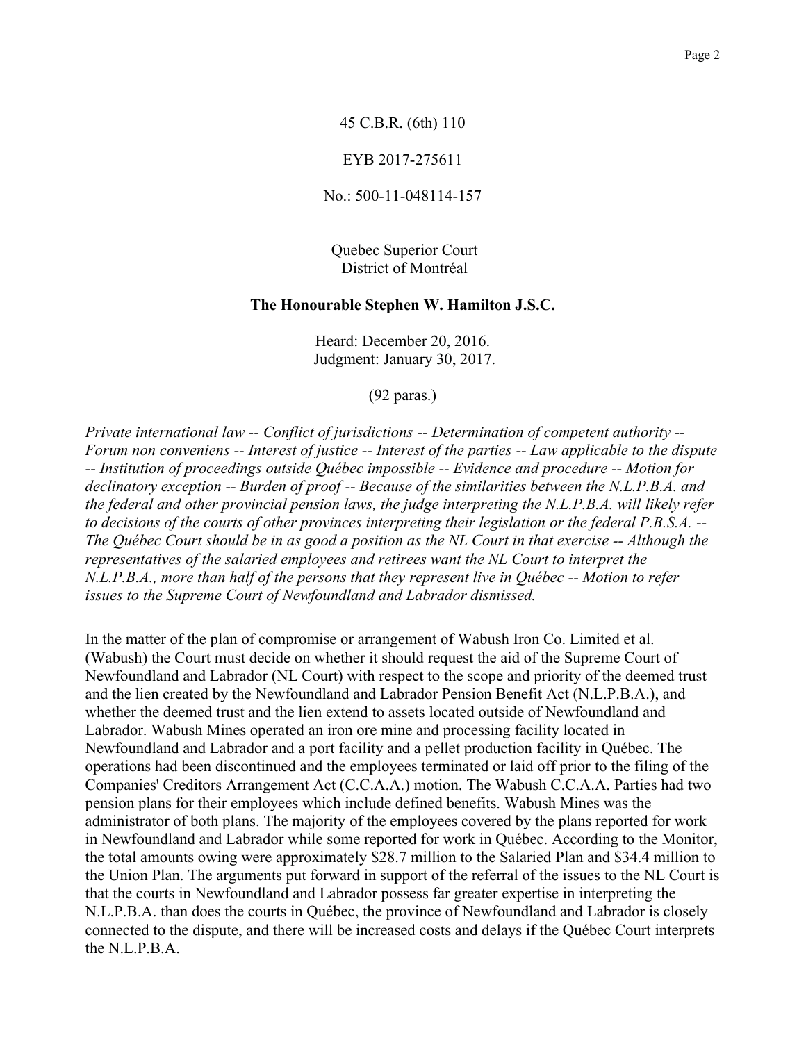45 C.B.R. (6th) 110

EYB 2017-275611

No.: 500-11-048114-157

Quebec Superior Court
District of Montréal

**The Honourable Stephen W. Hamilton J.S.C.**

Heard: December 20, 2016.
Judgment: January 30, 2017.

(92 paras.)

*Private international law -- Conflict of jurisdictions -- Determination of competent authority -- Forum non conveniens -- Interest of justice -- Interest of the parties -- Law applicable to the dispute -- Institution of proceedings outside Québec impossible -- Evidence and procedure -- Motion for declinatory exception -- Burden of proof -- Because of the similarities between the N.L.P.B.A. and the federal and other provincial pension laws, the judge interpreting the N.L.P.B.A. will likely refer to decisions of the courts of other provinces interpreting their legislation or the federal P.B.S.A. -- The Québec Court should be in as good a position as the NL Court in that exercise -- Although the representatives of the salaried employees and retirees want the NL Court to interpret the N.L.P.B.A., more than half of the persons that they represent live in Québec -- Motion to refer issues to the Supreme Court of Newfoundland and Labrador dismissed.*

In the matter of the plan of compromise or arrangement of Wabush Iron Co. Limited et al. (Wabush) the Court must decide on whether it should request the aid of the Supreme Court of Newfoundland and Labrador (NL Court) with respect to the scope and priority of the deemed trust and the lien created by the Newfoundland and Labrador Pension Benefit Act (N.L.P.B.A.), and whether the deemed trust and the lien extend to assets located outside of Newfoundland and Labrador. Wabush Mines operated an iron ore mine and processing facility located in Newfoundland and Labrador and a port facility and a pellet production facility in Québec. The operations had been discontinued and the employees terminated or laid off prior to the filing of the Companies' Creditors Arrangement Act (C.C.A.A.) motion. The Wabush C.C.A.A. Parties had two pension plans for their employees which include defined benefits. Wabush Mines was the administrator of both plans. The majority of the employees covered by the plans reported for work in Newfoundland and Labrador while some reported for work in Québec. According to the Monitor, the total amounts owing were approximately $28.7 million to the Salaried Plan and $34.4 million to the Union Plan. The arguments put forward in support of the referral of the issues to the NL Court is that the courts in Newfoundland and Labrador possess far greater expertise in interpreting the N.L.P.B.A. than does the courts in Québec, the province of Newfoundland and Labrador is closely connected to the dispute, and there will be increased costs and delays if the Québec Court interprets the N.L.P.B.A.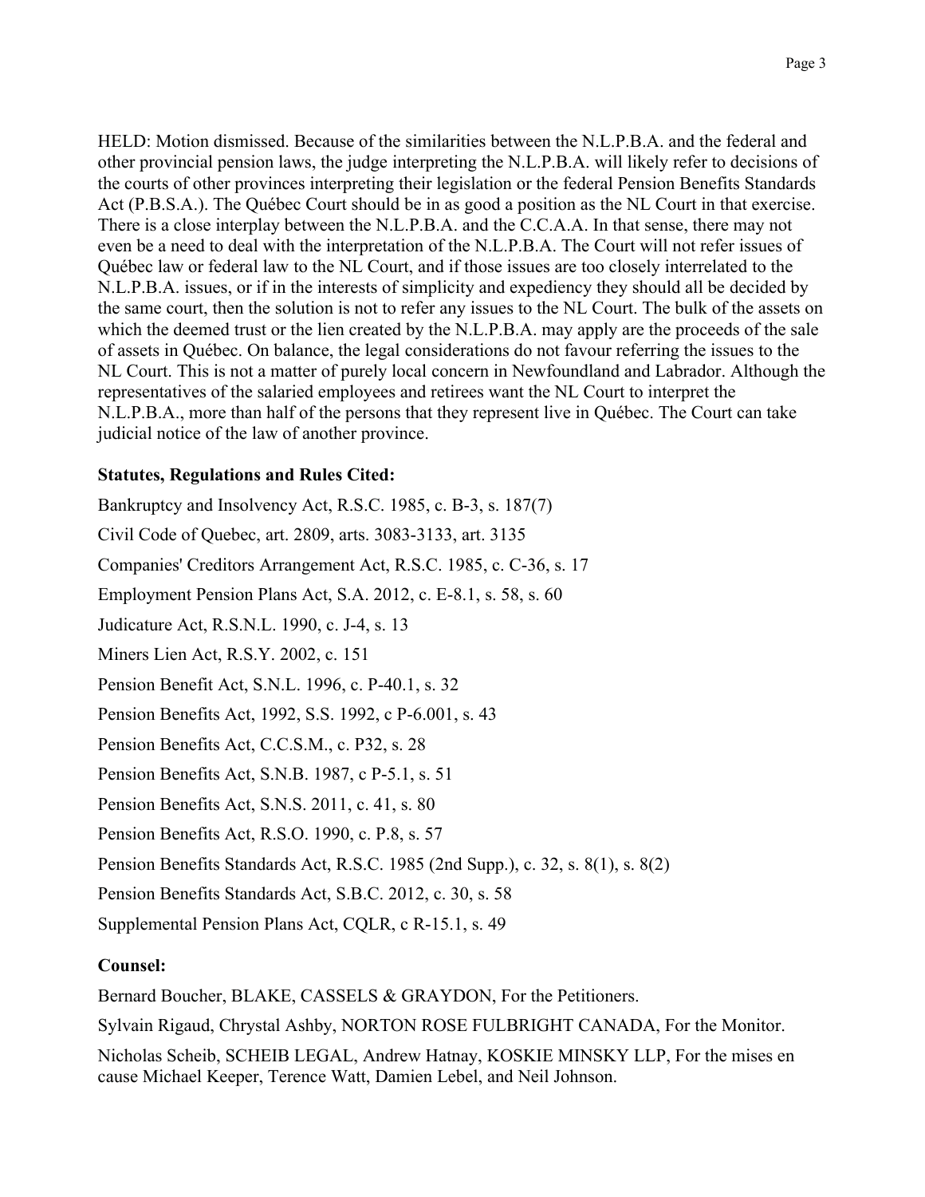HELD: Motion dismissed. Because of the similarities between the N.L.P.B.A. and the federal and other provincial pension laws, the judge interpreting the N.L.P.B.A. will likely refer to decisions of the courts of other provinces interpreting their legislation or the federal Pension Benefits Standards Act (P.B.S.A.). The Québec Court should be in as good a position as the NL Court in that exercise. There is a close interplay between the N.L.P.B.A. and the C.C.A.A. In that sense, there may not even be a need to deal with the interpretation of the N.L.P.B.A. The Court will not refer issues of Québec law or federal law to the NL Court, and if those issues are too closely interrelated to the N.L.P.B.A. issues, or if in the interests of simplicity and expediency they should all be decided by the same court, then the solution is not to refer any issues to the NL Court. The bulk of the assets on which the deemed trust or the lien created by the N.L.P.B.A. may apply are the proceeds of the sale of assets in Québec. On balance, the legal considerations do not favour referring the issues to the NL Court. This is not a matter of purely local concern in Newfoundland and Labrador. Although the representatives of the salaried employees and retirees want the NL Court to interpret the N.L.P.B.A., more than half of the persons that they represent live in Québec. The Court can take judicial notice of the law of another province.

**Statutes, Regulations and Rules Cited:**

Bankruptcy and Insolvency Act, R.S.C. 1985, c. B-3, s. 187(7)

Civil Code of Quebec, art. 2809, arts. 3083-3133, art. 3135

Companies' Creditors Arrangement Act, R.S.C. 1985, c. C-36, s. 17

Employment Pension Plans Act, S.A. 2012, c. E-8.1, s. 58, s. 60

Judicature Act, R.S.N.L. 1990, c. J-4, s. 13

Miners Lien Act, R.S.Y. 2002, c. 151

Pension Benefit Act, S.N.L. 1996, c. P-40.1, s. 32

Pension Benefits Act, 1992, S.S. 1992, c P-6.001, s. 43

Pension Benefits Act, C.C.S.M., c. P32, s. 28

Pension Benefits Act, S.N.B. 1987, c P-5.1, s. 51

Pension Benefits Act, S.N.S. 2011, c. 41, s. 80

Pension Benefits Act, R.S.O. 1990, c. P.8, s. 57

Pension Benefits Standards Act, R.S.C. 1985 (2nd Supp.), c. 32, s. 8(1), s. 8(2)

Pension Benefits Standards Act, S.B.C. 2012, c. 30, s. 58

Supplemental Pension Plans Act, CQLR, c R-15.1, s. 49

**Counsel:**

Bernard Boucher, BLAKE, CASSELS & GRAYDON, For the Petitioners.

Sylvain Rigaud, Chrystal Ashby, NORTON ROSE FULBRIGHT CANADA, For the Monitor.

Nicholas Scheib, SCHEIB LEGAL, Andrew Hatnay, KOSKIE MINSKY LLP, For the mises en cause Michael Keeper, Terence Watt, Damien Lebel, and Neil Johnson.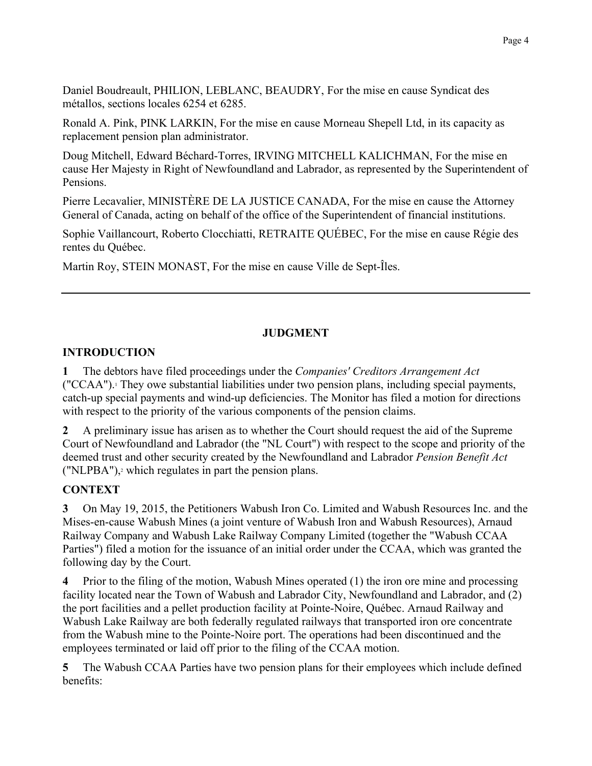Daniel Boudreault, PHILION, LEBLANC, BEAUDRY, For the mise en cause Syndicat des métallos, sections locales 6254 et 6285.

Ronald A. Pink, PINK LARKIN, For the mise en cause Morneau Shepell Ltd, in its capacity as replacement pension plan administrator.

Doug Mitchell, Edward Béchard-Torres, IRVING MITCHELL KALICHMAN, For the mise en cause Her Majesty in Right of Newfoundland and Labrador, as represented by the Superintendent of Pensions.

Pierre Lecavalier, MINISTÈRE DE LA JUSTICE CANADA, For the mise en cause the Attorney General of Canada, acting on behalf of the office of the Superintendent of financial institutions.

Sophie Vaillancourt, Roberto Clocchiatti, RETRAITE QUÉBEC, For the mise en cause Régie des rentes du Québec.

Martin Roy, STEIN MONAST, For the mise en cause Ville de Sept-Îles.

---

## JUDGMENT

### INTRODUCTION

**1** The debtors have filed proceedings under the *Companies' Creditors Arrangement Act* ("CCAA").[1] They owe substantial liabilities under two pension plans, including special payments, catch-up special payments and wind-up deficiencies. The Monitor has filed a motion for directions with respect to the priority of the various components of the pension claims.

**2** A preliminary issue has arisen as to whether the Court should request the aid of the Supreme Court of Newfoundland and Labrador (the "NL Court") with respect to the scope and priority of the deemed trust and other security created by the Newfoundland and Labrador *Pension Benefit Act* ("NLPBA"),[2] which regulates in part the pension plans.

### CONTEXT

**3** On May 19, 2015, the Petitioners Wabush Iron Co. Limited and Wabush Resources Inc. and the Mises-en-cause Wabush Mines (a joint venture of Wabush Iron and Wabush Resources), Arnaud Railway Company and Wabush Lake Railway Company Limited (together the "Wabush CCAA Parties") filed a motion for the issuance of an initial order under the CCAA, which was granted the following day by the Court.

**4** Prior to the filing of the motion, Wabush Mines operated (1) the iron ore mine and processing facility located near the Town of Wabush and Labrador City, Newfoundland and Labrador, and (2) the port facilities and a pellet production facility at Pointe-Noire, Québec. Arnaud Railway and Wabush Lake Railway are both federally regulated railways that transported iron ore concentrate from the Wabush mine to the Pointe-Noire port. The operations had been discontinued and the employees terminated or laid off prior to the filing of the CCAA motion.

**5** The Wabush CCAA Parties have two pension plans for their employees which include defined benefits: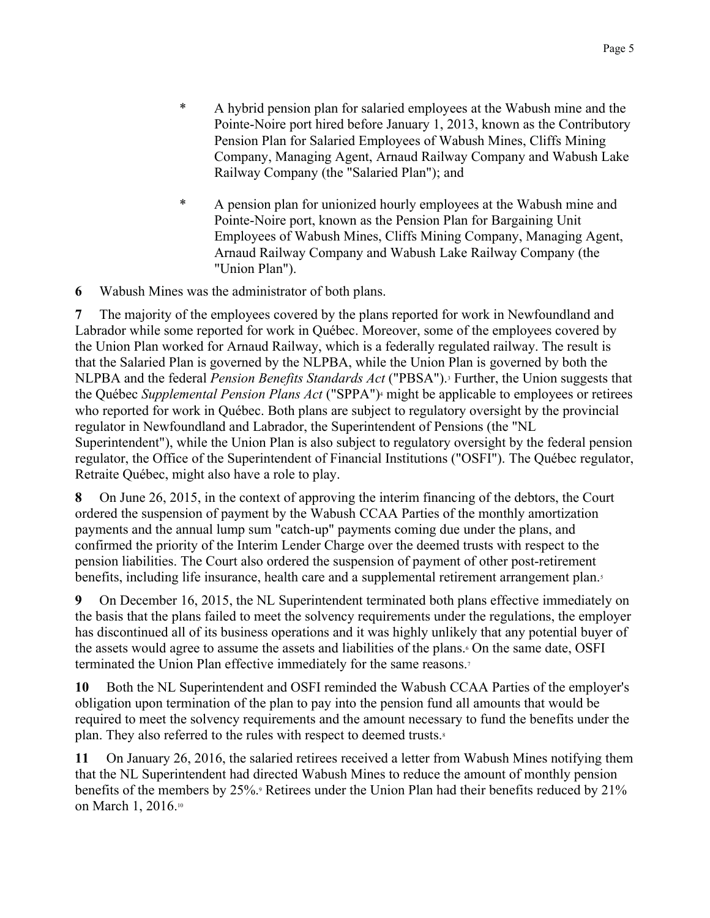* A hybrid pension plan for salaried employees at the Wabush mine and the Pointe-Noire port hired before January 1, 2013, known as the Contributory Pension Plan for Salaried Employees of Wabush Mines, Cliffs Mining Company, Managing Agent, Arnaud Railway Company and Wabush Lake Railway Company (the "Salaried Plan"); and

* A pension plan for unionized hourly employees at the Wabush mine and Pointe-Noire port, known as the Pension Plan for Bargaining Unit Employees of Wabush Mines, Cliffs Mining Company, Managing Agent, Arnaud Railway Company and Wabush Lake Railway Company (the "Union Plan").

**6** Wabush Mines was the administrator of both plans.

**7** The majority of the employees covered by the plans reported for work in Newfoundland and Labrador while some reported for work in Québec. Moreover, some of the employees covered by the Union Plan worked for Arnaud Railway, which is a federally regulated railway. The result is that the Salaried Plan is governed by the NLPBA, while the Union Plan is governed by both the NLPBA and the federal *Pension Benefits Standards Act* ("PBSA").[3] Further, the Union suggests that the Québec *Supplemental Pension Plans Act* ("SPPA")[4] might be applicable to employees or retirees who reported for work in Québec. Both plans are subject to regulatory oversight by the provincial regulator in Newfoundland and Labrador, the Superintendent of Pensions (the "NL Superintendent"), while the Union Plan is also subject to regulatory oversight by the federal pension regulator, the Office of the Superintendent of Financial Institutions ("OSFI"). The Québec regulator, Retraite Québec, might also have a role to play.

**8** On June 26, 2015, in the context of approving the interim financing of the debtors, the Court ordered the suspension of payment by the Wabush CCAA Parties of the monthly amortization payments and the annual lump sum "catch-up" payments coming due under the plans, and confirmed the priority of the Interim Lender Charge over the deemed trusts with respect to the pension liabilities. The Court also ordered the suspension of payment of other post-retirement benefits, including life insurance, health care and a supplemental retirement arrangement plan.[5]

**9** On December 16, 2015, the NL Superintendent terminated both plans effective immediately on the basis that the plans failed to meet the solvency requirements under the regulations, the employer has discontinued all of its business operations and it was highly unlikely that any potential buyer of the assets would agree to assume the assets and liabilities of the plans.[6] On the same date, OSFI terminated the Union Plan effective immediately for the same reasons.[7]

**10** Both the NL Superintendent and OSFI reminded the Wabush CCAA Parties of the employer's obligation upon termination of the plan to pay into the pension fund all amounts that would be required to meet the solvency requirements and the amount necessary to fund the benefits under the plan. They also referred to the rules with respect to deemed trusts.[8]

**11** On January 26, 2016, the salaried retirees received a letter from Wabush Mines notifying them that the NL Superintendent had directed Wabush Mines to reduce the amount of monthly pension benefits of the members by 25%.[9] Retirees under the Union Plan had their benefits reduced by 21% on March 1, 2016.[10]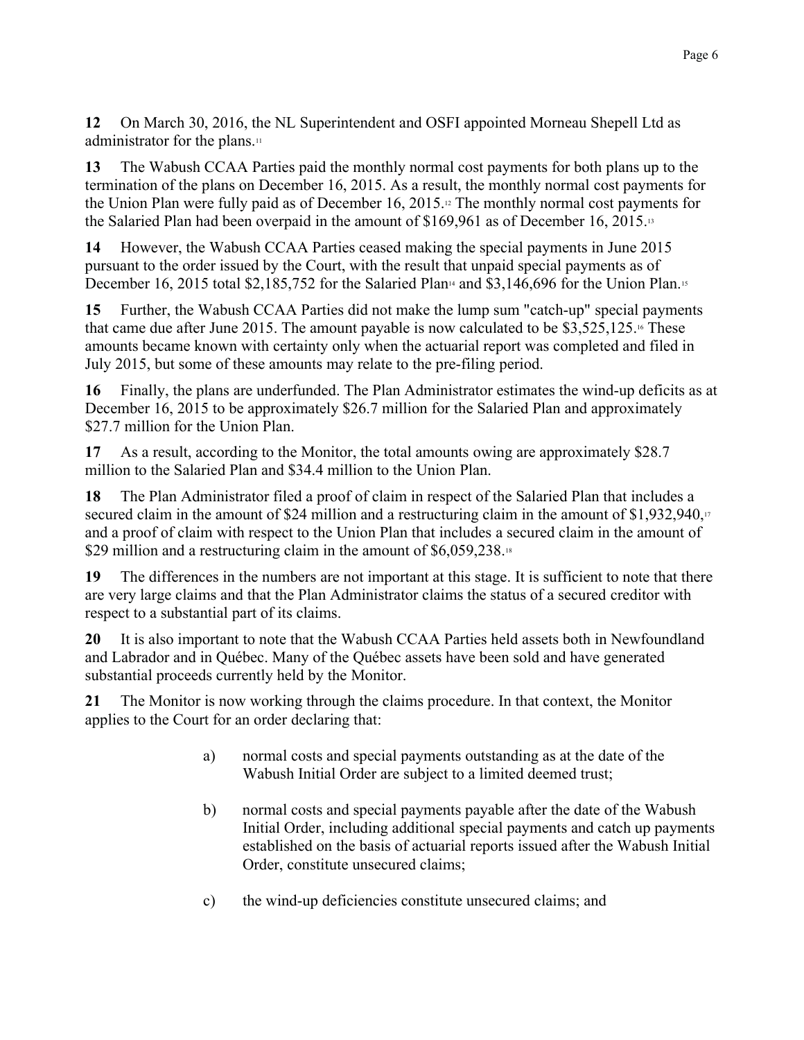**12** On March 30, 2016, the NL Superintendent and OSFI appointed Morneau Shepell Ltd as administrator for the plans.[11]

**13** The Wabush CCAA Parties paid the monthly normal cost payments for both plans up to the termination of the plans on December 16, 2015. As a result, the monthly normal cost payments for the Union Plan were fully paid as of December 16, 2015.[12] The monthly normal cost payments for the Salaried Plan had been overpaid in the amount of $169,961 as of December 16, 2015.[13]

**14** However, the Wabush CCAA Parties ceased making the special payments in June 2015 pursuant to the order issued by the Court, with the result that unpaid special payments as of December 16, 2015 total $2,185,752 for the Salaried Plan[14] and $3,146,696 for the Union Plan.[15]

**15** Further, the Wabush CCAA Parties did not make the lump sum "catch-up" special payments that came due after June 2015. The amount payable is now calculated to be $3,525,125.[16] These amounts became known with certainty only when the actuarial report was completed and filed in July 2015, but some of these amounts may relate to the pre-filing period.

**16** Finally, the plans are underfunded. The Plan Administrator estimates the wind-up deficits as at December 16, 2015 to be approximately $26.7 million for the Salaried Plan and approximately $27.7 million for the Union Plan.

**17** As a result, according to the Monitor, the total amounts owing are approximately $28.7 million to the Salaried Plan and $34.4 million to the Union Plan.

**18** The Plan Administrator filed a proof of claim in respect of the Salaried Plan that includes a secured claim in the amount of $24 million and a restructuring claim in the amount of $1,932,940,[17] and a proof of claim with respect to the Union Plan that includes a secured claim in the amount of $29 million and a restructuring claim in the amount of $6,059,238.[18]

**19** The differences in the numbers are not important at this stage. It is sufficient to note that there are very large claims and that the Plan Administrator claims the status of a secured creditor with respect to a substantial part of its claims.

**20** It is also important to note that the Wabush CCAA Parties held assets both in Newfoundland and Labrador and in Québec. Many of the Québec assets have been sold and have generated substantial proceeds currently held by the Monitor.

**21** The Monitor is now working through the claims procedure. In that context, the Monitor applies to the Court for an order declaring that:

a) normal costs and special payments outstanding as at the date of the Wabush Initial Order are subject to a limited deemed trust;

b) normal costs and special payments payable after the date of the Wabush Initial Order, including additional special payments and catch up payments established on the basis of actuarial reports issued after the Wabush Initial Order, constitute unsecured claims;

c) the wind-up deficiencies constitute unsecured claims; and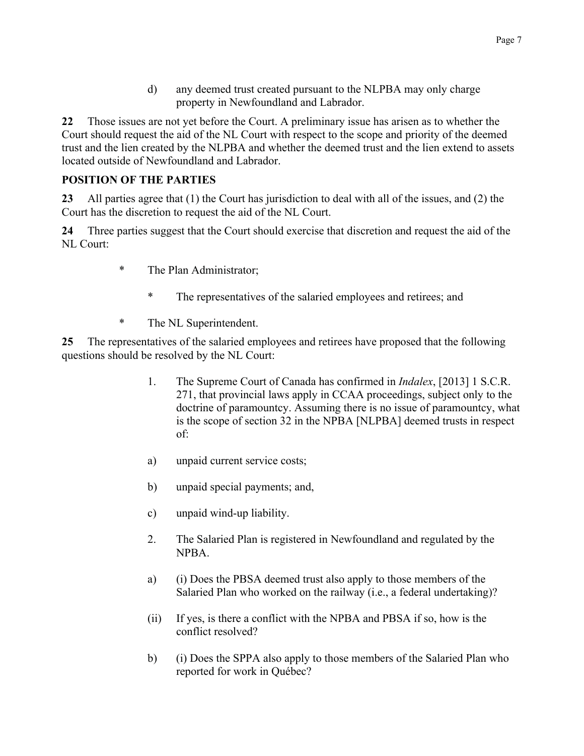d) any deemed trust created pursuant to the NLPBA may only charge property in Newfoundland and Labrador.

**22** Those issues are not yet before the Court. A preliminary issue has arisen as to whether the Court should request the aid of the NL Court with respect to the scope and priority of the deemed trust and the lien created by the NLPBA and whether the deemed trust and the lien extend to assets located outside of Newfoundland and Labrador.

**POSITION OF THE PARTIES**

**23** All parties agree that (1) the Court has jurisdiction to deal with all of the issues, and (2) the Court has the discretion to request the aid of the NL Court.

**24** Three parties suggest that the Court should exercise that discretion and request the aid of the NL Court:

* The Plan Administrator;
* The representatives of the salaried employees and retirees; and
* The NL Superintendent.

**25** The representatives of the salaried employees and retirees have proposed that the following questions should be resolved by the NL Court:

1. The Supreme Court of Canada has confirmed in *Indalex*, [2013] 1 S.C.R. 271, that provincial laws apply in CCAA proceedings, subject only to the doctrine of paramountcy. Assuming there is no issue of paramountcy, what is the scope of section 32 in the NPBA [NLPBA] deemed trusts in respect of:

a) unpaid current service costs;

b) unpaid special payments; and,

c) unpaid wind-up liability.

2. The Salaried Plan is registered in Newfoundland and regulated by the NPBA.

a) (i) Does the PBSA deemed trust also apply to those members of the Salaried Plan who worked on the railway (i.e., a federal undertaking)?

(ii) If yes, is there a conflict with the NPBA and PBSA if so, how is the conflict resolved?

b) (i) Does the SPPA also apply to those members of the Salaried Plan who reported for work in Québec?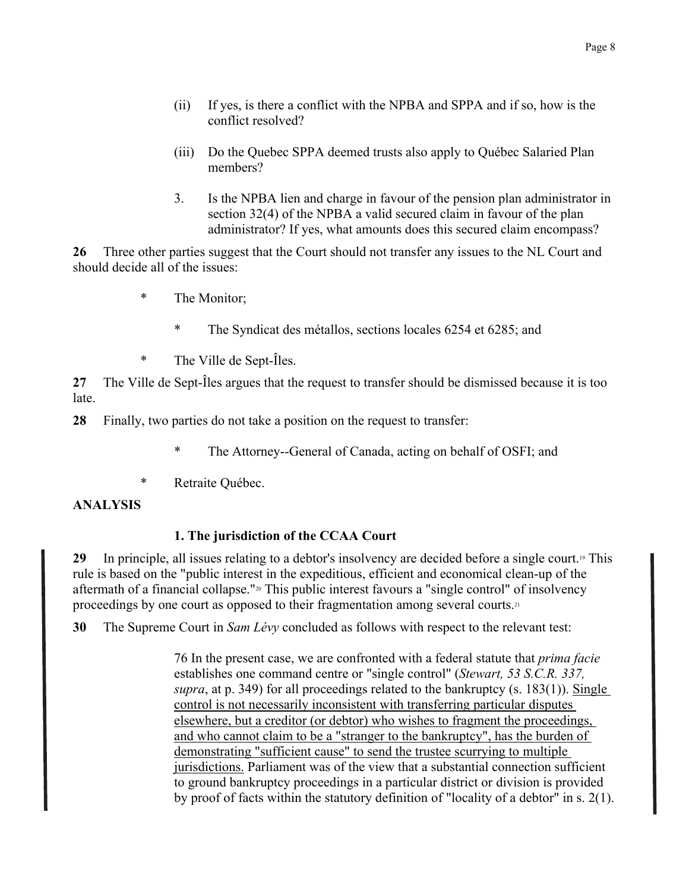(ii) If yes, is there a conflict with the NPBA and SPPA and if so, how is the conflict resolved?

(iii) Do the Quebec SPPA deemed trusts also apply to Québec Salaried Plan members?

3. Is the NPBA lien and charge in favour of the pension plan administrator in section 32(4) of the NPBA a valid secured claim in favour of the plan administrator? If yes, what amounts does this secured claim encompass?

**26** Three other parties suggest that the Court should not transfer any issues to the NL Court and should decide all of the issues:

* The Monitor;
* The Syndicat des métallos, sections locales 6254 et 6285; and
* The Ville de Sept-Îles.

**27** The Ville de Sept-Îles argues that the request to transfer should be dismissed because it is too late.

**28** Finally, two parties do not take a position on the request to transfer:

* The Attorney--General of Canada, acting on behalf of OSFI; and
* Retraite Québec.

**ANALYSIS**

**1. The jurisdiction of the CCAA Court**

**29** In principle, all issues relating to a debtor's insolvency are decided before a single court.[19] This rule is based on the "public interest in the expeditious, efficient and economical clean-up of the aftermath of a financial collapse."[20] This public interest favours a "single control" of insolvency proceedings by one court as opposed to their fragmentation among several courts.[21]

**30** The Supreme Court in *Sam Lévy* concluded as follows with respect to the relevant test:

> 76 In the present case, we are confronted with a federal statute that *prima facie* establishes one command centre or "single control" (*Stewart, 53 S.C.R. 337, supra*, at p. 349) for all proceedings related to the bankruptcy (s. 183(1)). Single control is not necessarily inconsistent with transferring particular disputes elsewhere, but a creditor (or debtor) who wishes to fragment the proceedings, and who cannot claim to be a "stranger to the bankruptcy", has the burden of demonstrating "sufficient cause" to send the trustee scurrying to multiple jurisdictions. Parliament was of the view that a substantial connection sufficient to ground bankruptcy proceedings in a particular district or division is provided by proof of facts within the statutory definition of "locality of a debtor" in s. 2(1).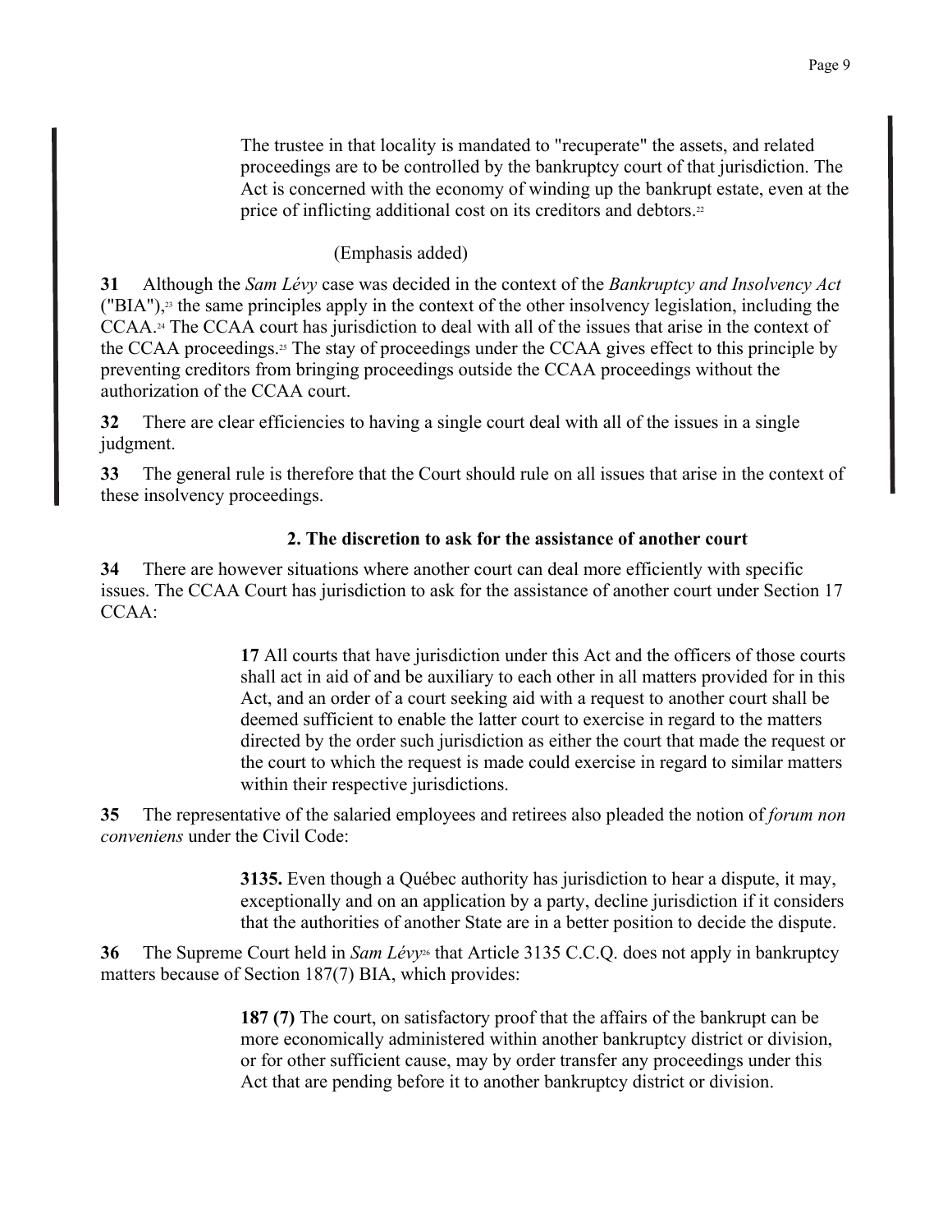> The trustee in that locality is mandated to "recuperate" the assets, and related proceedings are to be controlled by the bankruptcy court of that jurisdiction. The Act is concerned with the economy of winding up the bankrupt estate, even at the price of inflicting additional cost on its creditors and debtors.[22]
>
> (Emphasis added)

**31** Although the *Sam Lévy* case was decided in the context of the *Bankruptcy and Insolvency Act* ("BIA"),[23] the same principles apply in the context of the other insolvency legislation, including the CCAA.[24] The CCAA court has jurisdiction to deal with all of the issues that arise in the context of the CCAA proceedings.[25] The stay of proceedings under the CCAA gives effect to this principle by preventing creditors from bringing proceedings outside the CCAA proceedings without the authorization of the CCAA court.

**32** There are clear efficiencies to having a single court deal with all of the issues in a single judgment.

**33** The general rule is therefore that the Court should rule on all issues that arise in the context of these insolvency proceedings.

### 2. The discretion to ask for the assistance of another court

**34** There are however situations where another court can deal more efficiently with specific issues. The CCAA Court has jurisdiction to ask for the assistance of another court under Section 17 CCAA:

> **17** All courts that have jurisdiction under this Act and the officers of those courts shall act in aid of and be auxiliary to each other in all matters provided for in this Act, and an order of a court seeking aid with a request to another court shall be deemed sufficient to enable the latter court to exercise in regard to the matters directed by the order such jurisdiction as either the court that made the request or the court to which the request is made could exercise in regard to similar matters within their respective jurisdictions.

**35** The representative of the salaried employees and retirees also pleaded the notion of *forum non conveniens* under the Civil Code:

> **3135.** Even though a Québec authority has jurisdiction to hear a dispute, it may, exceptionally and on an application by a party, decline jurisdiction if it considers that the authorities of another State are in a better position to decide the dispute.

**36** The Supreme Court held in *Sam Lévy*[26] that Article 3135 C.C.Q. does not apply in bankruptcy matters because of Section 187(7) BIA, which provides:

> **187 (7)** The court, on satisfactory proof that the affairs of the bankrupt can be more economically administered within another bankruptcy district or division, or for other sufficient cause, may by order transfer any proceedings under this Act that are pending before it to another bankruptcy district or division.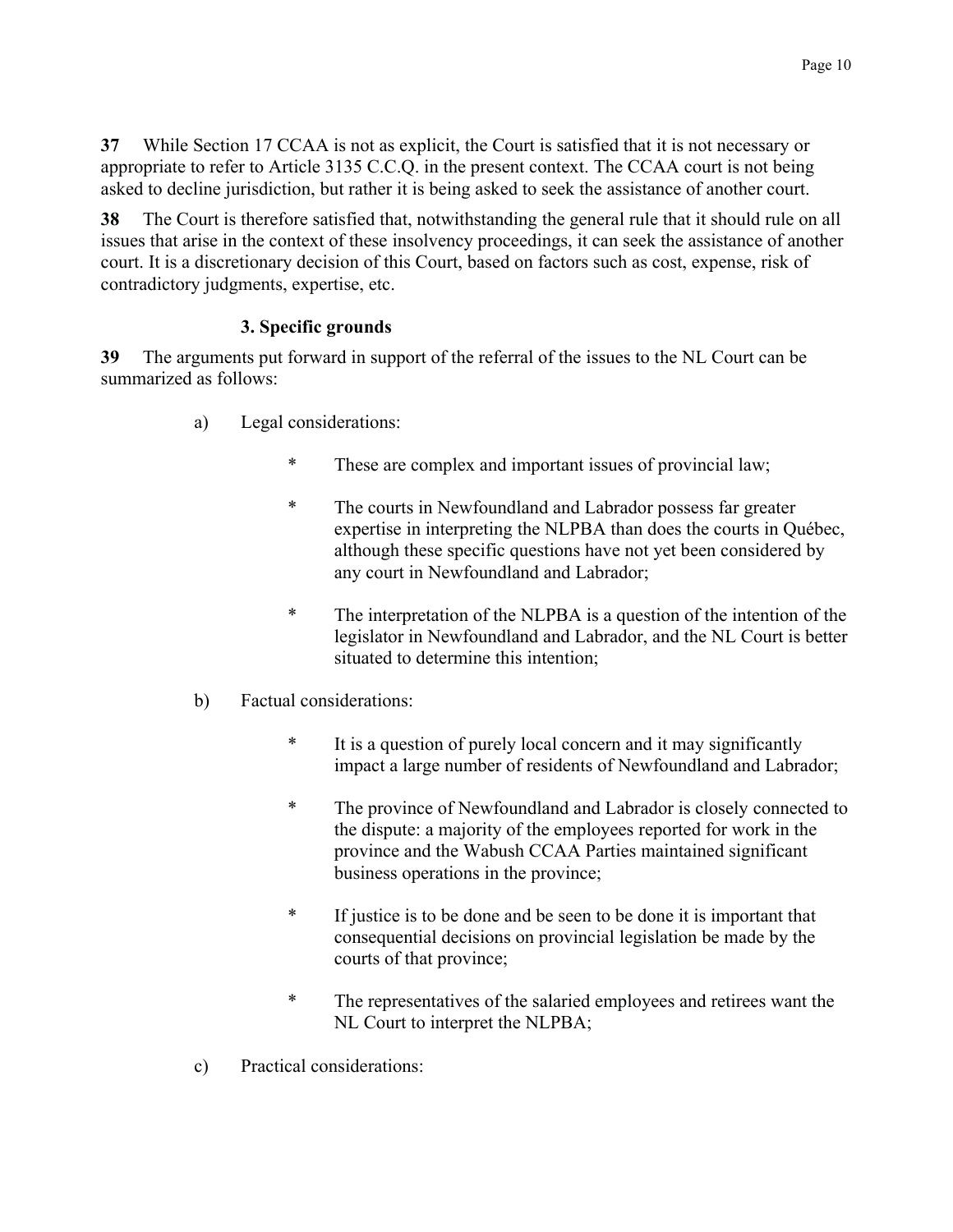**37** While Section 17 CCAA is not as explicit, the Court is satisfied that it is not necessary or appropriate to refer to Article 3135 C.C.Q. in the present context. The CCAA court is not being asked to decline jurisdiction, but rather it is being asked to seek the assistance of another court.

**38** The Court is therefore satisfied that, notwithstanding the general rule that it should rule on all issues that arise in the context of these insolvency proceedings, it can seek the assistance of another court. It is a discretionary decision of this Court, based on factors such as cost, expense, risk of contradictory judgments, expertise, etc.

### 3. Specific grounds

**39** The arguments put forward in support of the referral of the issues to the NL Court can be summarized as follows:

a) Legal considerations:

* These are complex and important issues of provincial law;
* The courts in Newfoundland and Labrador possess far greater expertise in interpreting the NLPBA than does the courts in Québec, although these specific questions have not yet been considered by any court in Newfoundland and Labrador;
* The interpretation of the NLPBA is a question of the intention of the legislator in Newfoundland and Labrador, and the NL Court is better situated to determine this intention;

b) Factual considerations:

* It is a question of purely local concern and it may significantly impact a large number of residents of Newfoundland and Labrador;
* The province of Newfoundland and Labrador is closely connected to the dispute: a majority of the employees reported for work in the province and the Wabush CCAA Parties maintained significant business operations in the province;
* If justice is to be done and be seen to be done it is important that consequential decisions on provincial legislation be made by the courts of that province;
* The representatives of the salaried employees and retirees want the NL Court to interpret the NLPBA;

c) Practical considerations: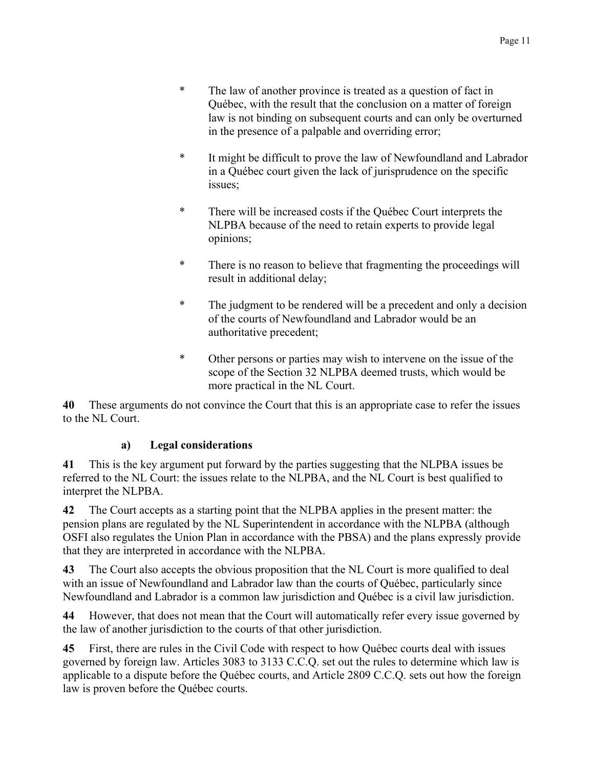* The law of another province is treated as a question of fact in Québec, with the result that the conclusion on a matter of foreign law is not binding on subsequent courts and can only be overturned in the presence of a palpable and overriding error;

* It might be difficult to prove the law of Newfoundland and Labrador in a Québec court given the lack of jurisprudence on the specific issues;

* There will be increased costs if the Québec Court interprets the NLPBA because of the need to retain experts to provide legal opinions;

* There is no reason to believe that fragmenting the proceedings will result in additional delay;

* The judgment to be rendered will be a precedent and only a decision of the courts of Newfoundland and Labrador would be an authoritative precedent;

* Other persons or parties may wish to intervene on the issue of the scope of the Section 32 NLPBA deemed trusts, which would be more practical in the NL Court.

**40** These arguments do not convince the Court that this is an appropriate case to refer the issues to the NL Court.

### a) Legal considerations

**41** This is the key argument put forward by the parties suggesting that the NLPBA issues be referred to the NL Court: the issues relate to the NLPBA, and the NL Court is best qualified to interpret the NLPBA.

**42** The Court accepts as a starting point that the NLPBA applies in the present matter: the pension plans are regulated by the NL Superintendent in accordance with the NLPBA (although OSFI also regulates the Union Plan in accordance with the PBSA) and the plans expressly provide that they are interpreted in accordance with the NLPBA.

**43** The Court also accepts the obvious proposition that the NL Court is more qualified to deal with an issue of Newfoundland and Labrador law than the courts of Québec, particularly since Newfoundland and Labrador is a common law jurisdiction and Québec is a civil law jurisdiction.

**44** However, that does not mean that the Court will automatically refer every issue governed by the law of another jurisdiction to the courts of that other jurisdiction.

**45** First, there are rules in the Civil Code with respect to how Québec courts deal with issues governed by foreign law. Articles 3083 to 3133 C.C.Q. set out the rules to determine which law is applicable to a dispute before the Québec courts, and Article 2809 C.C.Q. sets out how the foreign law is proven before the Québec courts.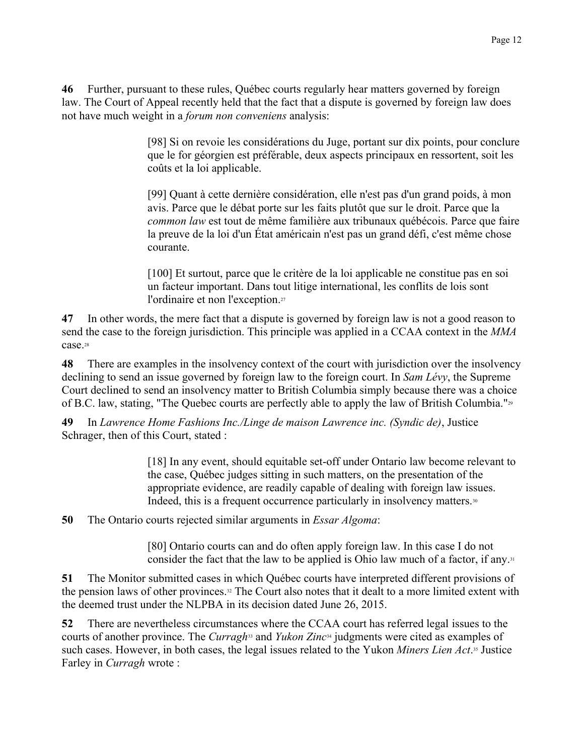**46** Further, pursuant to these rules, Québec courts regularly hear matters governed by foreign law. The Court of Appeal recently held that the fact that a dispute is governed by foreign law does not have much weight in a *forum non conveniens* analysis:

> [98] Si on revoie les considérations du Juge, portant sur dix points, pour conclure que le for géorgien est préférable, deux aspects principaux en ressortent, soit les coûts et la loi applicable.
>
> [99] Quant à cette dernière considération, elle n'est pas d'un grand poids, à mon avis. Parce que le débat porte sur les faits plutôt que sur le droit. Parce que la *common law* est tout de même familière aux tribunaux québécois. Parce que faire la preuve de la loi d'un État américain n'est pas un grand défi, c'est même chose courante.
>
> [100] Et surtout, parce que le critère de la loi applicable ne constitue pas en soi un facteur important. Dans tout litige international, les conflits de lois sont l'ordinaire et non l'exception.[27]

**47** In other words, the mere fact that a dispute is governed by foreign law is not a good reason to send the case to the foreign jurisdiction. This principle was applied in a CCAA context in the *MMA* case.[28]

**48** There are examples in the insolvency context of the court with jurisdiction over the insolvency declining to send an issue governed by foreign law to the foreign court. In *Sam Lévy*, the Supreme Court declined to send an insolvency matter to British Columbia simply because there was a choice of B.C. law, stating, "The Quebec courts are perfectly able to apply the law of British Columbia."[29]

**49** In *Lawrence Home Fashions Inc./Linge de maison Lawrence inc. (Syndic de)*, Justice Schrager, then of this Court, stated :

> [18] In any event, should equitable set-off under Ontario law become relevant to the case, Québec judges sitting in such matters, on the presentation of the appropriate evidence, are readily capable of dealing with foreign law issues. Indeed, this is a frequent occurrence particularly in insolvency matters.[30]

**50** The Ontario courts rejected similar arguments in *Essar Algoma*:

> [80] Ontario courts can and do often apply foreign law. In this case I do not consider the fact that the law to be applied is Ohio law much of a factor, if any.[31]

**51** The Monitor submitted cases in which Québec courts have interpreted different provisions of the pension laws of other provinces.[32] The Court also notes that it dealt to a more limited extent with the deemed trust under the NLPBA in its decision dated June 26, 2015.

**52** There are nevertheless circumstances where the CCAA court has referred legal issues to the courts of another province. The *Curragh*[33] and *Yukon Zinc*[34] judgments were cited as examples of such cases. However, in both cases, the legal issues related to the Yukon *Miners Lien Act*.[35] Justice Farley in *Curragh* wrote :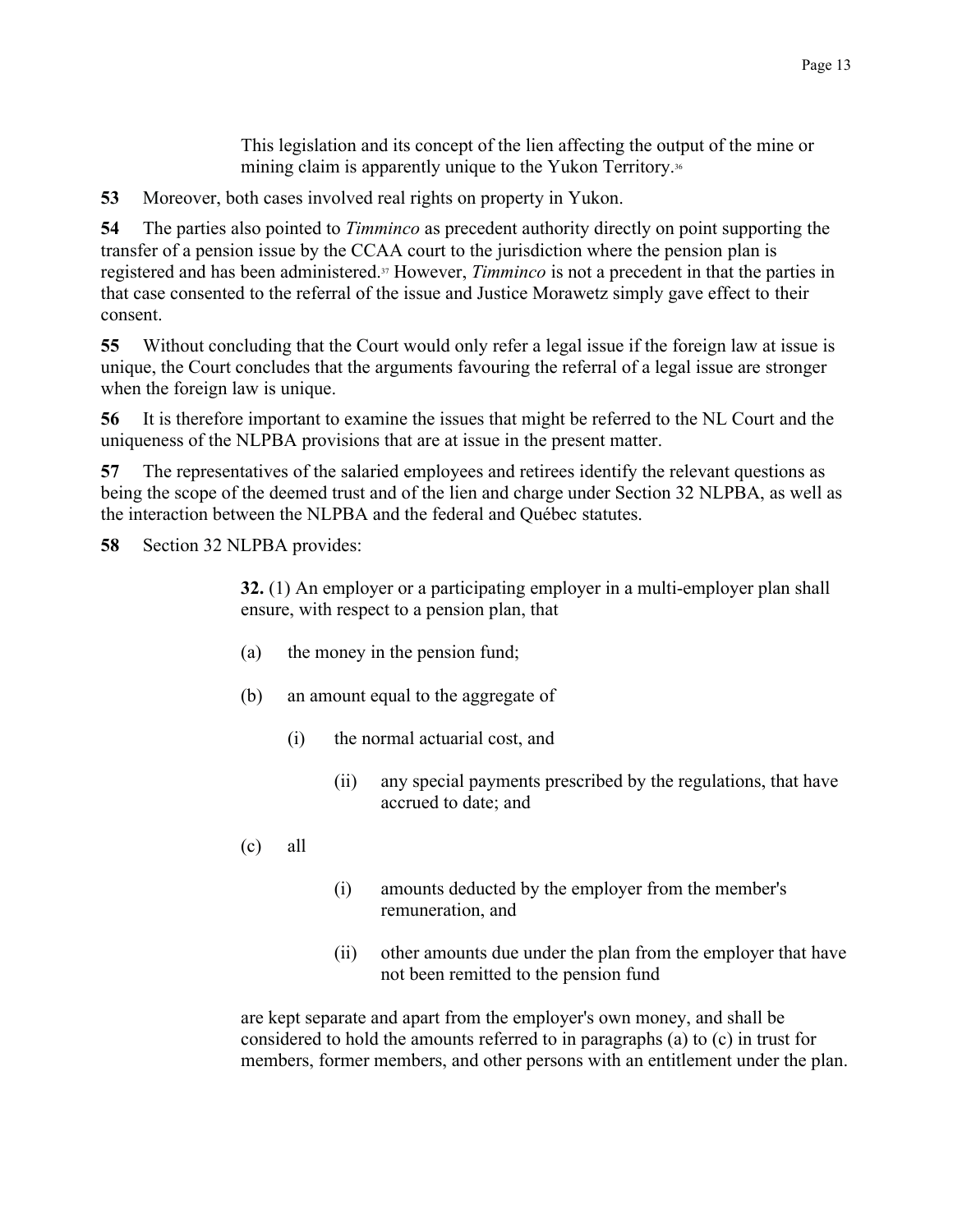> This legislation and its concept of the lien affecting the output of the mine or mining claim is apparently unique to the Yukon Territory.[36]

**53** Moreover, both cases involved real rights on property in Yukon.

**54** The parties also pointed to *Timminco* as precedent authority directly on point supporting the transfer of a pension issue by the CCAA court to the jurisdiction where the pension plan is registered and has been administered.[37] However, *Timminco* is not a precedent in that the parties in that case consented to the referral of the issue and Justice Morawetz simply gave effect to their consent.

**55** Without concluding that the Court would only refer a legal issue if the foreign law at issue is unique, the Court concludes that the arguments favouring the referral of a legal issue are stronger when the foreign law is unique.

**56** It is therefore important to examine the issues that might be referred to the NL Court and the uniqueness of the NLPBA provisions that are at issue in the present matter.

**57** The representatives of the salaried employees and retirees identify the relevant questions as being the scope of the deemed trust and of the lien and charge under Section 32 NLPBA, as well as the interaction between the NLPBA and the federal and Québec statutes.

**58** Section 32 NLPBA provides:

> **32.** (1) An employer or a participating employer in a multi-employer plan shall ensure, with respect to a pension plan, that
>
> (a) the money in the pension fund;
>
> (b) an amount equal to the aggregate of
>
> > (i) the normal actuarial cost, and
> >
> > (ii) any special payments prescribed by the regulations, that have accrued to date; and
>
> (c) all
>
> > (i) amounts deducted by the employer from the member's remuneration, and
> >
> > (ii) other amounts due under the plan from the employer that have not been remitted to the pension fund
>
> are kept separate and apart from the employer's own money, and shall be considered to hold the amounts referred to in paragraphs (a) to (c) in trust for members, former members, and other persons with an entitlement under the plan.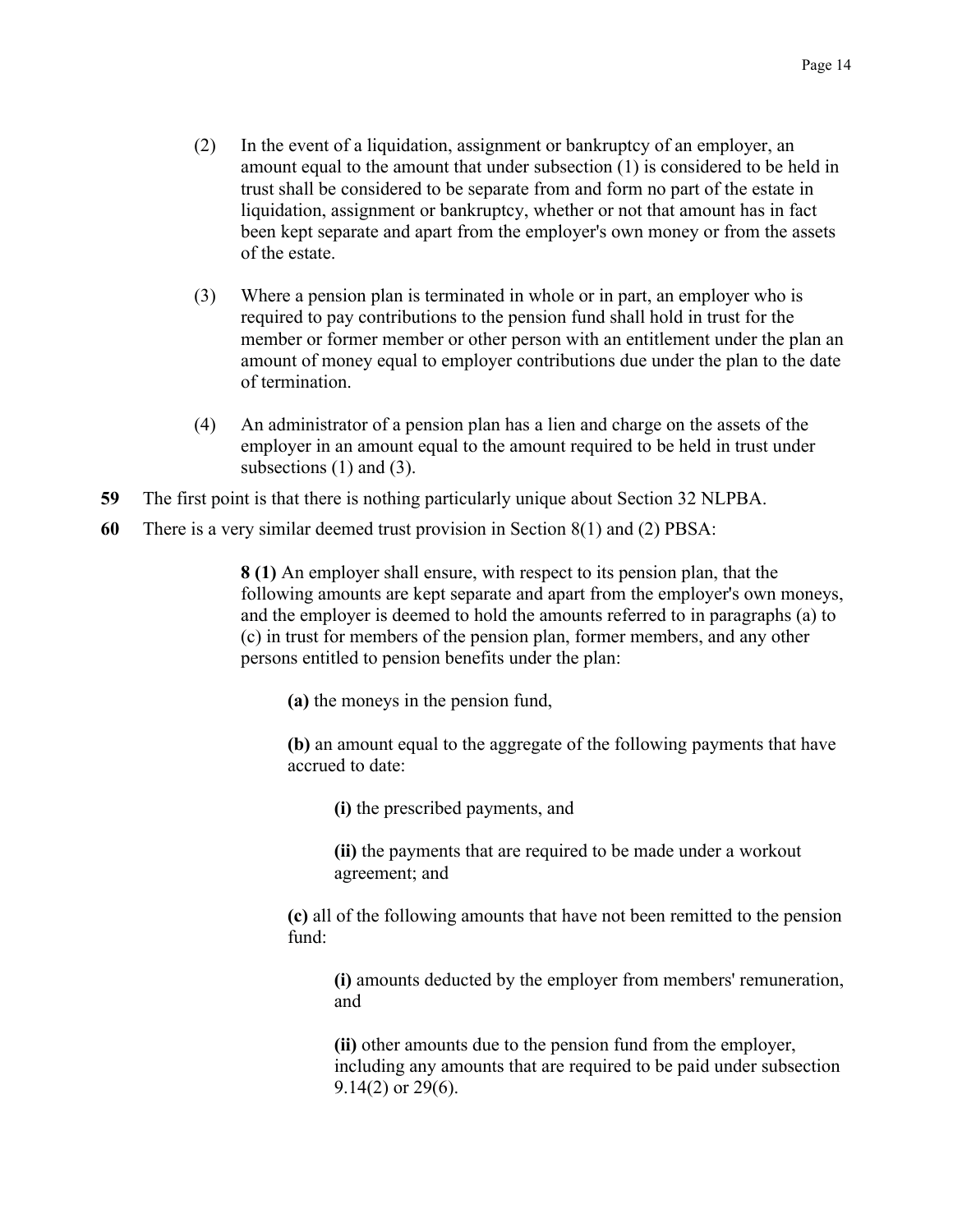(2) In the event of a liquidation, assignment or bankruptcy of an employer, an amount equal to the amount that under subsection (1) is considered to be held in trust shall be considered to be separate from and form no part of the estate in liquidation, assignment or bankruptcy, whether or not that amount has in fact been kept separate and apart from the employer's own money or from the assets of the estate.

(3) Where a pension plan is terminated in whole or in part, an employer who is required to pay contributions to the pension fund shall hold in trust for the member or former member or other person with an entitlement under the plan an amount of money equal to employer contributions due under the plan to the date of termination.

(4) An administrator of a pension plan has a lien and charge on the assets of the employer in an amount equal to the amount required to be held in trust under subsections (1) and (3).

**59** The first point is that there is nothing particularly unique about Section 32 NLPBA.

**60** There is a very similar deemed trust provision in Section 8(1) and (2) PBSA:

> **8 (1)** An employer shall ensure, with respect to its pension plan, that the following amounts are kept separate and apart from the employer's own moneys, and the employer is deemed to hold the amounts referred to in paragraphs (a) to (c) in trust for members of the pension plan, former members, and any other persons entitled to pension benefits under the plan:
>
> **(a)** the moneys in the pension fund,
>
> **(b)** an amount equal to the aggregate of the following payments that have accrued to date:
>
> **(i)** the prescribed payments, and
>
> **(ii)** the payments that are required to be made under a workout agreement; and
>
> **(c)** all of the following amounts that have not been remitted to the pension fund:
>
> **(i)** amounts deducted by the employer from members' remuneration, and
>
> **(ii)** other amounts due to the pension fund from the employer, including any amounts that are required to be paid under subsection 9.14(2) or 29(6).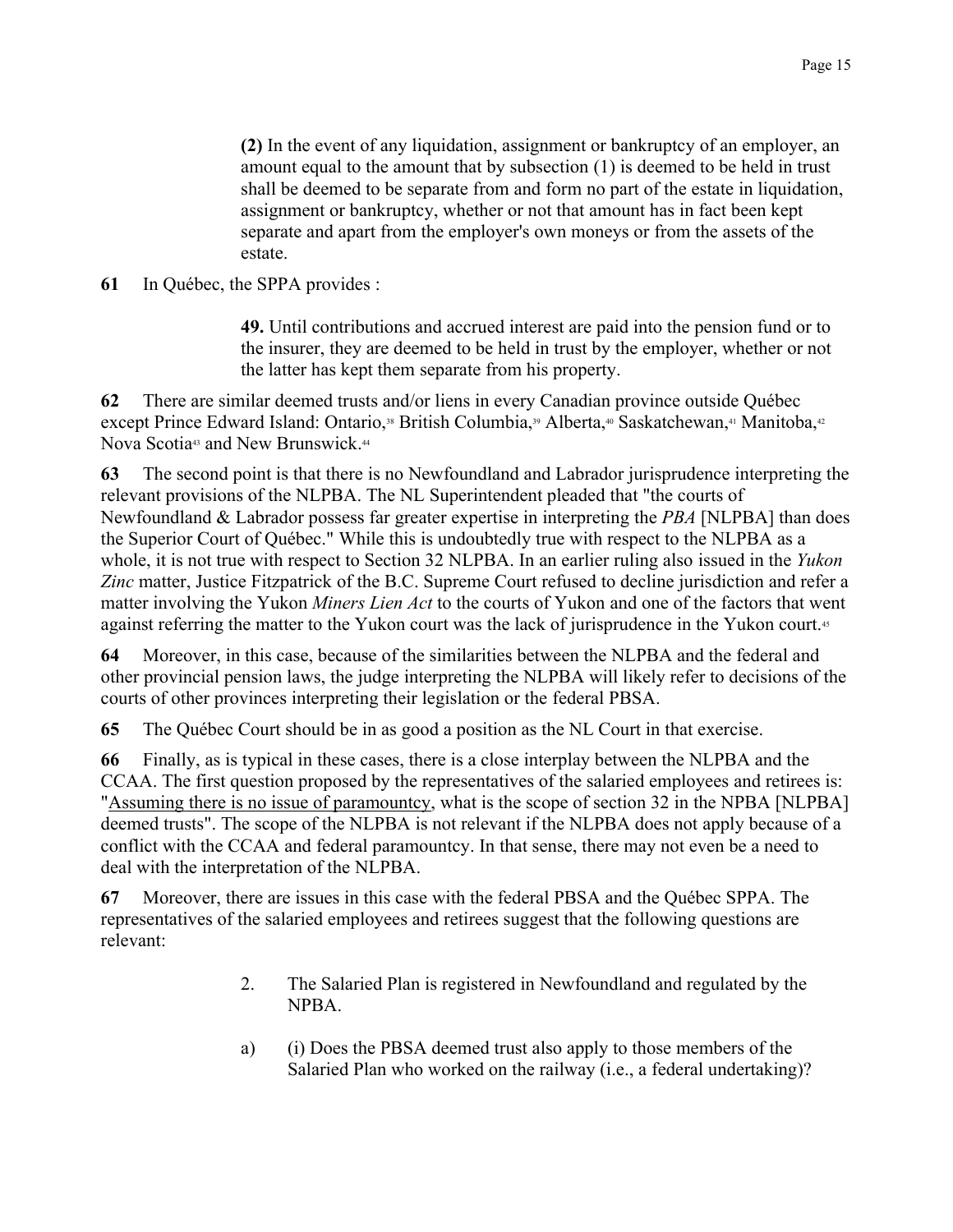> **(2)** In the event of any liquidation, assignment or bankruptcy of an employer, an amount equal to the amount that by subsection (1) is deemed to be held in trust shall be deemed to be separate from and form no part of the estate in liquidation, assignment or bankruptcy, whether or not that amount has in fact been kept separate and apart from the employer's own moneys or from the assets of the estate.

**61** In Québec, the SPPA provides :

> **49.** Until contributions and accrued interest are paid into the pension fund or to the insurer, they are deemed to be held in trust by the employer, whether or not the latter has kept them separate from his property.

**62** There are similar deemed trusts and/or liens in every Canadian province outside Québec except Prince Edward Island: Ontario,[38] British Columbia,[39] Alberta,[40] Saskatchewan,[41] Manitoba,[42] Nova Scotia[43] and New Brunswick.[44]

**63** The second point is that there is no Newfoundland and Labrador jurisprudence interpreting the relevant provisions of the NLPBA. The NL Superintendent pleaded that "the courts of Newfoundland & Labrador possess far greater expertise in interpreting the *PBA* [NLPBA] than does the Superior Court of Québec." While this is undoubtedly true with respect to the NLPBA as a whole, it is not true with respect to Section 32 NLPBA. In an earlier ruling also issued in the *Yukon Zinc* matter, Justice Fitzpatrick of the B.C. Supreme Court refused to decline jurisdiction and refer a matter involving the Yukon *Miners Lien Act* to the courts of Yukon and one of the factors that went against referring the matter to the Yukon court was the lack of jurisprudence in the Yukon court.[45]

**64** Moreover, in this case, because of the similarities between the NLPBA and the federal and other provincial pension laws, the judge interpreting the NLPBA will likely refer to decisions of the courts of other provinces interpreting their legislation or the federal PBSA.

**65** The Québec Court should be in as good a position as the NL Court in that exercise.

**66** Finally, as is typical in these cases, there is a close interplay between the NLPBA and the CCAA. The first question proposed by the representatives of the salaried employees and retirees is: "Assuming there is no issue of paramountcy, what is the scope of section 32 in the NPBA [NLPBA] deemed trusts". The scope of the NLPBA is not relevant if the NLPBA does not apply because of a conflict with the CCAA and federal paramountcy. In that sense, there may not even be a need to deal with the interpretation of the NLPBA.

**67** Moreover, there are issues in this case with the federal PBSA and the Québec SPPA. The representatives of the salaried employees and retirees suggest that the following questions are relevant:

> 2. The Salaried Plan is registered in Newfoundland and regulated by the NPBA.
>
> a) (i) Does the PBSA deemed trust also apply to those members of the Salaried Plan who worked on the railway (i.e., a federal undertaking)?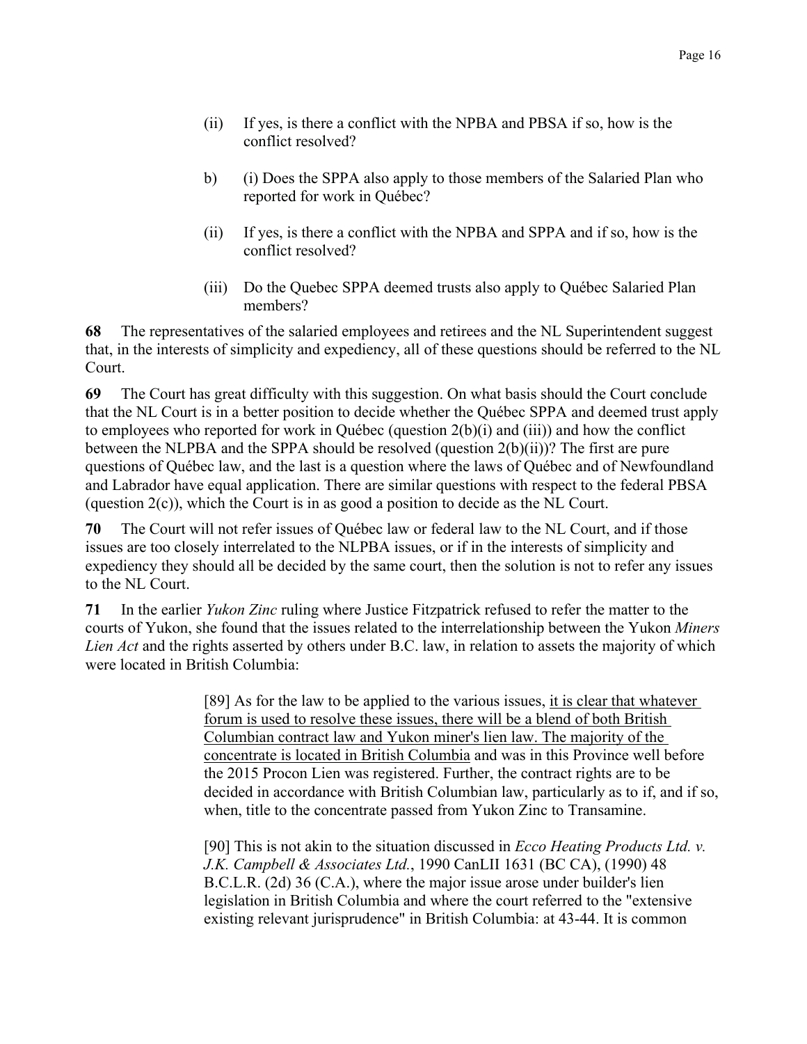(ii) If yes, is there a conflict with the NPBA and PBSA if so, how is the conflict resolved?

b) (i) Does the SPPA also apply to those members of the Salaried Plan who reported for work in Québec?

(ii) If yes, is there a conflict with the NPBA and SPPA and if so, how is the conflict resolved?

(iii) Do the Quebec SPPA deemed trusts also apply to Québec Salaried Plan members?

**68** The representatives of the salaried employees and retirees and the NL Superintendent suggest that, in the interests of simplicity and expediency, all of these questions should be referred to the NL Court.

**69** The Court has great difficulty with this suggestion. On what basis should the Court conclude that the NL Court is in a better position to decide whether the Québec SPPA and deemed trust apply to employees who reported for work in Québec (question 2(b)(i) and (iii)) and how the conflict between the NLPBA and the SPPA should be resolved (question 2(b)(ii))? The first are pure questions of Québec law, and the last is a question where the laws of Québec and of Newfoundland and Labrador have equal application. There are similar questions with respect to the federal PBSA (question 2(c)), which the Court is in as good a position to decide as the NL Court.

**70** The Court will not refer issues of Québec law or federal law to the NL Court, and if those issues are too closely interrelated to the NLPBA issues, or if in the interests of simplicity and expediency they should all be decided by the same court, then the solution is not to refer any issues to the NL Court.

**71** In the earlier *Yukon Zinc* ruling where Justice Fitzpatrick refused to refer the matter to the courts of Yukon, she found that the issues related to the interrelationship between the Yukon *Miners Lien Act* and the rights asserted by others under B.C. law, in relation to assets the majority of which were located in British Columbia:

> [89] As for the law to be applied to the various issues, it is clear that whatever forum is used to resolve these issues, there will be a blend of both British Columbian contract law and Yukon miner's lien law. The majority of the concentrate is located in British Columbia and was in this Province well before the 2015 Procon Lien was registered. Further, the contract rights are to be decided in accordance with British Columbian law, particularly as to if, and if so, when, title to the concentrate passed from Yukon Zinc to Transamine.
>
> [90] This is not akin to the situation discussed in *Ecco Heating Products Ltd. v. J.K. Campbell & Associates Ltd.*, 1990 CanLII 1631 (BC CA), (1990) 48 B.C.L.R. (2d) 36 (C.A.), where the major issue arose under builder's lien legislation in British Columbia and where the court referred to the "extensive existing relevant jurisprudence" in British Columbia: at 43-44. It is common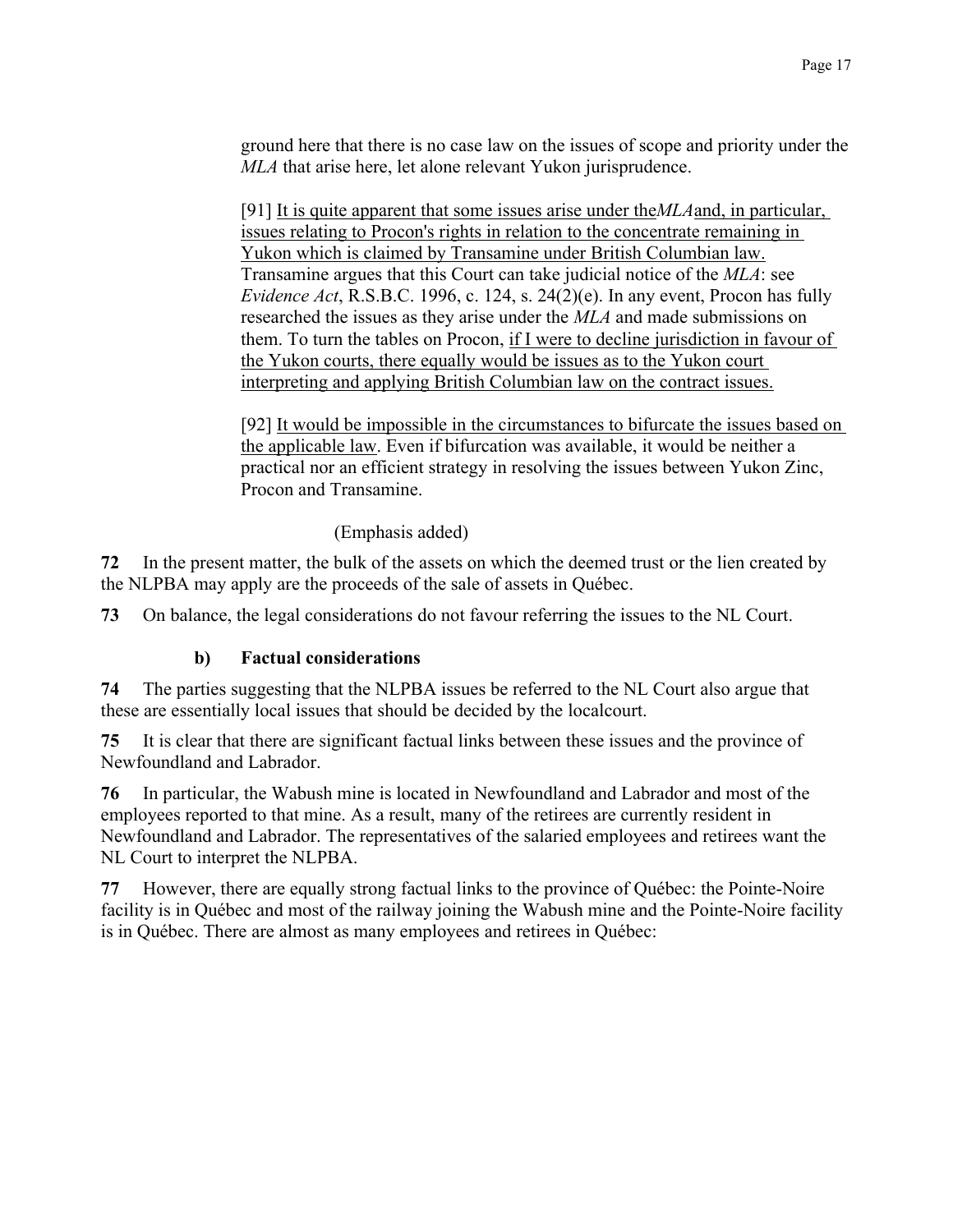ground here that there is no case law on the issues of scope and priority under the *MLA* that arise here, let alone relevant Yukon jurisprudence.

> [91] <u>It is quite apparent that some issues arise under the*MLA*and, in particular, issues relating to Procon's rights in relation to the concentrate remaining in Yukon which is claimed by Transamine under British Columbian law.</u> Transamine argues that this Court can take judicial notice of the *MLA*: see *Evidence Act*, R.S.B.C. 1996, c. 124, s. 24(2)(e). In any event, Procon has fully researched the issues as they arise under the *MLA* and made submissions on them. To turn the tables on Procon, <u>if I were to decline jurisdiction in favour of the Yukon courts, there equally would be issues as to the Yukon court interpreting and applying British Columbian law on the contract issues.</u>
>
> [92] <u>It would be impossible in the circumstances to bifurcate the issues based on the applicable law</u>. Even if bifurcation was available, it would be neither a practical nor an efficient strategy in resolving the issues between Yukon Zinc, Procon and Transamine.
>
> (Emphasis added)

**72** In the present matter, the bulk of the assets on which the deemed trust or the lien created by the NLPBA may apply are the proceeds of the sale of assets in Québec.

**73** On balance, the legal considerations do not favour referring the issues to the NL Court.

### b) Factual considerations

**74** The parties suggesting that the NLPBA issues be referred to the NL Court also argue that these are essentially local issues that should be decided by the localcourt.

**75** It is clear that there are significant factual links between these issues and the province of Newfoundland and Labrador.

**76** In particular, the Wabush mine is located in Newfoundland and Labrador and most of the employees reported to that mine. As a result, many of the retirees are currently resident in Newfoundland and Labrador. The representatives of the salaried employees and retirees want the NL Court to interpret the NLPBA.

**77** However, there are equally strong factual links to the province of Québec: the Pointe-Noire facility is in Québec and most of the railway joining the Wabush mine and the Pointe-Noire facility is in Québec. There are almost as many employees and retirees in Québec: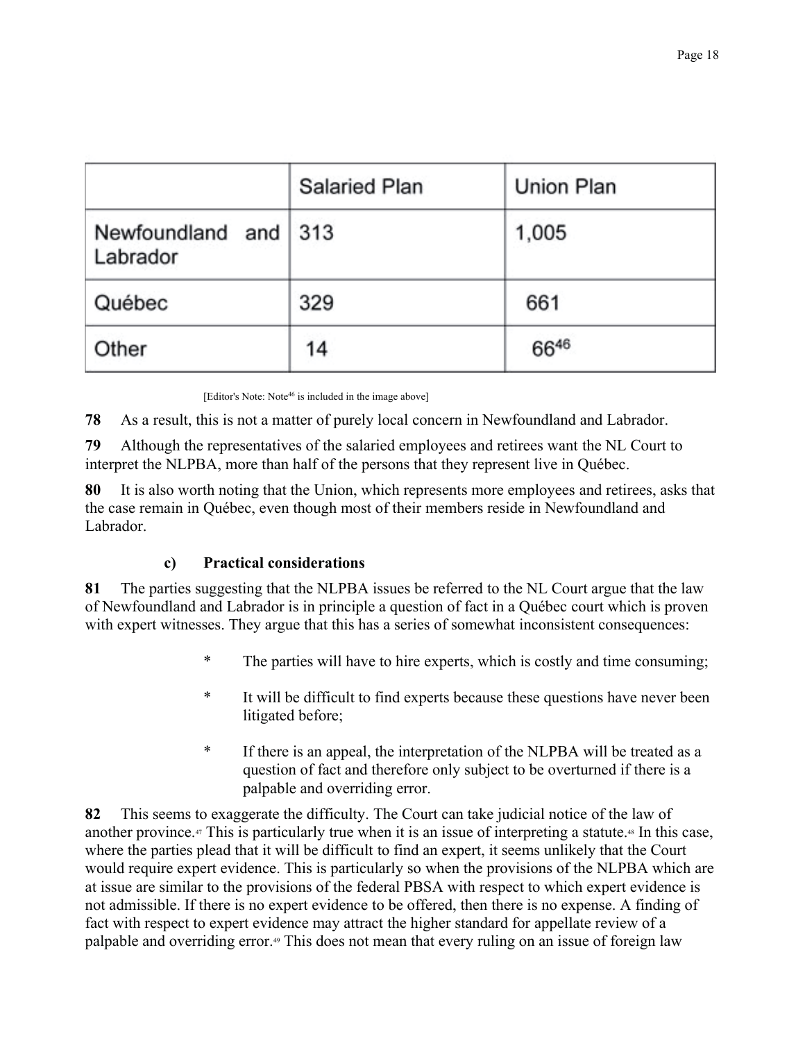| | Salaried Plan | Union Plan |
|---|---|---|
| Newfoundland and Labrador | 313 | 1,005 |
| Québec | 329 | 661 |
| Other | 14 | 66[46] |

[Editor's Note: Note[46] is included in the image above]

**78** As a result, this is not a matter of purely local concern in Newfoundland and Labrador.

**79** Although the representatives of the salaried employees and retirees want the NL Court to interpret the NLPBA, more than half of the persons that they represent live in Québec.

**80** It is also worth noting that the Union, which represents more employees and retirees, asks that the case remain in Québec, even though most of their members reside in Newfoundland and Labrador.

### c) Practical considerations

**81** The parties suggesting that the NLPBA issues be referred to the NL Court argue that the law of Newfoundland and Labrador is in principle a question of fact in a Québec court which is proven with expert witnesses. They argue that this has a series of somewhat inconsistent consequences:

* The parties will have to hire experts, which is costly and time consuming;
* It will be difficult to find experts because these questions have never been litigated before;
* If there is an appeal, the interpretation of the NLPBA will be treated as a question of fact and therefore only subject to be overturned if there is a palpable and overriding error.

**82** This seems to exaggerate the difficulty. The Court can take judicial notice of the law of another province.[47] This is particularly true when it is an issue of interpreting a statute.[48] In this case, where the parties plead that it will be difficult to find an expert, it seems unlikely that the Court would require expert evidence. This is particularly so when the provisions of the NLPBA which are at issue are similar to the provisions of the federal PBSA with respect to which expert evidence is not admissible. If there is no expert evidence to be offered, then there is no expense. A finding of fact with respect to expert evidence may attract the higher standard for appellate review of a palpable and overriding error.[49] This does not mean that every ruling on an issue of foreign law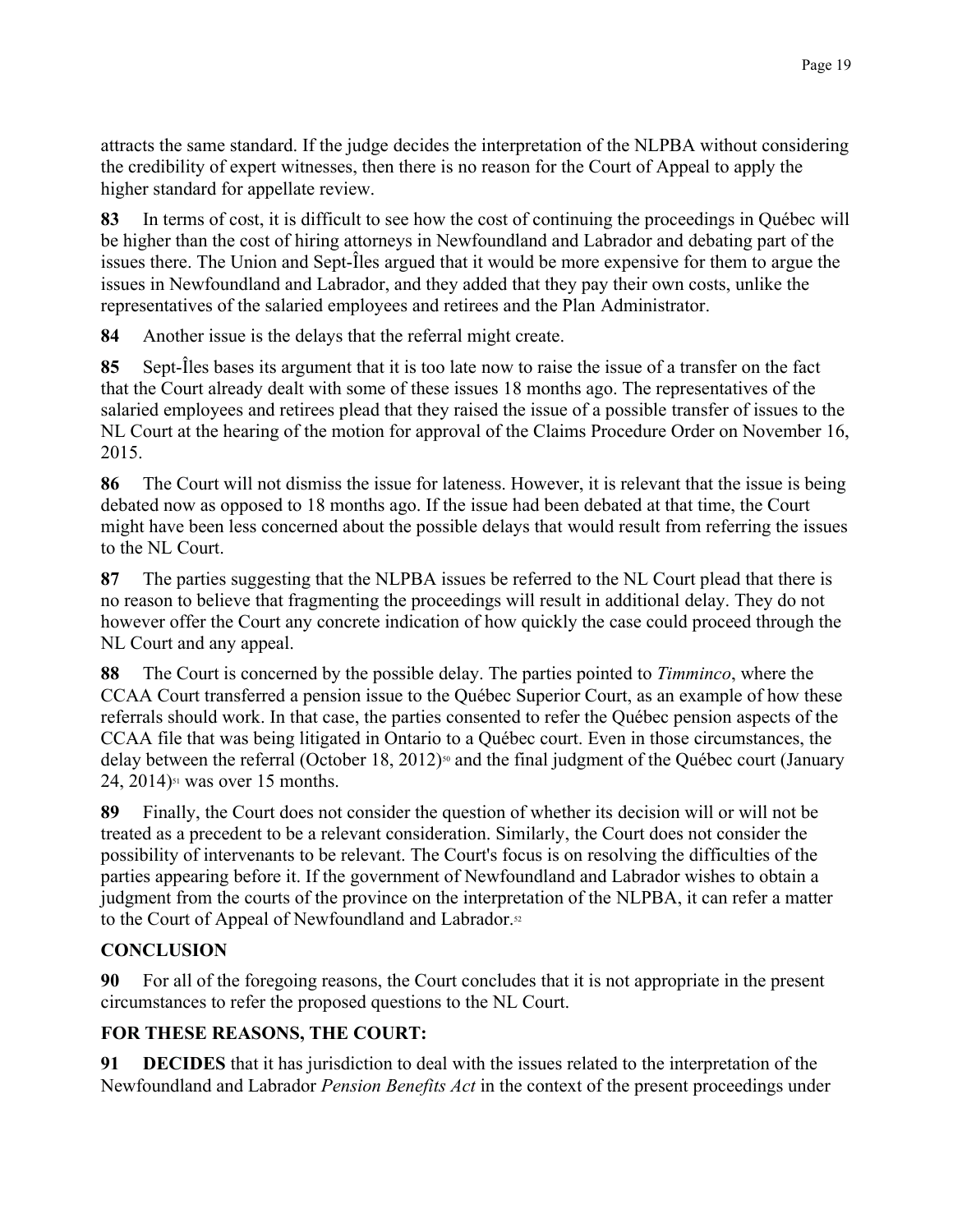attracts the same standard. If the judge decides the interpretation of the NLPBA without considering the credibility of expert witnesses, then there is no reason for the Court of Appeal to apply the higher standard for appellate review.

**83** In terms of cost, it is difficult to see how the cost of continuing the proceedings in Québec will be higher than the cost of hiring attorneys in Newfoundland and Labrador and debating part of the issues there. The Union and Sept-Îles argued that it would be more expensive for them to argue the issues in Newfoundland and Labrador, and they added that they pay their own costs, unlike the representatives of the salaried employees and retirees and the Plan Administrator.

**84** Another issue is the delays that the referral might create.

**85** Sept-Îles bases its argument that it is too late now to raise the issue of a transfer on the fact that the Court already dealt with some of these issues 18 months ago. The representatives of the salaried employees and retirees plead that they raised the issue of a possible transfer of issues to the NL Court at the hearing of the motion for approval of the Claims Procedure Order on November 16, 2015.

**86** The Court will not dismiss the issue for lateness. However, it is relevant that the issue is being debated now as opposed to 18 months ago. If the issue had been debated at that time, the Court might have been less concerned about the possible delays that would result from referring the issues to the NL Court.

**87** The parties suggesting that the NLPBA issues be referred to the NL Court plead that there is no reason to believe that fragmenting the proceedings will result in additional delay. They do not however offer the Court any concrete indication of how quickly the case could proceed through the NL Court and any appeal.

**88** The Court is concerned by the possible delay. The parties pointed to *Timminco*, where the CCAA Court transferred a pension issue to the Québec Superior Court, as an example of how these referrals should work. In that case, the parties consented to refer the Québec pension aspects of the CCAA file that was being litigated in Ontario to a Québec court. Even in those circumstances, the delay between the referral (October 18, 2012)[50] and the final judgment of the Québec court (January 24, 2014)[51] was over 15 months.

**89** Finally, the Court does not consider the question of whether its decision will or will not be treated as a precedent to be a relevant consideration. Similarly, the Court does not consider the possibility of intervenants to be relevant. The Court's focus is on resolving the difficulties of the parties appearing before it. If the government of Newfoundland and Labrador wishes to obtain a judgment from the courts of the province on the interpretation of the NLPBA, it can refer a matter to the Court of Appeal of Newfoundland and Labrador.[52]

## CONCLUSION

**90** For all of the foregoing reasons, the Court concludes that it is not appropriate in the present circumstances to refer the proposed questions to the NL Court.

## FOR THESE REASONS, THE COURT:

**91** **DECIDES** that it has jurisdiction to deal with the issues related to the interpretation of the Newfoundland and Labrador *Pension Benefits Act* in the context of the present proceedings under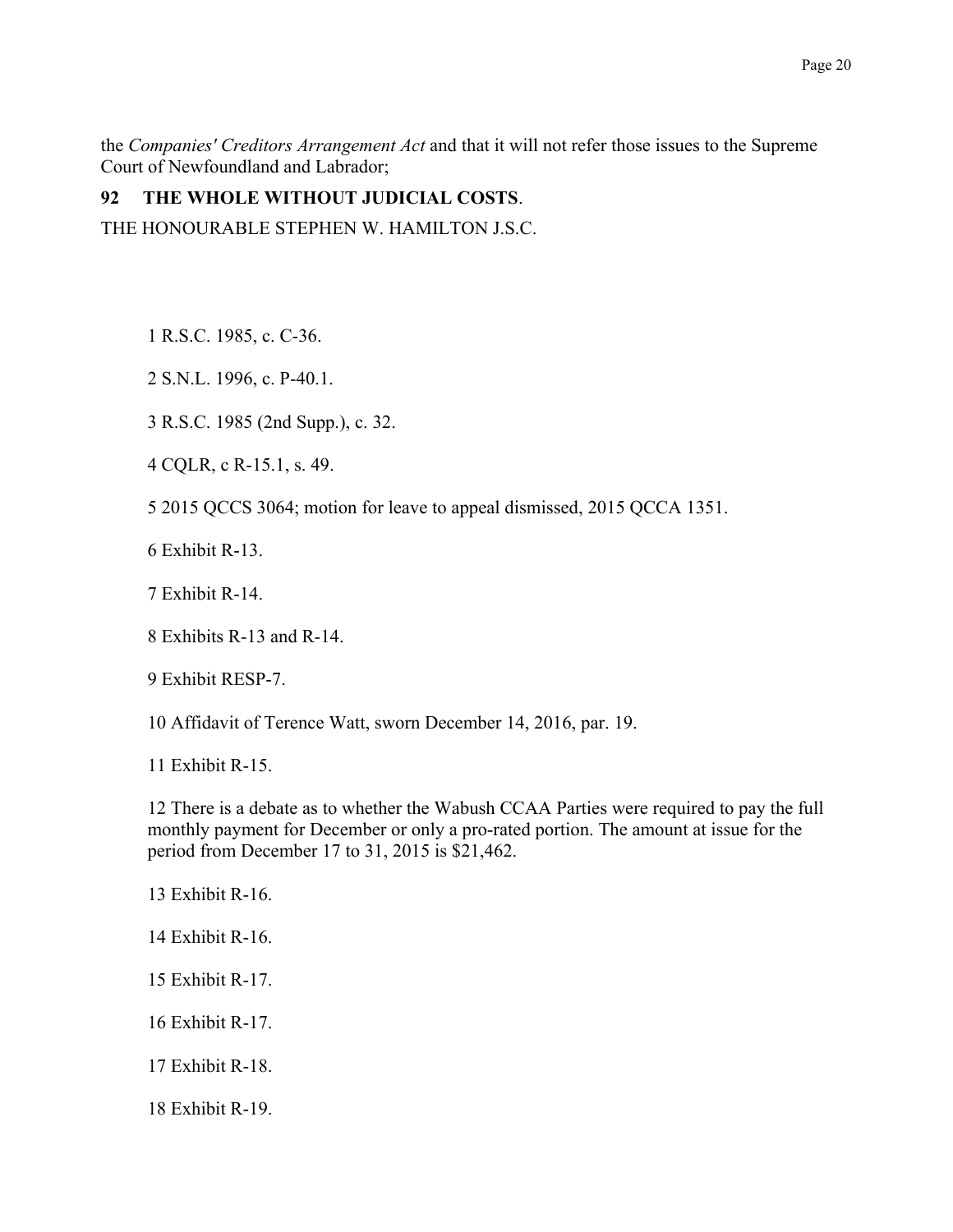the *Companies' Creditors Arrangement Act* and that it will not refer those issues to the Supreme Court of Newfoundland and Labrador;

**92 THE WHOLE WITHOUT JUDICIAL COSTS**.

THE HONOURABLE STEPHEN W. HAMILTON J.S.C.

1 R.S.C. 1985, c. C-36.

2 S.N.L. 1996, c. P-40.1.

3 R.S.C. 1985 (2nd Supp.), c. 32.

4 CQLR, c R-15.1, s. 49.

5 2015 QCCS 3064; motion for leave to appeal dismissed, 2015 QCCA 1351.

6 Exhibit R-13.

7 Exhibit R-14.

8 Exhibits R-13 and R-14.

9 Exhibit RESP-7.

10 Affidavit of Terence Watt, sworn December 14, 2016, par. 19.

11 Exhibit R-15.

12 There is a debate as to whether the Wabush CCAA Parties were required to pay the full monthly payment for December or only a pro-rated portion. The amount at issue for the period from December 17 to 31, 2015 is $21,462.

13 Exhibit R-16.

14 Exhibit R-16.

15 Exhibit R-17.

16 Exhibit R-17.

17 Exhibit R-18.

18 Exhibit R-19.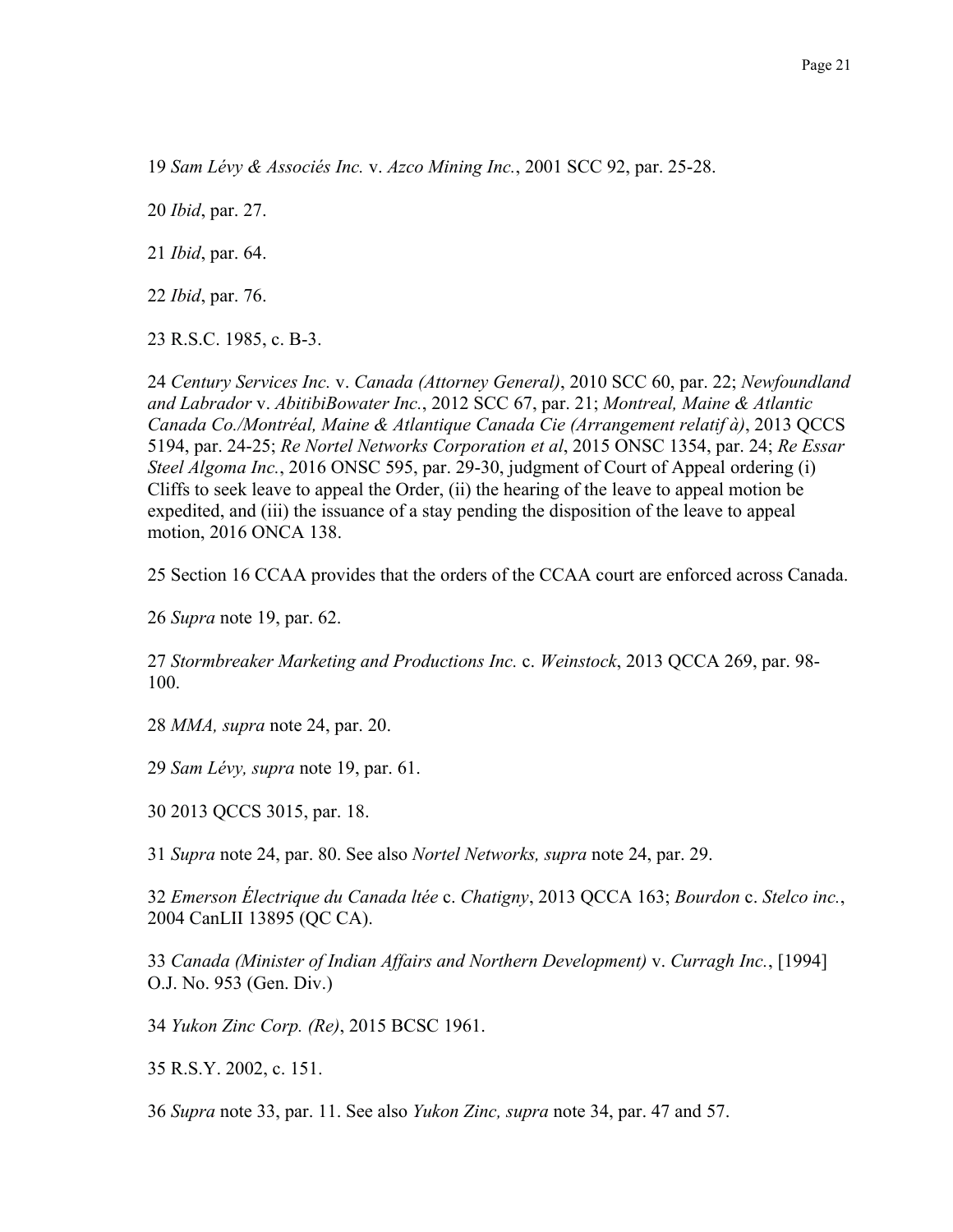19 *Sam Lévy & Associés Inc.* v. *Azco Mining Inc.*, 2001 SCC 92, par. 25-28.

20 *Ibid*, par. 27.

21 *Ibid*, par. 64.

22 *Ibid*, par. 76.

23 R.S.C. 1985, c. B-3.

24 *Century Services Inc.* v. *Canada (Attorney General)*, 2010 SCC 60, par. 22; *Newfoundland and Labrador* v. *AbitibiBowater Inc.*, 2012 SCC 67, par. 21; *Montreal, Maine & Atlantic Canada Co./Montréal, Maine & Atlantique Canada Cie (Arrangement relatif à)*, 2013 QCCS 5194, par. 24-25; *Re Nortel Networks Corporation et al*, 2015 ONSC 1354, par. 24; *Re Essar Steel Algoma Inc.*, 2016 ONSC 595, par. 29-30, judgment of Court of Appeal ordering (i) Cliffs to seek leave to appeal the Order, (ii) the hearing of the leave to appeal motion be expedited, and (iii) the issuance of a stay pending the disposition of the leave to appeal motion, 2016 ONCA 138.

25 Section 16 CCAA provides that the orders of the CCAA court are enforced across Canada.

26 *Supra* note 19, par. 62.

27 *Stormbreaker Marketing and Productions Inc.* c. *Weinstock*, 2013 QCCA 269, par. 98-100.

28 *MMA, supra* note 24, par. 20.

29 *Sam Lévy, supra* note 19, par. 61.

30 2013 QCCS 3015, par. 18.

31 *Supra* note 24, par. 80. See also *Nortel Networks, supra* note 24, par. 29.

32 *Emerson Électrique du Canada ltée* c. *Chatigny*, 2013 QCCA 163; *Bourdon* c. *Stelco inc.*, 2004 CanLII 13895 (QC CA).

33 *Canada (Minister of Indian Affairs and Northern Development)* v. *Curragh Inc.*, [1994] O.J. No. 953 (Gen. Div.)

34 *Yukon Zinc Corp. (Re)*, 2015 BCSC 1961.

35 R.S.Y. 2002, c. 151.

36 *Supra* note 33, par. 11. See also *Yukon Zinc, supra* note 34, par. 47 and 57.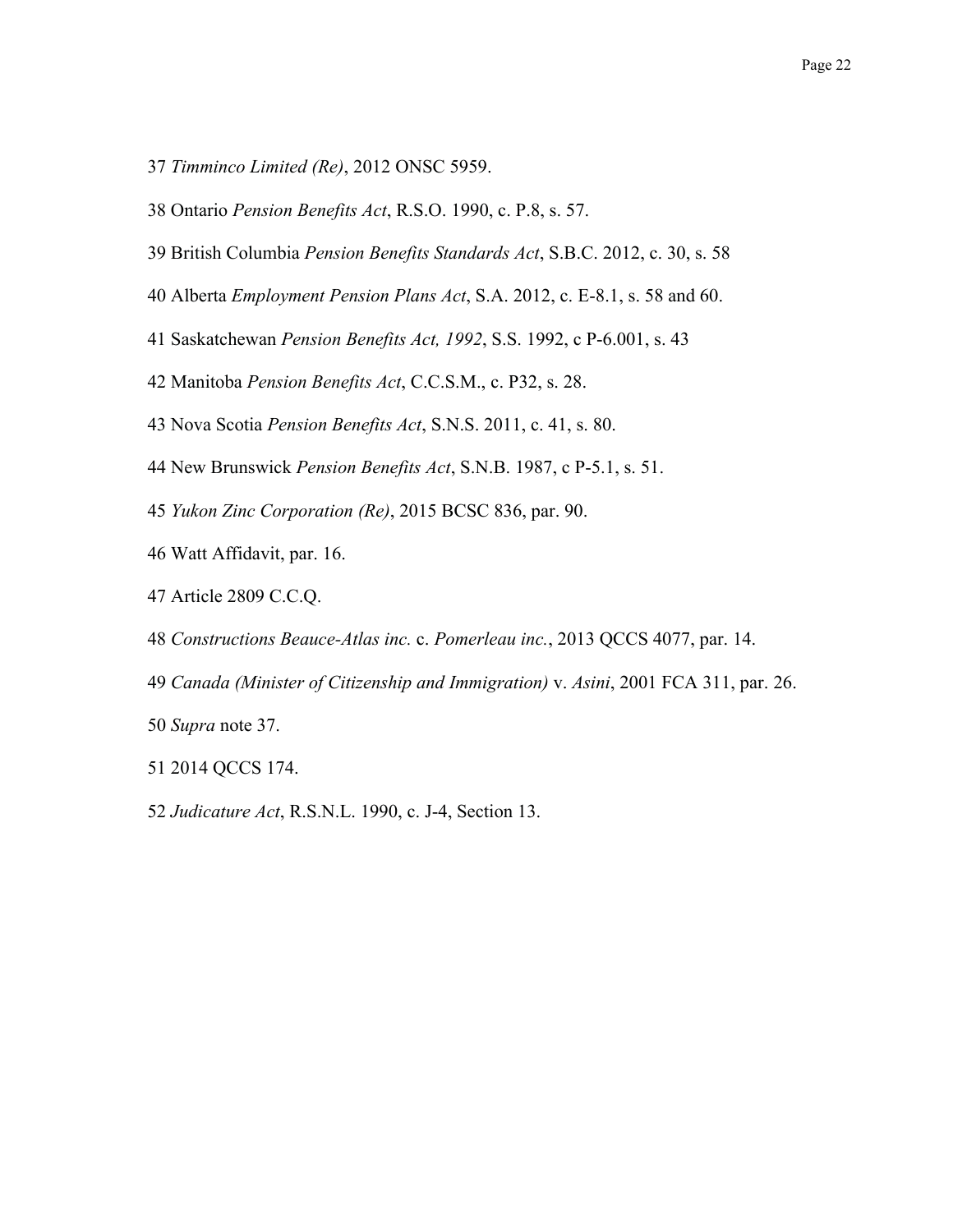37 *Timminco Limited (Re)*, 2012 ONSC 5959.

38 Ontario *Pension Benefits Act*, R.S.O. 1990, c. P.8, s. 57.

39 British Columbia *Pension Benefits Standards Act*, S.B.C. 2012, c. 30, s. 58

40 Alberta *Employment Pension Plans Act*, S.A. 2012, c. E-8.1, s. 58 and 60.

41 Saskatchewan *Pension Benefits Act, 1992*, S.S. 1992, c P-6.001, s. 43

42 Manitoba *Pension Benefits Act*, C.C.S.M., c. P32, s. 28.

43 Nova Scotia *Pension Benefits Act*, S.N.S. 2011, c. 41, s. 80.

44 New Brunswick *Pension Benefits Act*, S.N.B. 1987, c P-5.1, s. 51.

45 *Yukon Zinc Corporation (Re)*, 2015 BCSC 836, par. 90.

46 Watt Affidavit, par. 16.

47 Article 2809 C.C.Q.

48 *Constructions Beauce-Atlas inc.* c. *Pomerleau inc.*, 2013 QCCS 4077, par. 14.

49 *Canada (Minister of Citizenship and Immigration)* v. *Asini*, 2001 FCA 311, par. 26.

50 *Supra* note 37.

51 2014 QCCS 174.

52 *Judicature Act*, R.S.N.L. 1990, c. J-4, Section 13.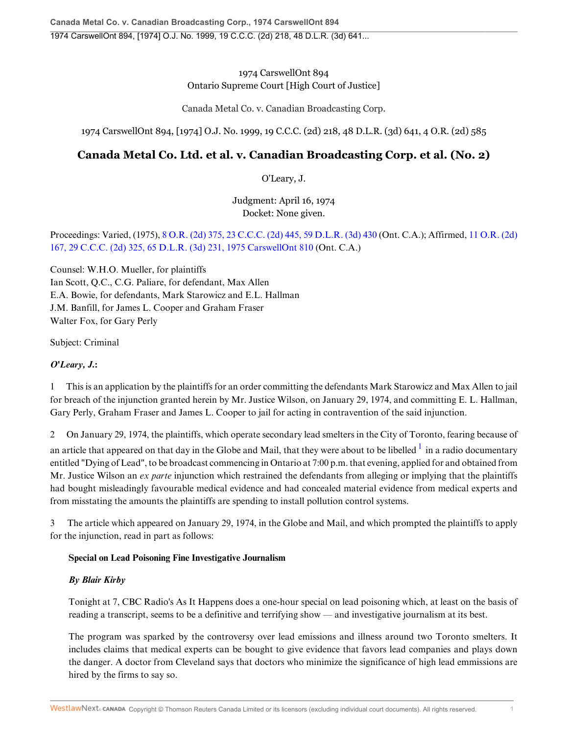1974 CarswellOnt 894
Ontario Supreme Court [High Court of Justice]

Canada Metal Co. v. Canadian Broadcasting Corp.

1974 CarswellOnt 894, [1974] O.J. No. 1999, 19 C.C.C. (2d) 218, 48 D.L.R. (3d) 641, 4 O.R. (2d) 585

# Canada Metal Co. Ltd. et al. v. Canadian Broadcasting Corp. et al. (No. 2)

O'Leary, J.

Judgment: April 16, 1974
Docket: None given.

Proceedings: Varied, (1975), 8 O.R. (2d) 375, 23 C.C.C. (2d) 445, 59 D.L.R. (3d) 430 (Ont. C.A.); Affirmed, 11 O.R. (2d) 167, 29 C.C.C. (2d) 325, 65 D.L.R. (3d) 231, 1975 CarswellOnt 810 (Ont. C.A.)

Counsel: W.H.O. Mueller, for plaintiffs
Ian Scott, Q.C., C.G. Paliare, for defendant, Max Allen
E.A. Bowie, for defendants, Mark Starowicz and E.L. Hallman
J.M. Banfill, for James L. Cooper and Graham Fraser
Walter Fox, for Gary Perly

Subject: Criminal

***O'Leary, J.*:**

1 This is an application by the plaintiffs for an order committing the defendants Mark Starowicz and Max Allen to jail for breach of the injunction granted herein by Mr. Justice Wilson, on January 29, 1974, and committing E. L. Hallman, Gary Perly, Graham Fraser and James L. Cooper to jail for acting in contravention of the said injunction.

2 On January 29, 1974, the plaintiffs, which operate secondary lead smelters in the City of Toronto, fearing because of an article that appeared on that day in the Globe and Mail, that they were about to be libelled [1] in a radio documentary entitled "Dying of Lead", to be broadcast commencing in Ontario at 7:00 p.m. that evening, applied for and obtained from Mr. Justice Wilson an *ex parte* injunction which restrained the defendants from alleging or implying that the plaintiffs had bought misleadingly favourable medical evidence and had concealed material evidence from medical experts and from misstating the amounts the plaintiffs are spending to install pollution control systems.

3 The article which appeared on January 29, 1974, in the Globe and Mail, and which prompted the plaintiffs to apply for the injunction, read in part as follows:

> **Special on Lead Poisoning Fine Investigative Journalism**
>
> ***By Blair Kirby***
>
> Tonight at 7, CBC Radio's As It Happens does a one-hour special on lead poisoning which, at least on the basis of reading a transcript, seems to be a definitive and terrifying show — and investigative journalism at its best.
>
> The program was sparked by the controversy over lead emissions and illness around two Toronto smelters. It includes claims that medical experts can be bought to give evidence that favors lead companies and plays down the danger. A doctor from Cleveland says that doctors who minimize the significance of high lead emmissions are hired by the firms to say so.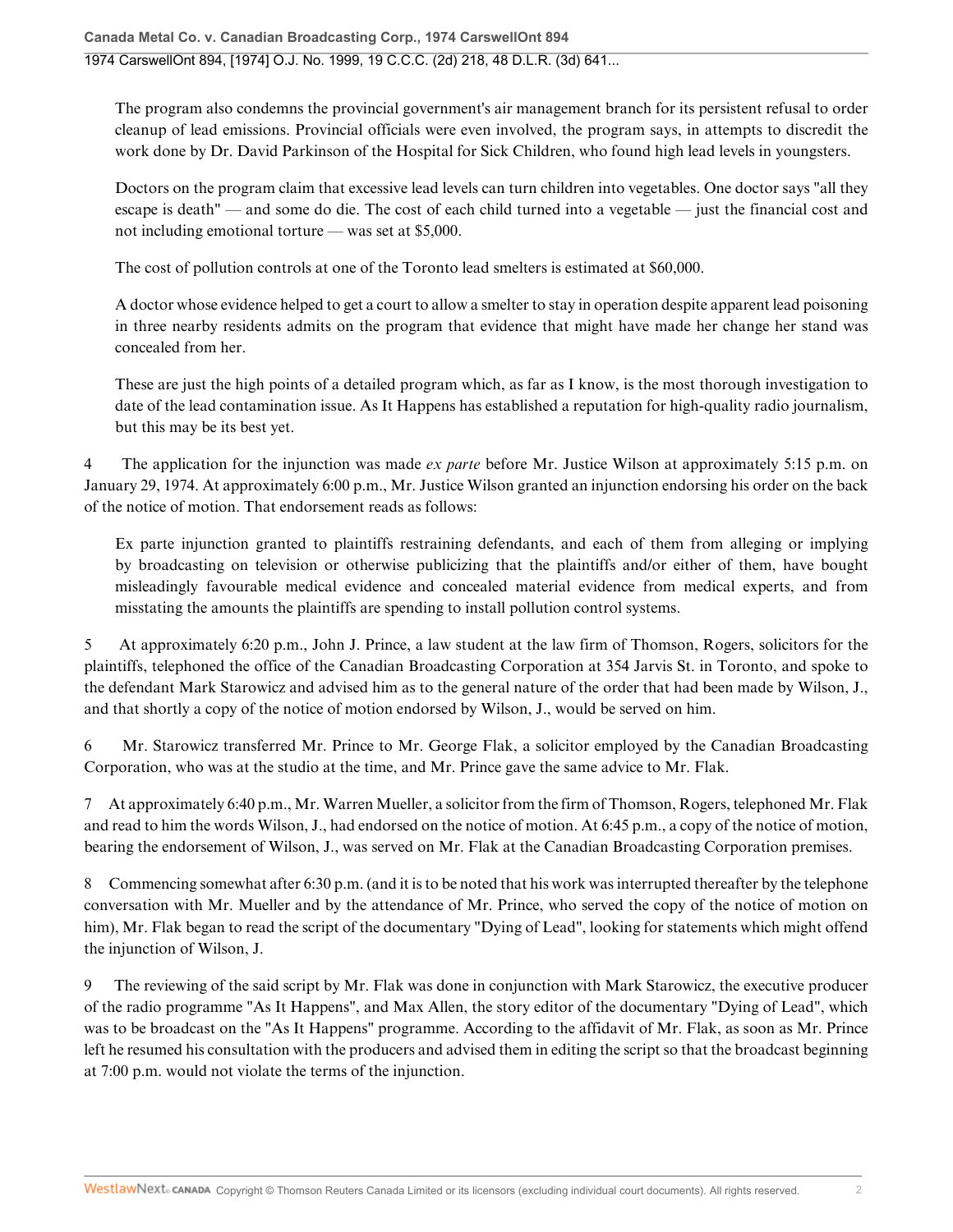The program also condemns the provincial government's air management branch for its persistent refusal to order cleanup of lead emissions. Provincial officials were even involved, the program says, in attempts to discredit the work done by Dr. David Parkinson of the Hospital for Sick Children, who found high lead levels in youngsters.

Doctors on the program claim that excessive lead levels can turn children into vegetables. One doctor says "all they escape is death" — and some do die. The cost of each child turned into a vegetable — just the financial cost and not including emotional torture — was set at $5,000.

The cost of pollution controls at one of the Toronto lead smelters is estimated at $60,000.

A doctor whose evidence helped to get a court to allow a smelter to stay in operation despite apparent lead poisoning in three nearby residents admits on the program that evidence that might have made her change her stand was concealed from her.

These are just the high points of a detailed program which, as far as I know, is the most thorough investigation to date of the lead contamination issue. As It Happens has established a reputation for high-quality radio journalism, but this may be its best yet.

4 The application for the injunction was made *ex parte* before Mr. Justice Wilson at approximately 5:15 p.m. on January 29, 1974. At approximately 6:00 p.m., Mr. Justice Wilson granted an injunction endorsing his order on the back of the notice of motion. That endorsement reads as follows:

Ex parte injunction granted to plaintiffs restraining defendants, and each of them from alleging or implying by broadcasting on television or otherwise publicizing that the plaintiffs and/or either of them, have bought misleadingly favourable medical evidence and concealed material evidence from medical experts, and from misstating the amounts the plaintiffs are spending to install pollution control systems.

5 At approximately 6:20 p.m., John J. Prince, a law student at the law firm of Thomson, Rogers, solicitors for the plaintiffs, telephoned the office of the Canadian Broadcasting Corporation at 354 Jarvis St. in Toronto, and spoke to the defendant Mark Starowicz and advised him as to the general nature of the order that had been made by Wilson, J., and that shortly a copy of the notice of motion endorsed by Wilson, J., would be served on him.

6 Mr. Starowicz transferred Mr. Prince to Mr. George Flak, a solicitor employed by the Canadian Broadcasting Corporation, who was at the studio at the time, and Mr. Prince gave the same advice to Mr. Flak.

7 At approximately 6:40 p.m., Mr. Warren Mueller, a solicitor from the firm of Thomson, Rogers, telephoned Mr. Flak and read to him the words Wilson, J., had endorsed on the notice of motion. At 6:45 p.m., a copy of the notice of motion, bearing the endorsement of Wilson, J., was served on Mr. Flak at the Canadian Broadcasting Corporation premises.

8 Commencing somewhat after 6:30 p.m. (and it is to be noted that his work was interrupted thereafter by the telephone conversation with Mr. Mueller and by the attendance of Mr. Prince, who served the copy of the notice of motion on him), Mr. Flak began to read the script of the documentary "Dying of Lead", looking for statements which might offend the injunction of Wilson, J.

9 The reviewing of the said script by Mr. Flak was done in conjunction with Mark Starowicz, the executive producer of the radio programme "As It Happens", and Max Allen, the story editor of the documentary "Dying of Lead", which was to be broadcast on the "As It Happens" programme. According to the affidavit of Mr. Flak, as soon as Mr. Prince left he resumed his consultation with the producers and advised them in editing the script so that the broadcast beginning at 7:00 p.m. would not violate the terms of the injunction.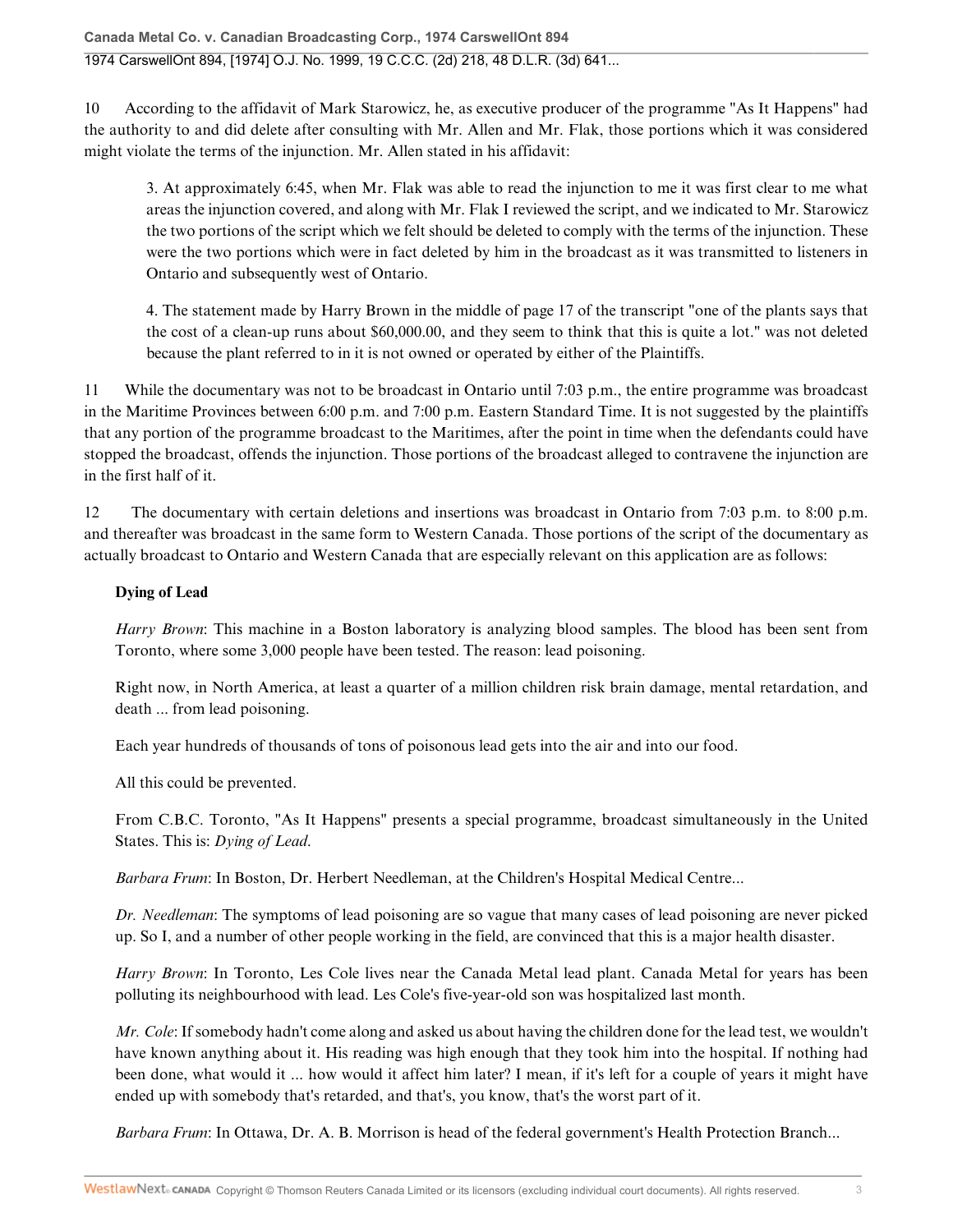10 According to the affidavit of Mark Starowicz, he, as executive producer of the programme "As It Happens" had the authority to and did delete after consulting with Mr. Allen and Mr. Flak, those portions which it was considered might violate the terms of the injunction. Mr. Allen stated in his affidavit:

> 3. At approximately 6:45, when Mr. Flak was able to read the injunction to me it was first clear to me what areas the injunction covered, and along with Mr. Flak I reviewed the script, and we indicated to Mr. Starowicz the two portions of the script which we felt should be deleted to comply with the terms of the injunction. These were the two portions which were in fact deleted by him in the broadcast as it was transmitted to listeners in Ontario and subsequently west of Ontario.
>
> 4. The statement made by Harry Brown in the middle of page 17 of the transcript "one of the plants says that the cost of a clean-up runs about $60,000.00, and they seem to think that this is quite a lot." was not deleted because the plant referred to in it is not owned or operated by either of the Plaintiffs.

11 While the documentary was not to be broadcast in Ontario until 7:03 p.m., the entire programme was broadcast in the Maritime Provinces between 6:00 p.m. and 7:00 p.m. Eastern Standard Time. It is not suggested by the plaintiffs that any portion of the programme broadcast to the Maritimes, after the point in time when the defendants could have stopped the broadcast, offends the injunction. Those portions of the broadcast alleged to contravene the injunction are in the first half of it.

12 The documentary with certain deletions and insertions was broadcast in Ontario from 7:03 p.m. to 8:00 p.m. and thereafter was broadcast in the same form to Western Canada. Those portions of the script of the documentary as actually broadcast to Ontario and Western Canada that are especially relevant on this application are as follows:

> **Dying of Lead**
>
> *Harry Brown*: This machine in a Boston laboratory is analyzing blood samples. The blood has been sent from Toronto, where some 3,000 people have been tested. The reason: lead poisoning.
>
> Right now, in North America, at least a quarter of a million children risk brain damage, mental retardation, and death ... from lead poisoning.
>
> Each year hundreds of thousands of tons of poisonous lead gets into the air and into our food.
>
> All this could be prevented.
>
> From C.B.C. Toronto, "As It Happens" presents a special programme, broadcast simultaneously in the United States. This is: *Dying of Lead.*
>
> *Barbara Frum*: In Boston, Dr. Herbert Needleman, at the Children's Hospital Medical Centre...
>
> *Dr. Needleman*: The symptoms of lead poisoning are so vague that many cases of lead poisoning are never picked up. So I, and a number of other people working in the field, are convinced that this is a major health disaster.
>
> *Harry Brown*: In Toronto, Les Cole lives near the Canada Metal lead plant. Canada Metal for years has been polluting its neighbourhood with lead. Les Cole's five-year-old son was hospitalized last month.
>
> *Mr. Cole*: If somebody hadn't come along and asked us about having the children done for the lead test, we wouldn't have known anything about it. His reading was high enough that they took him into the hospital. If nothing had been done, what would it ... how would it affect him later? I mean, if it's left for a couple of years it might have ended up with somebody that's retarded, and that's, you know, that's the worst part of it.
>
> *Barbara Frum*: In Ottawa, Dr. A. B. Morrison is head of the federal government's Health Protection Branch...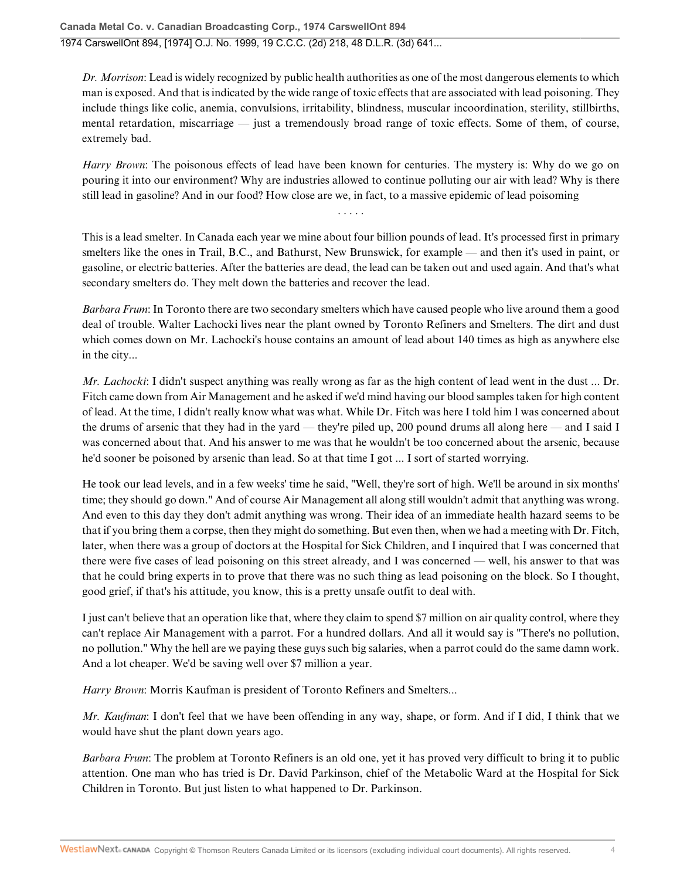*Dr. Morrison*: Lead is widely recognized by public health authorities as one of the most dangerous elements to which man is exposed. And that is indicated by the wide range of toxic effects that are associated with lead poisoning. They include things like colic, anemia, convulsions, irritability, blindness, muscular incoordination, sterility, stillbirths, mental retardation, miscarriage — just a tremendously broad range of toxic effects. Some of them, of course, extremely bad.

*Harry Brown*: The poisonous effects of lead have been known for centuries. The mystery is: Why do we go on pouring it into our environment? Why are industries allowed to continue polluting our air with lead? Why is there still lead in gasoline? And in our food? How close are we, in fact, to a massive epidemic of lead poisoning

. . . . .

This is a lead smelter. In Canada each year we mine about four billion pounds of lead. It's processed first in primary smelters like the ones in Trail, B.C., and Bathurst, New Brunswick, for example — and then it's used in paint, or gasoline, or electric batteries. After the batteries are dead, the lead can be taken out and used again. And that's what secondary smelters do. They melt down the batteries and recover the lead.

*Barbara Frum*: In Toronto there are two secondary smelters which have caused people who live around them a good deal of trouble. Walter Lachocki lives near the plant owned by Toronto Refiners and Smelters. The dirt and dust which comes down on Mr. Lachocki's house contains an amount of lead about 140 times as high as anywhere else in the city...

*Mr. Lachocki*: I didn't suspect anything was really wrong as far as the high content of lead went in the dust ... Dr. Fitch came down from Air Management and he asked if we'd mind having our blood samples taken for high content of lead. At the time, I didn't really know what was what. While Dr. Fitch was here I told him I was concerned about the drums of arsenic that they had in the yard — they're piled up, 200 pound drums all along here — and I said I was concerned about that. And his answer to me was that he wouldn't be too concerned about the arsenic, because he'd sooner be poisoned by arsenic than lead. So at that time I got ... I sort of started worrying.

He took our lead levels, and in a few weeks' time he said, "Well, they're sort of high. We'll be around in six months' time; they should go down." And of course Air Management all along still wouldn't admit that anything was wrong. And even to this day they don't admit anything was wrong. Their idea of an immediate health hazard seems to be that if you bring them a corpse, then they might do something. But even then, when we had a meeting with Dr. Fitch, later, when there was a group of doctors at the Hospital for Sick Children, and I inquired that I was concerned that there were five cases of lead poisoning on this street already, and I was concerned — well, his answer to that was that he could bring experts in to prove that there was no such thing as lead poisoning on the block. So I thought, good grief, if that's his attitude, you know, this is a pretty unsafe outfit to deal with.

I just can't believe that an operation like that, where they claim to spend $7 million on air quality control, where they can't replace Air Management with a parrot. For a hundred dollars. And all it would say is "There's no pollution, no pollution." Why the hell are we paying these guys such big salaries, when a parrot could do the same damn work. And a lot cheaper. We'd be saving well over $7 million a year.

*Harry Brown*: Morris Kaufman is president of Toronto Refiners and Smelters...

*Mr. Kaufman*: I don't feel that we have been offending in any way, shape, or form. And if I did, I think that we would have shut the plant down years ago.

*Barbara Frum*: The problem at Toronto Refiners is an old one, yet it has proved very difficult to bring it to public attention. One man who has tried is Dr. David Parkinson, chief of the Metabolic Ward at the Hospital for Sick Children in Toronto. But just listen to what happened to Dr. Parkinson.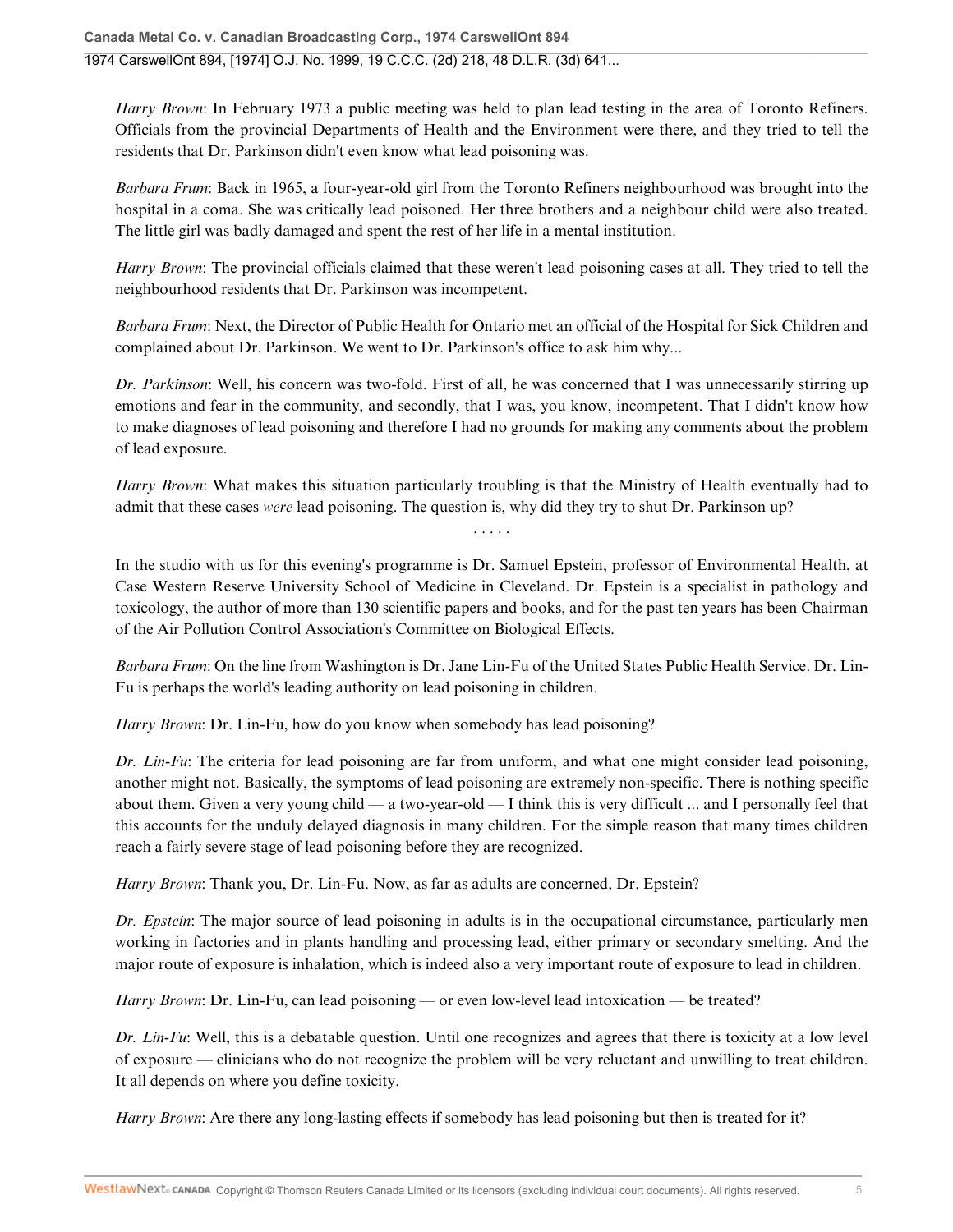*Harry Brown*: In February 1973 a public meeting was held to plan lead testing in the area of Toronto Refiners. Officials from the provincial Departments of Health and the Environment were there, and they tried to tell the residents that Dr. Parkinson didn't even know what lead poisoning was.

*Barbara Frum*: Back in 1965, a four-year-old girl from the Toronto Refiners neighbourhood was brought into the hospital in a coma. She was critically lead poisoned. Her three brothers and a neighbour child were also treated. The little girl was badly damaged and spent the rest of her life in a mental institution.

*Harry Brown*: The provincial officials claimed that these weren't lead poisoning cases at all. They tried to tell the neighbourhood residents that Dr. Parkinson was incompetent.

*Barbara Frum*: Next, the Director of Public Health for Ontario met an official of the Hospital for Sick Children and complained about Dr. Parkinson. We went to Dr. Parkinson's office to ask him why...

*Dr. Parkinson*: Well, his concern was two-fold. First of all, he was concerned that I was unnecessarily stirring up emotions and fear in the community, and secondly, that I was, you know, incompetent. That I didn't know how to make diagnoses of lead poisoning and therefore I had no grounds for making any comments about the problem of lead exposure.

*Harry Brown*: What makes this situation particularly troubling is that the Ministry of Health eventually had to admit that these cases *were* lead poisoning. The question is, why did they try to shut Dr. Parkinson up?

. . . . .

In the studio with us for this evening's programme is Dr. Samuel Epstein, professor of Environmental Health, at Case Western Reserve University School of Medicine in Cleveland. Dr. Epstein is a specialist in pathology and toxicology, the author of more than 130 scientific papers and books, and for the past ten years has been Chairman of the Air Pollution Control Association's Committee on Biological Effects.

*Barbara Frum*: On the line from Washington is Dr. Jane Lin-Fu of the United States Public Health Service. Dr. Lin-Fu is perhaps the world's leading authority on lead poisoning in children.

*Harry Brown*: Dr. Lin-Fu, how do you know when somebody has lead poisoning?

*Dr. Lin-Fu*: The criteria for lead poisoning are far from uniform, and what one might consider lead poisoning, another might not. Basically, the symptoms of lead poisoning are extremely non-specific. There is nothing specific about them. Given a very young child — a two-year-old — I think this is very difficult ... and I personally feel that this accounts for the unduly delayed diagnosis in many children. For the simple reason that many times children reach a fairly severe stage of lead poisoning before they are recognized.

*Harry Brown*: Thank you, Dr. Lin-Fu. Now, as far as adults are concerned, Dr. Epstein?

*Dr. Epstein*: The major source of lead poisoning in adults is in the occupational circumstance, particularly men working in factories and in plants handling and processing lead, either primary or secondary smelting. And the major route of exposure is inhalation, which is indeed also a very important route of exposure to lead in children.

*Harry Brown*: Dr. Lin-Fu, can lead poisoning — or even low-level lead intoxication — be treated?

*Dr. Lin-Fu*: Well, this is a debatable question. Until one recognizes and agrees that there is toxicity at a low level of exposure — clinicians who do not recognize the problem will be very reluctant and unwilling to treat children. It all depends on where you define toxicity.

*Harry Brown*: Are there any long-lasting effects if somebody has lead poisoning but then is treated for it?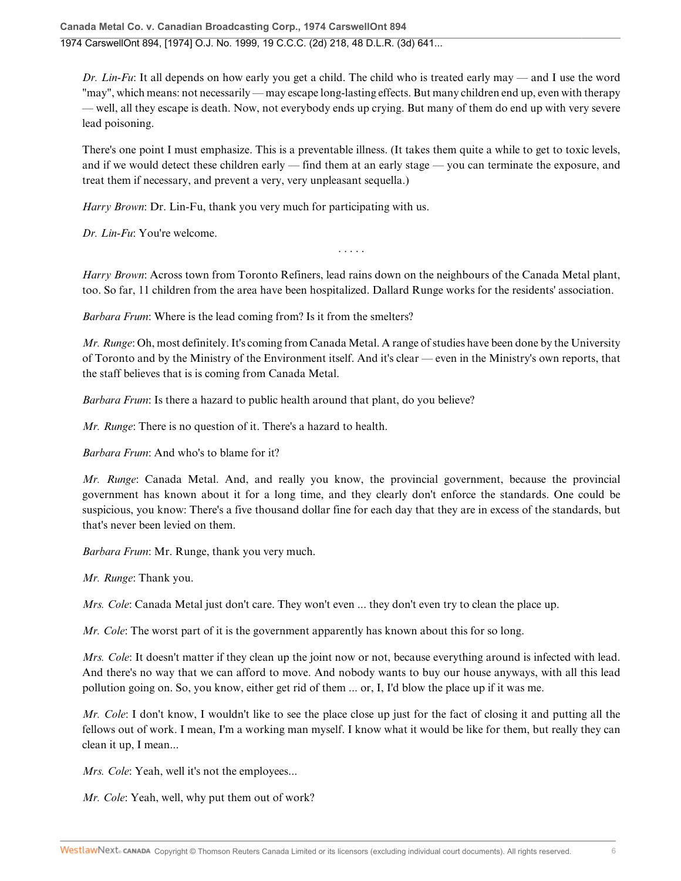*Dr. Lin-Fu*: It all depends on how early you get a child. The child who is treated early may — and I use the word "may", which means: not necessarily — may escape long-lasting effects. But many children end up, even with therapy — well, all they escape is death. Now, not everybody ends up crying. But many of them do end up with very severe lead poisoning.

There's one point I must emphasize. This is a preventable illness. (It takes them quite a while to get to toxic levels, and if we would detect these children early — find them at an early stage — you can terminate the exposure, and treat them if necessary, and prevent a very, very unpleasant sequella.)

*Harry Brown*: Dr. Lin-Fu, thank you very much for participating with us.

*Dr. Lin-Fu*: You're welcome.

. . . . .

*Harry Brown*: Across town from Toronto Refiners, lead rains down on the neighbours of the Canada Metal plant, too. So far, 11 children from the area have been hospitalized. Dallard Runge works for the residents' association.

*Barbara Frum*: Where is the lead coming from? Is it from the smelters?

*Mr. Runge*: Oh, most definitely. It's coming from Canada Metal. A range of studies have been done by the University of Toronto and by the Ministry of the Environment itself. And it's clear — even in the Ministry's own reports, that the staff believes that is is coming from Canada Metal.

*Barbara Frum*: Is there a hazard to public health around that plant, do you believe?

*Mr. Runge*: There is no question of it. There's a hazard to health.

*Barbara Frum*: And who's to blame for it?

*Mr. Runge*: Canada Metal. And, and really you know, the provincial government, because the provincial government has known about it for a long time, and they clearly don't enforce the standards. One could be suspicious, you know: There's a five thousand dollar fine for each day that they are in excess of the standards, but that's never been levied on them.

*Barbara Frum*: Mr. Runge, thank you very much.

*Mr. Runge*: Thank you.

*Mrs. Cole*: Canada Metal just don't care. They won't even ... they don't even try to clean the place up.

*Mr. Cole*: The worst part of it is the government apparently has known about this for so long.

*Mrs. Cole*: It doesn't matter if they clean up the joint now or not, because everything around is infected with lead. And there's no way that we can afford to move. And nobody wants to buy our house anyways, with all this lead pollution going on. So, you know, either get rid of them ... or, I, I'd blow the place up if it was me.

*Mr. Cole*: I don't know, I wouldn't like to see the place close up just for the fact of closing it and putting all the fellows out of work. I mean, I'm a working man myself. I know what it would be like for them, but really they can clean it up, I mean...

*Mrs. Cole*: Yeah, well it's not the employees...

*Mr. Cole*: Yeah, well, why put them out of work?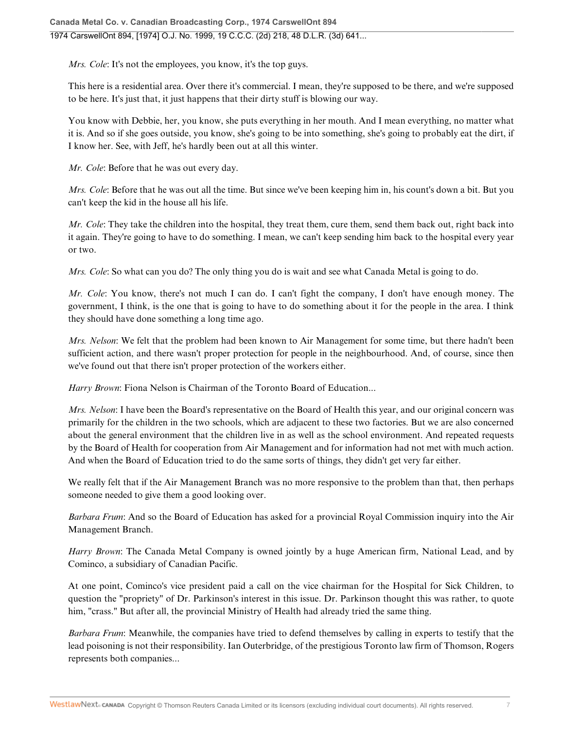*Mrs. Cole*: It's not the employees, you know, it's the top guys.

This here is a residential area. Over there it's commercial. I mean, they're supposed to be there, and we're supposed to be here. It's just that, it just happens that their dirty stuff is blowing our way.

You know with Debbie, her, you know, she puts everything in her mouth. And I mean everything, no matter what it is. And so if she goes outside, you know, she's going to be into something, she's going to probably eat the dirt, if I know her. See, with Jeff, he's hardly been out at all this winter.

*Mr. Cole*: Before that he was out every day.

*Mrs. Cole*: Before that he was out all the time. But since we've been keeping him in, his count's down a bit. But you can't keep the kid in the house all his life.

*Mr. Cole*: They take the children into the hospital, they treat them, cure them, send them back out, right back into it again. They're going to have to do something. I mean, we can't keep sending him back to the hospital every year or two.

*Mrs. Cole*: So what can you do? The only thing you do is wait and see what Canada Metal is going to do.

*Mr. Cole*: You know, there's not much I can do. I can't fight the company, I don't have enough money. The government, I think, is the one that is going to have to do something about it for the people in the area. I think they should have done something a long time ago.

*Mrs. Nelson*: We felt that the problem had been known to Air Management for some time, but there hadn't been sufficient action, and there wasn't proper protection for people in the neighbourhood. And, of course, since then we've found out that there isn't proper protection of the workers either.

*Harry Brown*: Fiona Nelson is Chairman of the Toronto Board of Education...

*Mrs. Nelson*: I have been the Board's representative on the Board of Health this year, and our original concern was primarily for the children in the two schools, which are adjacent to these two factories. But we are also concerned about the general environment that the children live in as well as the school environment. And repeated requests by the Board of Health for cooperation from Air Management and for information had not met with much action. And when the Board of Education tried to do the same sorts of things, they didn't get very far either.

We really felt that if the Air Management Branch was no more responsive to the problem than that, then perhaps someone needed to give them a good looking over.

*Barbara Frum*: And so the Board of Education has asked for a provincial Royal Commission inquiry into the Air Management Branch.

*Harry Brown*: The Canada Metal Company is owned jointly by a huge American firm, National Lead, and by Cominco, a subsidiary of Canadian Pacific.

At one point, Cominco's vice president paid a call on the vice chairman for the Hospital for Sick Children, to question the "propriety" of Dr. Parkinson's interest in this issue. Dr. Parkinson thought this was rather, to quote him, "crass." But after all, the provincial Ministry of Health had already tried the same thing.

*Barbara Frum*: Meanwhile, the companies have tried to defend themselves by calling in experts to testify that the lead poisoning is not their responsibility. Ian Outerbridge, of the prestigious Toronto law firm of Thomson, Rogers represents both companies...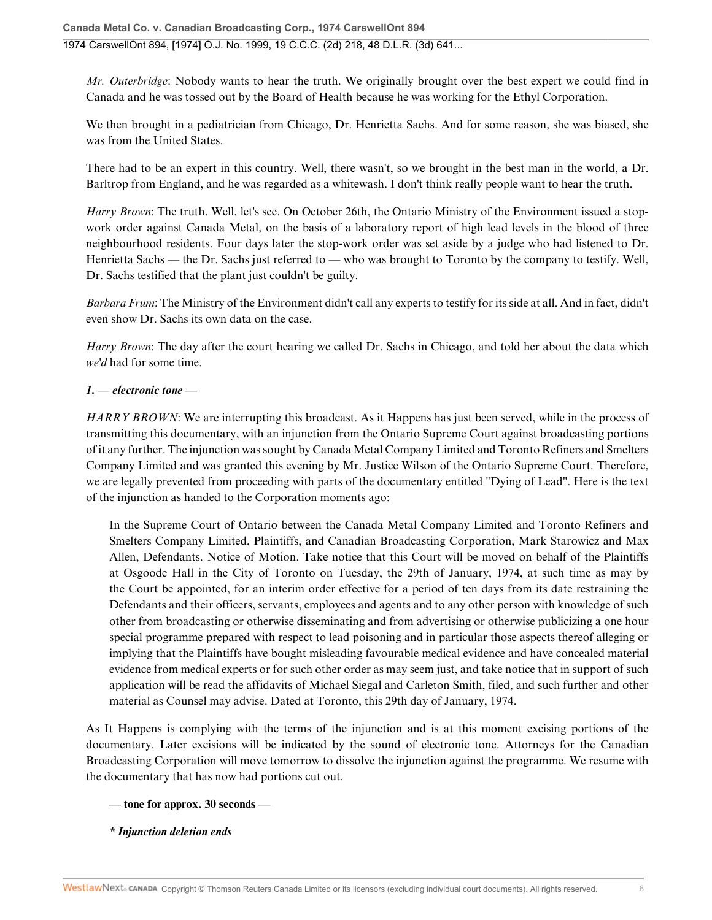*Mr. Outerbridge*: Nobody wants to hear the truth. We originally brought over the best expert we could find in Canada and he was tossed out by the Board of Health because he was working for the Ethyl Corporation.

We then brought in a pediatrician from Chicago, Dr. Henrietta Sachs. And for some reason, she was biased, she was from the United States.

There had to be an expert in this country. Well, there wasn't, so we brought in the best man in the world, a Dr. Barltrop from England, and he was regarded as a whitewash. I don't think really people want to hear the truth.

*Harry Brown*: The truth. Well, let's see. On October 26th, the Ontario Ministry of the Environment issued a stop-work order against Canada Metal, on the basis of a laboratory report of high lead levels in the blood of three neighbourhood residents. Four days later the stop-work order was set aside by a judge who had listened to Dr. Henrietta Sachs — the Dr. Sachs just referred to — who was brought to Toronto by the company to testify. Well, Dr. Sachs testified that the plant just couldn't be guilty.

*Barbara Frum*: The Ministry of the Environment didn't call any experts to testify for its side at all. And in fact, didn't even show Dr. Sachs its own data on the case.

*Harry Brown*: The day after the court hearing we called Dr. Sachs in Chicago, and told her about the data which *we'd* had for some time.

***1. — electronic tone —***

*HARRY BROWN*: We are interrupting this broadcast. As it Happens has just been served, while in the process of transmitting this documentary, with an injunction from the Ontario Supreme Court against broadcasting portions of it any further. The injunction was sought by Canada Metal Company Limited and Toronto Refiners and Smelters Company Limited and was granted this evening by Mr. Justice Wilson of the Ontario Supreme Court. Therefore, we are legally prevented from proceeding with parts of the documentary entitled "Dying of Lead". Here is the text of the injunction as handed to the Corporation moments ago:

> In the Supreme Court of Ontario between the Canada Metal Company Limited and Toronto Refiners and Smelters Company Limited, Plaintiffs, and Canadian Broadcasting Corporation, Mark Starowicz and Max Allen, Defendants. Notice of Motion. Take notice that this Court will be moved on behalf of the Plaintiffs at Osgoode Hall in the City of Toronto on Tuesday, the 29th of January, 1974, at such time as may by the Court be appointed, for an interim order effective for a period of ten days from its date restraining the Defendants and their officers, servants, employees and agents and to any other person with knowledge of such other from broadcasting or otherwise disseminating and from advertising or otherwise publicizing a one hour special programme prepared with respect to lead poisoning and in particular those aspects thereof alleging or implying that the Plaintiffs have bought misleading favourable medical evidence and have concealed material evidence from medical experts or for such other order as may seem just, and take notice that in support of such application will be read the affidavits of Michael Siegal and Carleton Smith, filed, and such further and other material as Counsel may advise. Dated at Toronto, this 29th day of January, 1974.

As It Happens is complying with the terms of the injunction and is at this moment excising portions of the documentary. Later excisions will be indicated by the sound of electronic tone. Attorneys for the Canadian Broadcasting Corporation will move tomorrow to dissolve the injunction against the programme. We resume with the documentary that has now had portions cut out.

> **— tone for approx. 30 seconds —**
>
> ***\* Injunction deletion ends***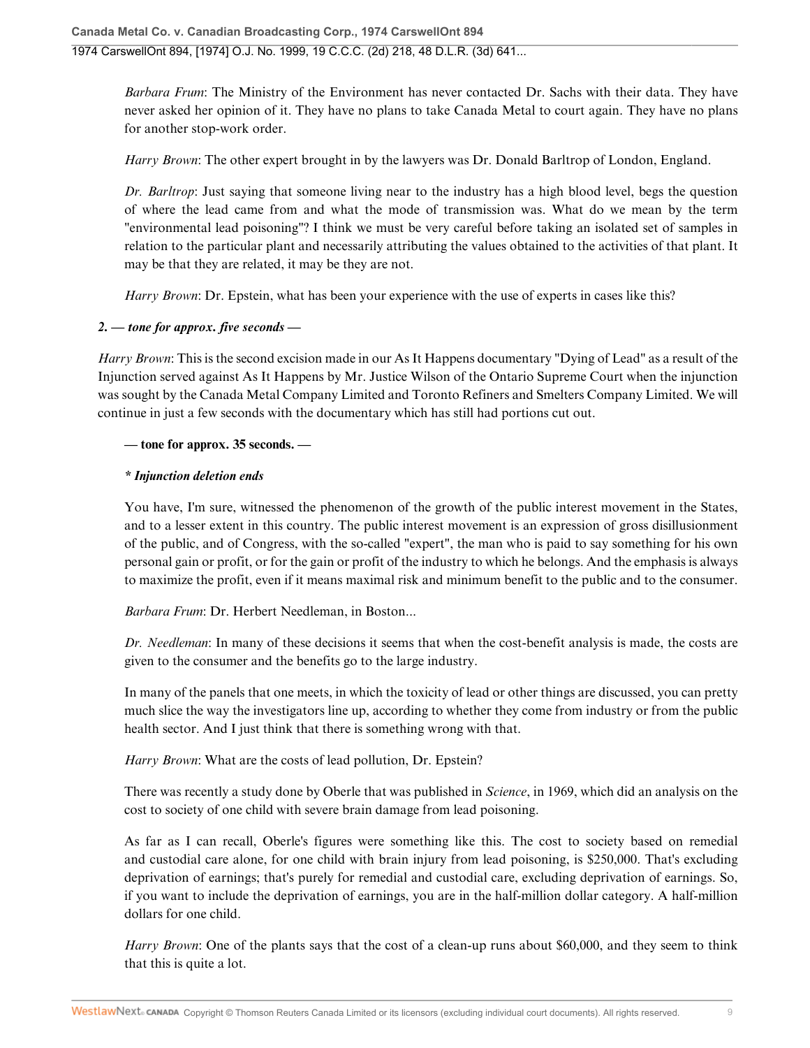*Barbara Frum*: The Ministry of the Environment has never contacted Dr. Sachs with their data. They have never asked her opinion of it. They have no plans to take Canada Metal to court again. They have no plans for another stop-work order.

*Harry Brown*: The other expert brought in by the lawyers was Dr. Donald Barltrop of London, England.

*Dr. Barltrop*: Just saying that someone living near to the industry has a high blood level, begs the question of where the lead came from and what the mode of transmission was. What do we mean by the term "environmental lead poisoning"? I think we must be very careful before taking an isolated set of samples in relation to the particular plant and necessarily attributing the values obtained to the activities of that plant. It may be that they are related, it may be they are not.

*Harry Brown*: Dr. Epstein, what has been your experience with the use of experts in cases like this?

***2. — tone for approx. five seconds —***

*Harry Brown*: This is the second excision made in our As It Happens documentary "Dying of Lead" as a result of the Injunction served against As It Happens by Mr. Justice Wilson of the Ontario Supreme Court when the injunction was sought by the Canada Metal Company Limited and Toronto Refiners and Smelters Company Limited. We will continue in just a few seconds with the documentary which has still had portions cut out.

**— tone for approx. 35 seconds. —**

***\* Injunction deletion ends***

You have, I'm sure, witnessed the phenomenon of the growth of the public interest movement in the States, and to a lesser extent in this country. The public interest movement is an expression of gross disillusionment of the public, and of Congress, with the so-called "expert", the man who is paid to say something for his own personal gain or profit, or for the gain or profit of the industry to which he belongs. And the emphasis is always to maximize the profit, even if it means maximal risk and minimum benefit to the public and to the consumer.

*Barbara Frum*: Dr. Herbert Needleman, in Boston...

*Dr. Needleman*: In many of these decisions it seems that when the cost-benefit analysis is made, the costs are given to the consumer and the benefits go to the large industry.

In many of the panels that one meets, in which the toxicity of lead or other things are discussed, you can pretty much slice the way the investigators line up, according to whether they come from industry or from the public health sector. And I just think that there is something wrong with that.

*Harry Brown*: What are the costs of lead pollution, Dr. Epstein?

There was recently a study done by Oberle that was published in *Science*, in 1969, which did an analysis on the cost to society of one child with severe brain damage from lead poisoning.

As far as I can recall, Oberle's figures were something like this. The cost to society based on remedial and custodial care alone, for one child with brain injury from lead poisoning, is $250,000. That's excluding deprivation of earnings; that's purely for remedial and custodial care, excluding deprivation of earnings. So, if you want to include the deprivation of earnings, you are in the half-million dollar category. A half-million dollars for one child.

*Harry Brown*: One of the plants says that the cost of a clean-up runs about $60,000, and they seem to think that this is quite a lot.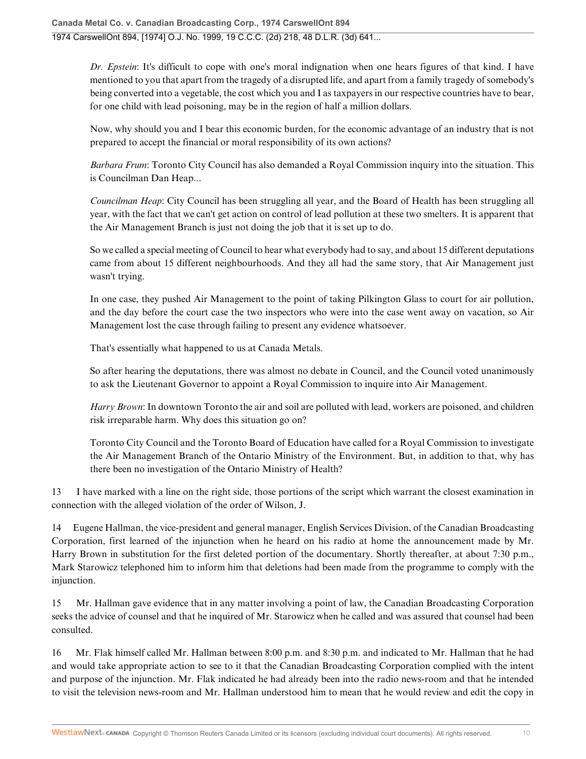*Dr. Epstein*: It's difficult to cope with one's moral indignation when one hears figures of that kind. I have mentioned to you that apart from the tragedy of a disrupted life, and apart from a family tragedy of somebody's being converted into a vegetable, the cost which you and I as taxpayers in our respective countries have to bear, for one child with lead poisoning, may be in the region of half a million dollars.

Now, why should you and I bear this economic burden, for the economic advantage of an industry that is not prepared to accept the financial or moral responsibility of its own actions?

*Barbara Frum*: Toronto City Council has also demanded a Royal Commission inquiry into the situation. This is Councilman Dan Heap...

*Councilman Heap*: City Council has been struggling all year, and the Board of Health has been struggling all year, with the fact that we can't get action on control of lead pollution at these two smelters. It is apparent that the Air Management Branch is just not doing the job that it is set up to do.

So we called a special meeting of Council to hear what everybody had to say, and about 15 different deputations came from about 15 different neighbourhoods. And they all had the same story, that Air Management just wasn't trying.

In one case, they pushed Air Management to the point of taking Pilkington Glass to court for air pollution, and the day before the court case the two inspectors who were into the case went away on vacation, so Air Management lost the case through failing to present any evidence whatsoever.

That's essentially what happened to us at Canada Metals.

So after hearing the deputations, there was almost no debate in Council, and the Council voted unanimously to ask the Lieutenant Governor to appoint a Royal Commission to inquire into Air Management.

*Harry Brown*: In downtown Toronto the air and soil are polluted with lead, workers are poisoned, and children risk irreparable harm. Why does this situation go on?

Toronto City Council and the Toronto Board of Education have called for a Royal Commission to investigate the Air Management Branch of the Ontario Ministry of the Environment. But, in addition to that, why has there been no investigation of the Ontario Ministry of Health?

13 I have marked with a line on the right side, those portions of the script which warrant the closest examination in connection with the alleged violation of the order of Wilson, J.

14 Eugene Hallman, the vice-president and general manager, English Services Division, of the Canadian Broadcasting Corporation, first learned of the injunction when he heard on his radio at home the announcement made by Mr. Harry Brown in substitution for the first deleted portion of the documentary. Shortly thereafter, at about 7:30 p.m., Mark Starowicz telephoned him to inform him that deletions had been made from the programme to comply with the injunction.

15 Mr. Hallman gave evidence that in any matter involving a point of law, the Canadian Broadcasting Corporation seeks the advice of counsel and that he inquired of Mr. Starowicz when he called and was assured that counsel had been consulted.

16 Mr. Flak himself called Mr. Hallman between 8:00 p.m. and 8:30 p.m. and indicated to Mr. Hallman that he had and would take appropriate action to see to it that the Canadian Broadcasting Corporation complied with the intent and purpose of the injunction. Mr. Flak indicated he had already been into the radio news-room and that he intended to visit the television news-room and Mr. Hallman understood him to mean that he would review and edit the copy in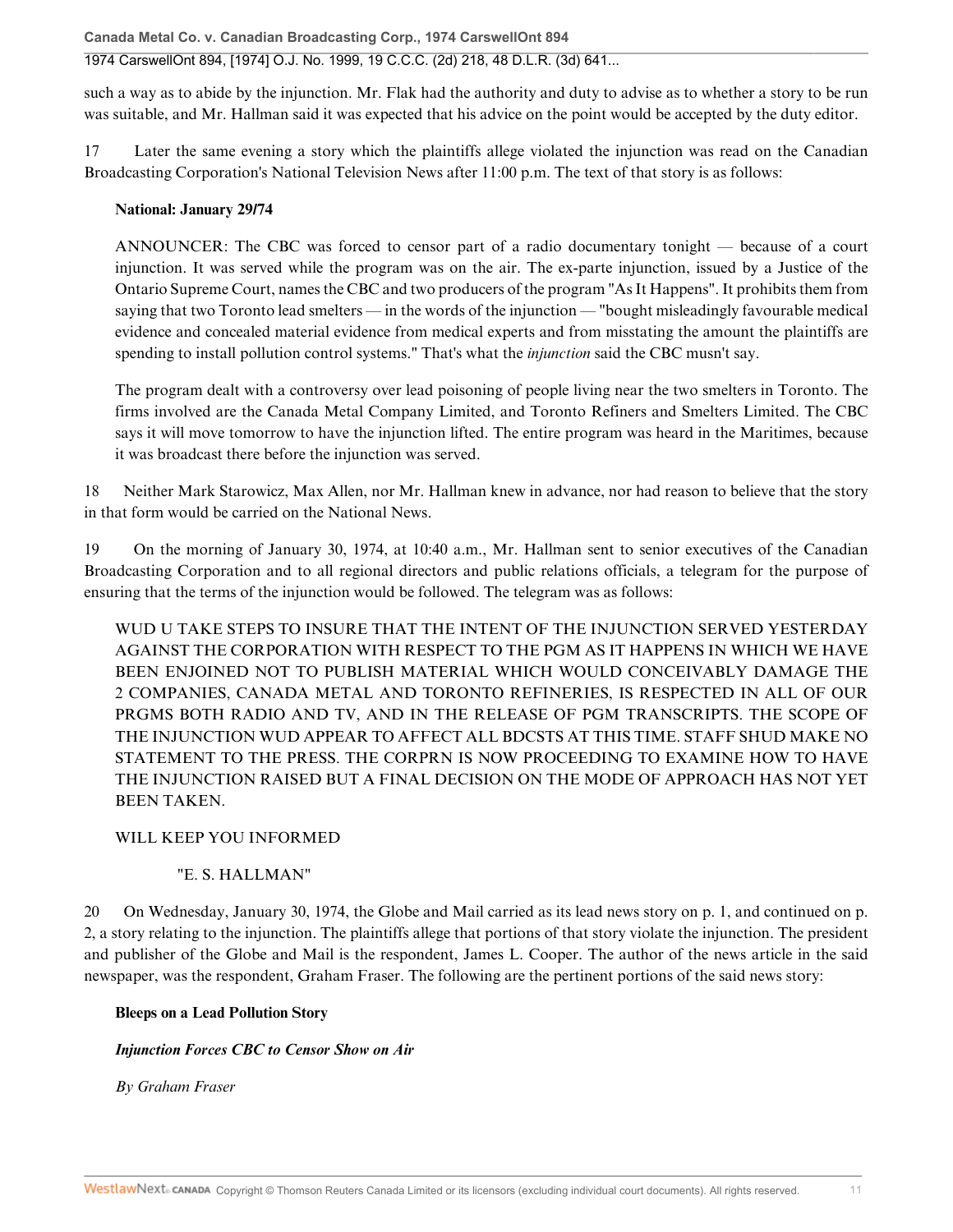such a way as to abide by the injunction. Mr. Flak had the authority and duty to advise as to whether a story to be run was suitable, and Mr. Hallman said it was expected that his advice on the point would be accepted by the duty editor.

17 Later the same evening a story which the plaintiffs allege violated the injunction was read on the Canadian Broadcasting Corporation's National Television News after 11:00 p.m. The text of that story is as follows:

> **National: January 29/74**
>
> ANNOUNCER: The CBC was forced to censor part of a radio documentary tonight — because of a court injunction. It was served while the program was on the air. The ex-parte injunction, issued by a Justice of the Ontario Supreme Court, names the CBC and two producers of the program "As It Happens". It prohibits them from saying that two Toronto lead smelters — in the words of the injunction — "bought misleadingly favourable medical evidence and concealed material evidence from medical experts and from misstating the amount the plaintiffs are spending to install pollution control systems." That's what the *injunction* said the CBC musn't say.
>
> The program dealt with a controversy over lead poisoning of people living near the two smelters in Toronto. The firms involved are the Canada Metal Company Limited, and Toronto Refiners and Smelters Limited. The CBC says it will move tomorrow to have the injunction lifted. The entire program was heard in the Maritimes, because it was broadcast there before the injunction was served.

18 Neither Mark Starowicz, Max Allen, nor Mr. Hallman knew in advance, nor had reason to believe that the story in that form would be carried on the National News.

19 On the morning of January 30, 1974, at 10:40 a.m., Mr. Hallman sent to senior executives of the Canadian Broadcasting Corporation and to all regional directors and public relations officials, a telegram for the purpose of ensuring that the terms of the injunction would be followed. The telegram was as follows:

> WUD U TAKE STEPS TO INSURE THAT THE INTENT OF THE INJUNCTION SERVED YESTERDAY AGAINST THE CORPORATION WITH RESPECT TO THE PGM AS IT HAPPENS IN WHICH WE HAVE BEEN ENJOINED NOT TO PUBLISH MATERIAL WHICH WOULD CONCEIVABLY DAMAGE THE 2 COMPANIES, CANADA METAL AND TORONTO REFINERIES, IS RESPECTED IN ALL OF OUR PRGMS BOTH RADIO AND TV, AND IN THE RELEASE OF PGM TRANSCRIPTS. THE SCOPE OF THE INJUNCTION WUD APPEAR TO AFFECT ALL BDCSTS AT THIS TIME. STAFF SHUD MAKE NO STATEMENT TO THE PRESS. THE CORPRN IS NOW PROCEEDING TO EXAMINE HOW TO HAVE THE INJUNCTION RAISED BUT A FINAL DECISION ON THE MODE OF APPROACH HAS NOT YET BEEN TAKEN.
>
> WILL KEEP YOU INFORMED
>
> "E. S. HALLMAN"

20 On Wednesday, January 30, 1974, the Globe and Mail carried as its lead news story on p. 1, and continued on p. 2, a story relating to the injunction. The plaintiffs allege that portions of that story violate the injunction. The president and publisher of the Globe and Mail is the respondent, James L. Cooper. The author of the news article in the said newspaper, was the respondent, Graham Fraser. The following are the pertinent portions of the said news story:

> **Bleeps on a Lead Pollution Story**
>
> ***Injunction Forces CBC to Censor Show on Air***
>
> *By Graham Fraser*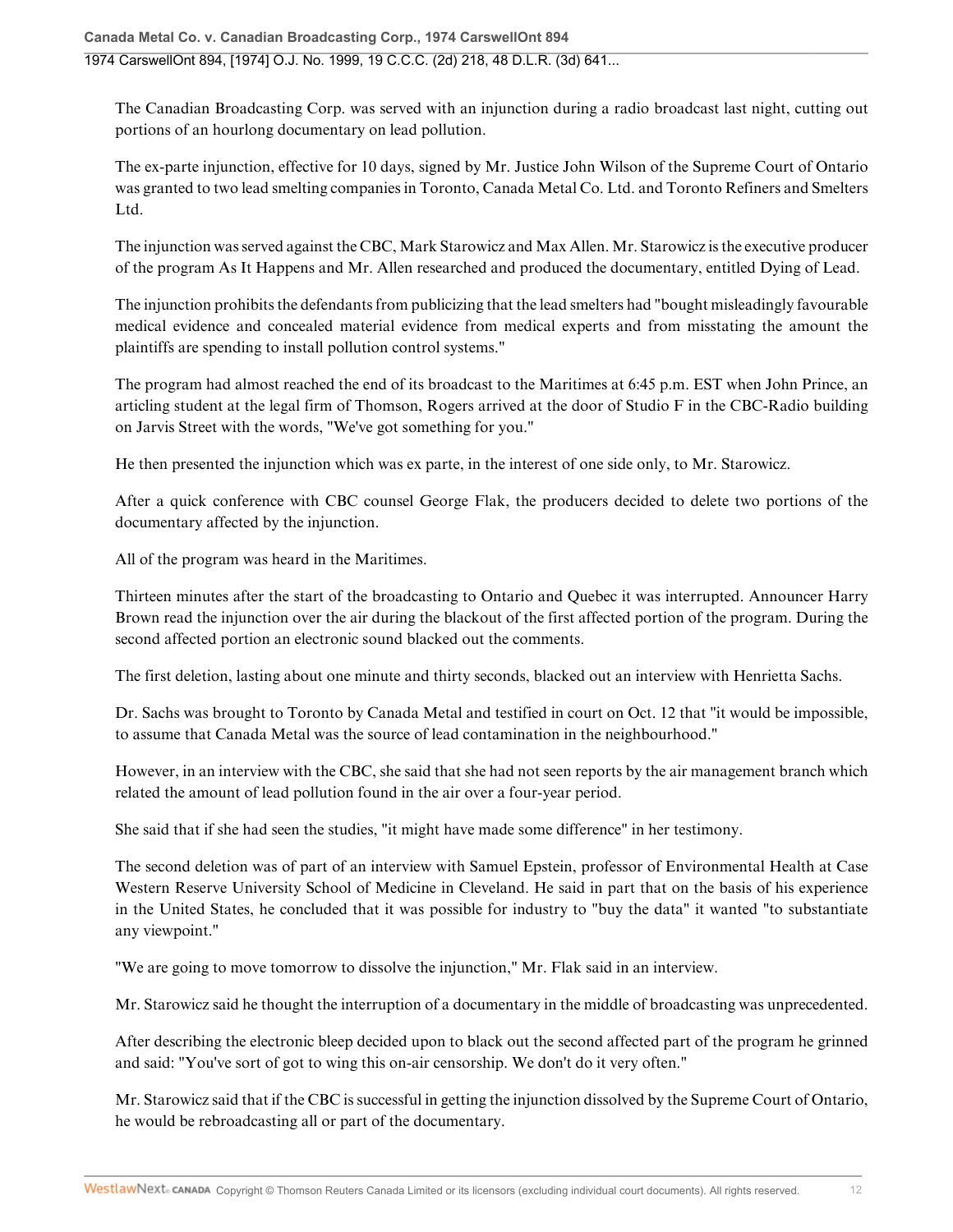The Canadian Broadcasting Corp. was served with an injunction during a radio broadcast last night, cutting out portions of an hourlong documentary on lead pollution.

The ex-parte injunction, effective for 10 days, signed by Mr. Justice John Wilson of the Supreme Court of Ontario was granted to two lead smelting companies in Toronto, Canada Metal Co. Ltd. and Toronto Refiners and Smelters Ltd.

The injunction was served against the CBC, Mark Starowicz and Max Allen. Mr. Starowicz is the executive producer of the program As It Happens and Mr. Allen researched and produced the documentary, entitled Dying of Lead.

The injunction prohibits the defendants from publicizing that the lead smelters had "bought misleadingly favourable medical evidence and concealed material evidence from medical experts and from misstating the amount the plaintiffs are spending to install pollution control systems."

The program had almost reached the end of its broadcast to the Maritimes at 6:45 p.m. EST when John Prince, an articling student at the legal firm of Thomson, Rogers arrived at the door of Studio F in the CBC-Radio building on Jarvis Street with the words, "We've got something for you."

He then presented the injunction which was ex parte, in the interest of one side only, to Mr. Starowicz.

After a quick conference with CBC counsel George Flak, the producers decided to delete two portions of the documentary affected by the injunction.

All of the program was heard in the Maritimes.

Thirteen minutes after the start of the broadcasting to Ontario and Quebec it was interrupted. Announcer Harry Brown read the injunction over the air during the blackout of the first affected portion of the program. During the second affected portion an electronic sound blacked out the comments.

The first deletion, lasting about one minute and thirty seconds, blacked out an interview with Henrietta Sachs.

Dr. Sachs was brought to Toronto by Canada Metal and testified in court on Oct. 12 that "it would be impossible, to assume that Canada Metal was the source of lead contamination in the neighbourhood."

However, in an interview with the CBC, she said that she had not seen reports by the air management branch which related the amount of lead pollution found in the air over a four-year period.

She said that if she had seen the studies, "it might have made some difference" in her testimony.

The second deletion was of part of an interview with Samuel Epstein, professor of Environmental Health at Case Western Reserve University School of Medicine in Cleveland. He said in part that on the basis of his experience in the United States, he concluded that it was possible for industry to "buy the data" it wanted "to substantiate any viewpoint."

"We are going to move tomorrow to dissolve the injunction," Mr. Flak said in an interview.

Mr. Starowicz said he thought the interruption of a documentary in the middle of broadcasting was unprecedented.

After describing the electronic bleep decided upon to black out the second affected part of the program he grinned and said: "You've sort of got to wing this on-air censorship. We don't do it very often."

Mr. Starowicz said that if the CBC is successful in getting the injunction dissolved by the Supreme Court of Ontario, he would be rebroadcasting all or part of the documentary.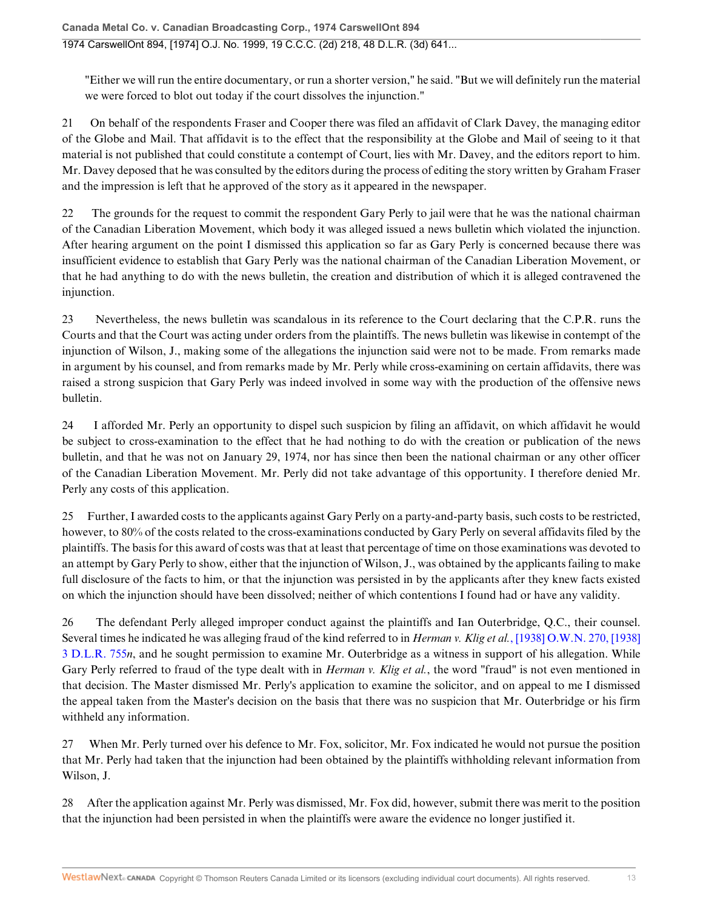"Either we will run the entire documentary, or run a shorter version," he said. "But we will definitely run the material we were forced to blot out today if the court dissolves the injunction."

21 On behalf of the respondents Fraser and Cooper there was filed an affidavit of Clark Davey, the managing editor of the Globe and Mail. That affidavit is to the effect that the responsibility at the Globe and Mail of seeing to it that material is not published that could constitute a contempt of Court, lies with Mr. Davey, and the editors report to him. Mr. Davey deposed that he was consulted by the editors during the process of editing the story written by Graham Fraser and the impression is left that he approved of the story as it appeared in the newspaper.

22 The grounds for the request to commit the respondent Gary Perly to jail were that he was the national chairman of the Canadian Liberation Movement, which body it was alleged issued a news bulletin which violated the injunction. After hearing argument on the point I dismissed this application so far as Gary Perly is concerned because there was insufficient evidence to establish that Gary Perly was the national chairman of the Canadian Liberation Movement, or that he had anything to do with the news bulletin, the creation and distribution of which it is alleged contravened the injunction.

23 Nevertheless, the news bulletin was scandalous in its reference to the Court declaring that the C.P.R. runs the Courts and that the Court was acting under orders from the plaintiffs. The news bulletin was likewise in contempt of the injunction of Wilson, J., making some of the allegations the injunction said were not to be made. From remarks made in argument by his counsel, and from remarks made by Mr. Perly while cross-examining on certain affidavits, there was raised a strong suspicion that Gary Perly was indeed involved in some way with the production of the offensive news bulletin.

24 I afforded Mr. Perly an opportunity to dispel such suspicion by filing an affidavit, on which affidavit he would be subject to cross-examination to the effect that he had nothing to do with the creation or publication of the news bulletin, and that he was not on January 29, 1974, nor has since then been the national chairman or any other officer of the Canadian Liberation Movement. Mr. Perly did not take advantage of this opportunity. I therefore denied Mr. Perly any costs of this application.

25 Further, I awarded costs to the applicants against Gary Perly on a party-and-party basis, such costs to be restricted, however, to 80% of the costs related to the cross-examinations conducted by Gary Perly on several affidavits filed by the plaintiffs. The basis for this award of costs was that at least that percentage of time on those examinations was devoted to an attempt by Gary Perly to show, either that the injunction of Wilson, J., was obtained by the applicants failing to make full disclosure of the facts to him, or that the injunction was persisted in by the applicants after they knew facts existed on which the injunction should have been dissolved; neither of which contentions I found had or have any validity.

26 The defendant Perly alleged improper conduct against the plaintiffs and Ian Outerbridge, Q.C., their counsel. Several times he indicated he was alleging fraud of the kind referred to in *Herman v. Klig et al.*, [1938] O.W.N. 270, [1938] 3 D.L.R. 755*n*, and he sought permission to examine Mr. Outerbridge as a witness in support of his allegation. While Gary Perly referred to fraud of the type dealt with in *Herman v. Klig et al.*, the word "fraud" is not even mentioned in that decision. The Master dismissed Mr. Perly's application to examine the solicitor, and on appeal to me I dismissed the appeal taken from the Master's decision on the basis that there was no suspicion that Mr. Outerbridge or his firm withheld any information.

27 When Mr. Perly turned over his defence to Mr. Fox, solicitor, Mr. Fox indicated he would not pursue the position that Mr. Perly had taken that the injunction had been obtained by the plaintiffs withholding relevant information from Wilson, J.

28 After the application against Mr. Perly was dismissed, Mr. Fox did, however, submit there was merit to the position that the injunction had been persisted in when the plaintiffs were aware the evidence no longer justified it.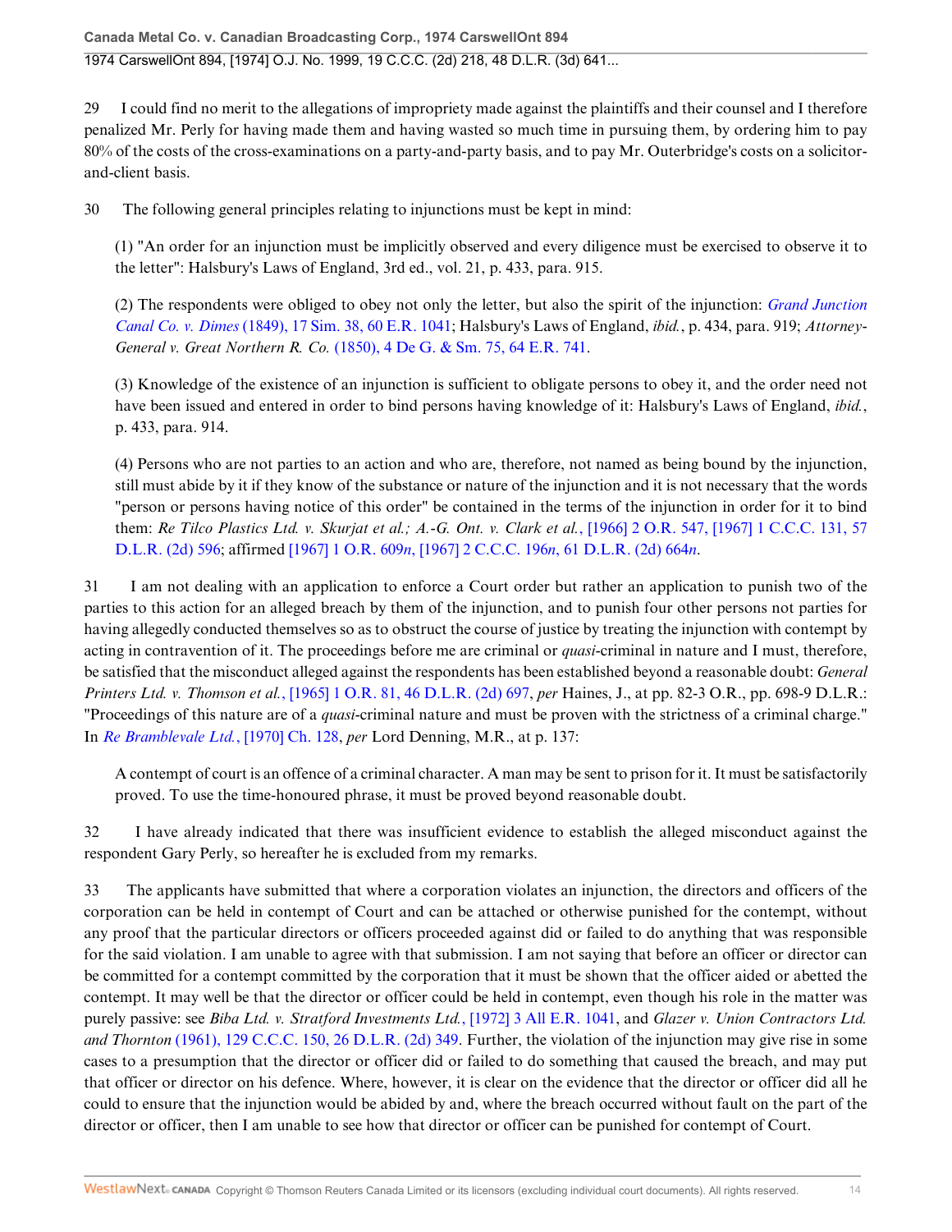29 I could find no merit to the allegations of impropriety made against the plaintiffs and their counsel and I therefore penalized Mr. Perly for having made them and having wasted so much time in pursuing them, by ordering him to pay 80% of the costs of the cross-examinations on a party-and-party basis, and to pay Mr. Outerbridge's costs on a solicitor-and-client basis.

30 The following general principles relating to injunctions must be kept in mind:

> (1) "An order for an injunction must be implicitly observed and every diligence must be exercised to observe it to the letter": Halsbury's Laws of England, 3rd ed., vol. 21, p. 433, para. 915.
>
> (2) The respondents were obliged to obey not only the letter, but also the spirit of the injunction: *Grand Junction Canal Co. v. Dimes* (1849), 17 Sim. 38, 60 E.R. 1041; Halsbury's Laws of England, *ibid.*, p. 434, para. 919; *Attorney-General v. Great Northern R. Co.* (1850), 4 De G. & Sm. 75, 64 E.R. 741.
>
> (3) Knowledge of the existence of an injunction is sufficient to obligate persons to obey it, and the order need not have been issued and entered in order to bind persons having knowledge of it: Halsbury's Laws of England, *ibid.*, p. 433, para. 914.
>
> (4) Persons who are not parties to an action and who are, therefore, not named as being bound by the injunction, still must abide by it if they know of the substance or nature of the injunction and it is not necessary that the words "person or persons having notice of this order" be contained in the terms of the injunction in order for it to bind them: *Re Tilco Plastics Ltd. v. Skurjat et al.; A.-G. Ont. v. Clark et al.*, [1966] 2 O.R. 547, [1967] 1 C.C.C. 131, 57 D.L.R. (2d) 596; affirmed [1967] 1 O.R. 609*n*, [1967] 2 C.C.C. 196*n*, 61 D.L.R. (2d) 664*n*.

31 I am not dealing with an application to enforce a Court order but rather an application to punish two of the parties to this action for an alleged breach by them of the injunction, and to punish four other persons not parties for having allegedly conducted themselves so as to obstruct the course of justice by treating the injunction with contempt by acting in contravention of it. The proceedings before me are criminal or *quasi*-criminal in nature and I must, therefore, be satisfied that the misconduct alleged against the respondents has been established beyond a reasonable doubt: *General Printers Ltd. v. Thomson et al.*, [1965] 1 O.R. 81, 46 D.L.R. (2d) 697, *per* Haines, J., at pp. 82-3 O.R., pp. 698-9 D.L.R.: "Proceedings of this nature are of a *quasi*-criminal nature and must be proven with the strictness of a criminal charge." In *Re Bramblevale Ltd.*, [1970] Ch. 128, *per* Lord Denning, M.R., at p. 137:

> A contempt of court is an offence of a criminal character. A man may be sent to prison for it. It must be satisfactorily proved. To use the time-honoured phrase, it must be proved beyond reasonable doubt.

32 I have already indicated that there was insufficient evidence to establish the alleged misconduct against the respondent Gary Perly, so hereafter he is excluded from my remarks.

33 The applicants have submitted that where a corporation violates an injunction, the directors and officers of the corporation can be held in contempt of Court and can be attached or otherwise punished for the contempt, without any proof that the particular directors or officers proceeded against did or failed to do anything that was responsible for the said violation. I am unable to agree with that submission. I am not saying that before an officer or director can be committed for a contempt committed by the corporation that it must be shown that the officer aided or abetted the contempt. It may well be that the director or officer could be held in contempt, even though his role in the matter was purely passive: see *Biba Ltd. v. Stratford Investments Ltd.*, [1972] 3 All E.R. 1041, and *Glazer v. Union Contractors Ltd. and Thornton* (1961), 129 C.C.C. 150, 26 D.L.R. (2d) 349. Further, the violation of the injunction may give rise in some cases to a presumption that the director or officer did or failed to do something that caused the breach, and may put that officer or director on his defence. Where, however, it is clear on the evidence that the director or officer did all he could to ensure that the injunction would be abided by and, where the breach occurred without fault on the part of the director or officer, then I am unable to see how that director or officer can be punished for contempt of Court.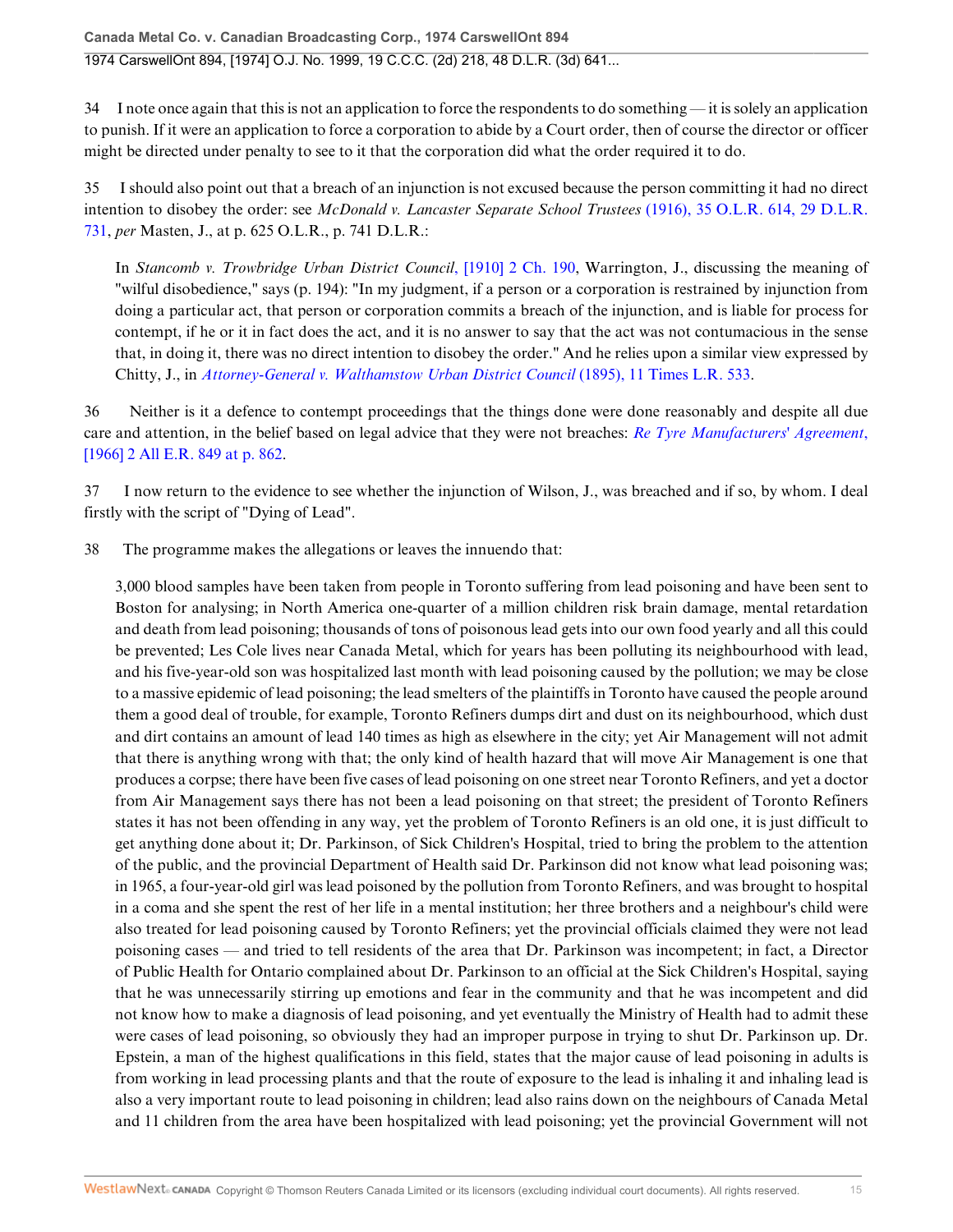34 I note once again that this is not an application to force the respondents to do something — it is solely an application to punish. If it were an application to force a corporation to abide by a Court order, then of course the director or officer might be directed under penalty to see to it that the corporation did what the order required it to do.

35 I should also point out that a breach of an injunction is not excused because the person committing it had no direct intention to disobey the order: see *McDonald v. Lancaster Separate School Trustees* (1916), 35 O.L.R. 614, 29 D.L.R. 731, *per* Masten, J., at p. 625 O.L.R., p. 741 D.L.R.:

> In *Stancomb v. Trowbridge Urban District Council*, [1910] 2 Ch. 190, Warrington, J., discussing the meaning of "wilful disobedience," says (p. 194): "In my judgment, if a person or a corporation is restrained by injunction from doing a particular act, that person or corporation commits a breach of the injunction, and is liable for process for contempt, if he or it in fact does the act, and it is no answer to say that the act was not contumacious in the sense that, in doing it, there was no direct intention to disobey the order." And he relies upon a similar view expressed by Chitty, J., in *Attorney-General v. Walthamstow Urban District Council* (1895), 11 Times L.R. 533.

36 Neither is it a defence to contempt proceedings that the things done were done reasonably and despite all due care and attention, in the belief based on legal advice that they were not breaches: *Re Tyre Manufacturers' Agreement*, [1966] 2 All E.R. 849 at p. 862.

37 I now return to the evidence to see whether the injunction of Wilson, J., was breached and if so, by whom. I deal firstly with the script of "Dying of Lead".

38 The programme makes the allegations or leaves the innuendo that:

> 3,000 blood samples have been taken from people in Toronto suffering from lead poisoning and have been sent to Boston for analysing; in North America one-quarter of a million children risk brain damage, mental retardation and death from lead poisoning; thousands of tons of poisonous lead gets into our own food yearly and all this could be prevented; Les Cole lives near Canada Metal, which for years has been polluting its neighbourhood with lead, and his five-year-old son was hospitalized last month with lead poisoning caused by the pollution; we may be close to a massive epidemic of lead poisoning; the lead smelters of the plaintiffs in Toronto have caused the people around them a good deal of trouble, for example, Toronto Refiners dumps dirt and dust on its neighbourhood, which dust and dirt contains an amount of lead 140 times as high as elsewhere in the city; yet Air Management will not admit that there is anything wrong with that; the only kind of health hazard that will move Air Management is one that produces a corpse; there have been five cases of lead poisoning on one street near Toronto Refiners, and yet a doctor from Air Management says there has not been a lead poisoning on that street; the president of Toronto Refiners states it has not been offending in any way, yet the problem of Toronto Refiners is an old one, it is just difficult to get anything done about it; Dr. Parkinson, of Sick Children's Hospital, tried to bring the problem to the attention of the public, and the provincial Department of Health said Dr. Parkinson did not know what lead poisoning was; in 1965, a four-year-old girl was lead poisoned by the pollution from Toronto Refiners, and was brought to hospital in a coma and she spent the rest of her life in a mental institution; her three brothers and a neighbour's child were also treated for lead poisoning caused by Toronto Refiners; yet the provincial officials claimed they were not lead poisoning cases — and tried to tell residents of the area that Dr. Parkinson was incompetent; in fact, a Director of Public Health for Ontario complained about Dr. Parkinson to an official at the Sick Children's Hospital, saying that he was unnecessarily stirring up emotions and fear in the community and that he was incompetent and did not know how to make a diagnosis of lead poisoning, and yet eventually the Ministry of Health had to admit these were cases of lead poisoning, so obviously they had an improper purpose in trying to shut Dr. Parkinson up. Dr. Epstein, a man of the highest qualifications in this field, states that the major cause of lead poisoning in adults is from working in lead processing plants and that the route of exposure to the lead is inhaling it and inhaling lead is also a very important route to lead poisoning in children; lead also rains down on the neighbours of Canada Metal and 11 children from the area have been hospitalized with lead poisoning; yet the provincial Government will not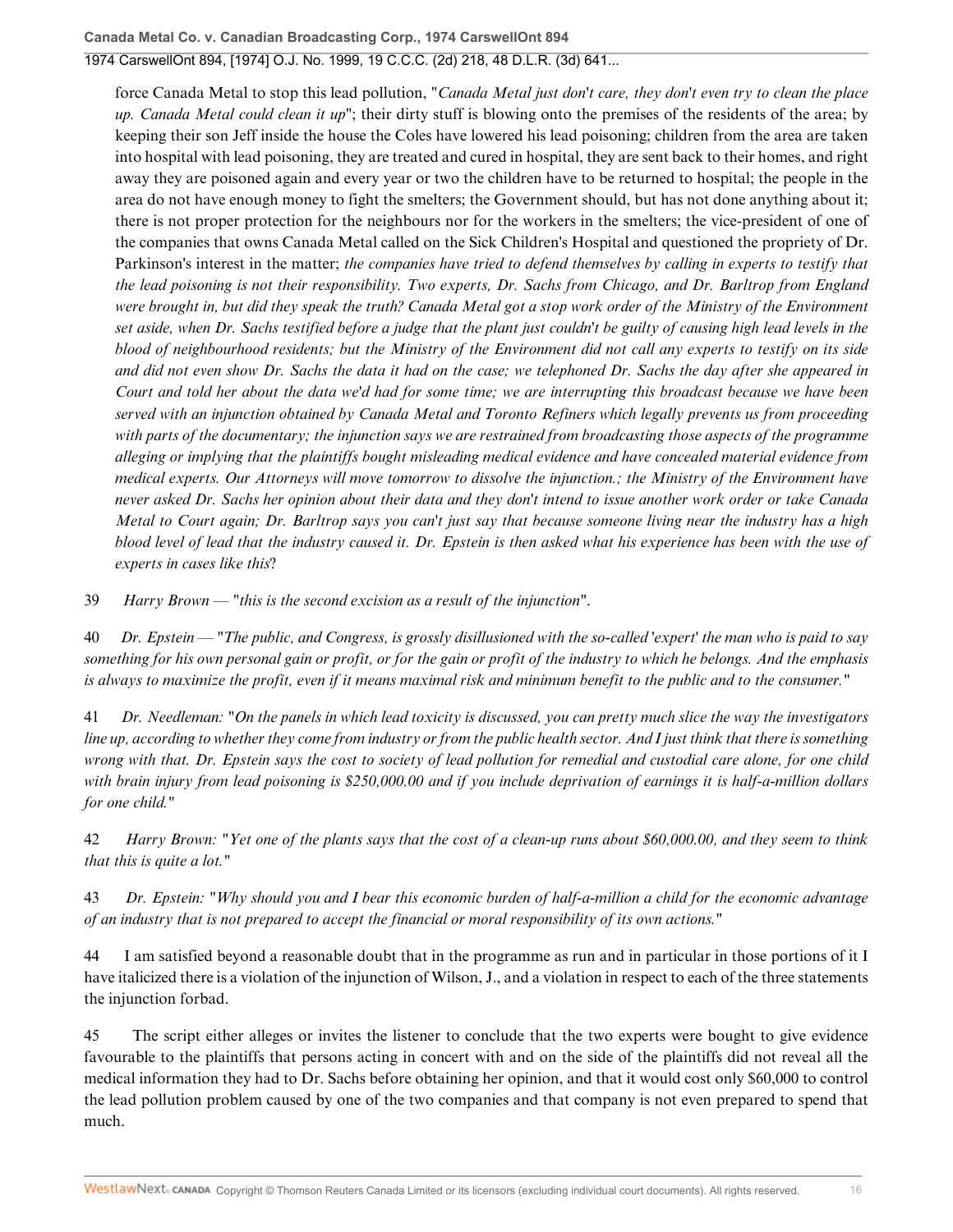force Canada Metal to stop this lead pollution, "*Canada Metal just don't care, they don't even try to clean the place up. Canada Metal could clean it up*"; their dirty stuff is blowing onto the premises of the residents of the area; by keeping their son Jeff inside the house the Coles have lowered his lead poisoning; children from the area are taken into hospital with lead poisoning, they are treated and cured in hospital, they are sent back to their homes, and right away they are poisoned again and every year or two the children have to be returned to hospital; the people in the area do not have enough money to fight the smelters; the Government should, but has not done anything about it; there is not proper protection for the neighbours nor for the workers in the smelters; the vice-president of one of the companies that owns Canada Metal called on the Sick Children's Hospital and questioned the propriety of Dr. Parkinson's interest in the matter; *the companies have tried to defend themselves by calling in experts to testify that the lead poisoning is not their responsibility. Two experts, Dr. Sachs from Chicago, and Dr. Barltrop from England were brought in, but did they speak the truth? Canada Metal got a stop work order of the Ministry of the Environment set aside, when Dr. Sachs testified before a judge that the plant just couldn't be guilty of causing high lead levels in the blood of neighbourhood residents; but the Ministry of the Environment did not call any experts to testify on its side and did not even show Dr. Sachs the data it had on the case; we telephoned Dr. Sachs the day after she appeared in Court and told her about the data we'd had for some time; we are interrupting this broadcast because we have been served with an injunction obtained by Canada Metal and Toronto Refiners which legally prevents us from proceeding with parts of the documentary; the injunction says we are restrained from broadcasting those aspects of the programme alleging or implying that the plaintiffs bought misleading medical evidence and have concealed material evidence from medical experts. Our Attorneys will move tomorrow to dissolve the injunction.; the Ministry of the Environment have never asked Dr. Sachs her opinion about their data and they don't intend to issue another work order or take Canada Metal to Court again; Dr. Barltrop says you can't just say that because someone living near the industry has a high blood level of lead that the industry caused it. Dr. Epstein is then asked what his experience has been with the use of experts in cases like this*?

39 *Harry Brown* — "*this is the second excision as a result of the injunction*".

40 *Dr. Epstein* — "*The public, and Congress, is grossly disillusioned with the so-called 'expert' the man who is paid to say something for his own personal gain or profit, or for the gain or profit of the industry to which he belongs. And the emphasis is always to maximize the profit, even if it means maximal risk and minimum benefit to the public and to the consumer.*"

41 *Dr. Needleman:* "*On the panels in which lead toxicity is discussed, you can pretty much slice the way the investigators line up, according to whether they come from industry or from the public health sector. And I just think that there is something wrong with that. Dr. Epstein says the cost to society of lead pollution for remedial and custodial care alone, for one child with brain injury from lead poisoning is $250,000.00 and if you include deprivation of earnings it is half-a-million dollars for one child.*"

42 *Harry Brown:* "*Yet one of the plants says that the cost of a clean-up runs about $60,000.00, and they seem to think that this is quite a lot.*"

43 *Dr. Epstein:* "*Why should you and I bear this economic burden of half-a-million a child for the economic advantage of an industry that is not prepared to accept the financial or moral responsibility of its own actions.*"

44 I am satisfied beyond a reasonable doubt that in the programme as run and in particular in those portions of it I have italicized there is a violation of the injunction of Wilson, J., and a violation in respect to each of the three statements the injunction forbad.

45 The script either alleges or invites the listener to conclude that the two experts were bought to give evidence favourable to the plaintiffs that persons acting in concert with and on the side of the plaintiffs did not reveal all the medical information they had to Dr. Sachs before obtaining her opinion, and that it would cost only $60,000 to control the lead pollution problem caused by one of the two companies and that company is not even prepared to spend that much.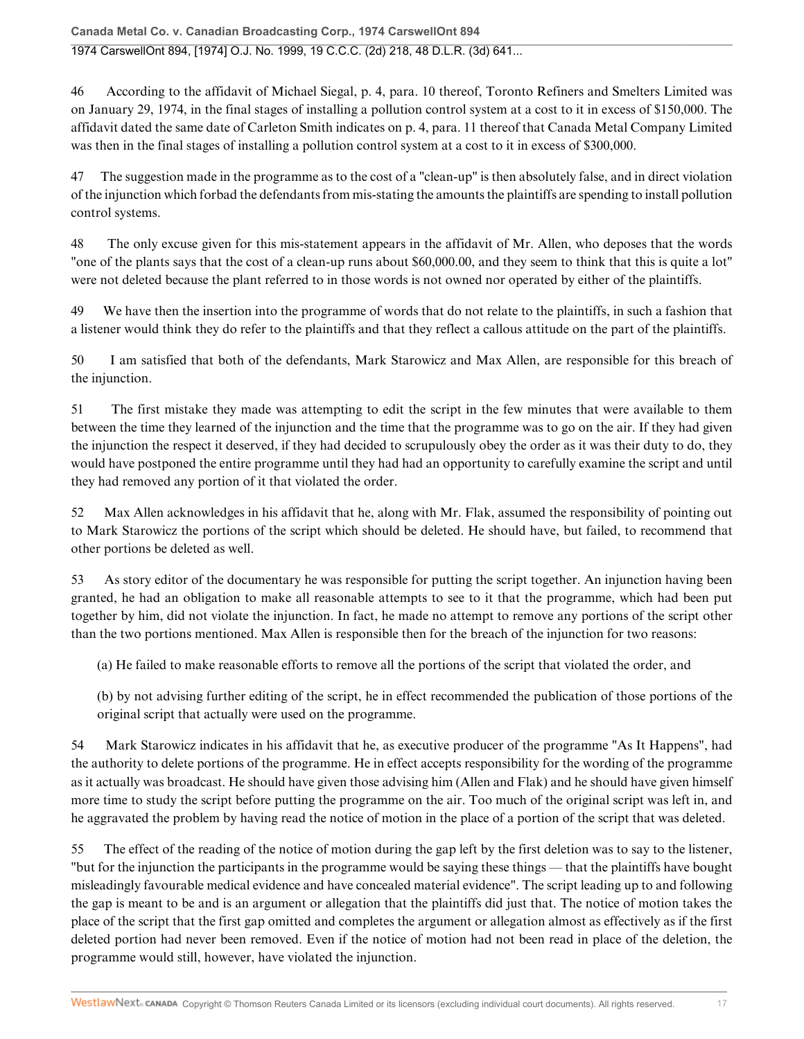46 According to the affidavit of Michael Siegal, p. 4, para. 10 thereof, Toronto Refiners and Smelters Limited was on January 29, 1974, in the final stages of installing a pollution control system at a cost to it in excess of $150,000. The affidavit dated the same date of Carleton Smith indicates on p. 4, para. 11 thereof that Canada Metal Company Limited was then in the final stages of installing a pollution control system at a cost to it in excess of $300,000.

47 The suggestion made in the programme as to the cost of a "clean-up" is then absolutely false, and in direct violation of the injunction which forbad the defendants from mis-stating the amounts the plaintiffs are spending to install pollution control systems.

48 The only excuse given for this mis-statement appears in the affidavit of Mr. Allen, who deposes that the words "one of the plants says that the cost of a clean-up runs about $60,000.00, and they seem to think that this is quite a lot" were not deleted because the plant referred to in those words is not owned nor operated by either of the plaintiffs.

49 We have then the insertion into the programme of words that do not relate to the plaintiffs, in such a fashion that a listener would think they do refer to the plaintiffs and that they reflect a callous attitude on the part of the plaintiffs.

50 I am satisfied that both of the defendants, Mark Starowicz and Max Allen, are responsible for this breach of the injunction.

51 The first mistake they made was attempting to edit the script in the few minutes that were available to them between the time they learned of the injunction and the time that the programme was to go on the air. If they had given the injunction the respect it deserved, if they had decided to scrupulously obey the order as it was their duty to do, they would have postponed the entire programme until they had had an opportunity to carefully examine the script and until they had removed any portion of it that violated the order.

52 Max Allen acknowledges in his affidavit that he, along with Mr. Flak, assumed the responsibility of pointing out to Mark Starowicz the portions of the script which should be deleted. He should have, but failed, to recommend that other portions be deleted as well.

53 As story editor of the documentary he was responsible for putting the script together. An injunction having been granted, he had an obligation to make all reasonable attempts to see to it that the programme, which had been put together by him, did not violate the injunction. In fact, he made no attempt to remove any portions of the script other than the two portions mentioned. Max Allen is responsible then for the breach of the injunction for two reasons:

(a) He failed to make reasonable efforts to remove all the portions of the script that violated the order, and

(b) by not advising further editing of the script, he in effect recommended the publication of those portions of the original script that actually were used on the programme.

54 Mark Starowicz indicates in his affidavit that he, as executive producer of the programme "As It Happens", had the authority to delete portions of the programme. He in effect accepts responsibility for the wording of the programme as it actually was broadcast. He should have given those advising him (Allen and Flak) and he should have given himself more time to study the script before putting the programme on the air. Too much of the original script was left in, and he aggravated the problem by having read the notice of motion in the place of a portion of the script that was deleted.

55 The effect of the reading of the notice of motion during the gap left by the first deletion was to say to the listener, "but for the injunction the participants in the programme would be saying these things — that the plaintiffs have bought misleadingly favourable medical evidence and have concealed material evidence". The script leading up to and following the gap is meant to be and is an argument or allegation that the plaintiffs did just that. The notice of motion takes the place of the script that the first gap omitted and completes the argument or allegation almost as effectively as if the first deleted portion had never been removed. Even if the notice of motion had not been read in place of the deletion, the programme would still, however, have violated the injunction.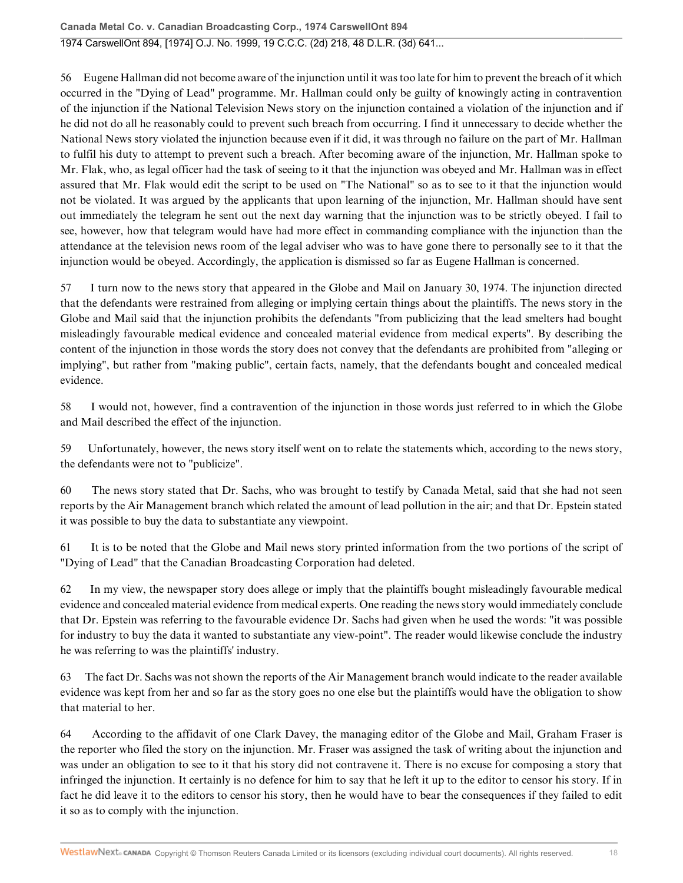56 Eugene Hallman did not become aware of the injunction until it was too late for him to prevent the breach of it which occurred in the "Dying of Lead" programme. Mr. Hallman could only be guilty of knowingly acting in contravention of the injunction if the National Television News story on the injunction contained a violation of the injunction and if he did not do all he reasonably could to prevent such breach from occurring. I find it unnecessary to decide whether the National News story violated the injunction because even if it did, it was through no failure on the part of Mr. Hallman to fulfil his duty to attempt to prevent such a breach. After becoming aware of the injunction, Mr. Hallman spoke to Mr. Flak, who, as legal officer had the task of seeing to it that the injunction was obeyed and Mr. Hallman was in effect assured that Mr. Flak would edit the script to be used on "The National" so as to see to it that the injunction would not be violated. It was argued by the applicants that upon learning of the injunction, Mr. Hallman should have sent out immediately the telegram he sent out the next day warning that the injunction was to be strictly obeyed. I fail to see, however, how that telegram would have had more effect in commanding compliance with the injunction than the attendance at the television news room of the legal adviser who was to have gone there to personally see to it that the injunction would be obeyed. Accordingly, the application is dismissed so far as Eugene Hallman is concerned.

57 I turn now to the news story that appeared in the Globe and Mail on January 30, 1974. The injunction directed that the defendants were restrained from alleging or implying certain things about the plaintiffs. The news story in the Globe and Mail said that the injunction prohibits the defendants "from publicizing that the lead smelters had bought misleadingly favourable medical evidence and concealed material evidence from medical experts". By describing the content of the injunction in those words the story does not convey that the defendants are prohibited from "alleging or implying", but rather from "making public", certain facts, namely, that the defendants bought and concealed medical evidence.

58 I would not, however, find a contravention of the injunction in those words just referred to in which the Globe and Mail described the effect of the injunction.

59 Unfortunately, however, the news story itself went on to relate the statements which, according to the news story, the defendants were not to "publicize".

60 The news story stated that Dr. Sachs, who was brought to testify by Canada Metal, said that she had not seen reports by the Air Management branch which related the amount of lead pollution in the air; and that Dr. Epstein stated it was possible to buy the data to substantiate any viewpoint.

61 It is to be noted that the Globe and Mail news story printed information from the two portions of the script of "Dying of Lead" that the Canadian Broadcasting Corporation had deleted.

62 In my view, the newspaper story does allege or imply that the plaintiffs bought misleadingly favourable medical evidence and concealed material evidence from medical experts. One reading the news story would immediately conclude that Dr. Epstein was referring to the favourable evidence Dr. Sachs had given when he used the words: "it was possible for industry to buy the data it wanted to substantiate any view-point". The reader would likewise conclude the industry he was referring to was the plaintiffs' industry.

63 The fact Dr. Sachs was not shown the reports of the Air Management branch would indicate to the reader available evidence was kept from her and so far as the story goes no one else but the plaintiffs would have the obligation to show that material to her.

64 According to the affidavit of one Clark Davey, the managing editor of the Globe and Mail, Graham Fraser is the reporter who filed the story on the injunction. Mr. Fraser was assigned the task of writing about the injunction and was under an obligation to see to it that his story did not contravene it. There is no excuse for composing a story that infringed the injunction. It certainly is no defence for him to say that he left it up to the editor to censor his story. If in fact he did leave it to the editors to censor his story, then he would have to bear the consequences if they failed to edit it so as to comply with the injunction.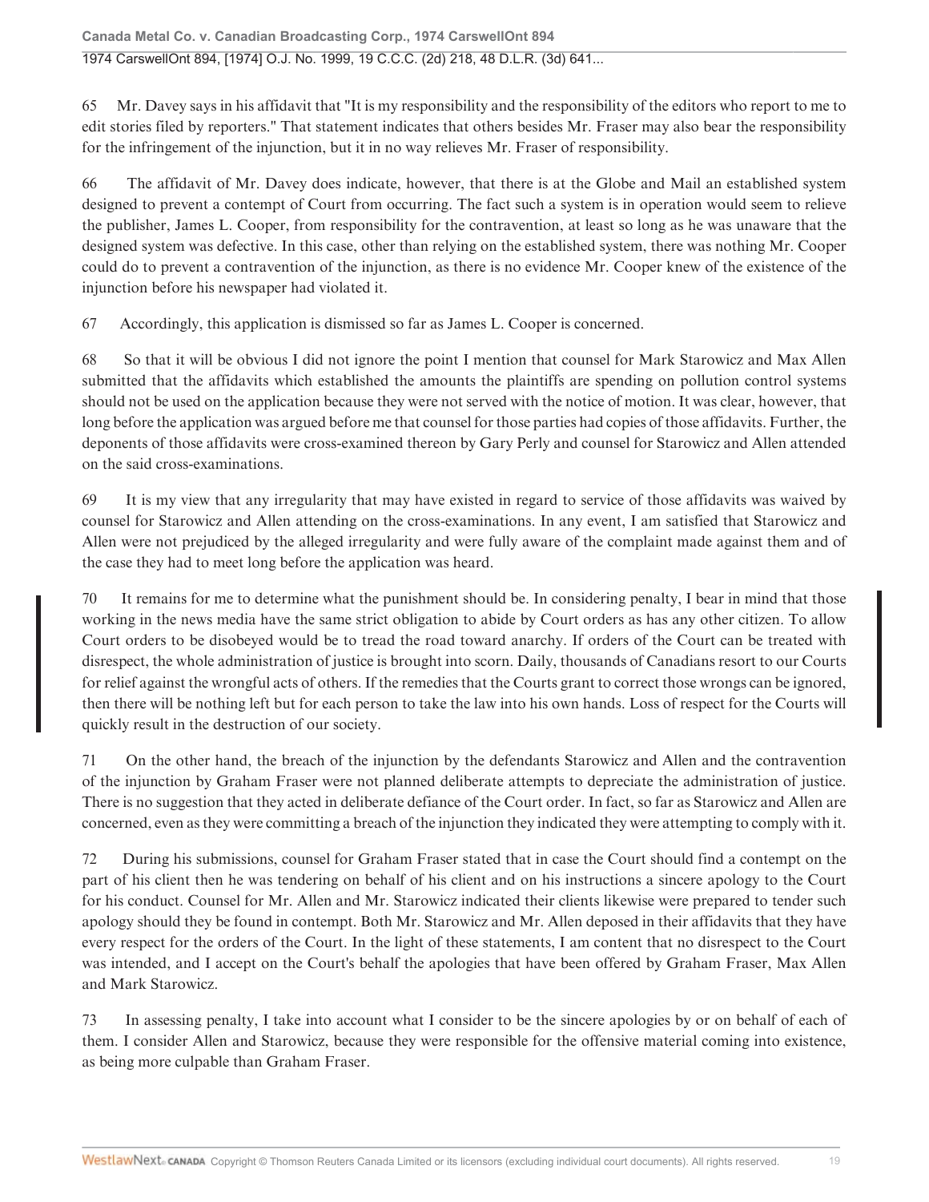65 Mr. Davey says in his affidavit that "It is my responsibility and the responsibility of the editors who report to me to edit stories filed by reporters." That statement indicates that others besides Mr. Fraser may also bear the responsibility for the infringement of the injunction, but it in no way relieves Mr. Fraser of responsibility.

66 The affidavit of Mr. Davey does indicate, however, that there is at the Globe and Mail an established system designed to prevent a contempt of Court from occurring. The fact such a system is in operation would seem to relieve the publisher, James L. Cooper, from responsibility for the contravention, at least so long as he was unaware that the designed system was defective. In this case, other than relying on the established system, there was nothing Mr. Cooper could do to prevent a contravention of the injunction, as there is no evidence Mr. Cooper knew of the existence of the injunction before his newspaper had violated it.

67 Accordingly, this application is dismissed so far as James L. Cooper is concerned.

68 So that it will be obvious I did not ignore the point I mention that counsel for Mark Starowicz and Max Allen submitted that the affidavits which established the amounts the plaintiffs are spending on pollution control systems should not be used on the application because they were not served with the notice of motion. It was clear, however, that long before the application was argued before me that counsel for those parties had copies of those affidavits. Further, the deponents of those affidavits were cross-examined thereon by Gary Perly and counsel for Starowicz and Allen attended on the said cross-examinations.

69 It is my view that any irregularity that may have existed in regard to service of those affidavits was waived by counsel for Starowicz and Allen attending on the cross-examinations. In any event, I am satisfied that Starowicz and Allen were not prejudiced by the alleged irregularity and were fully aware of the complaint made against them and of the case they had to meet long before the application was heard.

70 It remains for me to determine what the punishment should be. In considering penalty, I bear in mind that those working in the news media have the same strict obligation to abide by Court orders as has any other citizen. To allow Court orders to be disobeyed would be to tread the road toward anarchy. If orders of the Court can be treated with disrespect, the whole administration of justice is brought into scorn. Daily, thousands of Canadians resort to our Courts for relief against the wrongful acts of others. If the remedies that the Courts grant to correct those wrongs can be ignored, then there will be nothing left but for each person to take the law into his own hands. Loss of respect for the Courts will quickly result in the destruction of our society.

71 On the other hand, the breach of the injunction by the defendants Starowicz and Allen and the contravention of the injunction by Graham Fraser were not planned deliberate attempts to depreciate the administration of justice. There is no suggestion that they acted in deliberate defiance of the Court order. In fact, so far as Starowicz and Allen are concerned, even as they were committing a breach of the injunction they indicated they were attempting to comply with it.

72 During his submissions, counsel for Graham Fraser stated that in case the Court should find a contempt on the part of his client then he was tendering on behalf of his client and on his instructions a sincere apology to the Court for his conduct. Counsel for Mr. Allen and Mr. Starowicz indicated their clients likewise were prepared to tender such apology should they be found in contempt. Both Mr. Starowicz and Mr. Allen deposed in their affidavits that they have every respect for the orders of the Court. In the light of these statements, I am content that no disrespect to the Court was intended, and I accept on the Court's behalf the apologies that have been offered by Graham Fraser, Max Allen and Mark Starowicz.

73 In assessing penalty, I take into account what I consider to be the sincere apologies by or on behalf of each of them. I consider Allen and Starowicz, because they were responsible for the offensive material coming into existence, as being more culpable than Graham Fraser.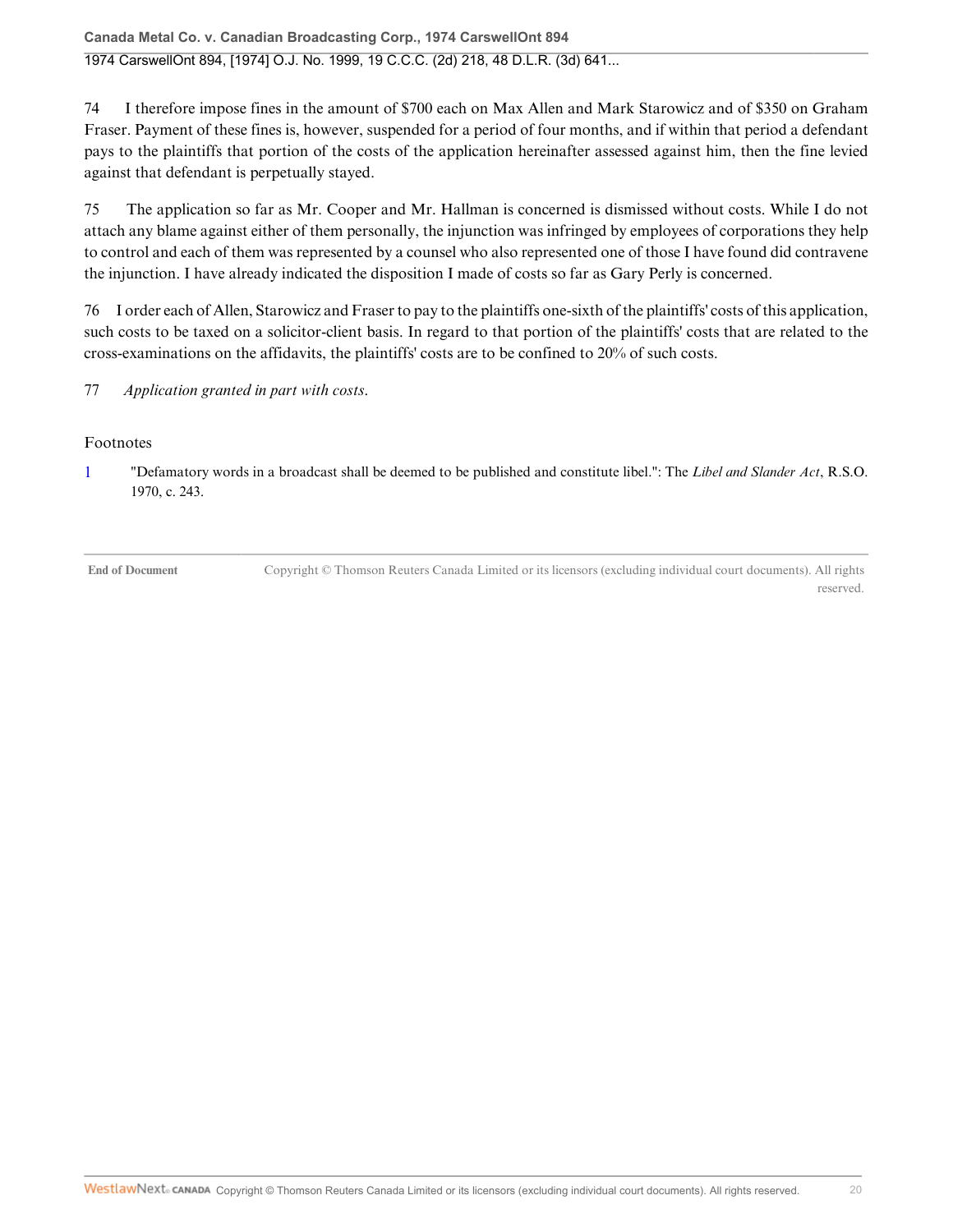74 I therefore impose fines in the amount of $700 each on Max Allen and Mark Starowicz and of $350 on Graham Fraser. Payment of these fines is, however, suspended for a period of four months, and if within that period a defendant pays to the plaintiffs that portion of the costs of the application hereinafter assessed against him, then the fine levied against that defendant is perpetually stayed.

75 The application so far as Mr. Cooper and Mr. Hallman is concerned is dismissed without costs. While I do not attach any blame against either of them personally, the injunction was infringed by employees of corporations they help to control and each of them was represented by a counsel who also represented one of those I have found did contravene the injunction. I have already indicated the disposition I made of costs so far as Gary Perly is concerned.

76 I order each of Allen, Starowicz and Fraser to pay to the plaintiffs one-sixth of the plaintiffs' costs of this application, such costs to be taxed on a solicitor-client basis. In regard to that portion of the plaintiffs' costs that are related to the cross-examinations on the affidavits, the plaintiffs' costs are to be confined to 20% of such costs.

77 *Application granted in part with costs.*

Footnotes

1 "Defamatory words in a broadcast shall be deemed to be published and constitute libel.": The *Libel and Slander Act*, R.S.O. 1970, c. 243.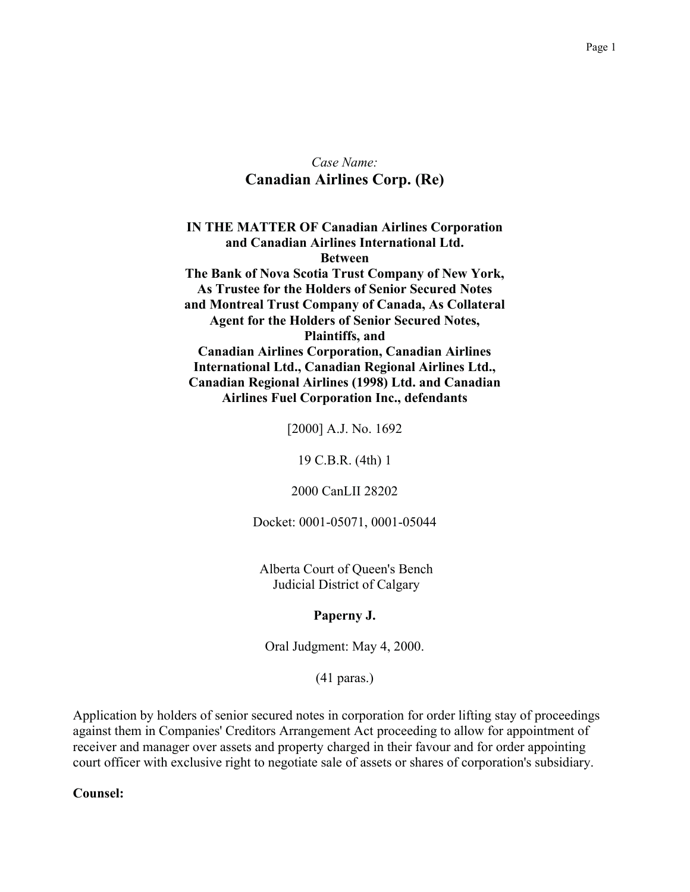*Case Name:*
# Canadian Airlines Corp. (Re)

**IN THE MATTER OF Canadian Airlines Corporation and Canadian Airlines International Ltd.**
**Between**
**The Bank of Nova Scotia Trust Company of New York, As Trustee for the Holders of Senior Secured Notes and Montreal Trust Company of Canada, As Collateral Agent for the Holders of Senior Secured Notes, Plaintiffs, and**
**Canadian Airlines Corporation, Canadian Airlines International Ltd., Canadian Regional Airlines Ltd., Canadian Regional Airlines (1998) Ltd. and Canadian Airlines Fuel Corporation Inc., defendants**

[2000] A.J. No. 1692

19 C.B.R. (4th) 1

2000 CanLII 28202

Docket: 0001-05071, 0001-05044

Alberta Court of Queen's Bench
Judicial District of Calgary

**Paperny J.**

Oral Judgment: May 4, 2000.

(41 paras.)

Application by holders of senior secured notes in corporation for order lifting stay of proceedings against them in Companies' Creditors Arrangement Act proceeding to allow for appointment of receiver and manager over assets and property charged in their favour and for order appointing court officer with exclusive right to negotiate sale of assets or shares of corporation's subsidiary.

**Counsel:**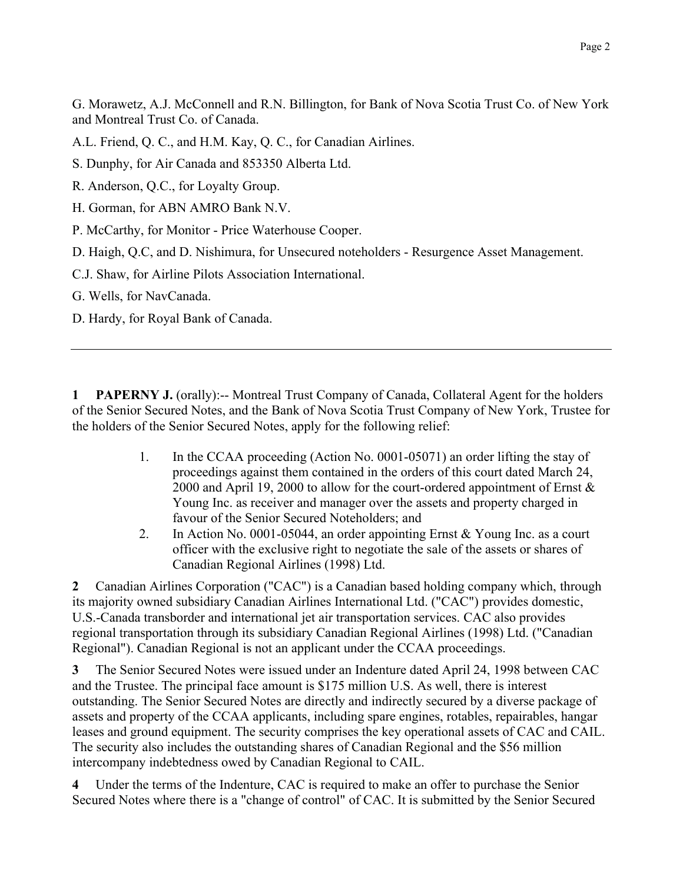G. Morawetz, A.J. McConnell and R.N. Billington, for Bank of Nova Scotia Trust Co. of New York and Montreal Trust Co. of Canada.

A.L. Friend, Q. C., and H.M. Kay, Q. C., for Canadian Airlines.

S. Dunphy, for Air Canada and 853350 Alberta Ltd.

R. Anderson, Q.C., for Loyalty Group.

H. Gorman, for ABN AMRO Bank N.V.

P. McCarthy, for Monitor - Price Waterhouse Cooper.

D. Haigh, Q.C, and D. Nishimura, for Unsecured noteholders - Resurgence Asset Management.

C.J. Shaw, for Airline Pilots Association International.

G. Wells, for NavCanada.

D. Hardy, for Royal Bank of Canada.

---

**1** **PAPERNY J.** (orally):-- Montreal Trust Company of Canada, Collateral Agent for the holders of the Senior Secured Notes, and the Bank of Nova Scotia Trust Company of New York, Trustee for the holders of the Senior Secured Notes, apply for the following relief:

1. In the CCAA proceeding (Action No. 0001-05071) an order lifting the stay of proceedings against them contained in the orders of this court dated March 24, 2000 and April 19, 2000 to allow for the court-ordered appointment of Ernst & Young Inc. as receiver and manager over the assets and property charged in favour of the Senior Secured Noteholders; and
2. In Action No. 0001-05044, an order appointing Ernst & Young Inc. as a court officer with the exclusive right to negotiate the sale of the assets or shares of Canadian Regional Airlines (1998) Ltd.

**2** Canadian Airlines Corporation ("CAC") is a Canadian based holding company which, through its majority owned subsidiary Canadian Airlines International Ltd. ("CAC") provides domestic, U.S.-Canada transborder and international jet air transportation services. CAC also provides regional transportation through its subsidiary Canadian Regional Airlines (1998) Ltd. ("Canadian Regional"). Canadian Regional is not an applicant under the CCAA proceedings.

**3** The Senior Secured Notes were issued under an Indenture dated April 24, 1998 between CAC and the Trustee. The principal face amount is $175 million U.S. As well, there is interest outstanding. The Senior Secured Notes are directly and indirectly secured by a diverse package of assets and property of the CCAA applicants, including spare engines, rotables, repairables, hangar leases and ground equipment. The security comprises the key operational assets of CAC and CAIL. The security also includes the outstanding shares of Canadian Regional and the $56 million intercompany indebtedness owed by Canadian Regional to CAIL.

**4** Under the terms of the Indenture, CAC is required to make an offer to purchase the Senior Secured Notes where there is a "change of control" of CAC. It is submitted by the Senior Secured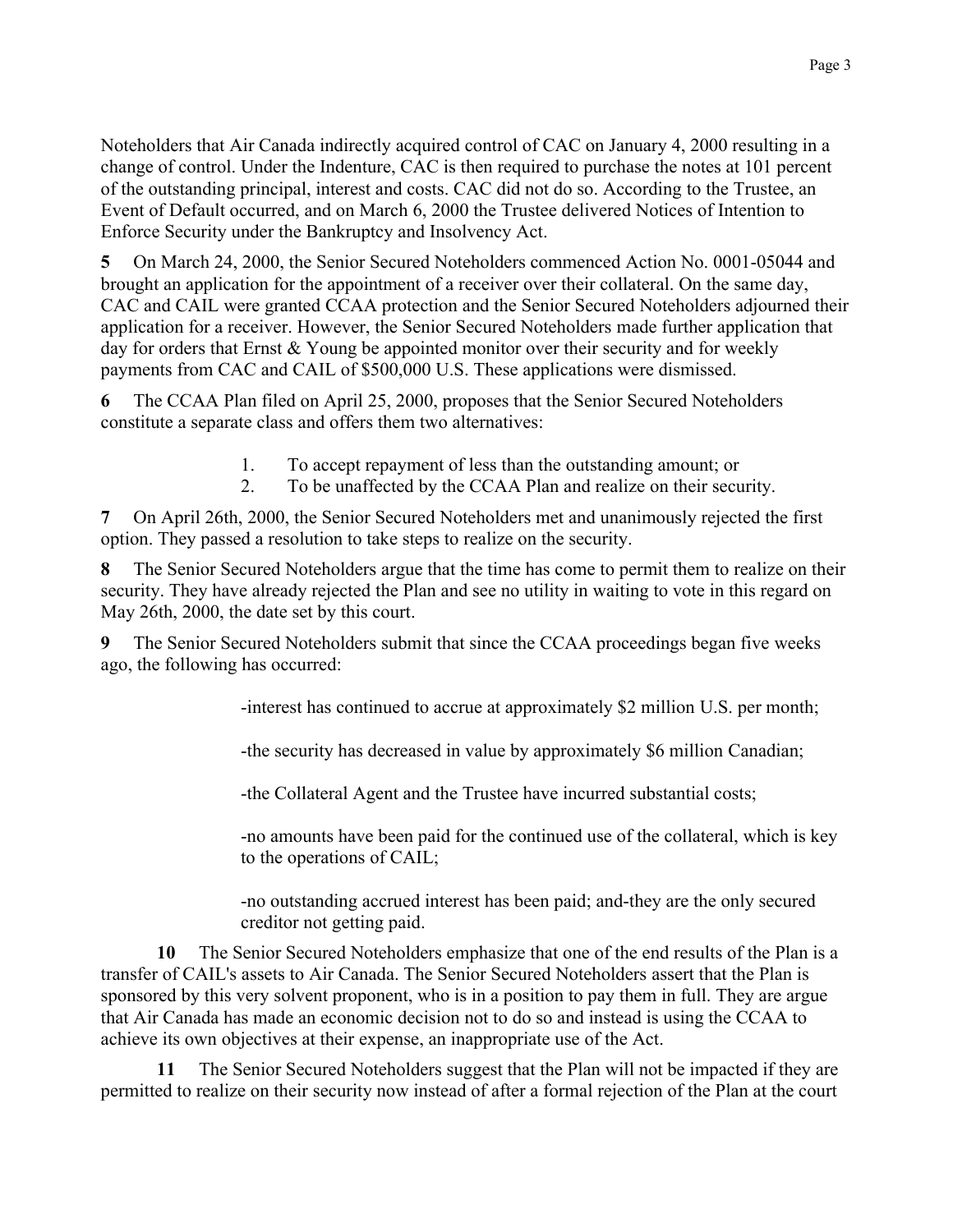Noteholders that Air Canada indirectly acquired control of CAC on January 4, 2000 resulting in a change of control. Under the Indenture, CAC is then required to purchase the notes at 101 percent of the outstanding principal, interest and costs. CAC did not do so. According to the Trustee, an Event of Default occurred, and on March 6, 2000 the Trustee delivered Notices of Intention to Enforce Security under the Bankruptcy and Insolvency Act.

**5** On March 24, 2000, the Senior Secured Noteholders commenced Action No. 0001-05044 and brought an application for the appointment of a receiver over their collateral. On the same day, CAC and CAIL were granted CCAA protection and the Senior Secured Noteholders adjourned their application for a receiver. However, the Senior Secured Noteholders made further application that day for orders that Ernst & Young be appointed monitor over their security and for weekly payments from CAC and CAIL of $500,000 U.S. These applications were dismissed.

**6** The CCAA Plan filed on April 25, 2000, proposes that the Senior Secured Noteholders constitute a separate class and offers them two alternatives:

1. To accept repayment of less than the outstanding amount; or
2. To be unaffected by the CCAA Plan and realize on their security.

**7** On April 26th, 2000, the Senior Secured Noteholders met and unanimously rejected the first option. They passed a resolution to take steps to realize on the security.

**8** The Senior Secured Noteholders argue that the time has come to permit them to realize on their security. They have already rejected the Plan and see no utility in waiting to vote in this regard on May 26th, 2000, the date set by this court.

**9** The Senior Secured Noteholders submit that since the CCAA proceedings began five weeks ago, the following has occurred:

> -interest has continued to accrue at approximately $2 million U.S. per month;
>
> -the security has decreased in value by approximately $6 million Canadian;
>
> -the Collateral Agent and the Trustee have incurred substantial costs;
>
> -no amounts have been paid for the continued use of the collateral, which is key to the operations of CAIL;
>
> -no outstanding accrued interest has been paid; and-they are the only secured creditor not getting paid.

**10** The Senior Secured Noteholders emphasize that one of the end results of the Plan is a transfer of CAIL's assets to Air Canada. The Senior Secured Noteholders assert that the Plan is sponsored by this very solvent proponent, who is in a position to pay them in full. They are argue that Air Canada has made an economic decision not to do so and instead is using the CCAA to achieve its own objectives at their expense, an inappropriate use of the Act.

**11** The Senior Secured Noteholders suggest that the Plan will not be impacted if they are permitted to realize on their security now instead of after a formal rejection of the Plan at the court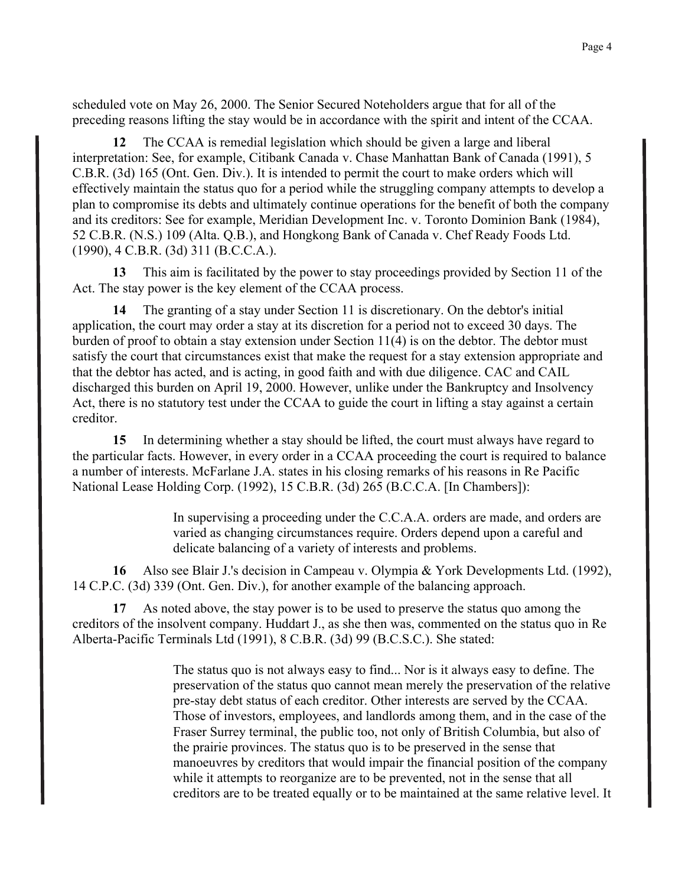scheduled vote on May 26, 2000. The Senior Secured Noteholders argue that for all of the preceding reasons lifting the stay would be in accordance with the spirit and intent of the CCAA.

**12** The CCAA is remedial legislation which should be given a large and liberal interpretation: See, for example, Citibank Canada v. Chase Manhattan Bank of Canada (1991), 5 C.B.R. (3d) 165 (Ont. Gen. Div.). It is intended to permit the court to make orders which will effectively maintain the status quo for a period while the struggling company attempts to develop a plan to compromise its debts and ultimately continue operations for the benefit of both the company and its creditors: See for example, Meridian Development Inc. v. Toronto Dominion Bank (1984), 52 C.B.R. (N.S.) 109 (Alta. Q.B.), and Hongkong Bank of Canada v. Chef Ready Foods Ltd. (1990), 4 C.B.R. (3d) 311 (B.C.C.A.).

**13** This aim is facilitated by the power to stay proceedings provided by Section 11 of the Act. The stay power is the key element of the CCAA process.

**14** The granting of a stay under Section 11 is discretionary. On the debtor's initial application, the court may order a stay at its discretion for a period not to exceed 30 days. The burden of proof to obtain a stay extension under Section 11(4) is on the debtor. The debtor must satisfy the court that circumstances exist that make the request for a stay extension appropriate and that the debtor has acted, and is acting, in good faith and with due diligence. CAC and CAIL discharged this burden on April 19, 2000. However, unlike under the Bankruptcy and Insolvency Act, there is no statutory test under the CCAA to guide the court in lifting a stay against a certain creditor.

**15** In determining whether a stay should be lifted, the court must always have regard to the particular facts. However, in every order in a CCAA proceeding the court is required to balance a number of interests. McFarlane J.A. states in his closing remarks of his reasons in Re Pacific National Lease Holding Corp. (1992), 15 C.B.R. (3d) 265 (B.C.C.A. [In Chambers]):

> In supervising a proceeding under the C.C.A.A. orders are made, and orders are varied as changing circumstances require. Orders depend upon a careful and delicate balancing of a variety of interests and problems.

**16** Also see Blair J.'s decision in Campeau v. Olympia & York Developments Ltd. (1992), 14 C.P.C. (3d) 339 (Ont. Gen. Div.), for another example of the balancing approach.

**17** As noted above, the stay power is to be used to preserve the status quo among the creditors of the insolvent company. Huddart J., as she then was, commented on the status quo in Re Alberta-Pacific Terminals Ltd (1991), 8 C.B.R. (3d) 99 (B.C.S.C.). She stated:

> The status quo is not always easy to find... Nor is it always easy to define. The preservation of the status quo cannot mean merely the preservation of the relative pre-stay debt status of each creditor. Other interests are served by the CCAA. Those of investors, employees, and landlords among them, and in the case of the Fraser Surrey terminal, the public too, not only of British Columbia, but also of the prairie provinces. The status quo is to be preserved in the sense that manoeuvres by creditors that would impair the financial position of the company while it attempts to reorganize are to be prevented, not in the sense that all creditors are to be treated equally or to be maintained at the same relative level. It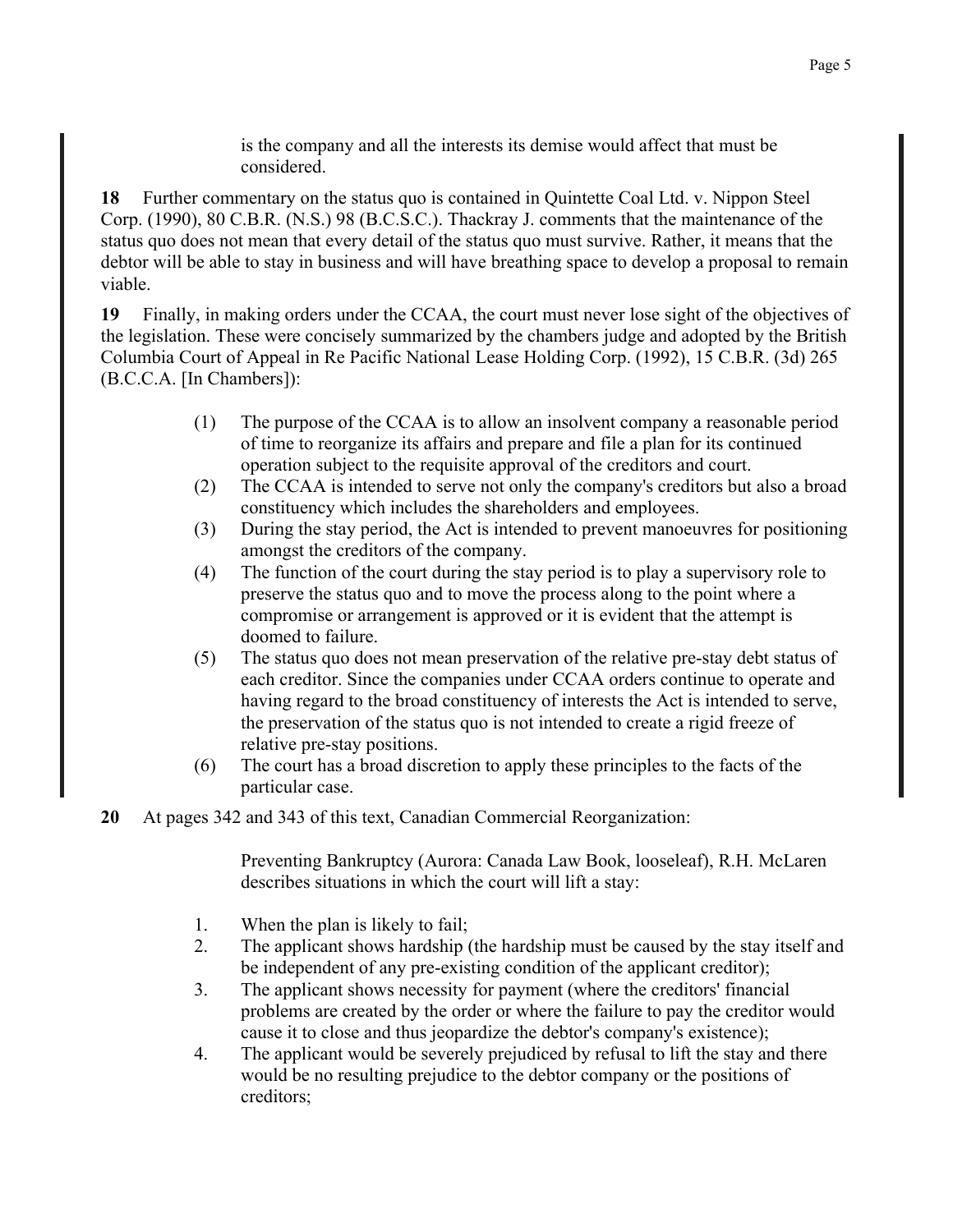is the company and all the interests its demise would affect that must be considered.

**18** Further commentary on the status quo is contained in Quintette Coal Ltd. v. Nippon Steel Corp. (1990), 80 C.B.R. (N.S.) 98 (B.C.S.C.). Thackray J. comments that the maintenance of the status quo does not mean that every detail of the status quo must survive. Rather, it means that the debtor will be able to stay in business and will have breathing space to develop a proposal to remain viable.

**19** Finally, in making orders under the CCAA, the court must never lose sight of the objectives of the legislation. These were concisely summarized by the chambers judge and adopted by the British Columbia Court of Appeal in Re Pacific National Lease Holding Corp. (1992), 15 C.B.R. (3d) 265 (B.C.C.A. [In Chambers]):

> (1) The purpose of the CCAA is to allow an insolvent company a reasonable period of time to reorganize its affairs and prepare and file a plan for its continued operation subject to the requisite approval of the creditors and court.
>
> (2) The CCAA is intended to serve not only the company's creditors but also a broad constituency which includes the shareholders and employees.
>
> (3) During the stay period, the Act is intended to prevent manoeuvres for positioning amongst the creditors of the company.
>
> (4) The function of the court during the stay period is to play a supervisory role to preserve the status quo and to move the process along to the point where a compromise or arrangement is approved or it is evident that the attempt is doomed to failure.
>
> (5) The status quo does not mean preservation of the relative pre-stay debt status of each creditor. Since the companies under CCAA orders continue to operate and having regard to the broad constituency of interests the Act is intended to serve, the preservation of the status quo is not intended to create a rigid freeze of relative pre-stay positions.
>
> (6) The court has a broad discretion to apply these principles to the facts of the particular case.

**20** At pages 342 and 343 of this text, Canadian Commercial Reorganization:

> Preventing Bankruptcy (Aurora: Canada Law Book, looseleaf), R.H. McLaren describes situations in which the court will lift a stay:

1. When the plan is likely to fail;
2. The applicant shows hardship (the hardship must be caused by the stay itself and be independent of any pre-existing condition of the applicant creditor);
3. The applicant shows necessity for payment (where the creditors' financial problems are created by the order or where the failure to pay the creditor would cause it to close and thus jeopardize the debtor's company's existence);
4. The applicant would be severely prejudiced by refusal to lift the stay and there would be no resulting prejudice to the debtor company or the positions of creditors;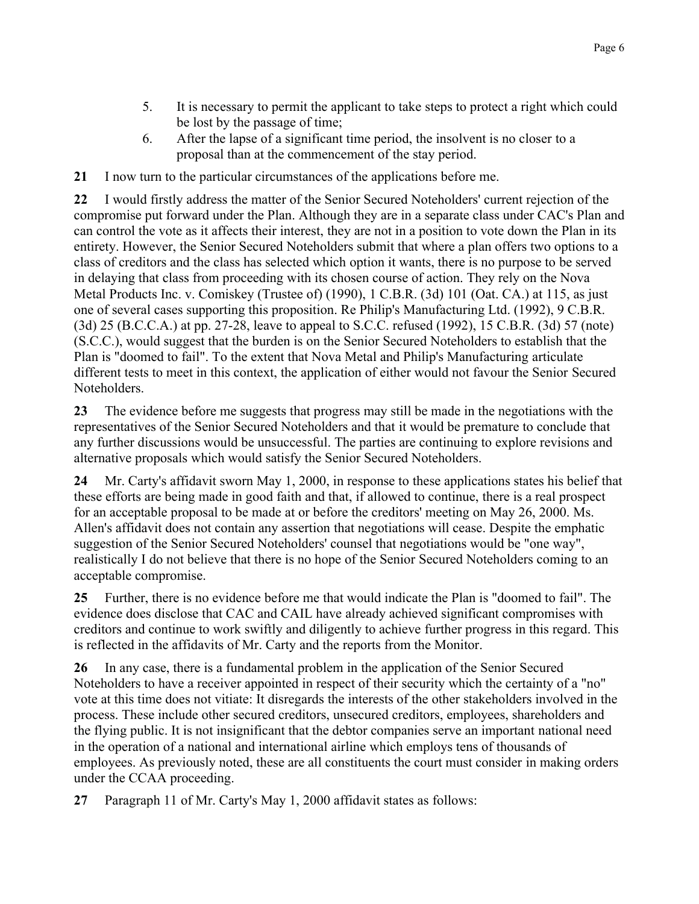5. It is necessary to permit the applicant to take steps to protect a right which could be lost by the passage of time;
6. After the lapse of a significant time period, the insolvent is no closer to a proposal than at the commencement of the stay period.

**21** I now turn to the particular circumstances of the applications before me.

**22** I would firstly address the matter of the Senior Secured Noteholders' current rejection of the compromise put forward under the Plan. Although they are in a separate class under CAC's Plan and can control the vote as it affects their interest, they are not in a position to vote down the Plan in its entirety. However, the Senior Secured Noteholders submit that where a plan offers two options to a class of creditors and the class has selected which option it wants, there is no purpose to be served in delaying that class from proceeding with its chosen course of action. They rely on the Nova Metal Products Inc. v. Comiskey (Trustee of) (1990), 1 C.B.R. (3d) 101 (Oat. CA.) at 115, as just one of several cases supporting this proposition. Re Philip's Manufacturing Ltd. (1992), 9 C.B.R. (3d) 25 (B.C.C.A.) at pp. 27-28, leave to appeal to S.C.C. refused (1992), 15 C.B.R. (3d) 57 (note) (S.C.C.), would suggest that the burden is on the Senior Secured Noteholders to establish that the Plan is "doomed to fail". To the extent that Nova Metal and Philip's Manufacturing articulate different tests to meet in this context, the application of either would not favour the Senior Secured Noteholders.

**23** The evidence before me suggests that progress may still be made in the negotiations with the representatives of the Senior Secured Noteholders and that it would be premature to conclude that any further discussions would be unsuccessful. The parties are continuing to explore revisions and alternative proposals which would satisfy the Senior Secured Noteholders.

**24** Mr. Carty's affidavit sworn May 1, 2000, in response to these applications states his belief that these efforts are being made in good faith and that, if allowed to continue, there is a real prospect for an acceptable proposal to be made at or before the creditors' meeting on May 26, 2000. Ms. Allen's affidavit does not contain any assertion that negotiations will cease. Despite the emphatic suggestion of the Senior Secured Noteholders' counsel that negotiations would be "one way", realistically I do not believe that there is no hope of the Senior Secured Noteholders coming to an acceptable compromise.

**25** Further, there is no evidence before me that would indicate the Plan is "doomed to fail". The evidence does disclose that CAC and CAIL have already achieved significant compromises with creditors and continue to work swiftly and diligently to achieve further progress in this regard. This is reflected in the affidavits of Mr. Carty and the reports from the Monitor.

**26** In any case, there is a fundamental problem in the application of the Senior Secured Noteholders to have a receiver appointed in respect of their security which the certainty of a "no" vote at this time does not vitiate: It disregards the interests of the other stakeholders involved in the process. These include other secured creditors, unsecured creditors, employees, shareholders and the flying public. It is not insignificant that the debtor companies serve an important national need in the operation of a national and international airline which employs tens of thousands of employees. As previously noted, these are all constituents the court must consider in making orders under the CCAA proceeding.

**27** Paragraph 11 of Mr. Carty's May 1, 2000 affidavit states as follows: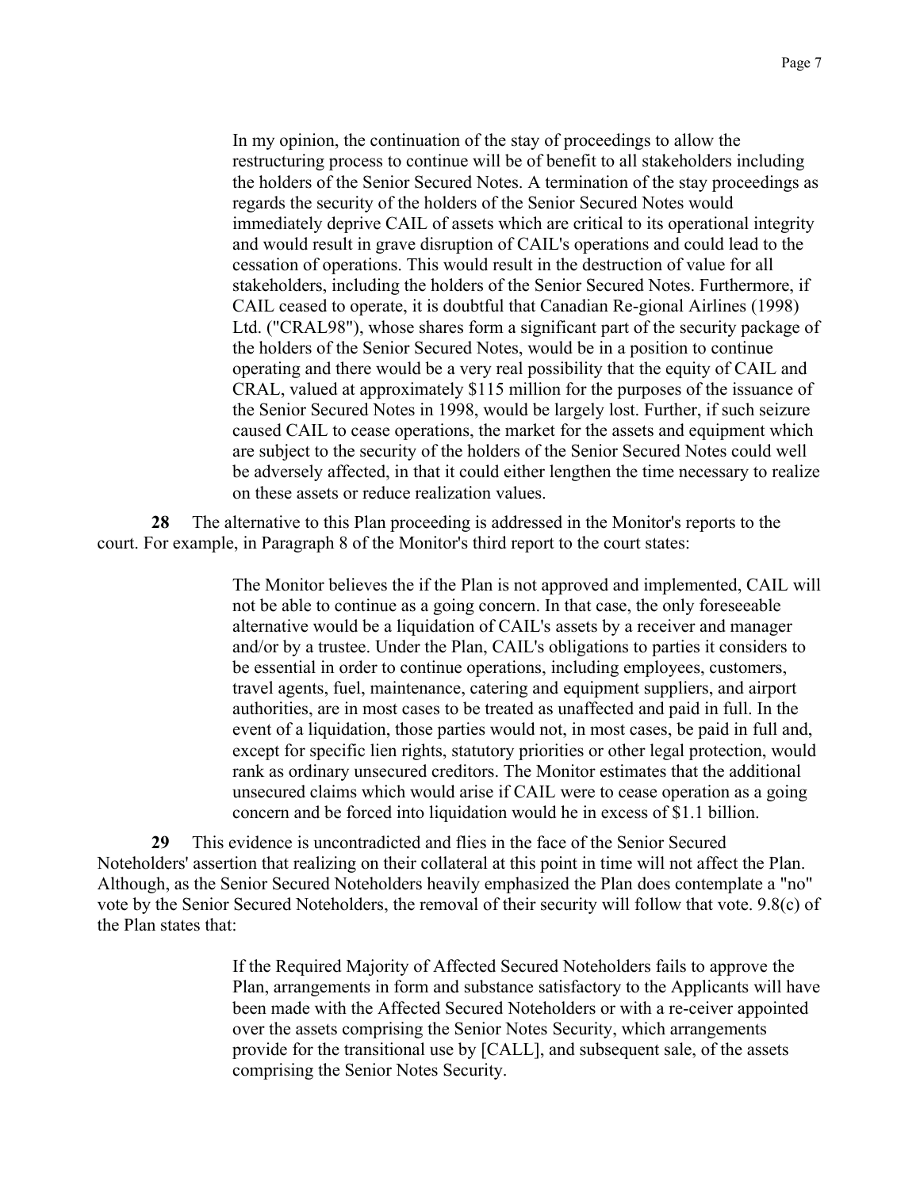> In my opinion, the continuation of the stay of proceedings to allow the restructuring process to continue will be of benefit to all stakeholders including the holders of the Senior Secured Notes. A termination of the stay proceedings as regards the security of the holders of the Senior Secured Notes would immediately deprive CAIL of assets which are critical to its operational integrity and would result in grave disruption of CAIL's operations and could lead to the cessation of operations. This would result in the destruction of value for all stakeholders, including the holders of the Senior Secured Notes. Furthermore, if CAIL ceased to operate, it is doubtful that Canadian Re-gional Airlines (1998) Ltd. ("CRAL98"), whose shares form a significant part of the security package of the holders of the Senior Secured Notes, would be in a position to continue operating and there would be a very real possibility that the equity of CAIL and CRAL, valued at approximately $115 million for the purposes of the issuance of the Senior Secured Notes in 1998, would be largely lost. Further, if such seizure caused CAIL to cease operations, the market for the assets and equipment which are subject to the security of the holders of the Senior Secured Notes could well be adversely affected, in that it could either lengthen the time necessary to realize on these assets or reduce realization values.

**28** The alternative to this Plan proceeding is addressed in the Monitor's reports to the court. For example, in Paragraph 8 of the Monitor's third report to the court states:

> The Monitor believes the if the Plan is not approved and implemented, CAIL will not be able to continue as a going concern. In that case, the only foreseeable alternative would be a liquidation of CAIL's assets by a receiver and manager and/or by a trustee. Under the Plan, CAIL's obligations to parties it considers to be essential in order to continue operations, including employees, customers, travel agents, fuel, maintenance, catering and equipment suppliers, and airport authorities, are in most cases to be treated as unaffected and paid in full. In the event of a liquidation, those parties would not, in most cases, be paid in full and, except for specific lien rights, statutory priorities or other legal protection, would rank as ordinary unsecured creditors. The Monitor estimates that the additional unsecured claims which would arise if CAIL were to cease operation as a going concern and be forced into liquidation would he in excess of $1.1 billion.

**29** This evidence is uncontradicted and flies in the face of the Senior Secured Noteholders' assertion that realizing on their collateral at this point in time will not affect the Plan. Although, as the Senior Secured Noteholders heavily emphasized the Plan does contemplate a "no" vote by the Senior Secured Noteholders, the removal of their security will follow that vote. 9.8(c) of the Plan states that:

> If the Required Majority of Affected Secured Noteholders fails to approve the Plan, arrangements in form and substance satisfactory to the Applicants will have been made with the Affected Secured Noteholders or with a re-ceiver appointed over the assets comprising the Senior Notes Security, which arrangements provide for the transitional use by [CALL], and subsequent sale, of the assets comprising the Senior Notes Security.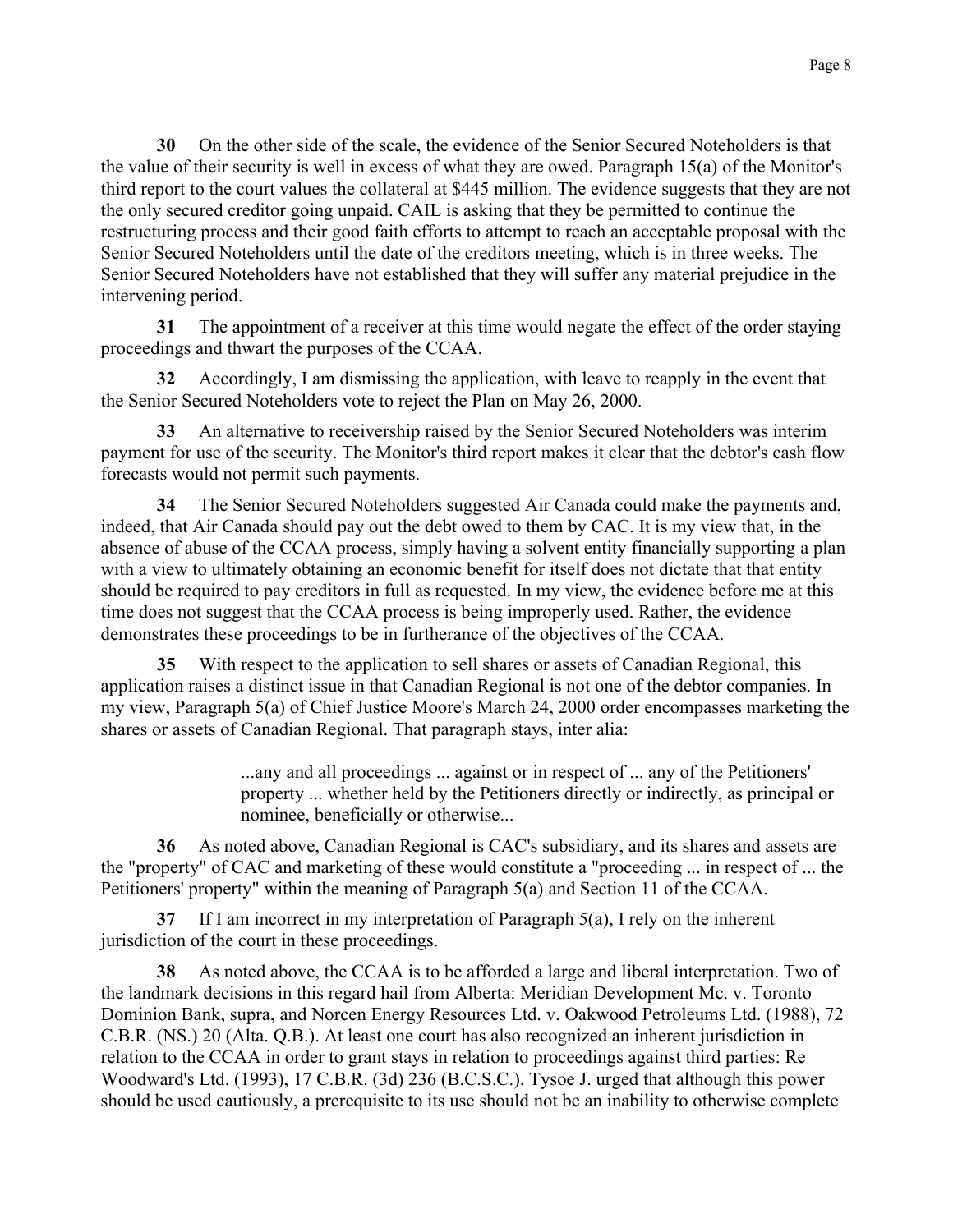**30** On the other side of the scale, the evidence of the Senior Secured Noteholders is that the value of their security is well in excess of what they are owed. Paragraph 15(a) of the Monitor's third report to the court values the collateral at $445 million. The evidence suggests that they are not the only secured creditor going unpaid. CAIL is asking that they be permitted to continue the restructuring process and their good faith efforts to attempt to reach an acceptable proposal with the Senior Secured Noteholders until the date of the creditors meeting, which is in three weeks. The Senior Secured Noteholders have not established that they will suffer any material prejudice in the intervening period.

**31** The appointment of a receiver at this time would negate the effect of the order staying proceedings and thwart the purposes of the CCAA.

**32** Accordingly, I am dismissing the application, with leave to reapply in the event that the Senior Secured Noteholders vote to reject the Plan on May 26, 2000.

**33** An alternative to receivership raised by the Senior Secured Noteholders was interim payment for use of the security. The Monitor's third report makes it clear that the debtor's cash flow forecasts would not permit such payments.

**34** The Senior Secured Noteholders suggested Air Canada could make the payments and, indeed, that Air Canada should pay out the debt owed to them by CAC. It is my view that, in the absence of abuse of the CCAA process, simply having a solvent entity financially supporting a plan with a view to ultimately obtaining an economic benefit for itself does not dictate that that entity should be required to pay creditors in full as requested. In my view, the evidence before me at this time does not suggest that the CCAA process is being improperly used. Rather, the evidence demonstrates these proceedings to be in furtherance of the objectives of the CCAA.

**35** With respect to the application to sell shares or assets of Canadian Regional, this application raises a distinct issue in that Canadian Regional is not one of the debtor companies. In my view, Paragraph 5(a) of Chief Justice Moore's March 24, 2000 order encompasses marketing the shares or assets of Canadian Regional. That paragraph stays, inter alia:

> ...any and all proceedings ... against or in respect of ... any of the Petitioners' property ... whether held by the Petitioners directly or indirectly, as principal or nominee, beneficially or otherwise...

**36** As noted above, Canadian Regional is CAC's subsidiary, and its shares and assets are the "property" of CAC and marketing of these would constitute a "proceeding ... in respect of ... the Petitioners' property" within the meaning of Paragraph 5(a) and Section 11 of the CCAA.

**37** If I am incorrect in my interpretation of Paragraph 5(a), I rely on the inherent jurisdiction of the court in these proceedings.

**38** As noted above, the CCAA is to be afforded a large and liberal interpretation. Two of the landmark decisions in this regard hail from Alberta: Meridian Development Mc. v. Toronto Dominion Bank, supra, and Norcen Energy Resources Ltd. v. Oakwood Petroleums Ltd. (1988), 72 C.B.R. (NS.) 20 (Alta. Q.B.). At least one court has also recognized an inherent jurisdiction in relation to the CCAA in order to grant stays in relation to proceedings against third parties: Re Woodward's Ltd. (1993), 17 C.B.R. (3d) 236 (B.C.S.C.). Tysoe J. urged that although this power should be used cautiously, a prerequisite to its use should not be an inability to otherwise complete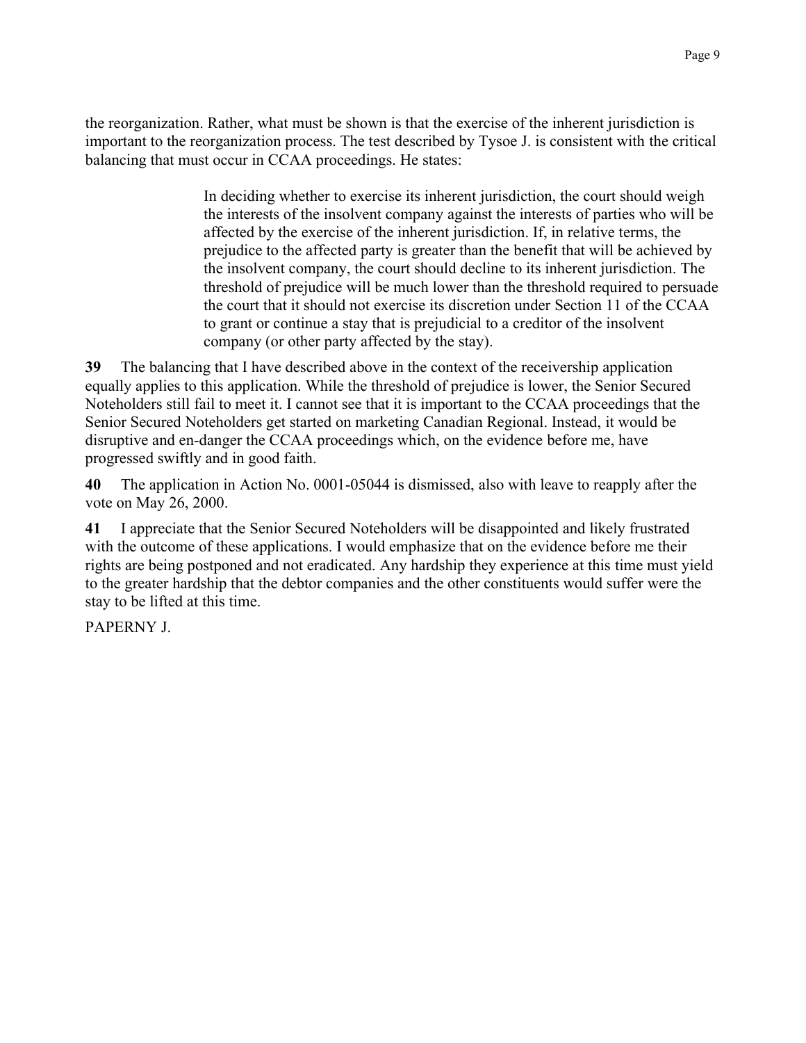the reorganization. Rather, what must be shown is that the exercise of the inherent jurisdiction is important to the reorganization process. The test described by Tysoe J. is consistent with the critical balancing that must occur in CCAA proceedings. He states:

> In deciding whether to exercise its inherent jurisdiction, the court should weigh the interests of the insolvent company against the interests of parties who will be affected by the exercise of the inherent jurisdiction. If, in relative terms, the prejudice to the affected party is greater than the benefit that will be achieved by the insolvent company, the court should decline to its inherent jurisdiction. The threshold of prejudice will be much lower than the threshold required to persuade the court that it should not exercise its discretion under Section 11 of the CCAA to grant or continue a stay that is prejudicial to a creditor of the insolvent company (or other party affected by the stay).

**39** The balancing that I have described above in the context of the receivership application equally applies to this application. While the threshold of prejudice is lower, the Senior Secured Noteholders still fail to meet it. I cannot see that it is important to the CCAA proceedings that the Senior Secured Noteholders get started on marketing Canadian Regional. Instead, it would be disruptive and en-danger the CCAA proceedings which, on the evidence before me, have progressed swiftly and in good faith.

**40** The application in Action No. 0001-05044 is dismissed, also with leave to reapply after the vote on May 26, 2000.

**41** I appreciate that the Senior Secured Noteholders will be disappointed and likely frustrated with the outcome of these applications. I would emphasize that on the evidence before me their rights are being postponed and not eradicated. Any hardship they experience at this time must yield to the greater hardship that the debtor companies and the other constituents would suffer were the stay to be lifted at this time.

PAPERNY J.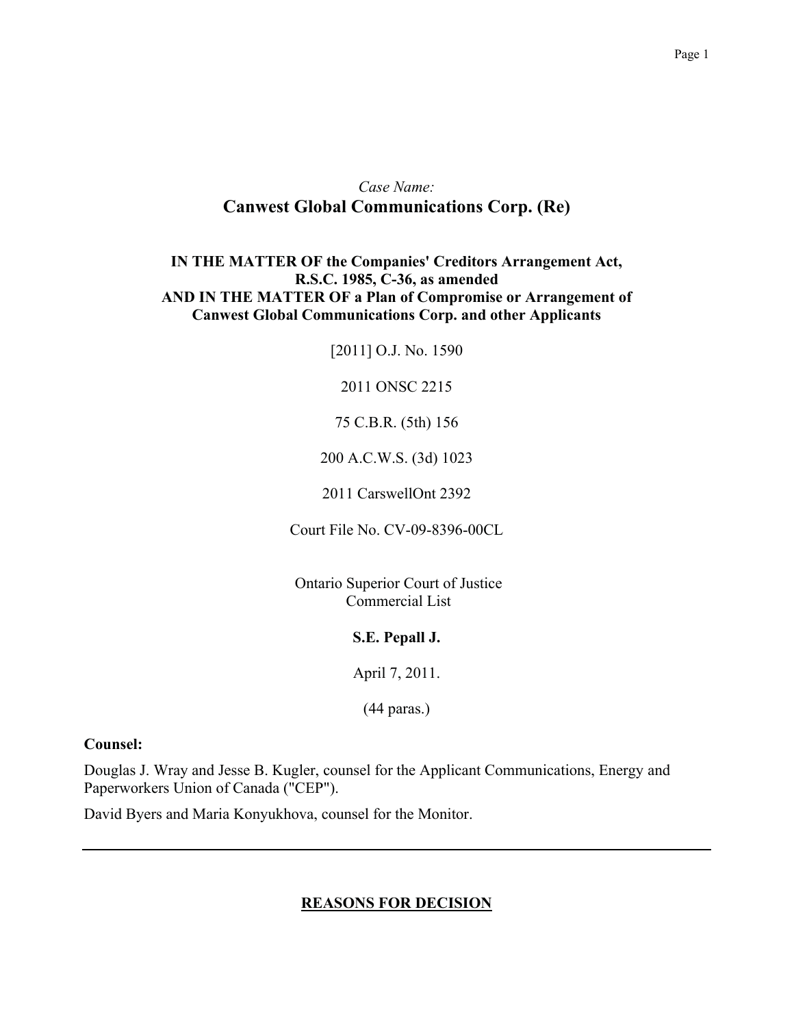*Case Name:*

# Canwest Global Communications Corp. (Re)

**IN THE MATTER OF the Companies' Creditors Arrangement Act, R.S.C. 1985, C-36, as amended**
**AND IN THE MATTER OF a Plan of Compromise or Arrangement of Canwest Global Communications Corp. and other Applicants**

[2011] O.J. No. 1590

2011 ONSC 2215

75 C.B.R. (5th) 156

200 A.C.W.S. (3d) 1023

2011 CarswellOnt 2392

Court File No. CV-09-8396-00CL

Ontario Superior Court of Justice
Commercial List

**S.E. Pepall J.**

April 7, 2011.

(44 paras.)

**Counsel:**

Douglas J. Wray and Jesse B. Kugler, counsel for the Applicant Communications, Energy and Paperworkers Union of Canada ("CEP").

David Byers and Maria Konyukhova, counsel for the Monitor.

---

## REASONS FOR DECISION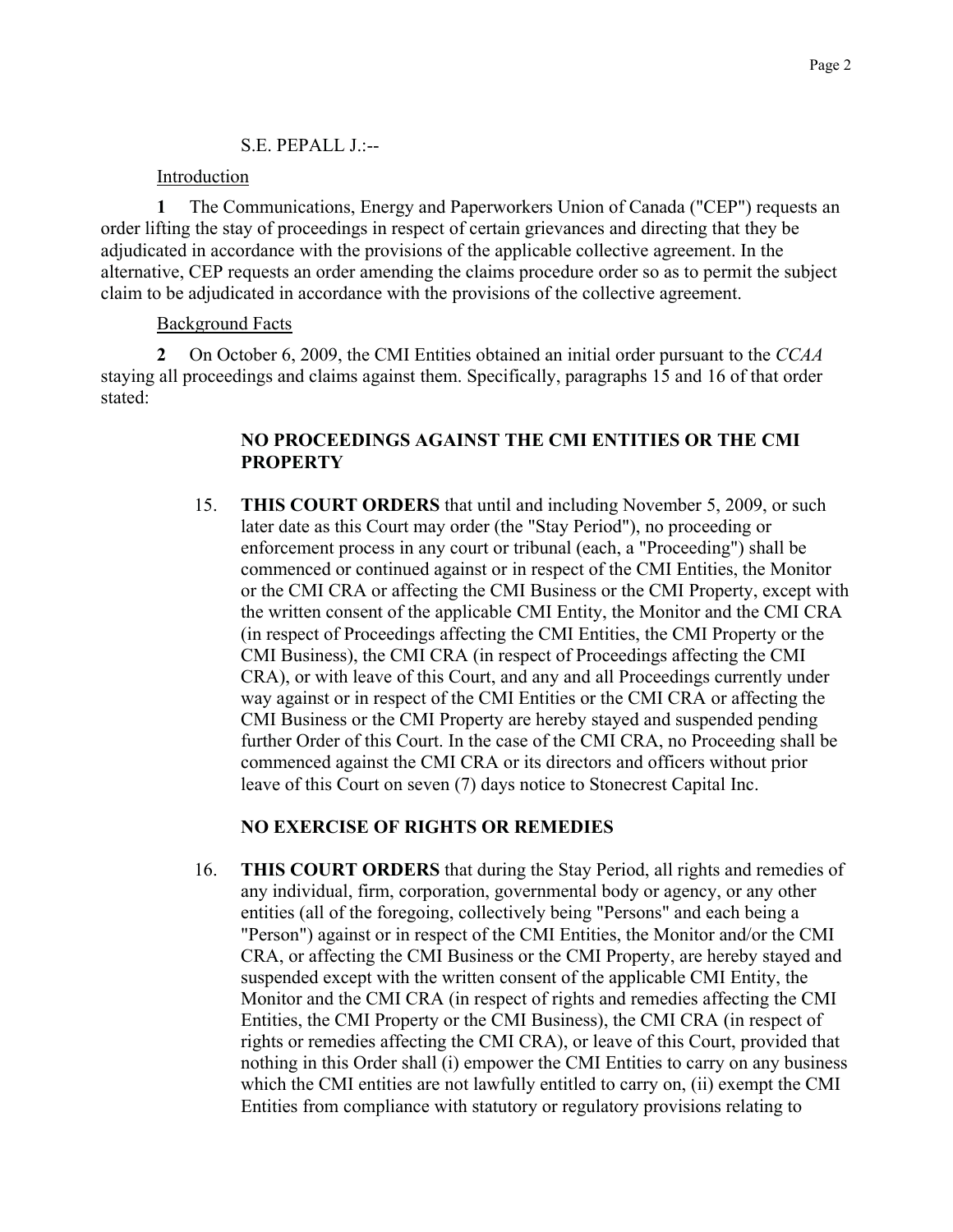S.E. PEPALL J.:--

Introduction

**1** The Communications, Energy and Paperworkers Union of Canada ("CEP") requests an order lifting the stay of proceedings in respect of certain grievances and directing that they be adjudicated in accordance with the provisions of the applicable collective agreement. In the alternative, CEP requests an order amending the claims procedure order so as to permit the subject claim to be adjudicated in accordance with the provisions of the collective agreement.

Background Facts

**2** On October 6, 2009, the CMI Entities obtained an initial order pursuant to the *CCAA* staying all proceedings and claims against them. Specifically, paragraphs 15 and 16 of that order stated:

> **NO PROCEEDINGS AGAINST THE CMI ENTITIES OR THE CMI PROPERTY**
>
> 15. **THIS COURT ORDERS** that until and including November 5, 2009, or such later date as this Court may order (the "Stay Period"), no proceeding or enforcement process in any court or tribunal (each, a "Proceeding") shall be commenced or continued against or in respect of the CMI Entities, the Monitor or the CMI CRA or affecting the CMI Business or the CMI Property, except with the written consent of the applicable CMI Entity, the Monitor and the CMI CRA (in respect of Proceedings affecting the CMI Entities, the CMI Property or the CMI Business), the CMI CRA (in respect of Proceedings affecting the CMI CRA), or with leave of this Court, and any and all Proceedings currently under way against or in respect of the CMI Entities or the CMI CRA or affecting the CMI Business or the CMI Property are hereby stayed and suspended pending further Order of this Court. In the case of the CMI CRA, no Proceeding shall be commenced against the CMI CRA or its directors and officers without prior leave of this Court on seven (7) days notice to Stonecrest Capital Inc.
>
> **NO EXERCISE OF RIGHTS OR REMEDIES**
>
> 16. **THIS COURT ORDERS** that during the Stay Period, all rights and remedies of any individual, firm, corporation, governmental body or agency, or any other entities (all of the foregoing, collectively being "Persons" and each being a "Person") against or in respect of the CMI Entities, the Monitor and/or the CMI CRA, or affecting the CMI Business or the CMI Property, are hereby stayed and suspended except with the written consent of the applicable CMI Entity, the Monitor and the CMI CRA (in respect of rights and remedies affecting the CMI Entities, the CMI Property or the CMI Business), the CMI CRA (in respect of rights or remedies affecting the CMI CRA), or leave of this Court, provided that nothing in this Order shall (i) empower the CMI Entities to carry on any business which the CMI entities are not lawfully entitled to carry on, (ii) exempt the CMI Entities from compliance with statutory or regulatory provisions relating to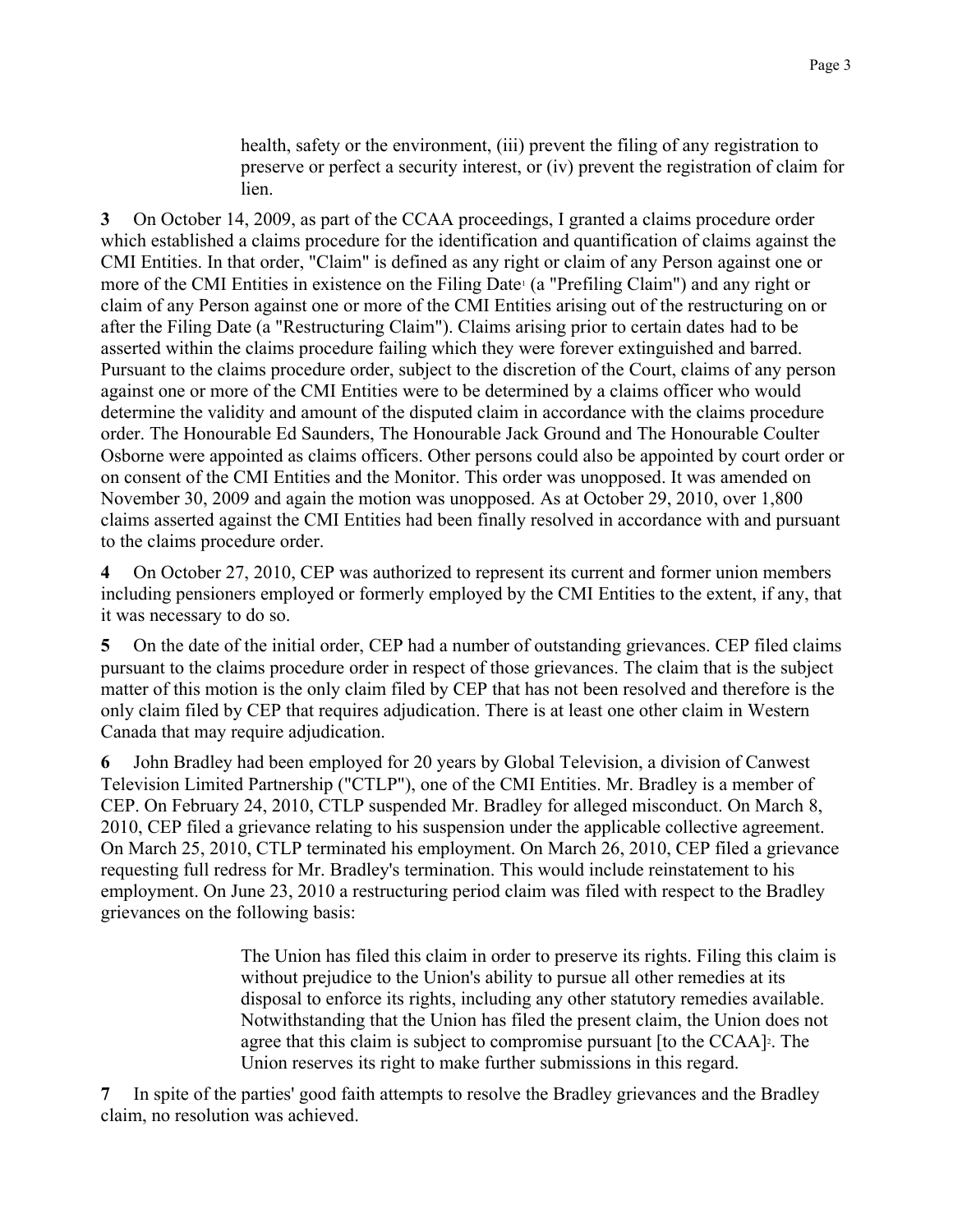health, safety or the environment, (iii) prevent the filing of any registration to preserve or perfect a security interest, or (iv) prevent the registration of claim for lien.

**3** On October 14, 2009, as part of the CCAA proceedings, I granted a claims procedure order which established a claims procedure for the identification and quantification of claims against the CMI Entities. In that order, "Claim" is defined as any right or claim of any Person against one or more of the CMI Entities in existence on the Filing Date[1] (a "Prefiling Claim") and any right or claim of any Person against one or more of the CMI Entities arising out of the restructuring on or after the Filing Date (a "Restructuring Claim"). Claims arising prior to certain dates had to be asserted within the claims procedure failing which they were forever extinguished and barred. Pursuant to the claims procedure order, subject to the discretion of the Court, claims of any person against one or more of the CMI Entities were to be determined by a claims officer who would determine the validity and amount of the disputed claim in accordance with the claims procedure order. The Honourable Ed Saunders, The Honourable Jack Ground and The Honourable Coulter Osborne were appointed as claims officers. Other persons could also be appointed by court order or on consent of the CMI Entities and the Monitor. This order was unopposed. It was amended on November 30, 2009 and again the motion was unopposed. As at October 29, 2010, over 1,800 claims asserted against the CMI Entities had been finally resolved in accordance with and pursuant to the claims procedure order.

**4** On October 27, 2010, CEP was authorized to represent its current and former union members including pensioners employed or formerly employed by the CMI Entities to the extent, if any, that it was necessary to do so.

**5** On the date of the initial order, CEP had a number of outstanding grievances. CEP filed claims pursuant to the claims procedure order in respect of those grievances. The claim that is the subject matter of this motion is the only claim filed by CEP that has not been resolved and therefore is the only claim filed by CEP that requires adjudication. There is at least one other claim in Western Canada that may require adjudication.

**6** John Bradley had been employed for 20 years by Global Television, a division of Canwest Television Limited Partnership ("CTLP"), one of the CMI Entities. Mr. Bradley is a member of CEP. On February 24, 2010, CTLP suspended Mr. Bradley for alleged misconduct. On March 8, 2010, CEP filed a grievance relating to his suspension under the applicable collective agreement. On March 25, 2010, CTLP terminated his employment. On March 26, 2010, CEP filed a grievance requesting full redress for Mr. Bradley's termination. This would include reinstatement to his employment. On June 23, 2010 a restructuring period claim was filed with respect to the Bradley grievances on the following basis:

> The Union has filed this claim in order to preserve its rights. Filing this claim is without prejudice to the Union's ability to pursue all other remedies at its disposal to enforce its rights, including any other statutory remedies available. Notwithstanding that the Union has filed the present claim, the Union does not agree that this claim is subject to compromise pursuant [to the CCAA][2]. The Union reserves its right to make further submissions in this regard.

**7** In spite of the parties' good faith attempts to resolve the Bradley grievances and the Bradley claim, no resolution was achieved.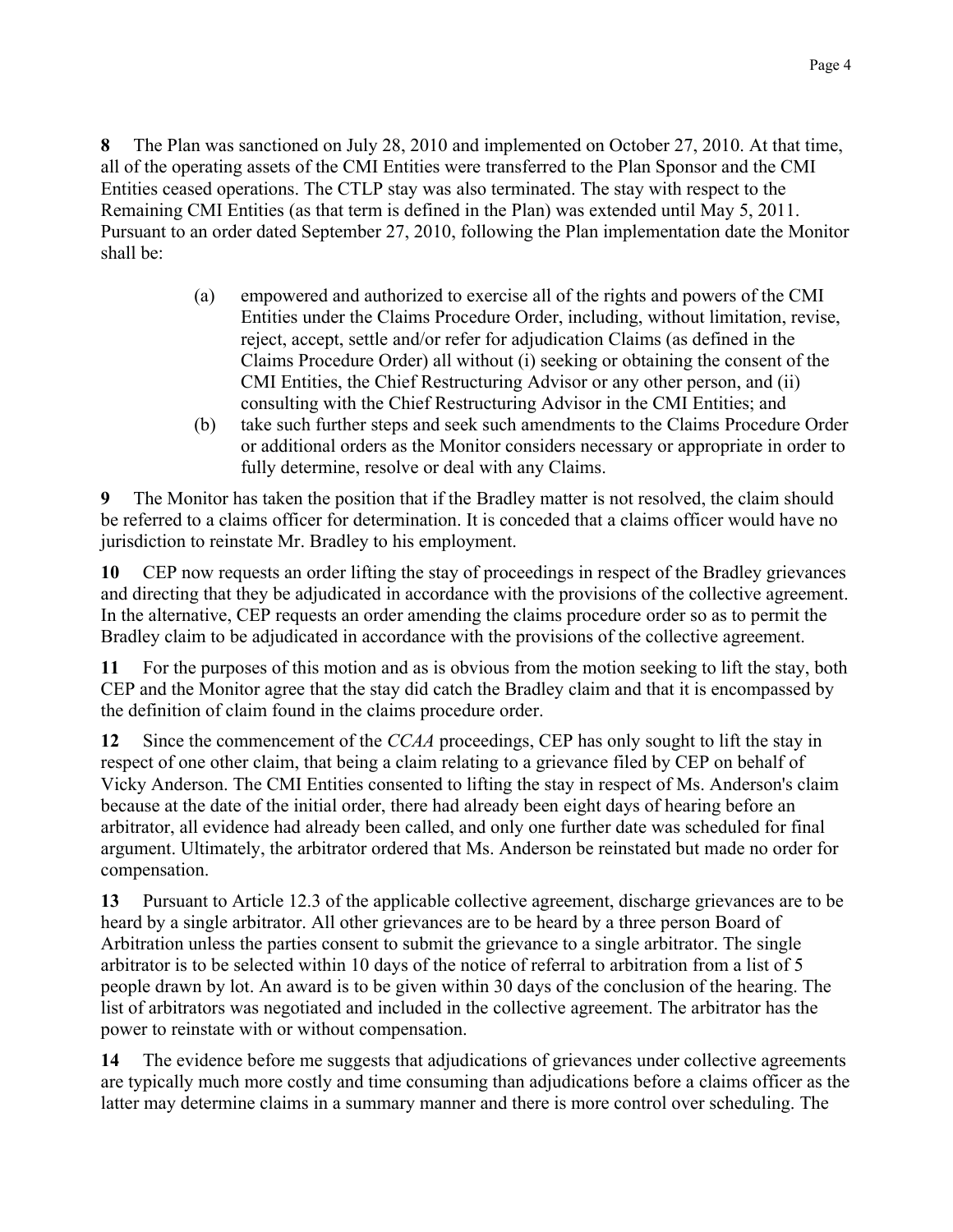**8** The Plan was sanctioned on July 28, 2010 and implemented on October 27, 2010. At that time, all of the operating assets of the CMI Entities were transferred to the Plan Sponsor and the CMI Entities ceased operations. The CTLP stay was also terminated. The stay with respect to the Remaining CMI Entities (as that term is defined in the Plan) was extended until May 5, 2011. Pursuant to an order dated September 27, 2010, following the Plan implementation date the Monitor shall be:

> (a) empowered and authorized to exercise all of the rights and powers of the CMI Entities under the Claims Procedure Order, including, without limitation, revise, reject, accept, settle and/or refer for adjudication Claims (as defined in the Claims Procedure Order) all without (i) seeking or obtaining the consent of the CMI Entities, the Chief Restructuring Advisor or any other person, and (ii) consulting with the Chief Restructuring Advisor in the CMI Entities; and
>
> (b) take such further steps and seek such amendments to the Claims Procedure Order or additional orders as the Monitor considers necessary or appropriate in order to fully determine, resolve or deal with any Claims.

**9** The Monitor has taken the position that if the Bradley matter is not resolved, the claim should be referred to a claims officer for determination. It is conceded that a claims officer would have no jurisdiction to reinstate Mr. Bradley to his employment.

**10** CEP now requests an order lifting the stay of proceedings in respect of the Bradley grievances and directing that they be adjudicated in accordance with the provisions of the collective agreement. In the alternative, CEP requests an order amending the claims procedure order so as to permit the Bradley claim to be adjudicated in accordance with the provisions of the collective agreement.

**11** For the purposes of this motion and as is obvious from the motion seeking to lift the stay, both CEP and the Monitor agree that the stay did catch the Bradley claim and that it is encompassed by the definition of claim found in the claims procedure order.

**12** Since the commencement of the *CCAA* proceedings, CEP has only sought to lift the stay in respect of one other claim, that being a claim relating to a grievance filed by CEP on behalf of Vicky Anderson. The CMI Entities consented to lifting the stay in respect of Ms. Anderson's claim because at the date of the initial order, there had already been eight days of hearing before an arbitrator, all evidence had already been called, and only one further date was scheduled for final argument. Ultimately, the arbitrator ordered that Ms. Anderson be reinstated but made no order for compensation.

**13** Pursuant to Article 12.3 of the applicable collective agreement, discharge grievances are to be heard by a single arbitrator. All other grievances are to be heard by a three person Board of Arbitration unless the parties consent to submit the grievance to a single arbitrator. The single arbitrator is to be selected within 10 days of the notice of referral to arbitration from a list of 5 people drawn by lot. An award is to be given within 30 days of the conclusion of the hearing. The list of arbitrators was negotiated and included in the collective agreement. The arbitrator has the power to reinstate with or without compensation.

**14** The evidence before me suggests that adjudications of grievances under collective agreements are typically much more costly and time consuming than adjudications before a claims officer as the latter may determine claims in a summary manner and there is more control over scheduling. The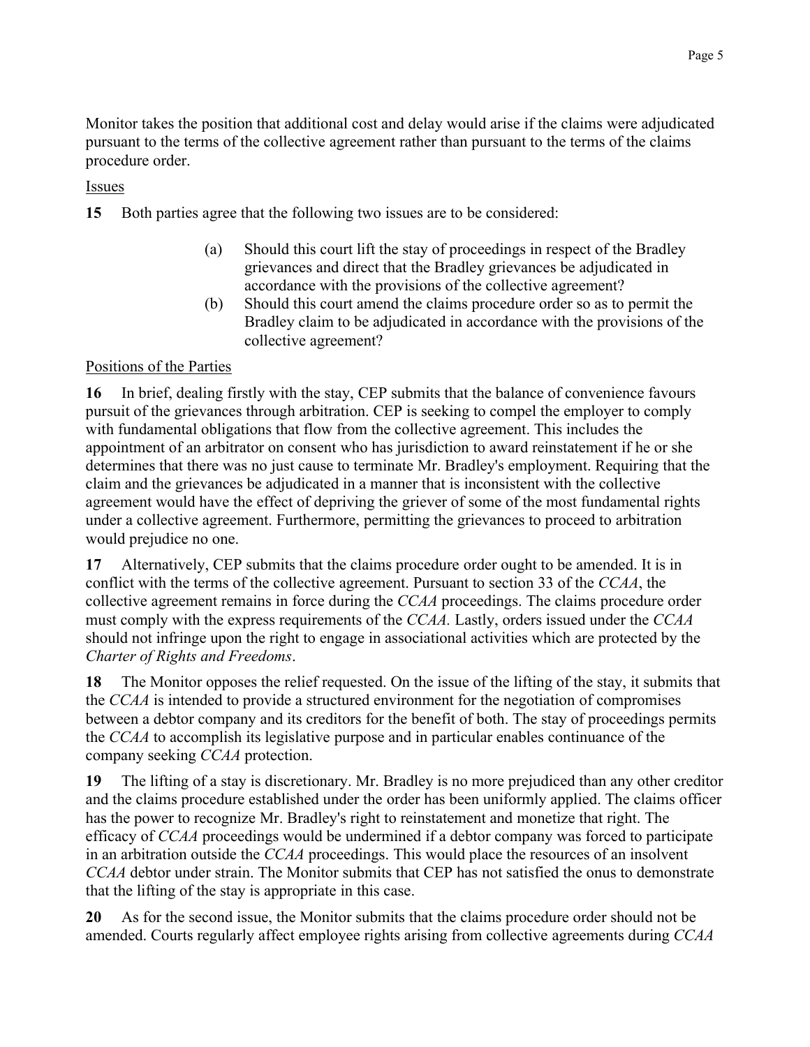Monitor takes the position that additional cost and delay would arise if the claims were adjudicated pursuant to the terms of the collective agreement rather than pursuant to the terms of the claims procedure order.

Issues

**15** Both parties agree that the following two issues are to be considered:

> (a) Should this court lift the stay of proceedings in respect of the Bradley grievances and direct that the Bradley grievances be adjudicated in accordance with the provisions of the collective agreement?
>
> (b) Should this court amend the claims procedure order so as to permit the Bradley claim to be adjudicated in accordance with the provisions of the collective agreement?

Positions of the Parties

**16** In brief, dealing firstly with the stay, CEP submits that the balance of convenience favours pursuit of the grievances through arbitration. CEP is seeking to compel the employer to comply with fundamental obligations that flow from the collective agreement. This includes the appointment of an arbitrator on consent who has jurisdiction to award reinstatement if he or she determines that there was no just cause to terminate Mr. Bradley's employment. Requiring that the claim and the grievances be adjudicated in a manner that is inconsistent with the collective agreement would have the effect of depriving the griever of some of the most fundamental rights under a collective agreement. Furthermore, permitting the grievances to proceed to arbitration would prejudice no one.

**17** Alternatively, CEP submits that the claims procedure order ought to be amended. It is in conflict with the terms of the collective agreement. Pursuant to section 33 of the *CCAA*, the collective agreement remains in force during the *CCAA* proceedings. The claims procedure order must comply with the express requirements of the *CCAA.* Lastly, orders issued under the *CCAA* should not infringe upon the right to engage in associational activities which are protected by the *Charter of Rights and Freedoms*.

**18** The Monitor opposes the relief requested. On the issue of the lifting of the stay, it submits that the *CCAA* is intended to provide a structured environment for the negotiation of compromises between a debtor company and its creditors for the benefit of both. The stay of proceedings permits the *CCAA* to accomplish its legislative purpose and in particular enables continuance of the company seeking *CCAA* protection.

**19** The lifting of a stay is discretionary. Mr. Bradley is no more prejudiced than any other creditor and the claims procedure established under the order has been uniformly applied. The claims officer has the power to recognize Mr. Bradley's right to reinstatement and monetize that right. The efficacy of *CCAA* proceedings would be undermined if a debtor company was forced to participate in an arbitration outside the *CCAA* proceedings. This would place the resources of an insolvent *CCAA* debtor under strain. The Monitor submits that CEP has not satisfied the onus to demonstrate that the lifting of the stay is appropriate in this case.

**20** As for the second issue, the Monitor submits that the claims procedure order should not be amended. Courts regularly affect employee rights arising from collective agreements during *CCAA*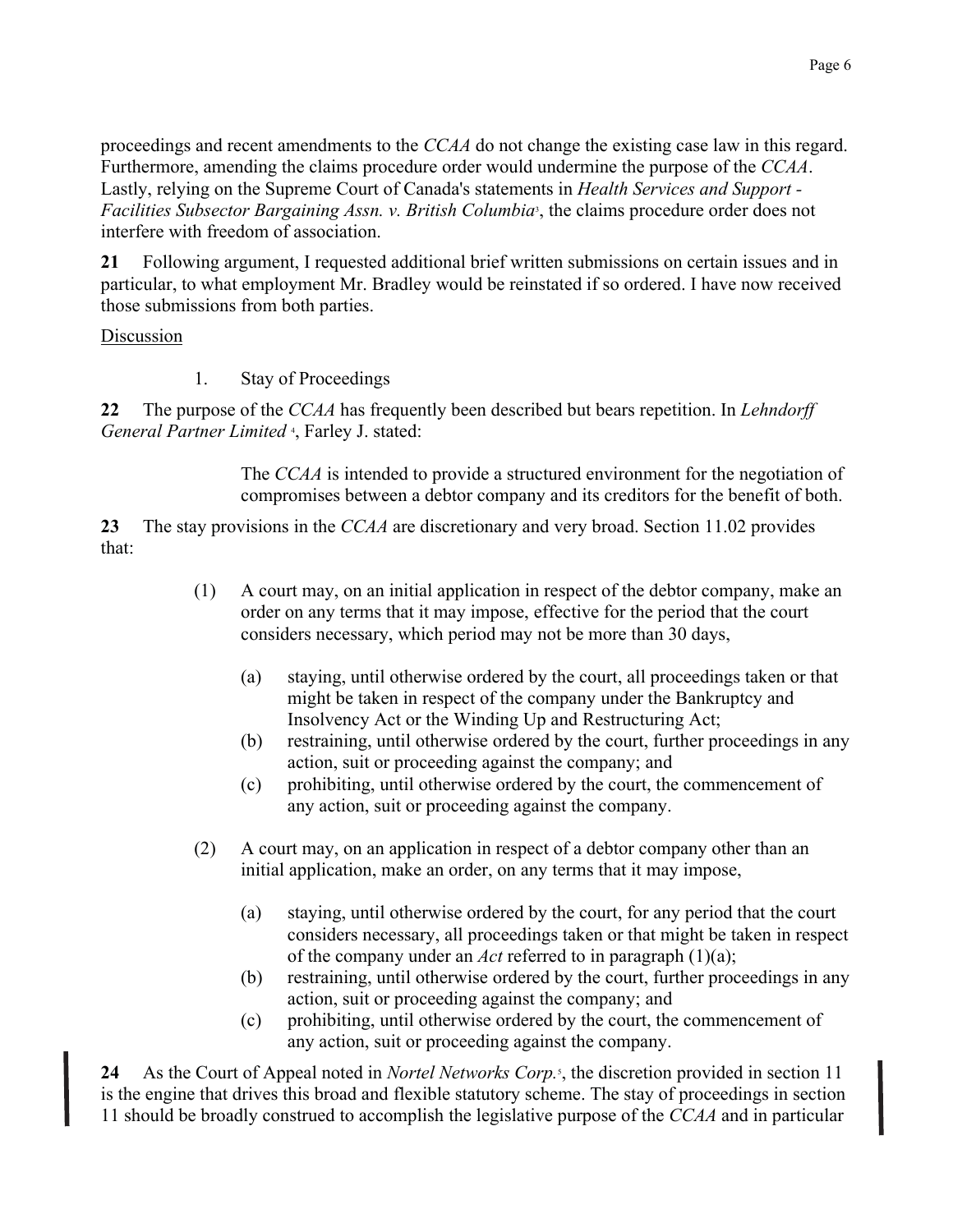proceedings and recent amendments to the *CCAA* do not change the existing case law in this regard. Furthermore, amending the claims procedure order would undermine the purpose of the *CCAA*. Lastly, relying on the Supreme Court of Canada's statements in *Health Services and Support - Facilities Subsector Bargaining Assn. v. British Columbia*[3], the claims procedure order does not interfere with freedom of association.

**21** Following argument, I requested additional brief written submissions on certain issues and in particular, to what employment Mr. Bradley would be reinstated if so ordered. I have now received those submissions from both parties.

Discussion

1. Stay of Proceedings

**22** The purpose of the *CCAA* has frequently been described but bears repetition. In *Lehndorff General Partner Limited* [4], Farley J. stated:

> The *CCAA* is intended to provide a structured environment for the negotiation of compromises between a debtor company and its creditors for the benefit of both.

**23** The stay provisions in the *CCAA* are discretionary and very broad. Section 11.02 provides that:

> (1) A court may, on an initial application in respect of the debtor company, make an order on any terms that it may impose, effective for the period that the court considers necessary, which period may not be more than 30 days,
>
> (a) staying, until otherwise ordered by the court, all proceedings taken or that might be taken in respect of the company under the Bankruptcy and Insolvency Act or the Winding Up and Restructuring Act;
> (b) restraining, until otherwise ordered by the court, further proceedings in any action, suit or proceeding against the company; and
> (c) prohibiting, until otherwise ordered by the court, the commencement of any action, suit or proceeding against the company.
>
> (2) A court may, on an application in respect of a debtor company other than an initial application, make an order, on any terms that it may impose,
>
> (a) staying, until otherwise ordered by the court, for any period that the court considers necessary, all proceedings taken or that might be taken in respect of the company under an *Act* referred to in paragraph (1)(a);
> (b) restraining, until otherwise ordered by the court, further proceedings in any action, suit or proceeding against the company; and
> (c) prohibiting, until otherwise ordered by the court, the commencement of any action, suit or proceeding against the company.

**24** As the Court of Appeal noted in *Nortel Networks Corp.*[5], the discretion provided in section 11 is the engine that drives this broad and flexible statutory scheme. The stay of proceedings in section 11 should be broadly construed to accomplish the legislative purpose of the *CCAA* and in particular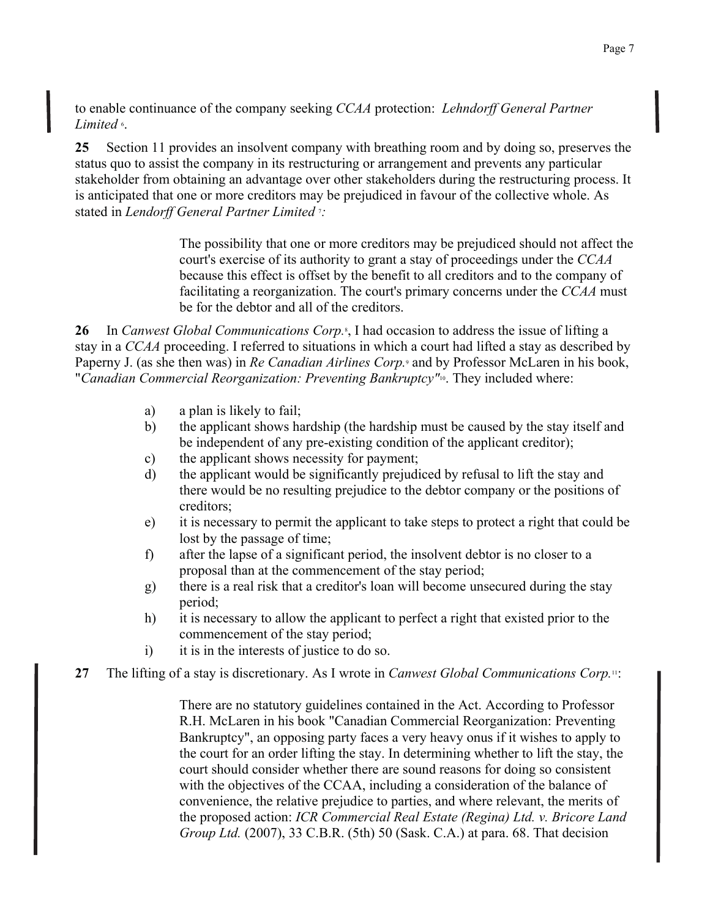to enable continuance of the company seeking *CCAA* protection: *Lehndorff General Partner Limited* [6].

**25** Section 11 provides an insolvent company with breathing room and by doing so, preserves the status quo to assist the company in its restructuring or arrangement and prevents any particular stakeholder from obtaining an advantage over other stakeholders during the restructuring process. It is anticipated that one or more creditors may be prejudiced in favour of the collective whole. As stated in *Lendorff General Partner Limited* [7]*:*

> The possibility that one or more creditors may be prejudiced should not affect the court's exercise of its authority to grant a stay of proceedings under the *CCAA* because this effect is offset by the benefit to all creditors and to the company of facilitating a reorganization. The court's primary concerns under the *CCAA* must be for the debtor and all of the creditors.

**26** In *Canwest Global Communications Corp.*[8], I had occasion to address the issue of lifting a stay in a *CCAA* proceeding. I referred to situations in which a court had lifted a stay as described by Paperny J. (as she then was) in *Re Canadian Airlines Corp.*[9] and by Professor McLaren in his book, "*Canadian Commercial Reorganization: Preventing Bankruptcy"*[10]. They included where:

a) a plan is likely to fail;
b) the applicant shows hardship (the hardship must be caused by the stay itself and be independent of any pre-existing condition of the applicant creditor);
c) the applicant shows necessity for payment;
d) the applicant would be significantly prejudiced by refusal to lift the stay and there would be no resulting prejudice to the debtor company or the positions of creditors;
e) it is necessary to permit the applicant to take steps to protect a right that could be lost by the passage of time;
f) after the lapse of a significant period, the insolvent debtor is no closer to a proposal than at the commencement of the stay period;
g) there is a real risk that a creditor's loan will become unsecured during the stay period;
h) it is necessary to allow the applicant to perfect a right that existed prior to the commencement of the stay period;
i) it is in the interests of justice to do so.

**27** The lifting of a stay is discretionary. As I wrote in *Canwest Global Communications Corp.*[11]:

> There are no statutory guidelines contained in the Act. According to Professor R.H. McLaren in his book "Canadian Commercial Reorganization: Preventing Bankruptcy", an opposing party faces a very heavy onus if it wishes to apply to the court for an order lifting the stay. In determining whether to lift the stay, the court should consider whether there are sound reasons for doing so consistent with the objectives of the CCAA, including a consideration of the balance of convenience, the relative prejudice to parties, and where relevant, the merits of the proposed action: *ICR Commercial Real Estate (Regina) Ltd. v. Bricore Land Group Ltd.* (2007), 33 C.B.R. (5th) 50 (Sask. C.A.) at para. 68. That decision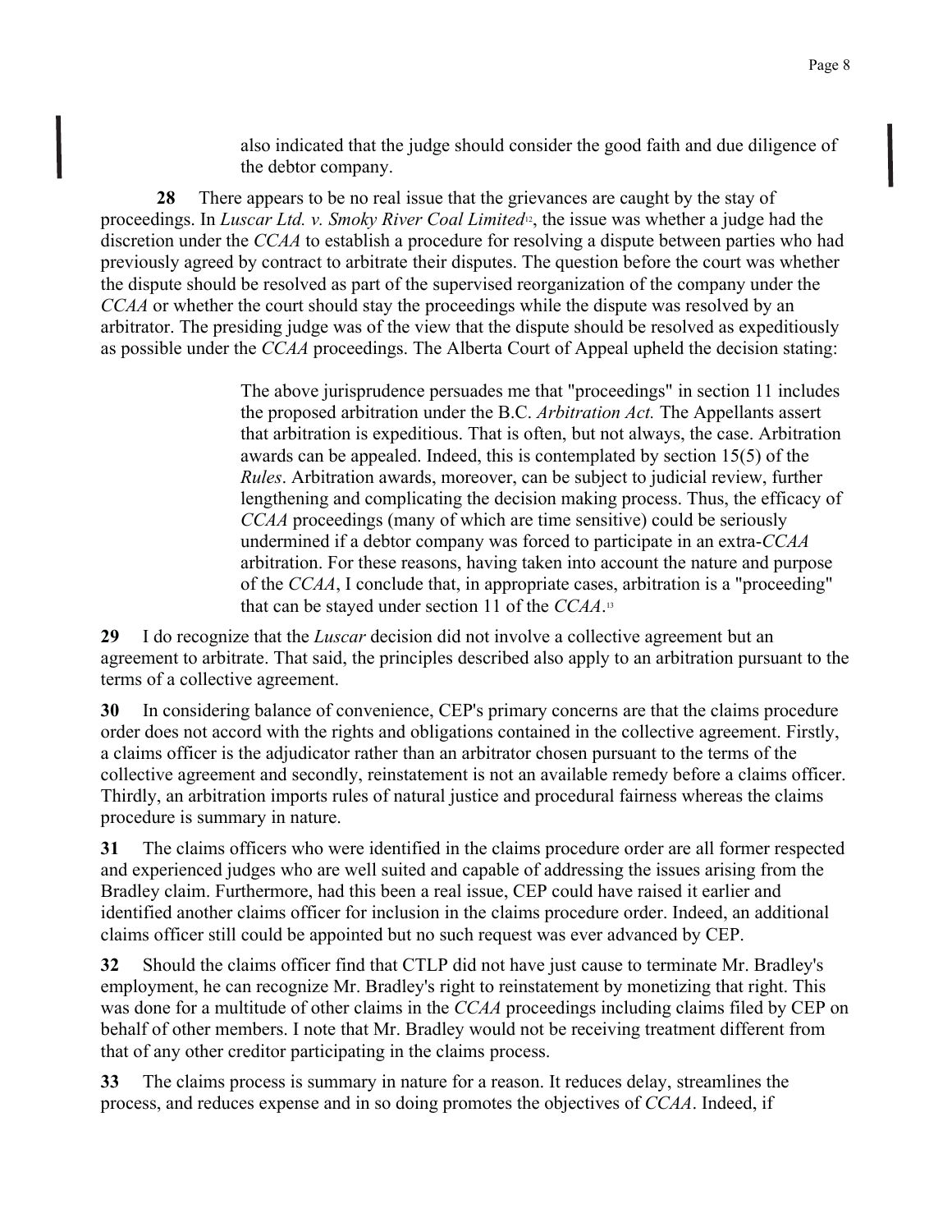> also indicated that the judge should consider the good faith and due diligence of the debtor company.

**28** There appears to be no real issue that the grievances are caught by the stay of proceedings. In *Luscar Ltd. v. Smoky River Coal Limited*[12], the issue was whether a judge had the discretion under the *CCAA* to establish a procedure for resolving a dispute between parties who had previously agreed by contract to arbitrate their disputes. The question before the court was whether the dispute should be resolved as part of the supervised reorganization of the company under the *CCAA* or whether the court should stay the proceedings while the dispute was resolved by an arbitrator. The presiding judge was of the view that the dispute should be resolved as expeditiously as possible under the *CCAA* proceedings. The Alberta Court of Appeal upheld the decision stating:

> The above jurisprudence persuades me that "proceedings" in section 11 includes the proposed arbitration under the B.C. *Arbitration Act.* The Appellants assert that arbitration is expeditious. That is often, but not always, the case. Arbitration awards can be appealed. Indeed, this is contemplated by section 15(5) of the *Rules*. Arbitration awards, moreover, can be subject to judicial review, further lengthening and complicating the decision making process. Thus, the efficacy of *CCAA* proceedings (many of which are time sensitive) could be seriously undermined if a debtor company was forced to participate in an extra-*CCAA* arbitration. For these reasons, having taken into account the nature and purpose of the *CCAA*, I conclude that, in appropriate cases, arbitration is a "proceeding" that can be stayed under section 11 of the *CCAA*.[13]

**29** I do recognize that the *Luscar* decision did not involve a collective agreement but an agreement to arbitrate. That said, the principles described also apply to an arbitration pursuant to the terms of a collective agreement.

**30** In considering balance of convenience, CEP's primary concerns are that the claims procedure order does not accord with the rights and obligations contained in the collective agreement. Firstly, a claims officer is the adjudicator rather than an arbitrator chosen pursuant to the terms of the collective agreement and secondly, reinstatement is not an available remedy before a claims officer. Thirdly, an arbitration imports rules of natural justice and procedural fairness whereas the claims procedure is summary in nature.

**31** The claims officers who were identified in the claims procedure order are all former respected and experienced judges who are well suited and capable of addressing the issues arising from the Bradley claim. Furthermore, had this been a real issue, CEP could have raised it earlier and identified another claims officer for inclusion in the claims procedure order. Indeed, an additional claims officer still could be appointed but no such request was ever advanced by CEP.

**32** Should the claims officer find that CTLP did not have just cause to terminate Mr. Bradley's employment, he can recognize Mr. Bradley's right to reinstatement by monetizing that right. This was done for a multitude of other claims in the *CCAA* proceedings including claims filed by CEP on behalf of other members. I note that Mr. Bradley would not be receiving treatment different from that of any other creditor participating in the claims process.

**33** The claims process is summary in nature for a reason. It reduces delay, streamlines the process, and reduces expense and in so doing promotes the objectives of *CCAA*. Indeed, if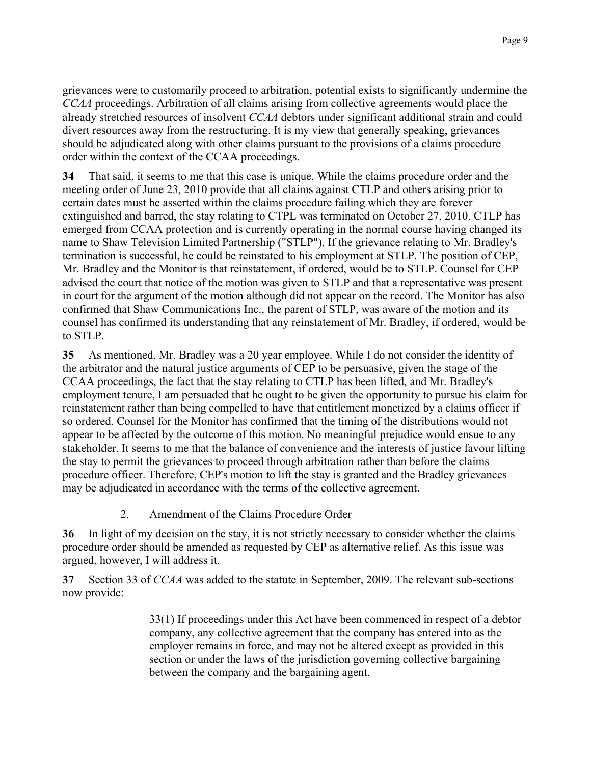grievances were to customarily proceed to arbitration, potential exists to significantly undermine the *CCAA* proceedings. Arbitration of all claims arising from collective agreements would place the already stretched resources of insolvent *CCAA* debtors under significant additional strain and could divert resources away from the restructuring. It is my view that generally speaking, grievances should be adjudicated along with other claims pursuant to the provisions of a claims procedure order within the context of the CCAA proceedings.

**34** That said, it seems to me that this case is unique. While the claims procedure order and the meeting order of June 23, 2010 provide that all claims against CTLP and others arising prior to certain dates must be asserted within the claims procedure failing which they are forever extinguished and barred, the stay relating to CTPL was terminated on October 27, 2010. CTLP has emerged from CCAA protection and is currently operating in the normal course having changed its name to Shaw Television Limited Partnership ("STLP"). If the grievance relating to Mr. Bradley's termination is successful, he could be reinstated to his employment at STLP. The position of CEP, Mr. Bradley and the Monitor is that reinstatement, if ordered, would be to STLP. Counsel for CEP advised the court that notice of the motion was given to STLP and that a representative was present in court for the argument of the motion although did not appear on the record. The Monitor has also confirmed that Shaw Communications Inc., the parent of STLP, was aware of the motion and its counsel has confirmed its understanding that any reinstatement of Mr. Bradley, if ordered, would be to STLP.

**35** As mentioned, Mr. Bradley was a 20 year employee. While I do not consider the identity of the arbitrator and the natural justice arguments of CEP to be persuasive, given the stage of the CCAA proceedings, the fact that the stay relating to CTLP has been lifted, and Mr. Bradley's employment tenure, I am persuaded that he ought to be given the opportunity to pursue his claim for reinstatement rather than being compelled to have that entitlement monetized by a claims officer if so ordered. Counsel for the Monitor has confirmed that the timing of the distributions would not appear to be affected by the outcome of this motion. No meaningful prejudice would ensue to any stakeholder. It seems to me that the balance of convenience and the interests of justice favour lifting the stay to permit the grievances to proceed through arbitration rather than before the claims procedure officer. Therefore, CEP's motion to lift the stay is granted and the Bradley grievances may be adjudicated in accordance with the terms of the collective agreement.

2. Amendment of the Claims Procedure Order

**36** In light of my decision on the stay, it is not strictly necessary to consider whether the claims procedure order should be amended as requested by CEP as alternative relief. As this issue was argued, however, I will address it.

**37** Section 33 of *CCAA* was added to the statute in September, 2009. The relevant sub-sections now provide:

> 33(1) If proceedings under this Act have been commenced in respect of a debtor company, any collective agreement that the company has entered into as the employer remains in force, and may not be altered except as provided in this section or under the laws of the jurisdiction governing collective bargaining between the company and the bargaining agent.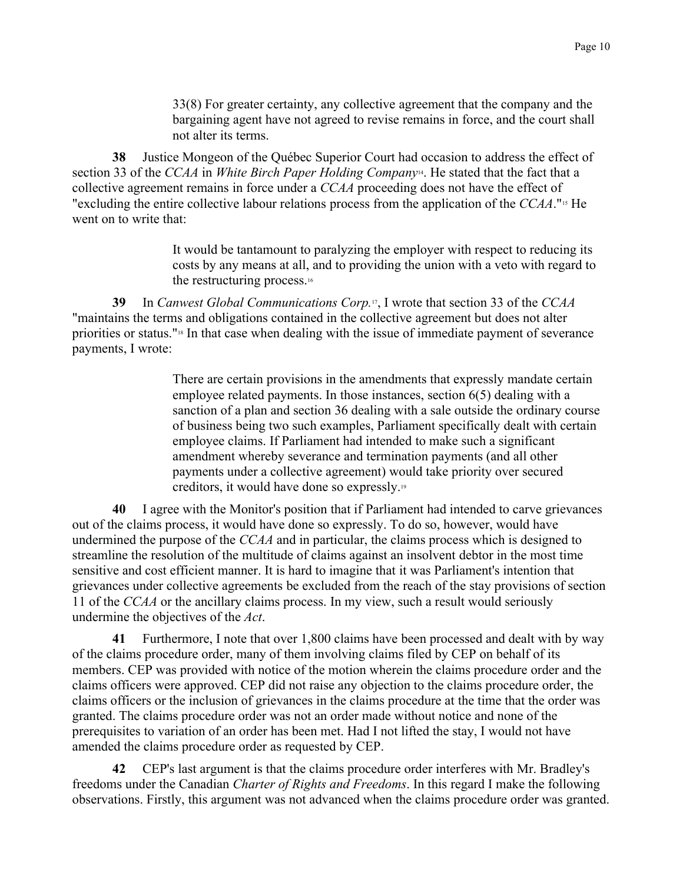> 33(8) For greater certainty, any collective agreement that the company and the bargaining agent have not agreed to revise remains in force, and the court shall not alter its terms.

**38** Justice Mongeon of the Québec Superior Court had occasion to address the effect of section 33 of the *CCAA* in *White Birch Paper Holding Company*[14]. He stated that the fact that a collective agreement remains in force under a *CCAA* proceeding does not have the effect of "excluding the entire collective labour relations process from the application of the *CCAA*."[15] He went on to write that:

> It would be tantamount to paralyzing the employer with respect to reducing its costs by any means at all, and to providing the union with a veto with regard to the restructuring process.[16]

**39** In *Canwest Global Communications Corp.*[17], I wrote that section 33 of the *CCAA* "maintains the terms and obligations contained in the collective agreement but does not alter priorities or status."[18] In that case when dealing with the issue of immediate payment of severance payments, I wrote:

> There are certain provisions in the amendments that expressly mandate certain employee related payments. In those instances, section 6(5) dealing with a sanction of a plan and section 36 dealing with a sale outside the ordinary course of business being two such examples, Parliament specifically dealt with certain employee claims. If Parliament had intended to make such a significant amendment whereby severance and termination payments (and all other payments under a collective agreement) would take priority over secured creditors, it would have done so expressly.[19]

**40** I agree with the Monitor's position that if Parliament had intended to carve grievances out of the claims process, it would have done so expressly. To do so, however, would have undermined the purpose of the *CCAA* and in particular, the claims process which is designed to streamline the resolution of the multitude of claims against an insolvent debtor in the most time sensitive and cost efficient manner. It is hard to imagine that it was Parliament's intention that grievances under collective agreements be excluded from the reach of the stay provisions of section 11 of the *CCAA* or the ancillary claims process. In my view, such a result would seriously undermine the objectives of the *Act*.

**41** Furthermore, I note that over 1,800 claims have been processed and dealt with by way of the claims procedure order, many of them involving claims filed by CEP on behalf of its members. CEP was provided with notice of the motion wherein the claims procedure order and the claims officers were approved. CEP did not raise any objection to the claims procedure order, the claims officers or the inclusion of grievances in the claims procedure at the time that the order was granted. The claims procedure order was not an order made without notice and none of the prerequisites to variation of an order has been met. Had I not lifted the stay, I would not have amended the claims procedure order as requested by CEP.

**42** CEP's last argument is that the claims procedure order interferes with Mr. Bradley's freedoms under the Canadian *Charter of Rights and Freedoms*. In this regard I make the following observations. Firstly, this argument was not advanced when the claims procedure order was granted.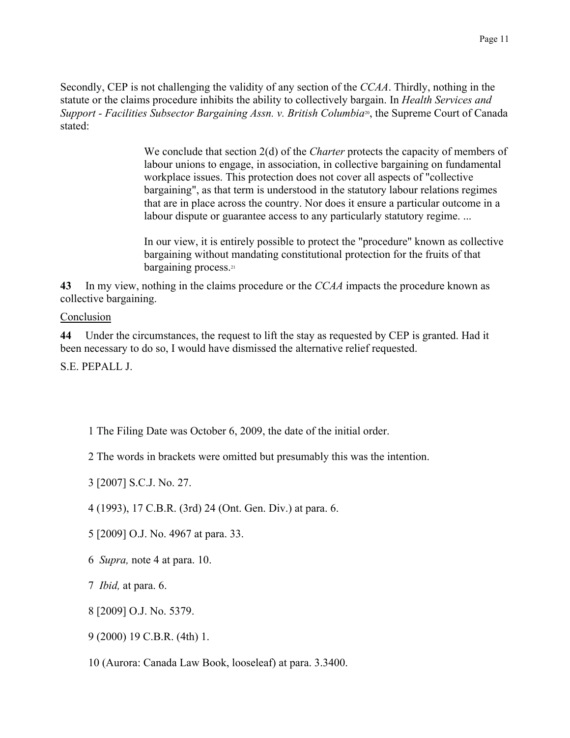Secondly, CEP is not challenging the validity of any section of the *CCAA*. Thirdly, nothing in the statute or the claims procedure inhibits the ability to collectively bargain. In *Health Services and Support - Facilities Subsector Bargaining Assn. v. British Columbia*[20], the Supreme Court of Canada stated:

> We conclude that section 2(d) of the *Charter* protects the capacity of members of labour unions to engage, in association, in collective bargaining on fundamental workplace issues. This protection does not cover all aspects of "collective bargaining", as that term is understood in the statutory labour relations regimes that are in place across the country. Nor does it ensure a particular outcome in a labour dispute or guarantee access to any particularly statutory regime. ...
>
> In our view, it is entirely possible to protect the "procedure" known as collective bargaining without mandating constitutional protection for the fruits of that bargaining process.[21]

**43** In my view, nothing in the claims procedure or the *CCAA* impacts the procedure known as collective bargaining.

Conclusion

**44** Under the circumstances, the request to lift the stay as requested by CEP is granted. Had it been necessary to do so, I would have dismissed the alternative relief requested.

S.E. PEPALL J.

1 The Filing Date was October 6, 2009, the date of the initial order.

2 The words in brackets were omitted but presumably this was the intention.

3 [2007] S.C.J. No. 27.

4 (1993), 17 C.B.R. (3rd) 24 (Ont. Gen. Div.) at para. 6.

5 [2009] O.J. No. 4967 at para. 33.

6 *Supra,* note 4 at para. 10.

7 *Ibid,* at para. 6.

8 [2009] O.J. No. 5379.

9 (2000) 19 C.B.R. (4th) 1.

10 (Aurora: Canada Law Book, looseleaf) at para. 3.3400.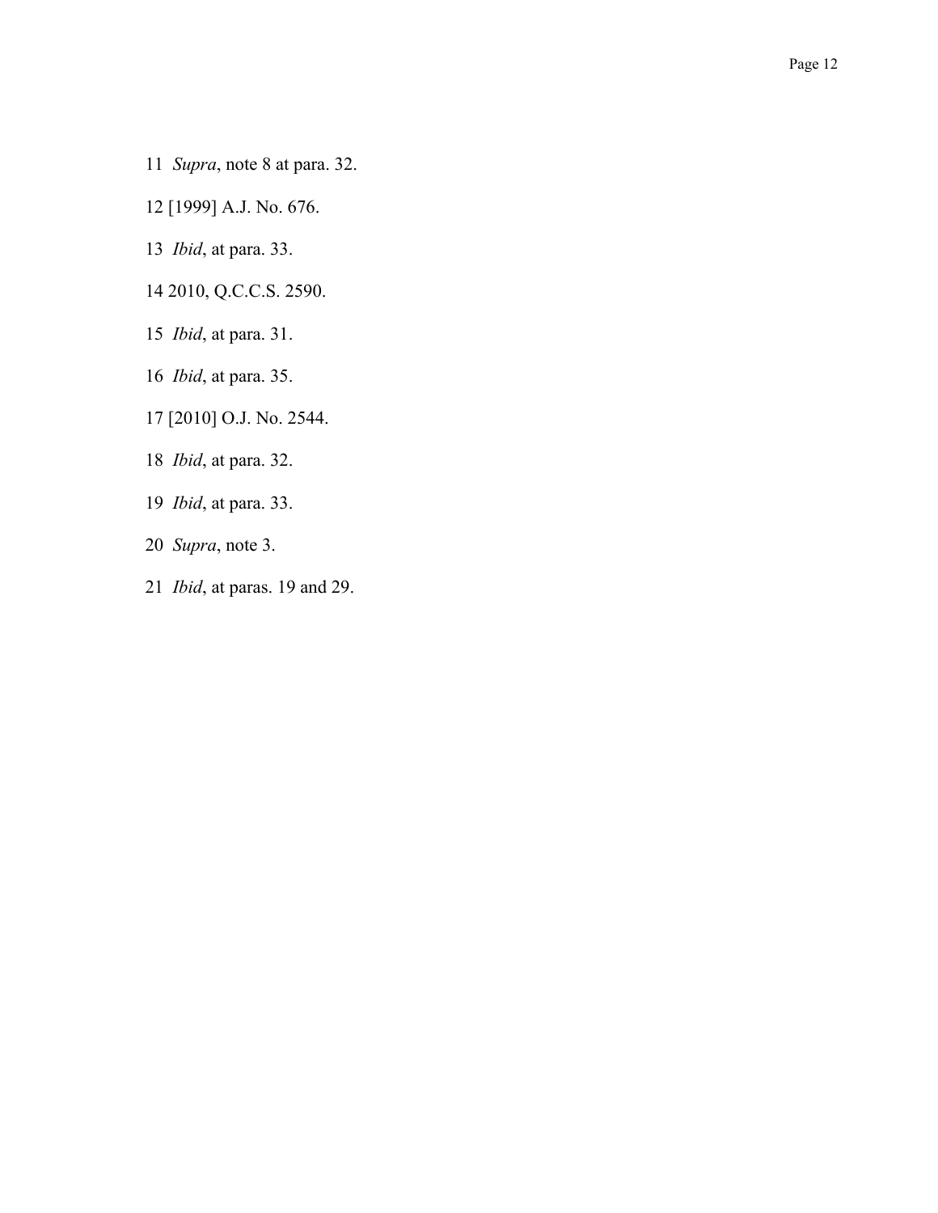11 *Supra*, note 8 at para. 32.

12 [1999] A.J. No. 676.

13 *Ibid*, at para. 33.

14 2010, Q.C.C.S. 2590.

15 *Ibid*, at para. 31.

16 *Ibid*, at para. 35.

17 [2010] O.J. No. 2544.

18 *Ibid*, at para. 32.

19 *Ibid*, at para. 33.

20 *Supra*, note 3.

21 *Ibid*, at paras. 19 and 29.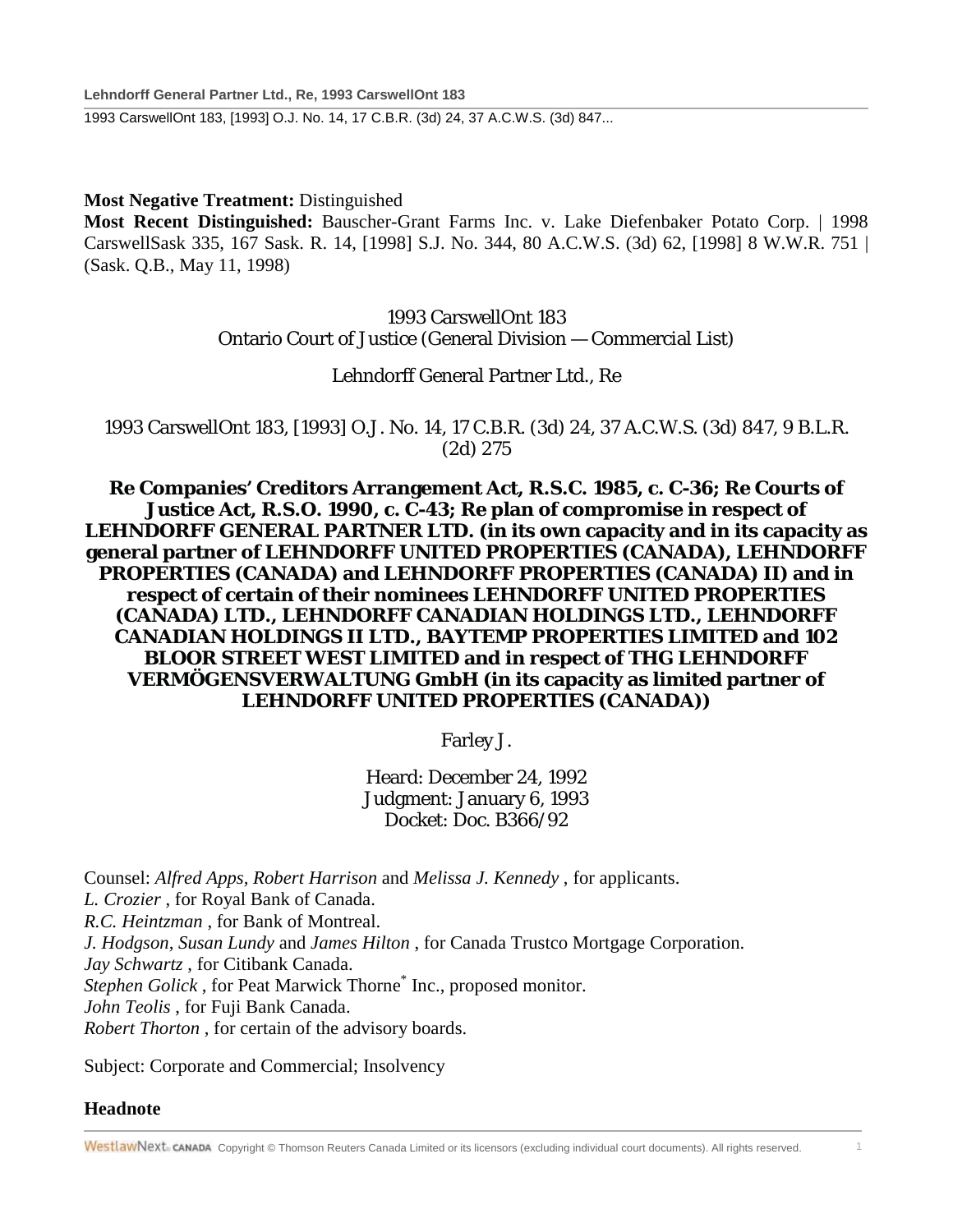**Most Negative Treatment:** Distinguished

**Most Recent Distinguished:** Bauscher-Grant Farms Inc. v. Lake Diefenbaker Potato Corp. | 1998 CarswellSask 335, 167 Sask. R. 14, [1998] S.J. No. 344, 80 A.C.W.S. (3d) 62, [1998] 8 W.W.R. 751 | (Sask. Q.B., May 11, 1998)

1993 CarswellOnt 183
Ontario Court of Justice (General Division — Commercial List)

Lehndorff General Partner Ltd., Re

1993 CarswellOnt 183, [1993] O.J. No. 14, 17 C.B.R. (3d) 24, 37 A.C.W.S. (3d) 847, 9 B.L.R. (2d) 275

**Re Companies' Creditors Arrangement Act, R.S.C. 1985, c. C-36; Re Courts of Justice Act, R.S.O. 1990, c. C-43; Re plan of compromise in respect of LEHNDORFF GENERAL PARTNER LTD. (in its own capacity and in its capacity as general partner of LEHNDORFF UNITED PROPERTIES (CANADA), LEHNDORFF PROPERTIES (CANADA) and LEHNDORFF PROPERTIES (CANADA) II) and in respect of certain of their nominees LEHNDORFF UNITED PROPERTIES (CANADA) LTD., LEHNDORFF CANADIAN HOLDINGS LTD., LEHNDORFF CANADIAN HOLDINGS II LTD., BAYTEMP PROPERTIES LIMITED and 102 BLOOR STREET WEST LIMITED and in respect of THG LEHNDORFF VERMÖGENSVERWALTUNG GmbH (in its capacity as limited partner of LEHNDORFF UNITED PROPERTIES (CANADA))**

Farley J.

Heard: December 24, 1992
Judgment: January 6, 1993
Docket: Doc. B366/92

Counsel: *Alfred Apps*, *Robert Harrison* and *Melissa J. Kennedy* , for applicants.
*L. Crozier* , for Royal Bank of Canada.
*R.C. Heintzman* , for Bank of Montreal.
*J. Hodgson*, *Susan Lundy* and *James Hilton* , for Canada Trustco Mortgage Corporation.
*Jay Schwartz* , for Citibank Canada.
*Stephen Golick* , for Peat Marwick Thorne* Inc., proposed monitor.
*John Teolis* , for Fuji Bank Canada.
*Robert Thorton* , for certain of the advisory boards.

Subject: Corporate and Commercial; Insolvency

**Headnote**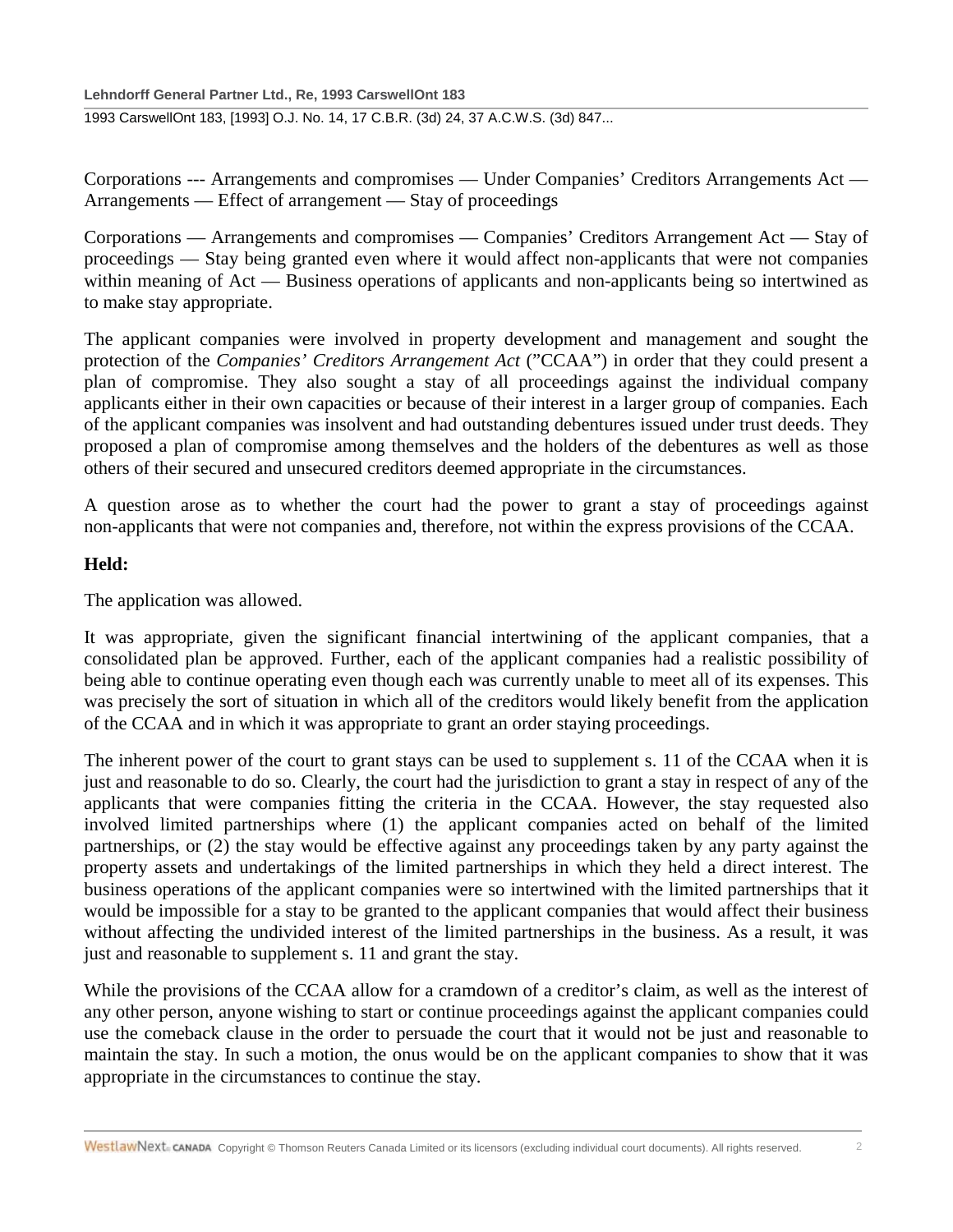Corporations --- Arrangements and compromises — Under Companies' Creditors Arrangements Act — Arrangements — Effect of arrangement — Stay of proceedings

Corporations — Arrangements and compromises — Companies' Creditors Arrangement Act — Stay of proceedings — Stay being granted even where it would affect non-applicants that were not companies within meaning of Act — Business operations of applicants and non-applicants being so intertwined as to make stay appropriate.

The applicant companies were involved in property development and management and sought the protection of the *Companies' Creditors Arrangement Act* ("CCAA") in order that they could present a plan of compromise. They also sought a stay of all proceedings against the individual company applicants either in their own capacities or because of their interest in a larger group of companies. Each of the applicant companies was insolvent and had outstanding debentures issued under trust deeds. They proposed a plan of compromise among themselves and the holders of the debentures as well as those others of their secured and unsecured creditors deemed appropriate in the circumstances.

A question arose as to whether the court had the power to grant a stay of proceedings against non-applicants that were not companies and, therefore, not within the express provisions of the CCAA.

**Held:**

The application was allowed.

It was appropriate, given the significant financial intertwining of the applicant companies, that a consolidated plan be approved. Further, each of the applicant companies had a realistic possibility of being able to continue operating even though each was currently unable to meet all of its expenses. This was precisely the sort of situation in which all of the creditors would likely benefit from the application of the CCAA and in which it was appropriate to grant an order staying proceedings.

The inherent power of the court to grant stays can be used to supplement s. 11 of the CCAA when it is just and reasonable to do so. Clearly, the court had the jurisdiction to grant a stay in respect of any of the applicants that were companies fitting the criteria in the CCAA. However, the stay requested also involved limited partnerships where (1) the applicant companies acted on behalf of the limited partnerships, or (2) the stay would be effective against any proceedings taken by any party against the property assets and undertakings of the limited partnerships in which they held a direct interest. The business operations of the applicant companies were so intertwined with the limited partnerships that it would be impossible for a stay to be granted to the applicant companies that would affect their business without affecting the undivided interest of the limited partnerships in the business. As a result, it was just and reasonable to supplement s. 11 and grant the stay.

While the provisions of the CCAA allow for a cramdown of a creditor's claim, as well as the interest of any other person, anyone wishing to start or continue proceedings against the applicant companies could use the comeback clause in the order to persuade the court that it would not be just and reasonable to maintain the stay. In such a motion, the onus would be on the applicant companies to show that it was appropriate in the circumstances to continue the stay.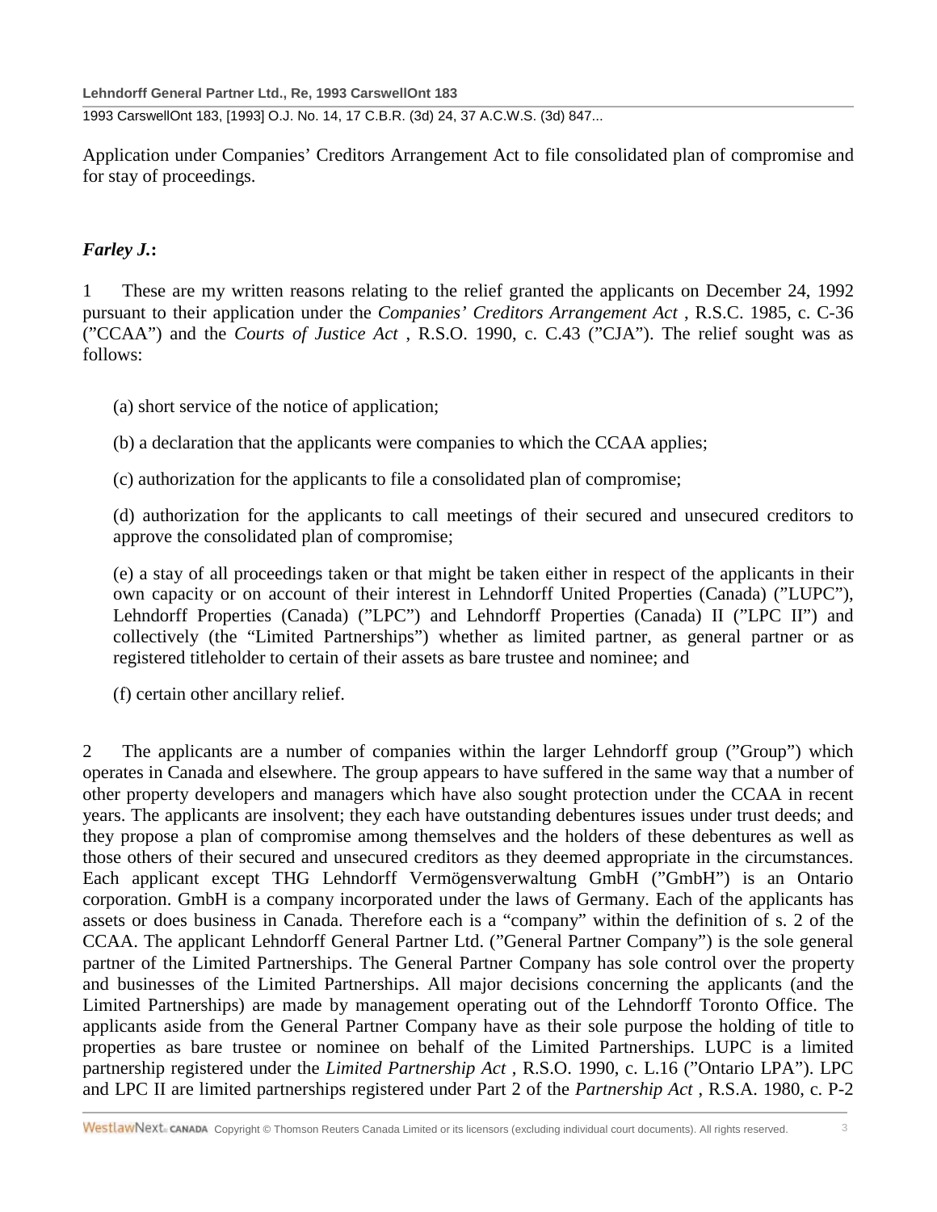Application under Companies' Creditors Arrangement Act to file consolidated plan of compromise and for stay of proceedings.

***Farley J.*:**

1 These are my written reasons relating to the relief granted the applicants on December 24, 1992 pursuant to their application under the *Companies' Creditors Arrangement Act* , R.S.C. 1985, c. C-36 ("CCAA") and the *Courts of Justice Act* , R.S.O. 1990, c. C.43 ("CJA"). The relief sought was as follows:

(a) short service of the notice of application;

(b) a declaration that the applicants were companies to which the CCAA applies;

(c) authorization for the applicants to file a consolidated plan of compromise;

(d) authorization for the applicants to call meetings of their secured and unsecured creditors to approve the consolidated plan of compromise;

(e) a stay of all proceedings taken or that might be taken either in respect of the applicants in their own capacity or on account of their interest in Lehndorff United Properties (Canada) ("LUPC"), Lehndorff Properties (Canada) ("LPC") and Lehndorff Properties (Canada) II ("LPC II") and collectively (the "Limited Partnerships") whether as limited partner, as general partner or as registered titleholder to certain of their assets as bare trustee and nominee; and

(f) certain other ancillary relief.

2 The applicants are a number of companies within the larger Lehndorff group ("Group") which operates in Canada and elsewhere. The group appears to have suffered in the same way that a number of other property developers and managers which have also sought protection under the CCAA in recent years. The applicants are insolvent; they each have outstanding debentures issues under trust deeds; and they propose a plan of compromise among themselves and the holders of these debentures as well as those others of their secured and unsecured creditors as they deemed appropriate in the circumstances. Each applicant except THG Lehndorff Vermögensverwaltung GmbH ("GmbH") is an Ontario corporation. GmbH is a company incorporated under the laws of Germany. Each of the applicants has assets or does business in Canada. Therefore each is a "company" within the definition of s. 2 of the CCAA. The applicant Lehndorff General Partner Ltd. ("General Partner Company") is the sole general partner of the Limited Partnerships. The General Partner Company has sole control over the property and businesses of the Limited Partnerships. All major decisions concerning the applicants (and the Limited Partnerships) are made by management operating out of the Lehndorff Toronto Office. The applicants aside from the General Partner Company have as their sole purpose the holding of title to properties as bare trustee or nominee on behalf of the Limited Partnerships. LUPC is a limited partnership registered under the *Limited Partnership Act* , R.S.O. 1990, c. L.16 ("Ontario LPA"). LPC and LPC II are limited partnerships registered under Part 2 of the *Partnership Act* , R.S.A. 1980, c. P-2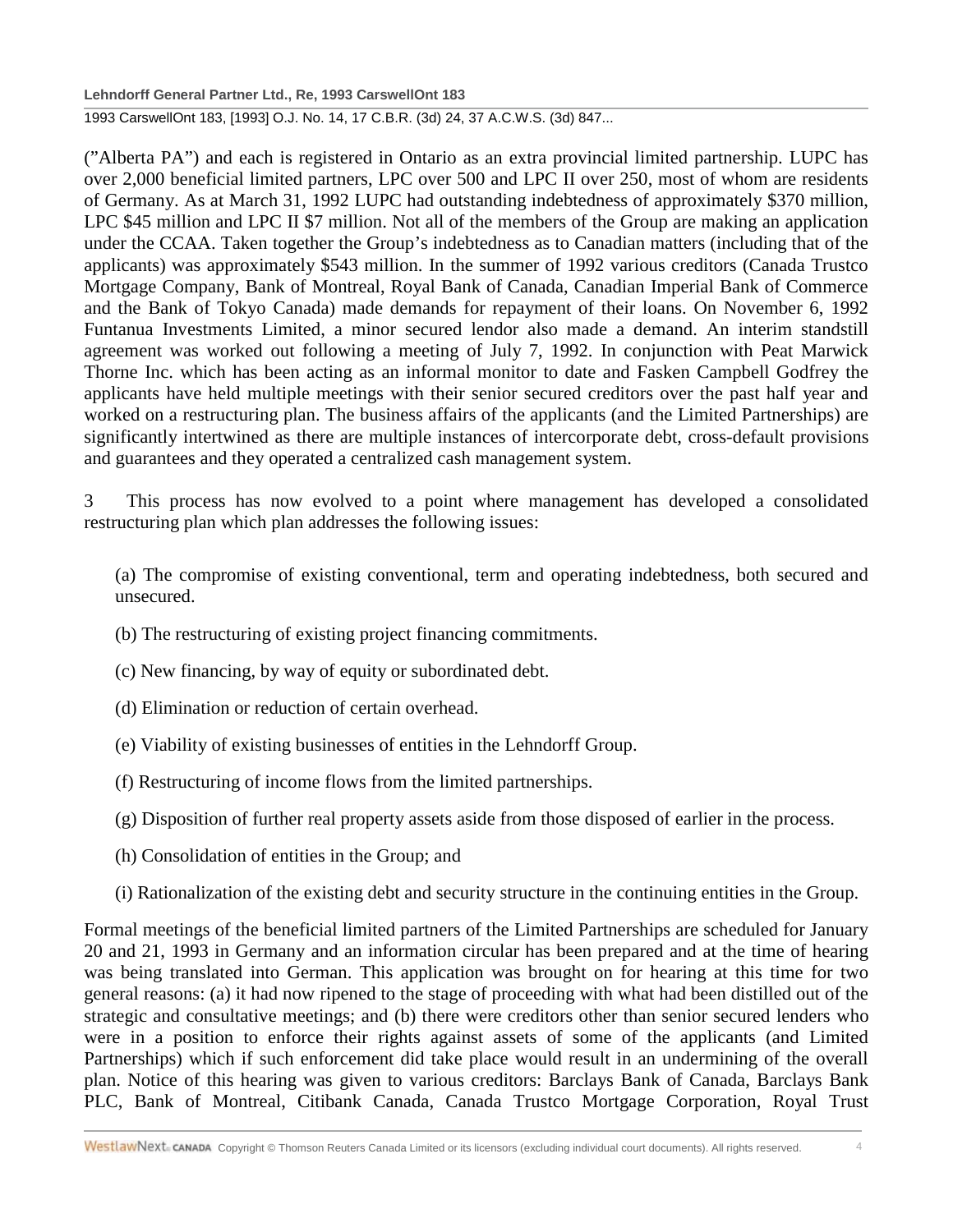("Alberta PA") and each is registered in Ontario as an extra provincial limited partnership. LUPC has over 2,000 beneficial limited partners, LPC over 500 and LPC II over 250, most of whom are residents of Germany. As at March 31, 1992 LUPC had outstanding indebtedness of approximately $370 million, LPC $45 million and LPC II $7 million. Not all of the members of the Group are making an application under the CCAA. Taken together the Group's indebtedness as to Canadian matters (including that of the applicants) was approximately $543 million. In the summer of 1992 various creditors (Canada Trustco Mortgage Company, Bank of Montreal, Royal Bank of Canada, Canadian Imperial Bank of Commerce and the Bank of Tokyo Canada) made demands for repayment of their loans. On November 6, 1992 Funtanua Investments Limited, a minor secured lender also made a demand. An interim standstill agreement was worked out following a meeting of July 7, 1992. In conjunction with Peat Marwick Thorne Inc. which has been acting as an informal monitor to date and Fasken Campbell Godfrey the applicants have held multiple meetings with their senior secured creditors over the past half year and worked on a restructuring plan. The business affairs of the applicants (and the Limited Partnerships) are significantly intertwined as there are multiple instances of intercorporate debt, cross-default provisions and guarantees and they operated a centralized cash management system.

3 This process has now evolved to a point where management has developed a consolidated restructuring plan which plan addresses the following issues:

(a) The compromise of existing conventional, term and operating indebtedness, both secured and unsecured.

(b) The restructuring of existing project financing commitments.

(c) New financing, by way of equity or subordinated debt.

(d) Elimination or reduction of certain overhead.

(e) Viability of existing businesses of entities in the Lehndorff Group.

(f) Restructuring of income flows from the limited partnerships.

(g) Disposition of further real property assets aside from those disposed of earlier in the process.

(h) Consolidation of entities in the Group; and

(i) Rationalization of the existing debt and security structure in the continuing entities in the Group.

Formal meetings of the beneficial limited partners of the Limited Partnerships are scheduled for January 20 and 21, 1993 in Germany and an information circular has been prepared and at the time of hearing was being translated into German. This application was brought on for hearing at this time for two general reasons: (a) it had now ripened to the stage of proceeding with what had been distilled out of the strategic and consultative meetings; and (b) there were creditors other than senior secured lenders who were in a position to enforce their rights against assets of some of the applicants (and Limited Partnerships) which if such enforcement did take place would result in an undermining of the overall plan. Notice of this hearing was given to various creditors: Barclays Bank of Canada, Barclays Bank PLC, Bank of Montreal, Citibank Canada, Canada Trustco Mortgage Corporation, Royal Trust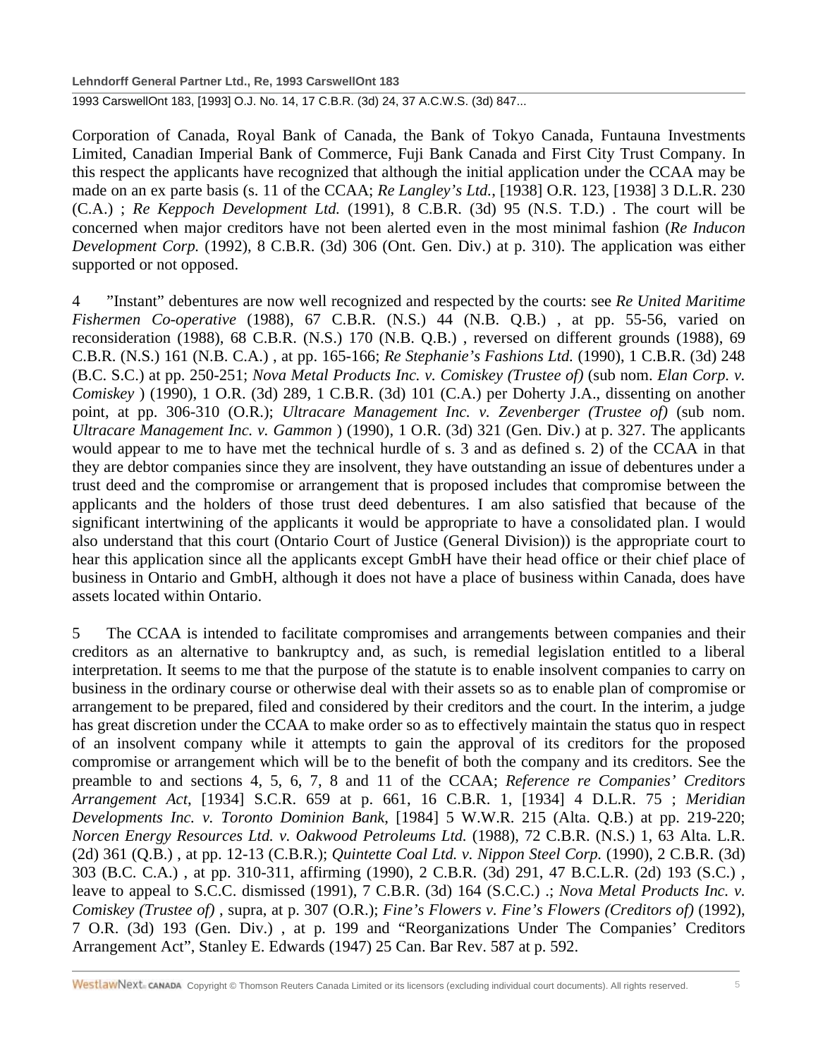Corporation of Canada, Royal Bank of Canada, the Bank of Tokyo Canada, Funtauna Investments Limited, Canadian Imperial Bank of Commerce, Fuji Bank Canada and First City Trust Company. In this respect the applicants have recognized that although the initial application under the CCAA may be made on an ex parte basis (s. 11 of the CCAA; *Re Langley's Ltd.*, [1938] O.R. 123, [1938] 3 D.L.R. 230 (C.A.) ; *Re Keppoch Development Ltd.* (1991), 8 C.B.R. (3d) 95 (N.S. T.D.) . The court will be concerned when major creditors have not been alerted even in the most minimal fashion (*Re Inducon Development Corp.* (1992), 8 C.B.R. (3d) 306 (Ont. Gen. Div.) at p. 310). The application was either supported or not opposed.

4 "Instant" debentures are now well recognized and respected by the courts: see *Re United Maritime Fishermen Co-operative* (1988), 67 C.B.R. (N.S.) 44 (N.B. Q.B.) , at pp. 55-56, varied on reconsideration (1988), 68 C.B.R. (N.S.) 170 (N.B. Q.B.) , reversed on different grounds (1988), 69 C.B.R. (N.S.) 161 (N.B. C.A.) , at pp. 165-166; *Re Stephanie's Fashions Ltd.* (1990), 1 C.B.R. (3d) 248 (B.C. S.C.) at pp. 250-251; *Nova Metal Products Inc. v. Comiskey (Trustee of)* (sub nom. *Elan Corp. v. Comiskey* ) (1990), 1 O.R. (3d) 289, 1 C.B.R. (3d) 101 (C.A.) per Doherty J.A., dissenting on another point, at pp. 306-310 (O.R.); *Ultracare Management Inc. v. Zevenberger (Trustee of)* (sub nom. *Ultracare Management Inc. v. Gammon* ) (1990), 1 O.R. (3d) 321 (Gen. Div.) at p. 327. The applicants would appear to me to have met the technical hurdle of s. 3 and as defined s. 2) of the CCAA in that they are debtor companies since they are insolvent, they have outstanding an issue of debentures under a trust deed and the compromise or arrangement that is proposed includes that compromise between the applicants and the holders of those trust deed debentures. I am also satisfied that because of the significant intertwining of the applicants it would be appropriate to have a consolidated plan. I would also understand that this court (Ontario Court of Justice (General Division)) is the appropriate court to hear this application since all the applicants except GmbH have their head office or their chief place of business in Ontario and GmbH, although it does not have a place of business within Canada, does have assets located within Ontario.

5 The CCAA is intended to facilitate compromises and arrangements between companies and their creditors as an alternative to bankruptcy and, as such, is remedial legislation entitled to a liberal interpretation. It seems to me that the purpose of the statute is to enable insolvent companies to carry on business in the ordinary course or otherwise deal with their assets so as to enable plan of compromise or arrangement to be prepared, filed and considered by their creditors and the court. In the interim, a judge has great discretion under the CCAA to make order so as to effectively maintain the status quo in respect of an insolvent company while it attempts to gain the approval of its creditors for the proposed compromise or arrangement which will be to the benefit of both the company and its creditors. See the preamble to and sections 4, 5, 6, 7, 8 and 11 of the CCAA; *Reference re Companies' Creditors Arrangement Act*, [1934] S.C.R. 659 at p. 661, 16 C.B.R. 1, [1934] 4 D.L.R. 75 ; *Meridian Developments Inc. v. Toronto Dominion Bank*, [1984] 5 W.W.R. 215 (Alta. Q.B.) at pp. 219-220; *Norcen Energy Resources Ltd. v. Oakwood Petroleums Ltd.* (1988), 72 C.B.R. (N.S.) 1, 63 Alta. L.R. (2d) 361 (Q.B.) , at pp. 12-13 (C.B.R.); *Quintette Coal Ltd. v. Nippon Steel Corp.* (1990), 2 C.B.R. (3d) 303 (B.C. C.A.) , at pp. 310-311, affirming (1990), 2 C.B.R. (3d) 291, 47 B.C.L.R. (2d) 193 (S.C.) , leave to appeal to S.C.C. dismissed (1991), 7 C.B.R. (3d) 164 (S.C.C.) .; *Nova Metal Products Inc. v. Comiskey (Trustee of)* , supra, at p. 307 (O.R.); *Fine's Flowers v. Fine's Flowers (Creditors of)* (1992), 7 O.R. (3d) 193 (Gen. Div.) , at p. 199 and "Reorganizations Under The Companies' Creditors Arrangement Act", Stanley E. Edwards (1947) 25 Can. Bar Rev. 587 at p. 592.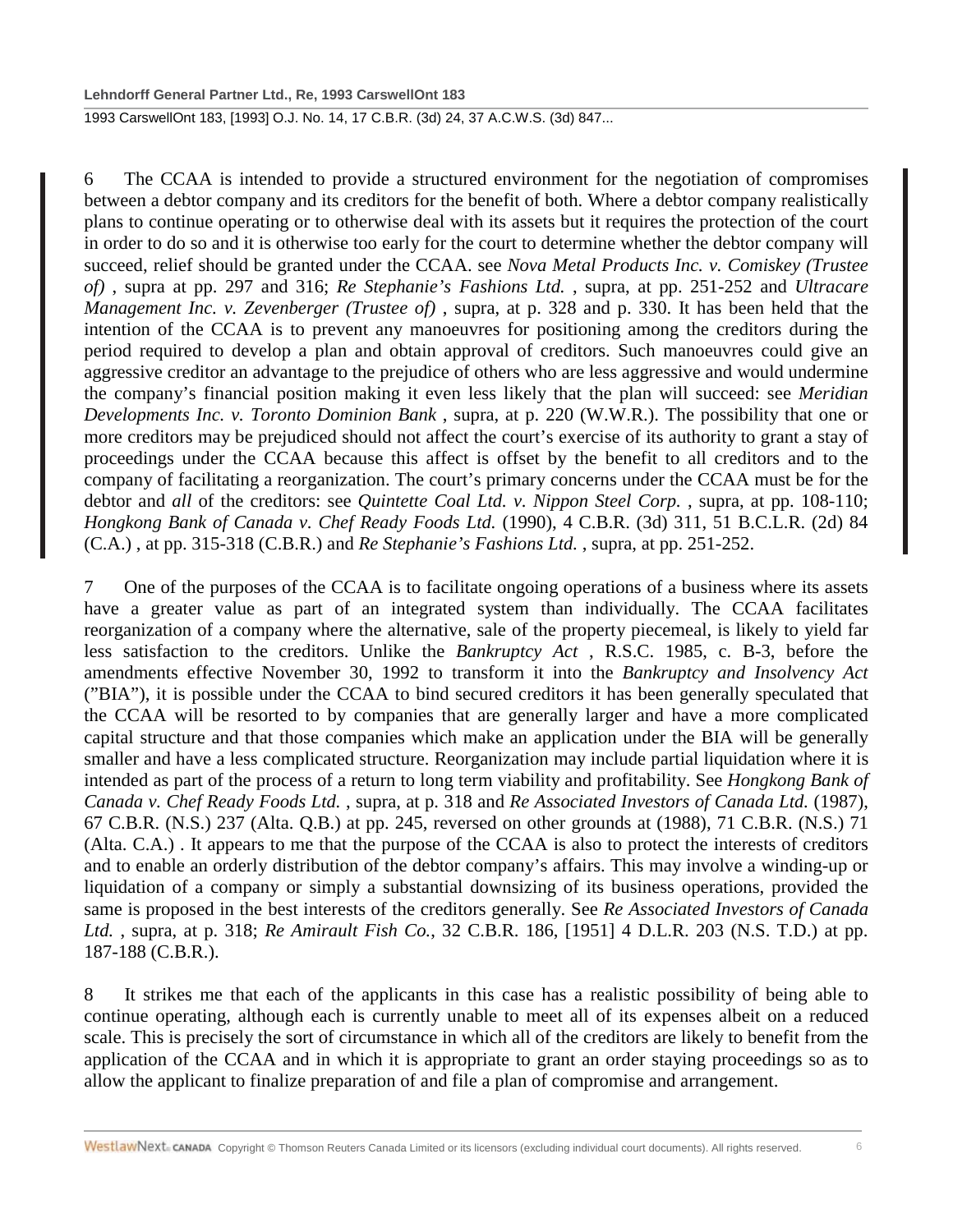6 The CCAA is intended to provide a structured environment for the negotiation of compromises between a debtor company and its creditors for the benefit of both. Where a debtor company realistically plans to continue operating or to otherwise deal with its assets but it requires the protection of the court in order to do so and it is otherwise too early for the court to determine whether the debtor company will succeed, relief should be granted under the CCAA. see *Nova Metal Products Inc. v. Comiskey (Trustee of)* , supra at pp. 297 and 316; *Re Stephanie's Fashions Ltd.* , supra, at pp. 251-252 and *Ultracare Management Inc. v. Zevenberger (Trustee of)* , supra, at p. 328 and p. 330. It has been held that the intention of the CCAA is to prevent any manoeuvres for positioning among the creditors during the period required to develop a plan and obtain approval of creditors. Such manoeuvres could give an aggressive creditor an advantage to the prejudice of others who are less aggressive and would undermine the company's financial position making it even less likely that the plan will succeed: see *Meridian Developments Inc. v. Toronto Dominion Bank* , supra, at p. 220 (W.W.R.). The possibility that one or more creditors may be prejudiced should not affect the court's exercise of its authority to grant a stay of proceedings under the CCAA because this affect is offset by the benefit to all creditors and to the company of facilitating a reorganization. The court's primary concerns under the CCAA must be for the debtor and *all* of the creditors: see *Quintette Coal Ltd. v. Nippon Steel Corp.* , supra, at pp. 108-110; *Hongkong Bank of Canada v. Chef Ready Foods Ltd.* (1990), 4 C.B.R. (3d) 311, 51 B.C.L.R. (2d) 84 (C.A.) , at pp. 315-318 (C.B.R.) and *Re Stephanie's Fashions Ltd.* , supra, at pp. 251-252.

7 One of the purposes of the CCAA is to facilitate ongoing operations of a business where its assets have a greater value as part of an integrated system than individually. The CCAA facilitates reorganization of a company where the alternative, sale of the property piecemeal, is likely to yield far less satisfaction to the creditors. Unlike the *Bankruptcy Act* , R.S.C. 1985, c. B-3, before the amendments effective November 30, 1992 to transform it into the *Bankruptcy and Insolvency Act* ("BIA"), it is possible under the CCAA to bind secured creditors it has been generally speculated that the CCAA will be resorted to by companies that are generally larger and have a more complicated capital structure and that those companies which make an application under the BIA will be generally smaller and have a less complicated structure. Reorganization may include partial liquidation where it is intended as part of the process of a return to long term viability and profitability. See *Hongkong Bank of Canada v. Chef Ready Foods Ltd.* , supra, at p. 318 and *Re Associated Investors of Canada Ltd.* (1987), 67 C.B.R. (N.S.) 237 (Alta. Q.B.) at pp. 245, reversed on other grounds at (1988), 71 C.B.R. (N.S.) 71 (Alta. C.A.) . It appears to me that the purpose of the CCAA is also to protect the interests of creditors and to enable an orderly distribution of the debtor company's affairs. This may involve a winding-up or liquidation of a company or simply a substantial downsizing of its business operations, provided the same is proposed in the best interests of the creditors generally. See *Re Associated Investors of Canada Ltd.* , supra, at p. 318; *Re Amirault Fish Co.*, 32 C.B.R. 186, [1951] 4 D.L.R. 203 (N.S. T.D.) at pp. 187-188 (C.B.R.).

8 It strikes me that each of the applicants in this case has a realistic possibility of being able to continue operating, although each is currently unable to meet all of its expenses albeit on a reduced scale. This is precisely the sort of circumstance in which all of the creditors are likely to benefit from the application of the CCAA and in which it is appropriate to grant an order staying proceedings so as to allow the applicant to finalize preparation of and file a plan of compromise and arrangement.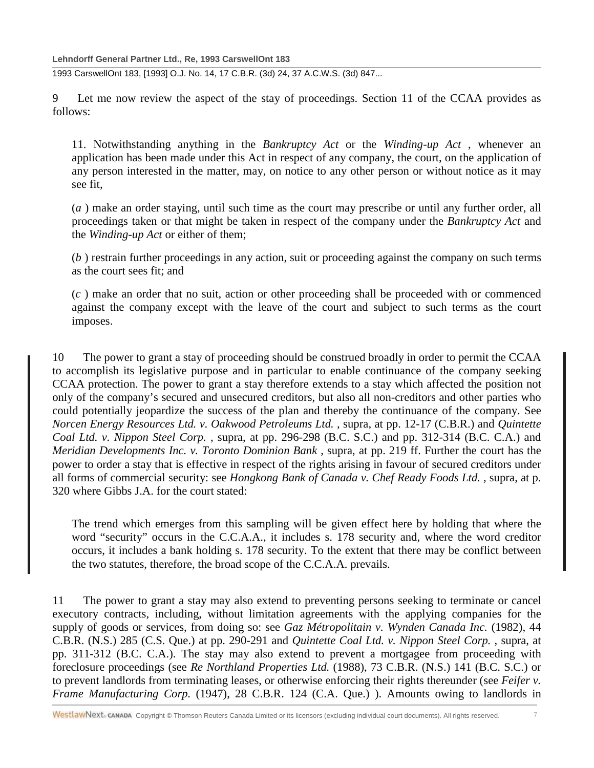9 Let me now review the aspect of the stay of proceedings. Section 11 of the CCAA provides as follows:

> 11. Notwithstanding anything in the *Bankruptcy Act* or the *Winding-up Act* , whenever an application has been made under this Act in respect of any company, the court, on the application of any person interested in the matter, may, on notice to any other person or without notice as it may see fit,
>
> (*a* ) make an order staying, until such time as the court may prescribe or until any further order, all proceedings taken or that might be taken in respect of the company under the *Bankruptcy Act* and the *Winding-up Act* or either of them;
>
> (*b* ) restrain further proceedings in any action, suit or proceeding against the company on such terms as the court sees fit; and
>
> (*c* ) make an order that no suit, action or other proceeding shall be proceeded with or commenced against the company except with the leave of the court and subject to such terms as the court imposes.

10 The power to grant a stay of proceeding should be construed broadly in order to permit the CCAA to accomplish its legislative purpose and in particular to enable continuance of the company seeking CCAA protection. The power to grant a stay therefore extends to a stay which affected the position not only of the company's secured and unsecured creditors, but also all non-creditors and other parties who could potentially jeopardize the success of the plan and thereby the continuance of the company. See *Norcen Energy Resources Ltd. v. Oakwood Petroleums Ltd.* , supra, at pp. 12-17 (C.B.R.) and *Quintette Coal Ltd. v. Nippon Steel Corp.* , supra, at pp. 296-298 (B.C. S.C.) and pp. 312-314 (B.C. C.A.) and *Meridian Developments Inc. v. Toronto Dominion Bank* , supra, at pp. 219 ff. Further the court has the power to order a stay that is effective in respect of the rights arising in favour of secured creditors under all forms of commercial security: see *Hongkong Bank of Canada v. Chef Ready Foods Ltd.* , supra, at p. 320 where Gibbs J.A. for the court stated:

> The trend which emerges from this sampling will be given effect here by holding that where the word "security" occurs in the C.C.A.A., it includes s. 178 security and, where the word creditor occurs, it includes a bank holding s. 178 security. To the extent that there may be conflict between the two statutes, therefore, the broad scope of the C.C.A.A. prevails.

11 The power to grant a stay may also extend to preventing persons seeking to terminate or cancel executory contracts, including, without limitation agreements with the applying companies for the supply of goods or services, from doing so: see *Gaz Métropolitain v. Wynden Canada Inc.* (1982), 44 C.B.R. (N.S.) 285 (C.S. Que.) at pp. 290-291 and *Quintette Coal Ltd. v. Nippon Steel Corp.* , supra, at pp. 311-312 (B.C. C.A.). The stay may also extend to prevent a mortgagee from proceeding with foreclosure proceedings (see *Re Northland Properties Ltd.* (1988), 73 C.B.R. (N.S.) 141 (B.C. S.C.) or to prevent landlords from terminating leases, or otherwise enforcing their rights thereunder (see *Feifer v. Frame Manufacturing Corp.* (1947), 28 C.B.R. 124 (C.A. Que.) ). Amounts owing to landlords in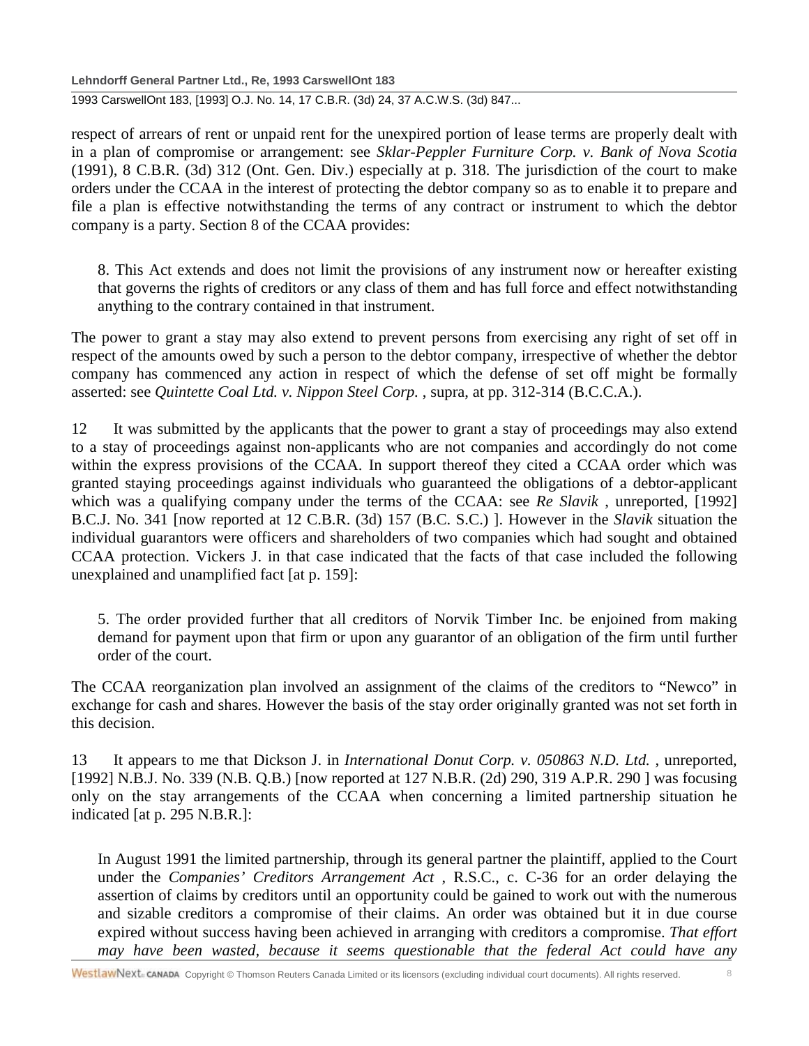respect of arrears of rent or unpaid rent for the unexpired portion of lease terms are properly dealt with in a plan of compromise or arrangement: see *Sklar-Peppler Furniture Corp. v. Bank of Nova Scotia* (1991), 8 C.B.R. (3d) 312 (Ont. Gen. Div.) especially at p. 318. The jurisdiction of the court to make orders under the CCAA in the interest of protecting the debtor company so as to enable it to prepare and file a plan is effective notwithstanding the terms of any contract or instrument to which the debtor company is a party. Section 8 of the CCAA provides:

> 8. This Act extends and does not limit the provisions of any instrument now or hereafter existing that governs the rights of creditors or any class of them and has full force and effect notwithstanding anything to the contrary contained in that instrument.

The power to grant a stay may also extend to prevent persons from exercising any right of set off in respect of the amounts owed by such a person to the debtor company, irrespective of whether the debtor company has commenced any action in respect of which the defense of set off might be formally asserted: see *Quintette Coal Ltd. v. Nippon Steel Corp.* , supra, at pp. 312-314 (B.C.C.A.).

12 It was submitted by the applicants that the power to grant a stay of proceedings may also extend to a stay of proceedings against non-applicants who are not companies and accordingly do not come within the express provisions of the CCAA. In support thereof they cited a CCAA order which was granted staying proceedings against individuals who guaranteed the obligations of a debtor-applicant which was a qualifying company under the terms of the CCAA: see *Re Slavik* , unreported, [1992] B.C.J. No. 341 [now reported at 12 C.B.R. (3d) 157 (B.C. S.C.) ]. However in the *Slavik* situation the individual guarantors were officers and shareholders of two companies which had sought and obtained CCAA protection. Vickers J. in that case indicated that the facts of that case included the following unexplained and unamplified fact [at p. 159]:

> 5. The order provided further that all creditors of Norvik Timber Inc. be enjoined from making demand for payment upon that firm or upon any guarantor of an obligation of the firm until further order of the court.

The CCAA reorganization plan involved an assignment of the claims of the creditors to "Newco" in exchange for cash and shares. However the basis of the stay order originally granted was not set forth in this decision.

13 It appears to me that Dickson J. in *International Donut Corp. v. 050863 N.D. Ltd.* , unreported, [1992] N.B.J. No. 339 (N.B. Q.B.) [now reported at 127 N.B.R. (2d) 290, 319 A.P.R. 290 ] was focusing only on the stay arrangements of the CCAA when concerning a limited partnership situation he indicated [at p. 295 N.B.R.]:

> In August 1991 the limited partnership, through its general partner the plaintiff, applied to the Court under the *Companies' Creditors Arrangement Act* , R.S.C., c. C-36 for an order delaying the assertion of claims by creditors until an opportunity could be gained to work out with the numerous and sizable creditors a compromise of their claims. An order was obtained but it in due course expired without success having been achieved in arranging with creditors a compromise. *That effort may have been wasted, because it seems questionable that the federal Act could have any*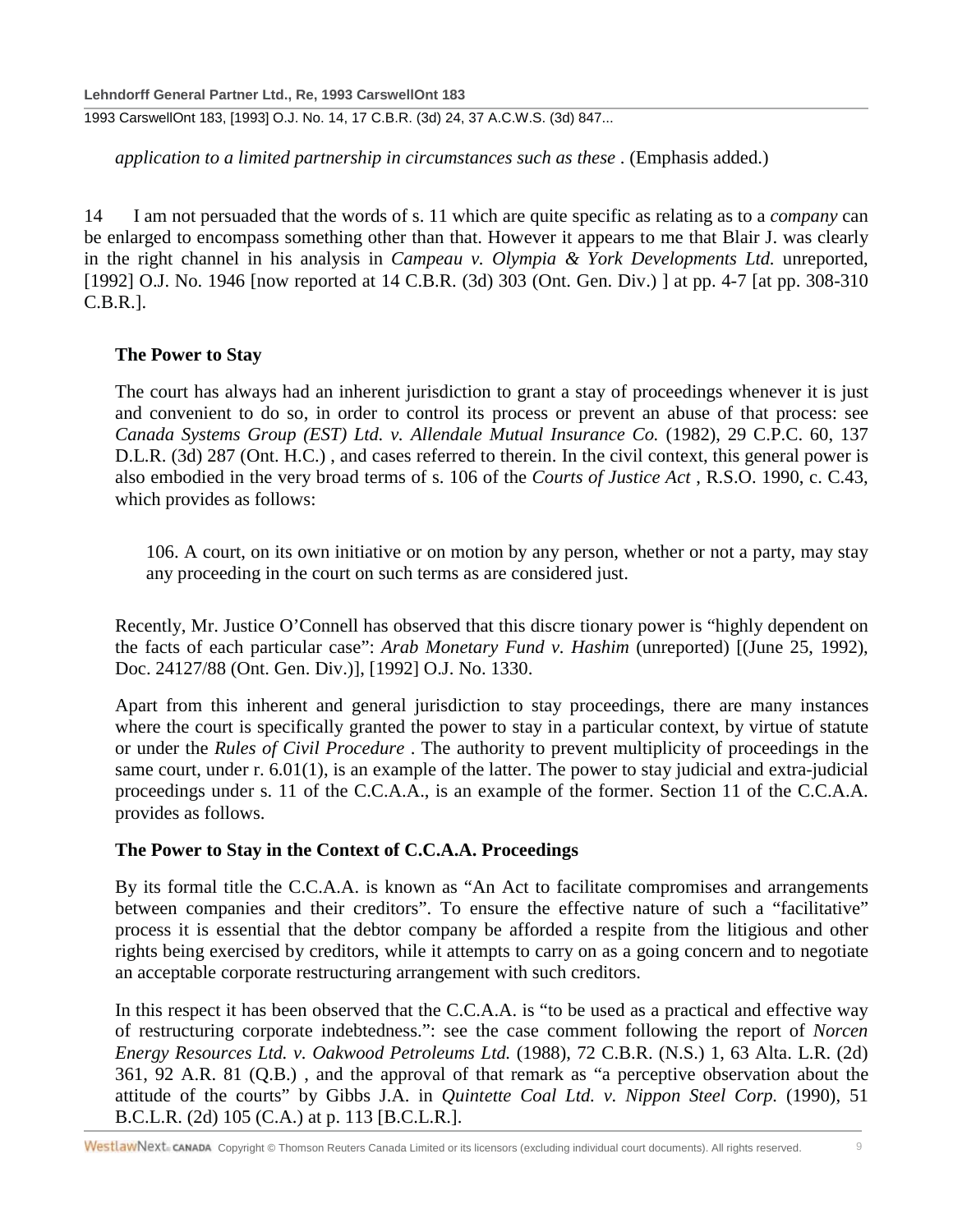*application to a limited partnership in circumstances such as these* . (Emphasis added.)

14 I am not persuaded that the words of s. 11 which are quite specific as relating as to a *company* can be enlarged to encompass something other than that. However it appears to me that Blair J. was clearly in the right channel in his analysis in *Campeau v. Olympia & York Developments Ltd.* unreported, [1992] O.J. No. 1946 [now reported at 14 C.B.R. (3d) 303 (Ont. Gen. Div.) ] at pp. 4-7 [at pp. 308-310 C.B.R.].

> **The Power to Stay**
>
> The court has always had an inherent jurisdiction to grant a stay of proceedings whenever it is just and convenient to do so, in order to control its process or prevent an abuse of that process: see *Canada Systems Group (EST) Ltd. v. Allendale Mutual Insurance Co.* (1982), 29 C.P.C. 60, 137 D.L.R. (3d) 287 (Ont. H.C.) , and cases referred to therein. In the civil context, this general power is also embodied in the very broad terms of s. 106 of the *Courts of Justice Act* , R.S.O. 1990, c. C.43, which provides as follows:
>
> > 106. A court, on its own initiative or on motion by any person, whether or not a party, may stay any proceeding in the court on such terms as are considered just.
>
> Recently, Mr. Justice O'Connell has observed that this discre tionary power is "highly dependent on the facts of each particular case": *Arab Monetary Fund v. Hashim* (unreported) [(June 25, 1992), Doc. 24127/88 (Ont. Gen. Div.)], [1992] O.J. No. 1330.
>
> Apart from this inherent and general jurisdiction to stay proceedings, there are many instances where the court is specifically granted the power to stay in a particular context, by virtue of statute or under the *Rules of Civil Procedure* . The authority to prevent multiplicity of proceedings in the same court, under r. 6.01(1), is an example of the latter. The power to stay judicial and extra-judicial proceedings under s. 11 of the C.C.A.A., is an example of the former. Section 11 of the C.C.A.A. provides as follows.
>
> **The Power to Stay in the Context of C.C.A.A. Proceedings**
>
> By its formal title the C.C.A.A. is known as "An Act to facilitate compromises and arrangements between companies and their creditors". To ensure the effective nature of such a "facilitative" process it is essential that the debtor company be afforded a respite from the litigious and other rights being exercised by creditors, while it attempts to carry on as a going concern and to negotiate an acceptable corporate restructuring arrangement with such creditors.
>
> In this respect it has been observed that the C.C.A.A. is "to be used as a practical and effective way of restructuring corporate indebtedness.": see the case comment following the report of *Norcen Energy Resources Ltd. v. Oakwood Petroleums Ltd.* (1988), 72 C.B.R. (N.S.) 1, 63 Alta. L.R. (2d) 361, 92 A.R. 81 (Q.B.) , and the approval of that remark as "a perceptive observation about the attitude of the courts" by Gibbs J.A. in *Quintette Coal Ltd. v. Nippon Steel Corp.* (1990), 51 B.C.L.R. (2d) 105 (C.A.) at p. 113 [B.C.L.R.].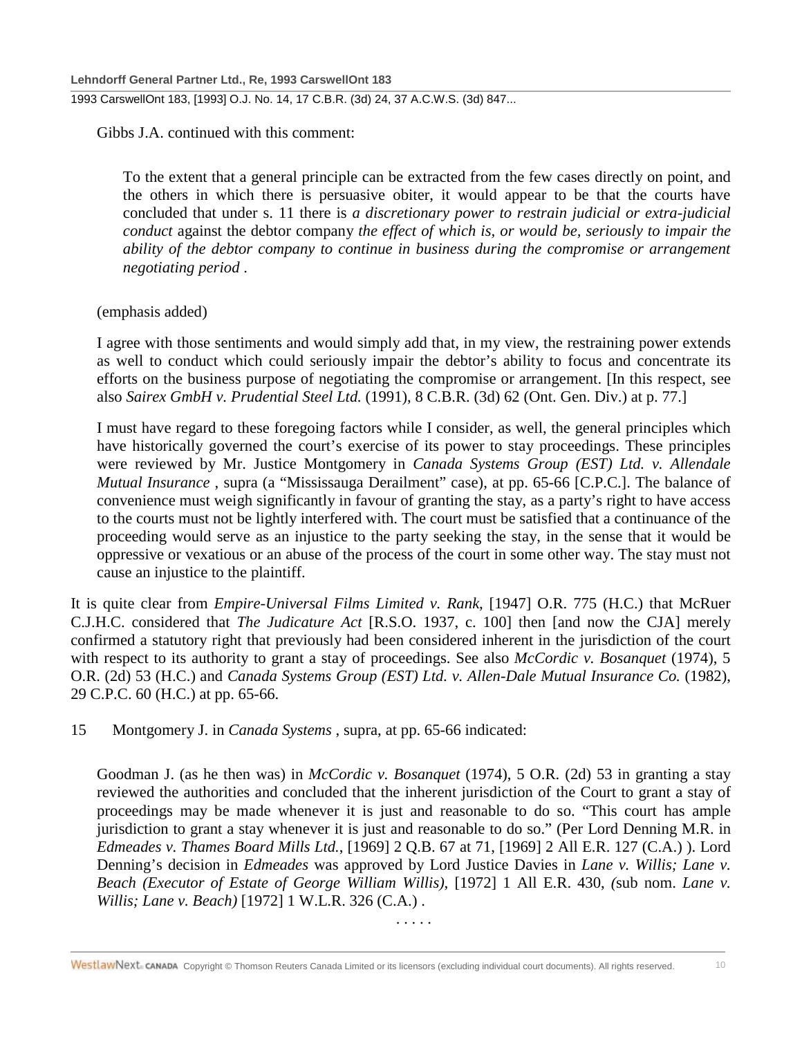Gibbs J.A. continued with this comment:

> To the extent that a general principle can be extracted from the few cases directly on point, and the others in which there is persuasive obiter, it would appear to be that the courts have concluded that under s. 11 there is *a discretionary power to restrain judicial or extra-judicial conduct* against the debtor company *the effect of which is, or would be, seriously to impair the ability of the debtor company to continue in business during the compromise or arrangement negotiating period* .

(emphasis added)

I agree with those sentiments and would simply add that, in my view, the restraining power extends as well to conduct which could seriously impair the debtor's ability to focus and concentrate its efforts on the business purpose of negotiating the compromise or arrangement. [In this respect, see also *Sairex GmbH v. Prudential Steel Ltd.* (1991), 8 C.B.R. (3d) 62 (Ont. Gen. Div.) at p. 77.]

I must have regard to these foregoing factors while I consider, as well, the general principles which have historically governed the court's exercise of its power to stay proceedings. These principles were reviewed by Mr. Justice Montgomery in *Canada Systems Group (EST) Ltd. v. Allendale Mutual Insurance* , supra (a "Mississauga Derailment" case), at pp. 65-66 [C.P.C.]. The balance of convenience must weigh significantly in favour of granting the stay, as a party's right to have access to the courts must not be lightly interfered with. The court must be satisfied that a continuance of the proceeding would serve as an injustice to the party seeking the stay, in the sense that it would be oppressive or vexatious or an abuse of the process of the court in some other way. The stay must not cause an injustice to the plaintiff.

It is quite clear from *Empire-Universal Films Limited v. Rank*, [1947] O.R. 775 (H.C.) that McRuer C.J.H.C. considered that *The Judicature Act* [R.S.O. 1937, c. 100] then [and now the CJA] merely confirmed a statutory right that previously had been considered inherent in the jurisdiction of the court with respect to its authority to grant a stay of proceedings. See also *McCordic v. Bosanquet* (1974), 5 O.R. (2d) 53 (H.C.) and *Canada Systems Group (EST) Ltd. v. Allen-Dale Mutual Insurance Co.* (1982), 29 C.P.C. 60 (H.C.) at pp. 65-66.

15 Montgomery J. in *Canada Systems* , supra, at pp. 65-66 indicated:

> Goodman J. (as he then was) in *McCordic v. Bosanquet* (1974), 5 O.R. (2d) 53 in granting a stay reviewed the authorities and concluded that the inherent jurisdiction of the Court to grant a stay of proceedings may be made whenever it is just and reasonable to do so. "This court has ample jurisdiction to grant a stay whenever it is just and reasonable to do so." (Per Lord Denning M.R. in *Edmeades v. Thames Board Mills Ltd.*, [1969] 2 Q.B. 67 at 71, [1969] 2 All E.R. 127 (C.A.) ). Lord Denning's decision in *Edmeades* was approved by Lord Justice Davies in *Lane v. Willis; Lane v. Beach (Executor of Estate of George William Willis)*, [1972] 1 All E.R. 430, *(*sub nom. *Lane v. Willis; Lane v. Beach)* [1972] 1 W.L.R. 326 (C.A.) .
>
> . . . . .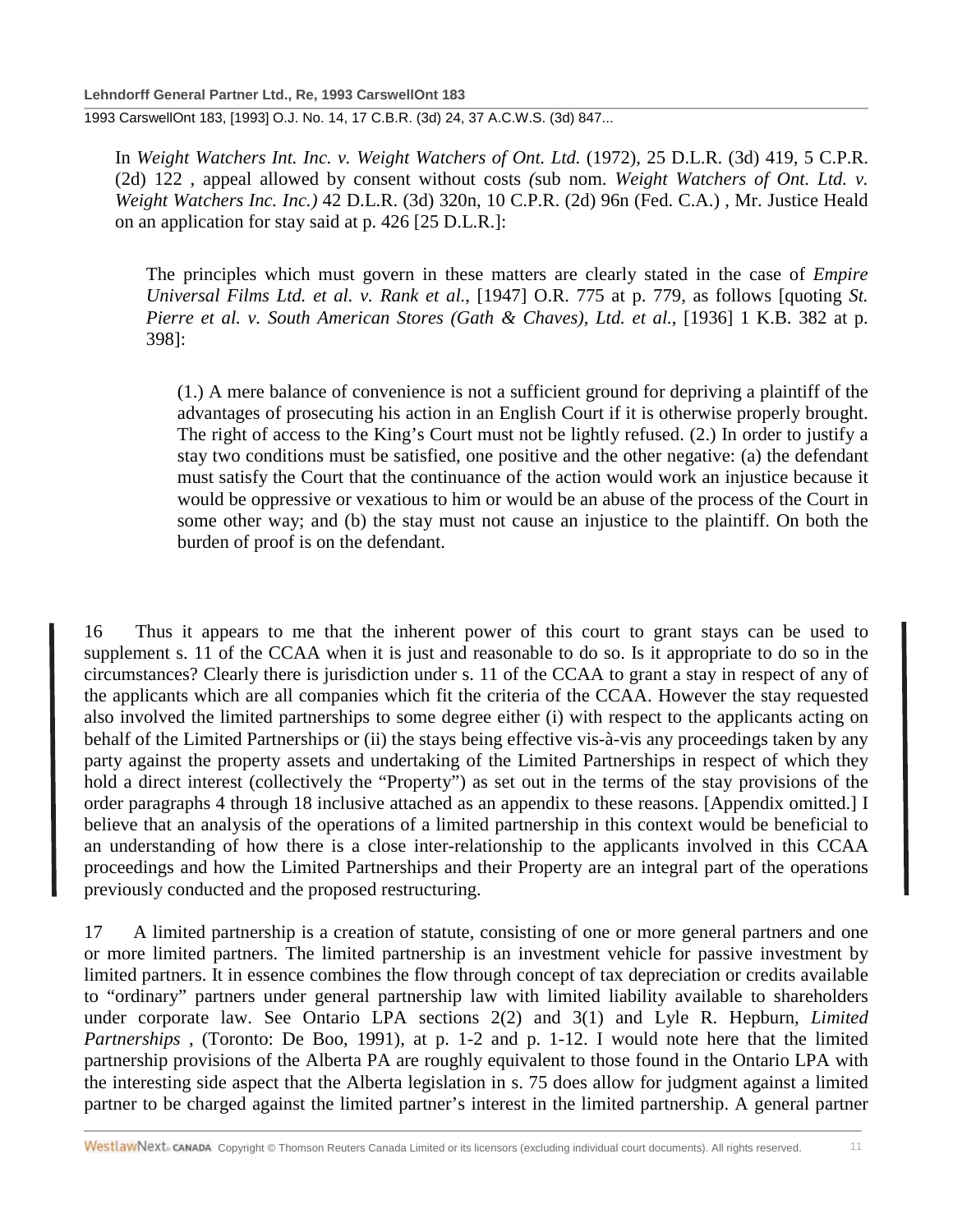In *Weight Watchers Int. Inc. v. Weight Watchers of Ont. Ltd.* (1972), 25 D.L.R. (3d) 419, 5 C.P.R. (2d) 122 , appeal allowed by consent without costs *(*sub nom. *Weight Watchers of Ont. Ltd. v. Weight Watchers Inc. Inc.)* 42 D.L.R. (3d) 320n, 10 C.P.R. (2d) 96n (Fed. C.A.) , Mr. Justice Heald on an application for stay said at p. 426 [25 D.L.R.]:

> The principles which must govern in these matters are clearly stated in the case of *Empire Universal Films Ltd. et al. v. Rank et al.*, [1947] O.R. 775 at p. 779, as follows [quoting *St. Pierre et al. v. South American Stores (Gath & Chaves), Ltd. et al.*, [1936] 1 K.B. 382 at p. 398]:
>
> > (1.) A mere balance of convenience is not a sufficient ground for depriving a plaintiff of the advantages of prosecuting his action in an English Court if it is otherwise properly brought. The right of access to the King's Court must not be lightly refused. (2.) In order to justify a stay two conditions must be satisfied, one positive and the other negative: (a) the defendant must satisfy the Court that the continuance of the action would work an injustice because it would be oppressive or vexatious to him or would be an abuse of the process of the Court in some other way; and (b) the stay must not cause an injustice to the plaintiff. On both the burden of proof is on the defendant.

16 Thus it appears to me that the inherent power of this court to grant stays can be used to supplement s. 11 of the CCAA when it is just and reasonable to do so. Is it appropriate to do so in the circumstances? Clearly there is jurisdiction under s. 11 of the CCAA to grant a stay in respect of any of the applicants which are all companies which fit the criteria of the CCAA. However the stay requested also involved the limited partnerships to some degree either (i) with respect to the applicants acting on behalf of the Limited Partnerships or (ii) the stays being effective vis-à-vis any proceedings taken by any party against the property assets and undertaking of the Limited Partnerships in respect of which they hold a direct interest (collectively the "Property") as set out in the terms of the stay provisions of the order paragraphs 4 through 18 inclusive attached as an appendix to these reasons. [Appendix omitted.] I believe that an analysis of the operations of a limited partnership in this context would be beneficial to an understanding of how there is a close inter-relationship to the applicants involved in this CCAA proceedings and how the Limited Partnerships and their Property are an integral part of the operations previously conducted and the proposed restructuring.

17 A limited partnership is a creation of statute, consisting of one or more general partners and one or more limited partners. The limited partnership is an investment vehicle for passive investment by limited partners. It in essence combines the flow through concept of tax depreciation or credits available to "ordinary" partners under general partnership law with limited liability available to shareholders under corporate law. See Ontario LPA sections 2(2) and 3(1) and Lyle R. Hepburn, *Limited Partnerships* , (Toronto: De Boo, 1991), at p. 1-2 and p. 1-12. I would note here that the limited partnership provisions of the Alberta PA are roughly equivalent to those found in the Ontario LPA with the interesting side aspect that the Alberta legislation in s. 75 does allow for judgment against a limited partner to be charged against the limited partner's interest in the limited partnership. A general partner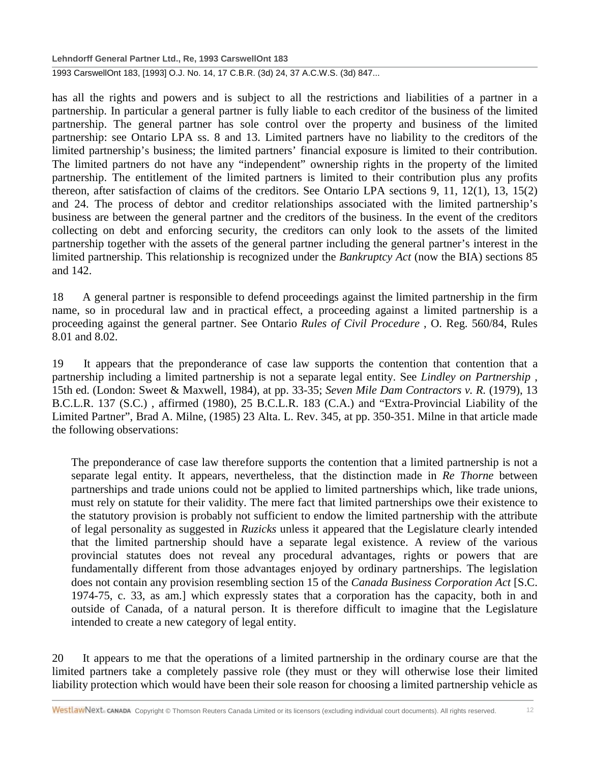has all the rights and powers and is subject to all the restrictions and liabilities of a partner in a partnership. In particular a general partner is fully liable to each creditor of the business of the limited partnership. The general partner has sole control over the property and business of the limited partnership: see Ontario LPA ss. 8 and 13. Limited partners have no liability to the creditors of the limited partnership's business; the limited partners' financial exposure is limited to their contribution. The limited partners do not have any "independent" ownership rights in the property of the limited partnership. The entitlement of the limited partners is limited to their contribution plus any profits thereon, after satisfaction of claims of the creditors. See Ontario LPA sections 9, 11, 12(1), 13, 15(2) and 24. The process of debtor and creditor relationships associated with the limited partnership's business are between the general partner and the creditors of the business. In the event of the creditors collecting on debt and enforcing security, the creditors can only look to the assets of the limited partnership together with the assets of the general partner including the general partner's interest in the limited partnership. This relationship is recognized under the *Bankruptcy Act* (now the BIA) sections 85 and 142.

18 A general partner is responsible to defend proceedings against the limited partnership in the firm name, so in procedural law and in practical effect, a proceeding against a limited partnership is a proceeding against the general partner. See Ontario *Rules of Civil Procedure* , O. Reg. 560/84, Rules 8.01 and 8.02.

19 It appears that the preponderance of case law supports the contention that contention that a partnership including a limited partnership is not a separate legal entity. See *Lindley on Partnership* , 15th ed. (London: Sweet & Maxwell, 1984), at pp. 33-35; *Seven Mile Dam Contractors v. R.* (1979), 13 B.C.L.R. 137 (S.C.) , affirmed (1980), 25 B.C.L.R. 183 (C.A.) and "Extra-Provincial Liability of the Limited Partner", Brad A. Milne, (1985) 23 Alta. L. Rev. 345, at pp. 350-351. Milne in that article made the following observations:

> The preponderance of case law therefore supports the contention that a limited partnership is not a separate legal entity. It appears, nevertheless, that the distinction made in *Re Thorne* between partnerships and trade unions could not be applied to limited partnerships which, like trade unions, must rely on statute for their validity. The mere fact that limited partnerships owe their existence to the statutory provision is probably not sufficient to endow the limited partnership with the attribute of legal personality as suggested in *Ruzicks* unless it appeared that the Legislature clearly intended that the limited partnership should have a separate legal existence. A review of the various provincial statutes does not reveal any procedural advantages, rights or powers that are fundamentally different from those advantages enjoyed by ordinary partnerships. The legislation does not contain any provision resembling section 15 of the *Canada Business Corporation Act* [S.C. 1974-75, c. 33, as am.] which expressly states that a corporation has the capacity, both in and outside of Canada, of a natural person. It is therefore difficult to imagine that the Legislature intended to create a new category of legal entity.

20 It appears to me that the operations of a limited partnership in the ordinary course are that the limited partners take a completely passive role (they must or they will otherwise lose their limited liability protection which would have been their sole reason for choosing a limited partnership vehicle as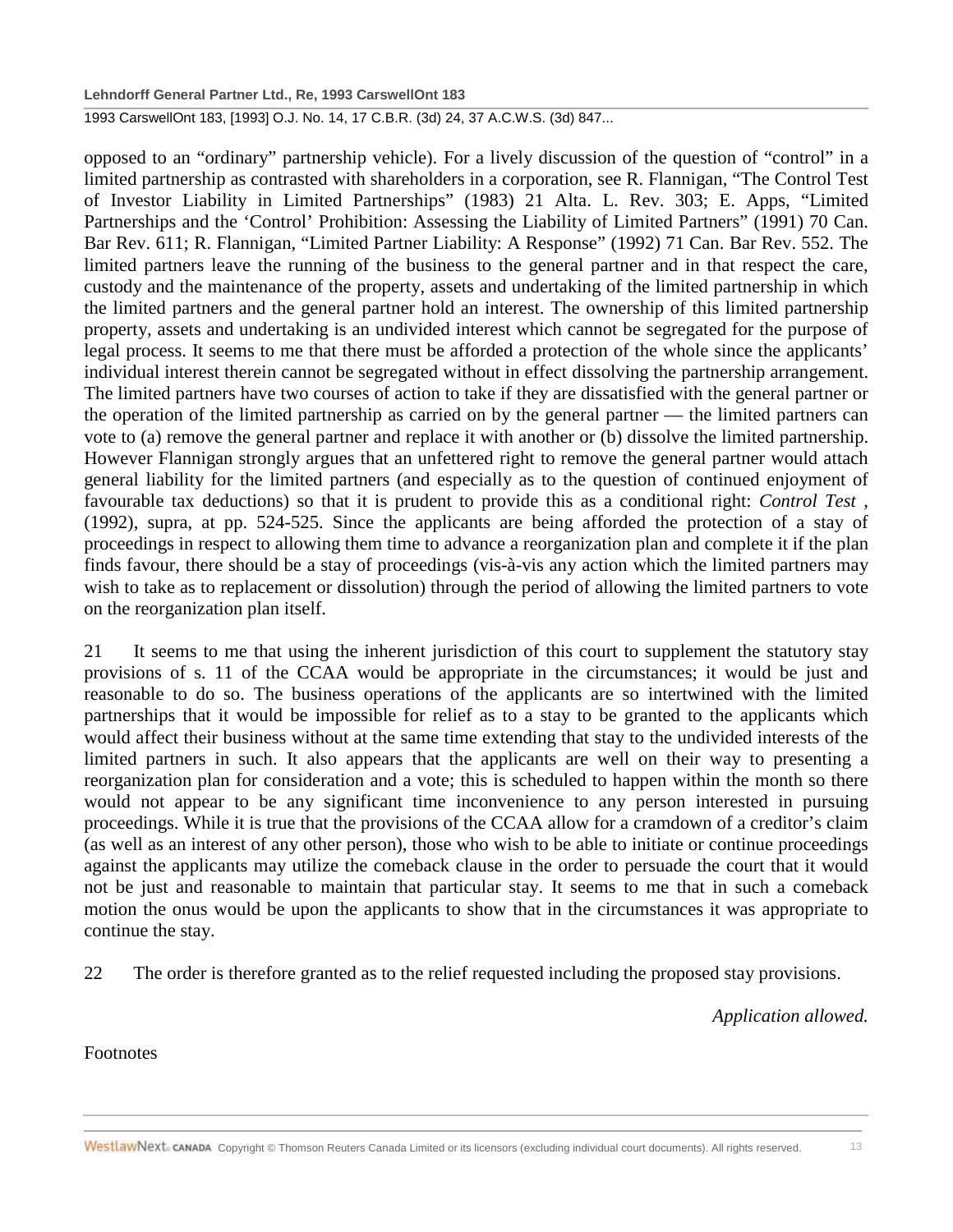opposed to an "ordinary" partnership vehicle). For a lively discussion of the question of "control" in a limited partnership as contrasted with shareholders in a corporation, see R. Flannigan, "The Control Test of Investor Liability in Limited Partnerships" (1983) 21 Alta. L. Rev. 303; E. Apps, "Limited Partnerships and the 'Control' Prohibition: Assessing the Liability of Limited Partners" (1991) 70 Can. Bar Rev. 611; R. Flannigan, "Limited Partner Liability: A Response" (1992) 71 Can. Bar Rev. 552. The limited partners leave the running of the business to the general partner and in that respect the care, custody and the maintenance of the property, assets and undertaking of the limited partnership in which the limited partners and the general partner hold an interest. The ownership of this limited partnership property, assets and undertaking is an undivided interest which cannot be segregated for the purpose of legal process. It seems to me that there must be afforded a protection of the whole since the applicants' individual interest therein cannot be segregated without in effect dissolving the partnership arrangement. The limited partners have two courses of action to take if they are dissatisfied with the general partner or the operation of the limited partnership as carried on by the general partner — the limited partners can vote to (a) remove the general partner and replace it with another or (b) dissolve the limited partnership. However Flannigan strongly argues that an unfettered right to remove the general partner would attach general liability for the limited partners (and especially as to the question of continued enjoyment of favourable tax deductions) so that it is prudent to provide this as a conditional right: *Control Test* , (1992), supra, at pp. 524-525. Since the applicants are being afforded the protection of a stay of proceedings in respect to allowing them time to advance a reorganization plan and complete it if the plan finds favour, there should be a stay of proceedings (vis-à-vis any action which the limited partners may wish to take as to replacement or dissolution) through the period of allowing the limited partners to vote on the reorganization plan itself.

21 It seems to me that using the inherent jurisdiction of this court to supplement the statutory stay provisions of s. 11 of the CCAA would be appropriate in the circumstances; it would be just and reasonable to do so. The business operations of the applicants are so intertwined with the limited partnerships that it would be impossible for relief as to a stay to be granted to the applicants which would affect their business without at the same time extending that stay to the undivided interests of the limited partners in such. It also appears that the applicants are well on their way to presenting a reorganization plan for consideration and a vote; this is scheduled to happen within the month so there would not appear to be any significant time inconvenience to any person interested in pursuing proceedings. While it is true that the provisions of the CCAA allow for a cramdown of a creditor's claim (as well as an interest of any other person), those who wish to be able to initiate or continue proceedings against the applicants may utilize the comeback clause in the order to persuade the court that it would not be just and reasonable to maintain that particular stay. It seems to me that in such a comeback motion the onus would be upon the applicants to show that in the circumstances it was appropriate to continue the stay.

22 The order is therefore granted as to the relief requested including the proposed stay provisions.

*Application allowed.*

Footnotes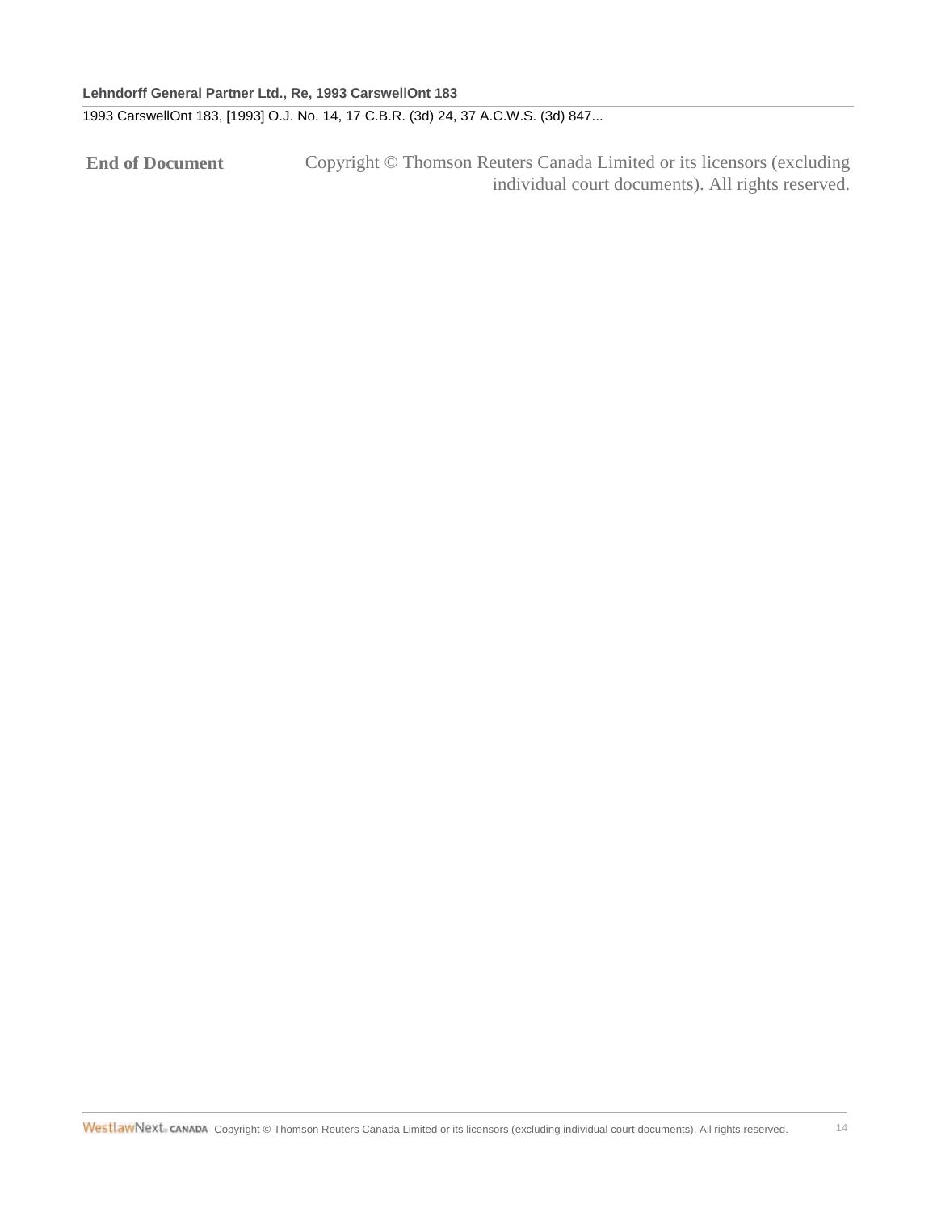**End of Document** Copyright © Thomson Reuters Canada Limited or its licensors (excluding individual court documents). All rights reserved.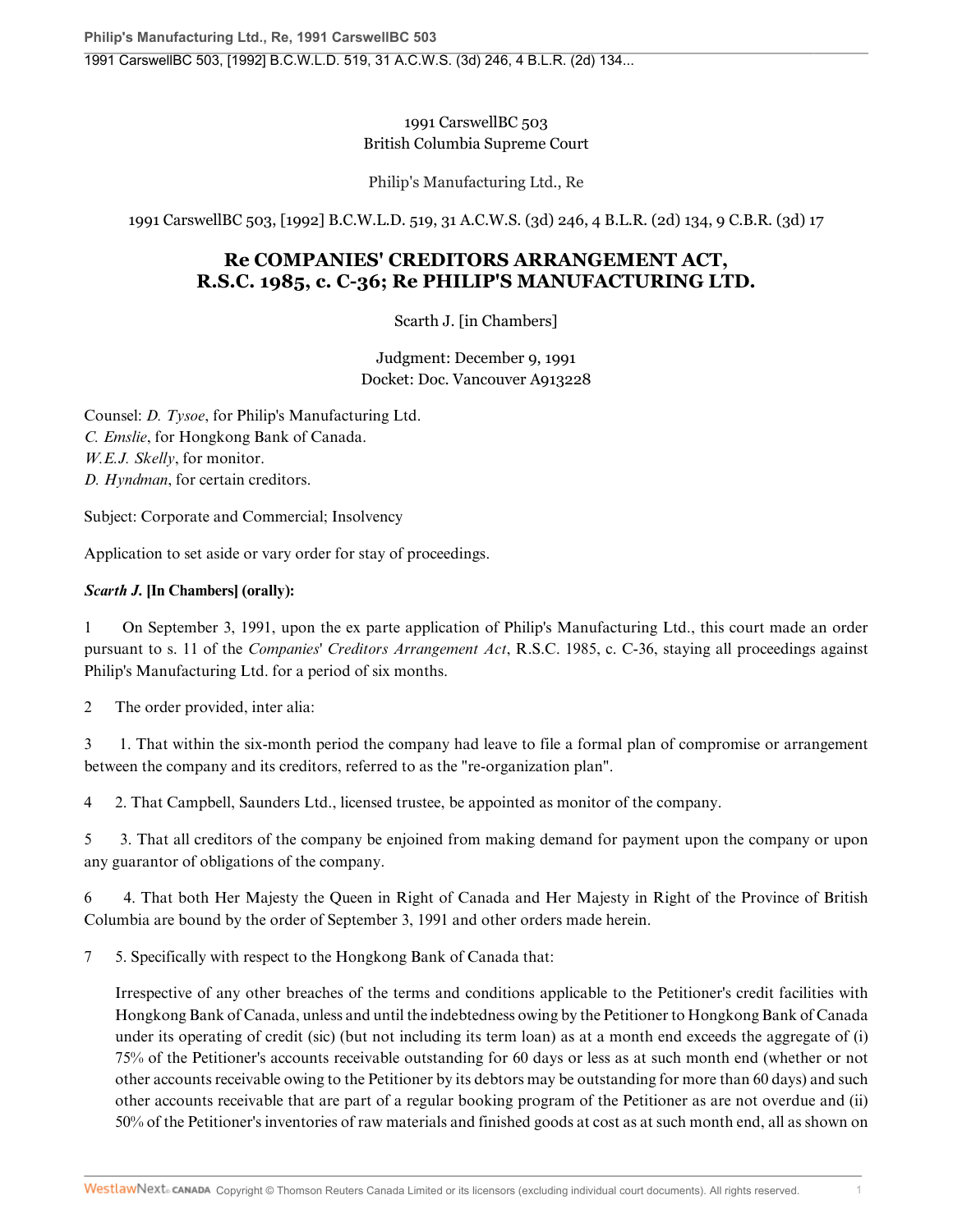1991 CarswellBC 503
British Columbia Supreme Court

Philip's Manufacturing Ltd., Re

1991 CarswellBC 503, [1992] B.C.W.L.D. 519, 31 A.C.W.S. (3d) 246, 4 B.L.R. (2d) 134, 9 C.B.R. (3d) 17

# Re COMPANIES' CREDITORS ARRANGEMENT ACT, R.S.C. 1985, c. C-36; Re PHILIP'S MANUFACTURING LTD.

Scarth J. [in Chambers]

Judgment: December 9, 1991
Docket: Doc. Vancouver A913228

Counsel: *D. Tysoe*, for Philip's Manufacturing Ltd.
*C. Emslie*, for Hongkong Bank of Canada.
*W.E.J. Skelly*, for monitor.
*D. Hyndman*, for certain creditors.

Subject: Corporate and Commercial; Insolvency

Application to set aside or vary order for stay of proceedings.

***Scarth J.* [In Chambers] (orally):**

1 On September 3, 1991, upon the ex parte application of Philip's Manufacturing Ltd., this court made an order pursuant to s. 11 of the *Companies' Creditors Arrangement Act*, R.S.C. 1985, c. C-36, staying all proceedings against Philip's Manufacturing Ltd. for a period of six months.

2 The order provided, inter alia:

3 1. That within the six-month period the company had leave to file a formal plan of compromise or arrangement between the company and its creditors, referred to as the "re-organization plan".

4 2. That Campbell, Saunders Ltd., licensed trustee, be appointed as monitor of the company.

5 3. That all creditors of the company be enjoined from making demand for payment upon the company or upon any guarantor of obligations of the company.

6 4. That both Her Majesty the Queen in Right of Canada and Her Majesty in Right of the Province of British Columbia are bound by the order of September 3, 1991 and other orders made herein.

7 5. Specifically with respect to the Hongkong Bank of Canada that:

> Irrespective of any other breaches of the terms and conditions applicable to the Petitioner's credit facilities with Hongkong Bank of Canada, unless and until the indebtedness owing by the Petitioner to Hongkong Bank of Canada under its operating of credit (sic) (but not including its term loan) as at a month end exceeds the aggregate of (i) 75% of the Petitioner's accounts receivable outstanding for 60 days or less as at such month end (whether or not other accounts receivable owing to the Petitioner by its debtors may be outstanding for more than 60 days) and such other accounts receivable that are part of a regular booking program of the Petitioner as are not overdue and (ii) 50% of the Petitioner's inventories of raw materials and finished goods at cost as at such month end, all as shown on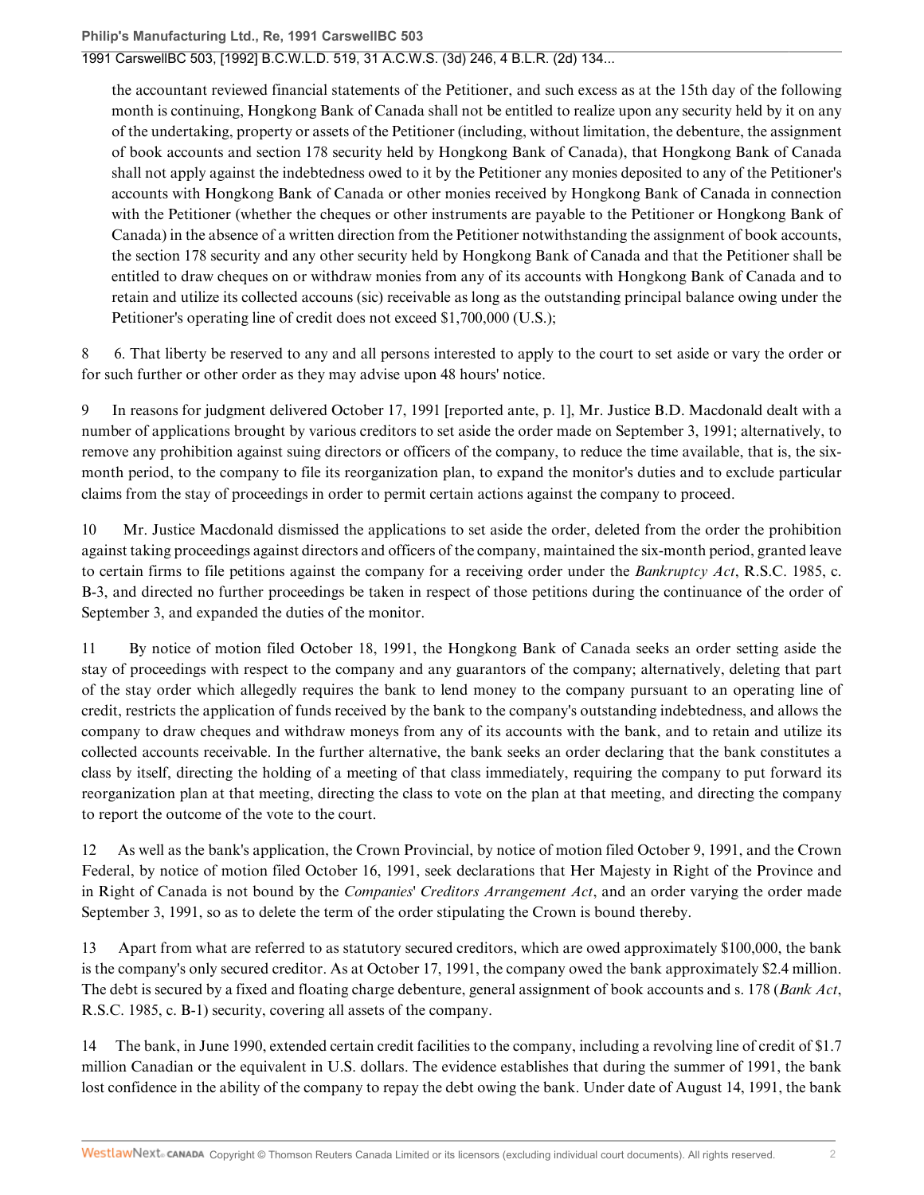the accountant reviewed financial statements of the Petitioner, and such excess as at the 15th day of the following month is continuing, Hongkong Bank of Canada shall not be entitled to realize upon any security held by it on any of the undertaking, property or assets of the Petitioner (including, without limitation, the debenture, the assignment of book accounts and section 178 security held by Hongkong Bank of Canada), that Hongkong Bank of Canada shall not apply against the indebtedness owed to it by the Petitioner any monies deposited to any of the Petitioner's accounts with Hongkong Bank of Canada or other monies received by Hongkong Bank of Canada in connection with the Petitioner (whether the cheques or other instruments are payable to the Petitioner or Hongkong Bank of Canada) in the absence of a written direction from the Petitioner notwithstanding the assignment of book accounts, the section 178 security and any other security held by Hongkong Bank of Canada and that the Petitioner shall be entitled to draw cheques on or withdraw monies from any of its accounts with Hongkong Bank of Canada and to retain and utilize its collected accouns (sic) receivable as long as the outstanding principal balance owing under the Petitioner's operating line of credit does not exceed $1,700,000 (U.S.);

8 6. That liberty be reserved to any and all persons interested to apply to the court to set aside or vary the order or for such further or other order as they may advise upon 48 hours' notice.

9 In reasons for judgment delivered October 17, 1991 [reported ante, p. 1], Mr. Justice B.D. Macdonald dealt with a number of applications brought by various creditors to set aside the order made on September 3, 1991; alternatively, to remove any prohibition against suing directors or officers of the company, to reduce the time available, that is, the six-month period, to the company to file its reorganization plan, to expand the monitor's duties and to exclude particular claims from the stay of proceedings in order to permit certain actions against the company to proceed.

10 Mr. Justice Macdonald dismissed the applications to set aside the order, deleted from the order the prohibition against taking proceedings against directors and officers of the company, maintained the six-month period, granted leave to certain firms to file petitions against the company for a receiving order under the *Bankruptcy Act*, R.S.C. 1985, c. B-3, and directed no further proceedings be taken in respect of those petitions during the continuance of the order of September 3, and expanded the duties of the monitor.

11 By notice of motion filed October 18, 1991, the Hongkong Bank of Canada seeks an order setting aside the stay of proceedings with respect to the company and any guarantors of the company; alternatively, deleting that part of the stay order which allegedly requires the bank to lend money to the company pursuant to an operating line of credit, restricts the application of funds received by the bank to the company's outstanding indebtedness, and allows the company to draw cheques and withdraw moneys from any of its accounts with the bank, and to retain and utilize its collected accounts receivable. In the further alternative, the bank seeks an order declaring that the bank constitutes a class by itself, directing the holding of a meeting of that class immediately, requiring the company to put forward its reorganization plan at that meeting, directing the class to vote on the plan at that meeting, and directing the company to report the outcome of the vote to the court.

12 As well as the bank's application, the Crown Provincial, by notice of motion filed October 9, 1991, and the Crown Federal, by notice of motion filed October 16, 1991, seek declarations that Her Majesty in Right of the Province and in Right of Canada is not bound by the *Companies' Creditors Arrangement Act*, and an order varying the order made September 3, 1991, so as to delete the term of the order stipulating the Crown is bound thereby.

13 Apart from what are referred to as statutory secured creditors, which are owed approximately $100,000, the bank is the company's only secured creditor. As at October 17, 1991, the company owed the bank approximately $2.4 million. The debt is secured by a fixed and floating charge debenture, general assignment of book accounts and s. 178 (*Bank Act*, R.S.C. 1985, c. B-1) security, covering all assets of the company.

14 The bank, in June 1990, extended certain credit facilities to the company, including a revolving line of credit of $1.7 million Canadian or the equivalent in U.S. dollars. The evidence establishes that during the summer of 1991, the bank lost confidence in the ability of the company to repay the debt owing the bank. Under date of August 14, 1991, the bank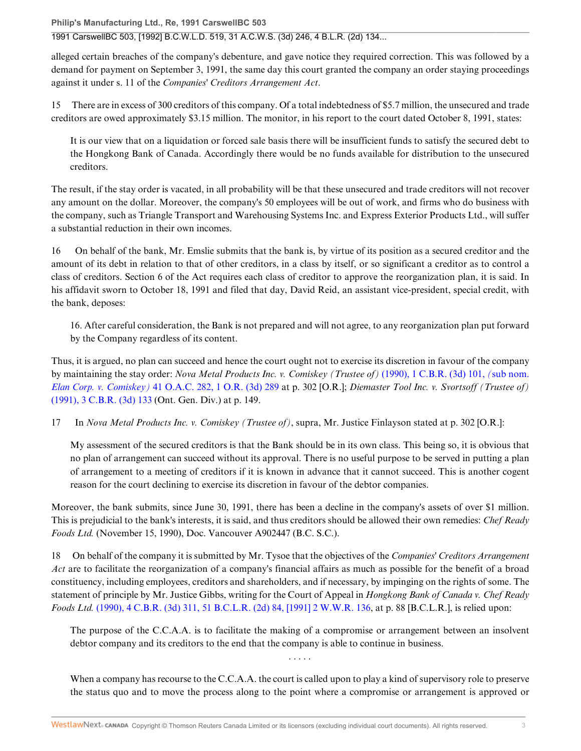alleged certain breaches of the company's debenture, and gave notice they required correction. This was followed by a demand for payment on September 3, 1991, the same day this court granted the company an order staying proceedings against it under s. 11 of the *Companies' Creditors Arrangement Act*.

15 There are in excess of 300 creditors of this company. Of a total indebtedness of $5.7 million, the unsecured and trade creditors are owed approximately $3.15 million. The monitor, in his report to the court dated October 8, 1991, states:

> It is our view that on a liquidation or forced sale basis there will be insufficient funds to satisfy the secured debt to the Hongkong Bank of Canada. Accordingly there would be no funds available for distribution to the unsecured creditors.

The result, if the stay order is vacated, in all probability will be that these unsecured and trade creditors will not recover any amount on the dollar. Moreover, the company's 50 employees will be out of work, and firms who do business with the company, such as Triangle Transport and Warehousing Systems Inc. and Express Exterior Products Ltd., will suffer a substantial reduction in their own incomes.

16 On behalf of the bank, Mr. Emslie submits that the bank is, by virtue of its position as a secured creditor and the amount of its debt in relation to that of other creditors, in a class by itself, or so significant a creditor as to control a class of creditors. Section 6 of the Act requires each class of creditor to approve the reorganization plan, it is said. In his affidavit sworn to October 18, 1991 and filed that day, David Reid, an assistant vice-president, special credit, with the bank, deposes:

> 16. After careful consideration, the Bank is not prepared and will not agree, to any reorganization plan put forward by the Company regardless of its content.

Thus, it is argued, no plan can succeed and hence the court ought not to exercise its discretion in favour of the company by maintaining the stay order: *Nova Metal Products Inc. v. Comiskey (Trustee of)* (1990), 1 C.B.R. (3d) 101, *(*sub nom. *Elan Corp. v. Comiskey)* 41 O.A.C. 282, 1 O.R. (3d) 289 at p. 302 [O.R.]; *Diemaster Tool Inc. v. Svortsoff (Trustee of)* (1991), 3 C.B.R. (3d) 133 (Ont. Gen. Div.) at p. 149.

17 In *Nova Metal Products Inc. v. Comiskey (Trustee of)*, supra, Mr. Justice Finlayson stated at p. 302 [O.R.]:

> My assessment of the secured creditors is that the Bank should be in its own class. This being so, it is obvious that no plan of arrangement can succeed without its approval. There is no useful purpose to be served in putting a plan of arrangement to a meeting of creditors if it is known in advance that it cannot succeed. This is another cogent reason for the court declining to exercise its discretion in favour of the debtor companies.

Moreover, the bank submits, since June 30, 1991, there has been a decline in the company's assets of over $1 million. This is prejudicial to the bank's interests, it is said, and thus creditors should be allowed their own remedies: *Chef Ready Foods Ltd.* (November 15, 1990), Doc. Vancouver A902447 (B.C. S.C.).

18 On behalf of the company it is submitted by Mr. Tysoe that the objectives of the *Companies' Creditors Arrangement Act* are to facilitate the reorganization of a company's financial affairs as much as possible for the benefit of a broad constituency, including employees, creditors and shareholders, and if necessary, by impinging on the rights of some. The statement of principle by Mr. Justice Gibbs, writing for the Court of Appeal in *Hongkong Bank of Canada v. Chef Ready Foods Ltd.* (1990), 4 C.B.R. (3d) 311, 51 B.C.L.R. (2d) 84, [1991] 2 W.W.R. 136, at p. 88 [B.C.L.R.], is relied upon:

> The purpose of the C.C.A.A. is to facilitate the making of a compromise or arrangement between an insolvent debtor company and its creditors to the end that the company is able to continue in business.
>
> . . . . .
>
> When a company has recourse to the C.C.A.A. the court is called upon to play a kind of supervisory role to preserve the status quo and to move the process along to the point where a compromise or arrangement is approved or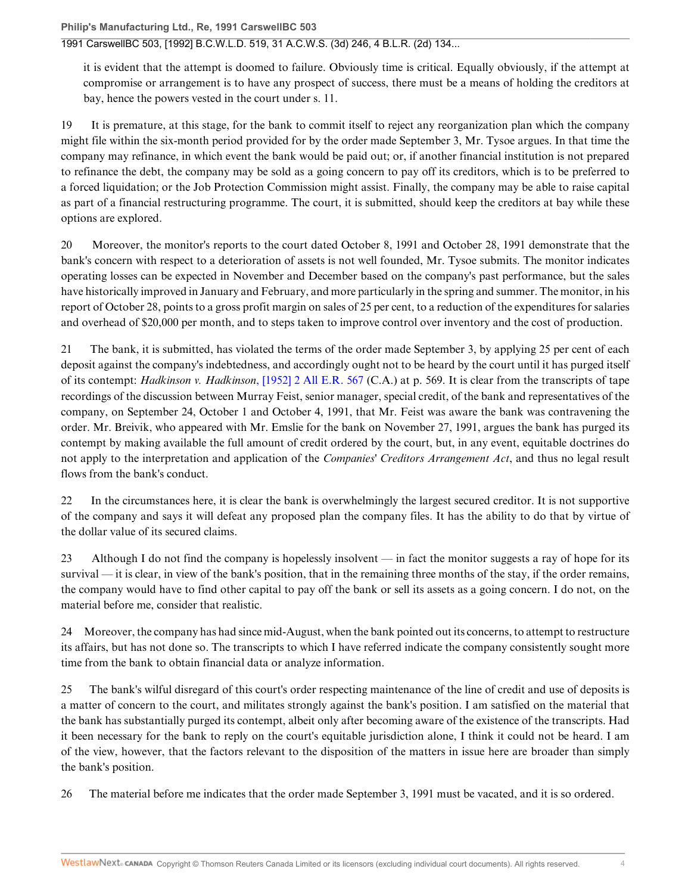it is evident that the attempt is doomed to failure. Obviously time is critical. Equally obviously, if the attempt at compromise or arrangement is to have any prospect of success, there must be a means of holding the creditors at bay, hence the powers vested in the court under s. 11.

19 It is premature, at this stage, for the bank to commit itself to reject any reorganization plan which the company might file within the six-month period provided for by the order made September 3, Mr. Tysoe argues. In that time the company may refinance, in which event the bank would be paid out; or, if another financial institution is not prepared to refinance the debt, the company may be sold as a going concern to pay off its creditors, which is to be preferred to a forced liquidation; or the Job Protection Commission might assist. Finally, the company may be able to raise capital as part of a financial restructuring programme. The court, it is submitted, should keep the creditors at bay while these options are explored.

20 Moreover, the monitor's reports to the court dated October 8, 1991 and October 28, 1991 demonstrate that the bank's concern with respect to a deterioration of assets is not well founded, Mr. Tysoe submits. The monitor indicates operating losses can be expected in November and December based on the company's past performance, but the sales have historically improved in January and February, and more particularly in the spring and summer. The monitor, in his report of October 28, points to a gross profit margin on sales of 25 per cent, to a reduction of the expenditures for salaries and overhead of $20,000 per month, and to steps taken to improve control over inventory and the cost of production.

21 The bank, it is submitted, has violated the terms of the order made September 3, by applying 25 per cent of each deposit against the company's indebtedness, and accordingly ought not to be heard by the court until it has purged itself of its contempt: *Hadkinson v. Hadkinson*, [1952] 2 All E.R. 567 (C.A.) at p. 569. It is clear from the transcripts of tape recordings of the discussion between Murray Feist, senior manager, special credit, of the bank and representatives of the company, on September 24, October 1 and October 4, 1991, that Mr. Feist was aware the bank was contravening the order. Mr. Breivik, who appeared with Mr. Emslie for the bank on November 27, 1991, argues the bank has purged its contempt by making available the full amount of credit ordered by the court, but, in any event, equitable doctrines do not apply to the interpretation and application of the *Companies*' *Creditors Arrangement Act*, and thus no legal result flows from the bank's conduct.

22 In the circumstances here, it is clear the bank is overwhelmingly the largest secured creditor. It is not supportive of the company and says it will defeat any proposed plan the company files. It has the ability to do that by virtue of the dollar value of its secured claims.

23 Although I do not find the company is hopelessly insolvent — in fact the monitor suggests a ray of hope for its survival — it is clear, in view of the bank's position, that in the remaining three months of the stay, if the order remains, the company would have to find other capital to pay off the bank or sell its assets as a going concern. I do not, on the material before me, consider that realistic.

24 Moreover, the company has had since mid-August, when the bank pointed out its concerns, to attempt to restructure its affairs, but has not done so. The transcripts to which I have referred indicate the company consistently sought more time from the bank to obtain financial data or analyze information.

25 The bank's wilful disregard of this court's order respecting maintenance of the line of credit and use of deposits is a matter of concern to the court, and militates strongly against the bank's position. I am satisfied on the material that the bank has substantially purged its contempt, albeit only after becoming aware of the existence of the transcripts. Had it been necessary for the bank to reply on the court's equitable jurisdiction alone, I think it could not be heard. I am of the view, however, that the factors relevant to the disposition of the matters in issue here are broader than simply the bank's position.

26 The material before me indicates that the order made September 3, 1991 must be vacated, and it is so ordered.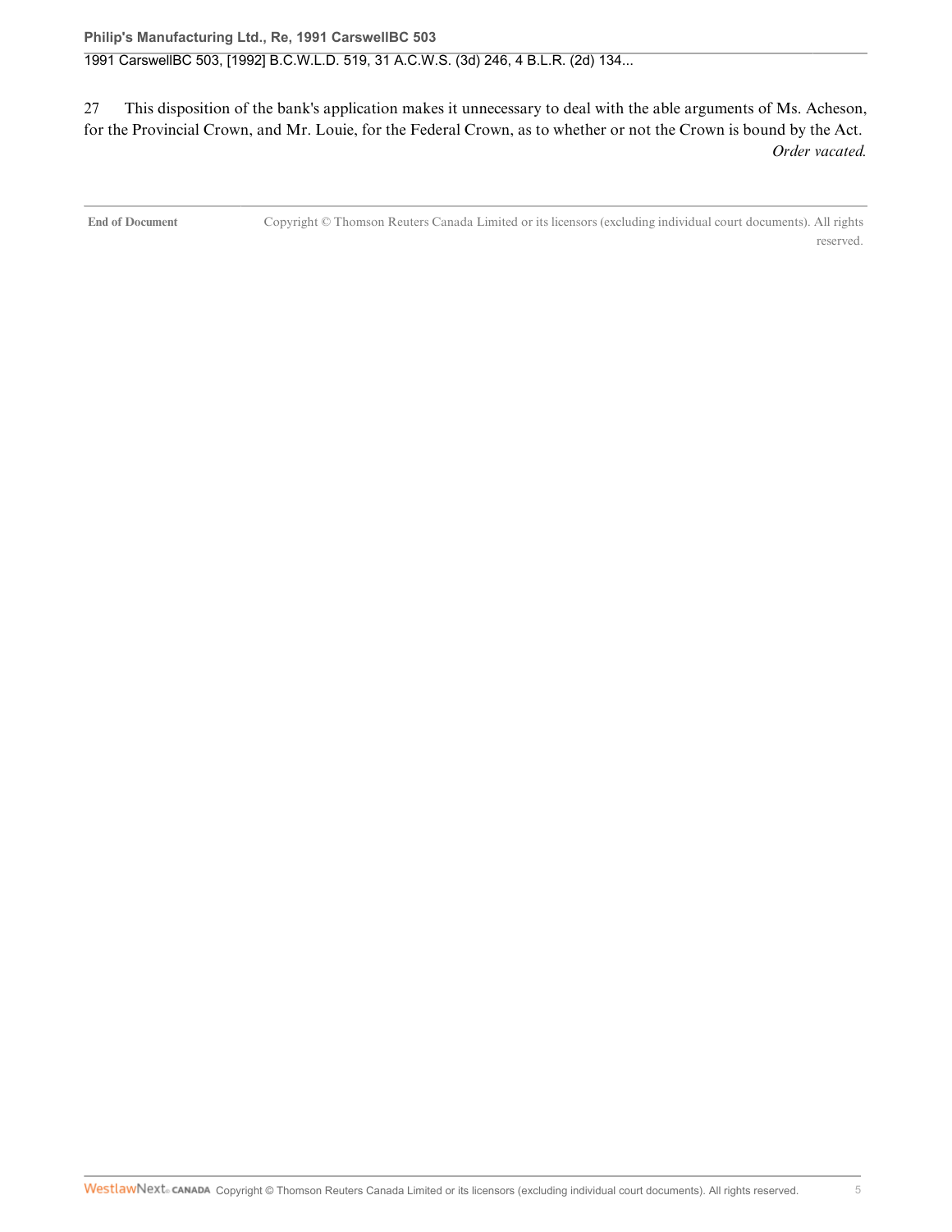27 This disposition of the bank's application makes it unnecessary to deal with the able arguments of Ms. Acheson, for the Provincial Crown, and Mr. Louie, for the Federal Crown, as to whether or not the Crown is bound by the Act.

*Order vacated.*

**End of Document** Copyright © Thomson Reuters Canada Limited or its licensors (excluding individual court documents). All rights reserved.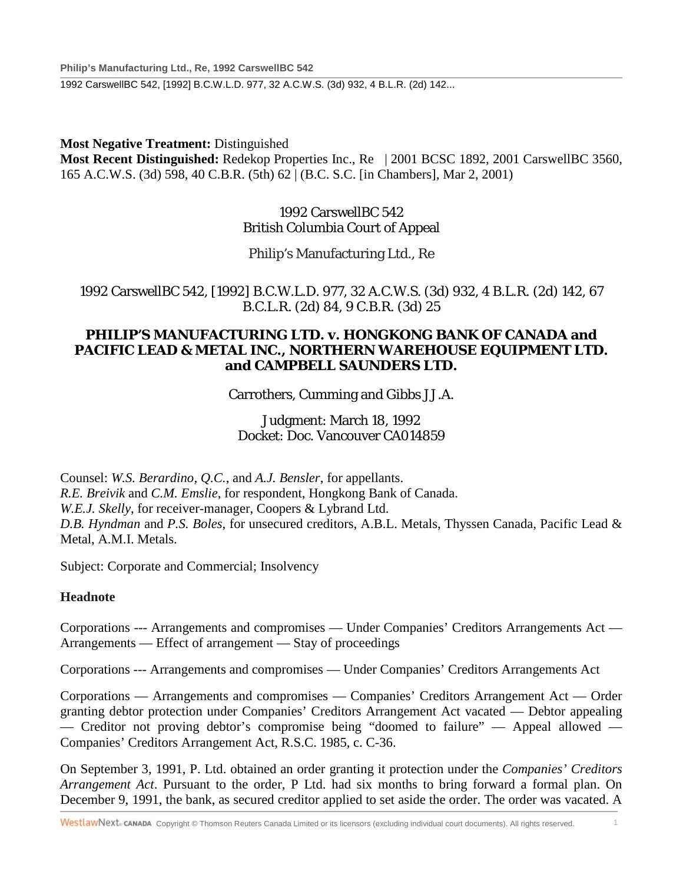**Most Negative Treatment:** Distinguished
**Most Recent Distinguished:** Redekop Properties Inc., Re | 2001 BCSC 1892, 2001 CarswellBC 3560, 165 A.C.W.S. (3d) 598, 40 C.B.R. (5th) 62 | (B.C. S.C. [in Chambers], Mar 2, 2001)

1992 CarswellBC 542
British Columbia Court of Appeal

Philip's Manufacturing Ltd., Re

1992 CarswellBC 542, [1992] B.C.W.L.D. 977, 32 A.C.W.S. (3d) 932, 4 B.L.R. (2d) 142, 67 B.C.L.R. (2d) 84, 9 C.B.R. (3d) 25

**PHILIP'S MANUFACTURING LTD. v. HONGKONG BANK OF CANADA and PACIFIC LEAD & METAL INC., NORTHERN WAREHOUSE EQUIPMENT LTD. and CAMPBELL SAUNDERS LTD.**

Carrothers, Cumming and Gibbs JJ.A.

Judgment: March 18, 1992
Docket: Doc. Vancouver CA014859

Counsel: *W.S. Berardino*, *Q.C.*, and *A.J. Bensler*, for appellants.
*R.E. Breivik* and *C.M. Emslie*, for respondent, Hongkong Bank of Canada.
*W.E.J. Skelly*, for receiver-manager, Coopers & Lybrand Ltd.
*D.B. Hyndman* and *P.S. Boles*, for unsecured creditors, A.B.L. Metals, Thyssen Canada, Pacific Lead & Metal, A.M.I. Metals.

Subject: Corporate and Commercial; Insolvency

**Headnote**

Corporations --- Arrangements and compromises — Under Companies' Creditors Arrangements Act — Arrangements — Effect of arrangement — Stay of proceedings

Corporations --- Arrangements and compromises — Under Companies' Creditors Arrangements Act

Corporations — Arrangements and compromises — Companies' Creditors Arrangement Act — Order granting debtor protection under Companies' Creditors Arrangement Act vacated — Debtor appealing — Creditor not proving debtor's compromise being "doomed to failure" — Appeal allowed — Companies' Creditors Arrangement Act, R.S.C. 1985, c. C-36.

On September 3, 1991, P. Ltd. obtained an order granting it protection under the *Companies' Creditors Arrangement Act*. Pursuant to the order, P Ltd. had six months to bring forward a formal plan. On December 9, 1991, the bank, as secured creditor applied to set aside the order. The order was vacated. A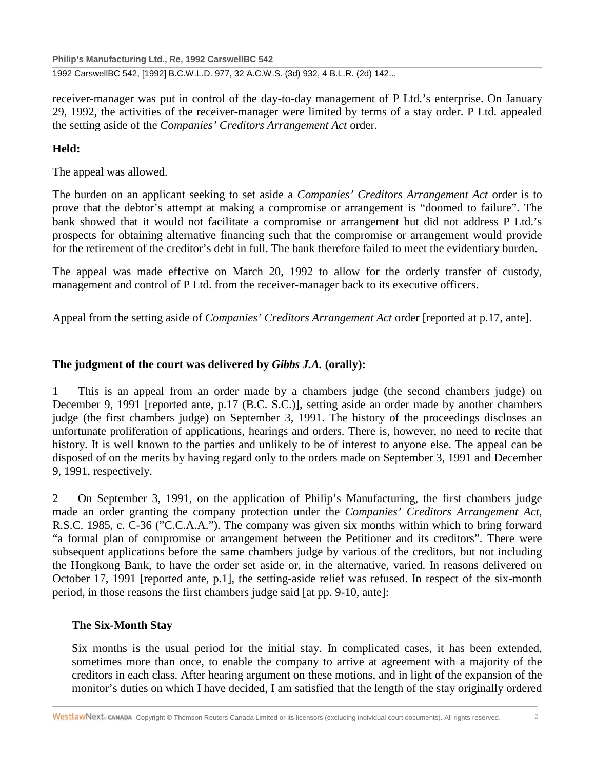receiver-manager was put in control of the day-to-day management of P Ltd.'s enterprise. On January 29, 1992, the activities of the receiver-manager were limited by terms of a stay order. P Ltd. appealed the setting aside of the *Companies' Creditors Arrangement Act* order.

**Held:**

The appeal was allowed.

The burden on an applicant seeking to set aside a *Companies' Creditors Arrangement Act* order is to prove that the debtor's attempt at making a compromise or arrangement is "doomed to failure". The bank showed that it would not facilitate a compromise or arrangement but did not address P Ltd.'s prospects for obtaining alternative financing such that the compromise or arrangement would provide for the retirement of the creditor's debt in full. The bank therefore failed to meet the evidentiary burden.

The appeal was made effective on March 20, 1992 to allow for the orderly transfer of custody, management and control of P Ltd. from the receiver-manager back to its executive officers.

Appeal from the setting aside of *Companies' Creditors Arrangement Act* order [reported at p.17, ante].

**The judgment of the court was delivered by *Gibbs J.A.* (orally):**

1 This is an appeal from an order made by a chambers judge (the second chambers judge) on December 9, 1991 [reported ante, p.17 (B.C. S.C.)], setting aside an order made by another chambers judge (the first chambers judge) on September 3, 1991. The history of the proceedings discloses an unfortunate proliferation of applications, hearings and orders. There is, however, no need to recite that history. It is well known to the parties and unlikely to be of interest to anyone else. The appeal can be disposed of on the merits by having regard only to the orders made on September 3, 1991 and December 9, 1991, respectively.

2 On September 3, 1991, on the application of Philip's Manufacturing, the first chambers judge made an order granting the company protection under the *Companies' Creditors Arrangement Act*, R.S.C. 1985, c. C-36 ("C.C.A.A."). The company was given six months within which to bring forward "a formal plan of compromise or arrangement between the Petitioner and its creditors". There were subsequent applications before the same chambers judge by various of the creditors, but not including the Hongkong Bank, to have the order set aside or, in the alternative, varied. In reasons delivered on October 17, 1991 [reported ante, p.1], the setting-aside relief was refused. In respect of the six-month period, in those reasons the first chambers judge said [at pp. 9-10, ante]:

> **The Six-Month Stay**
>
> Six months is the usual period for the initial stay. In complicated cases, it has been extended, sometimes more than once, to enable the company to arrive at agreement with a majority of the creditors in each class. After hearing argument on these motions, and in light of the expansion of the monitor's duties on which I have decided, I am satisfied that the length of the stay originally ordered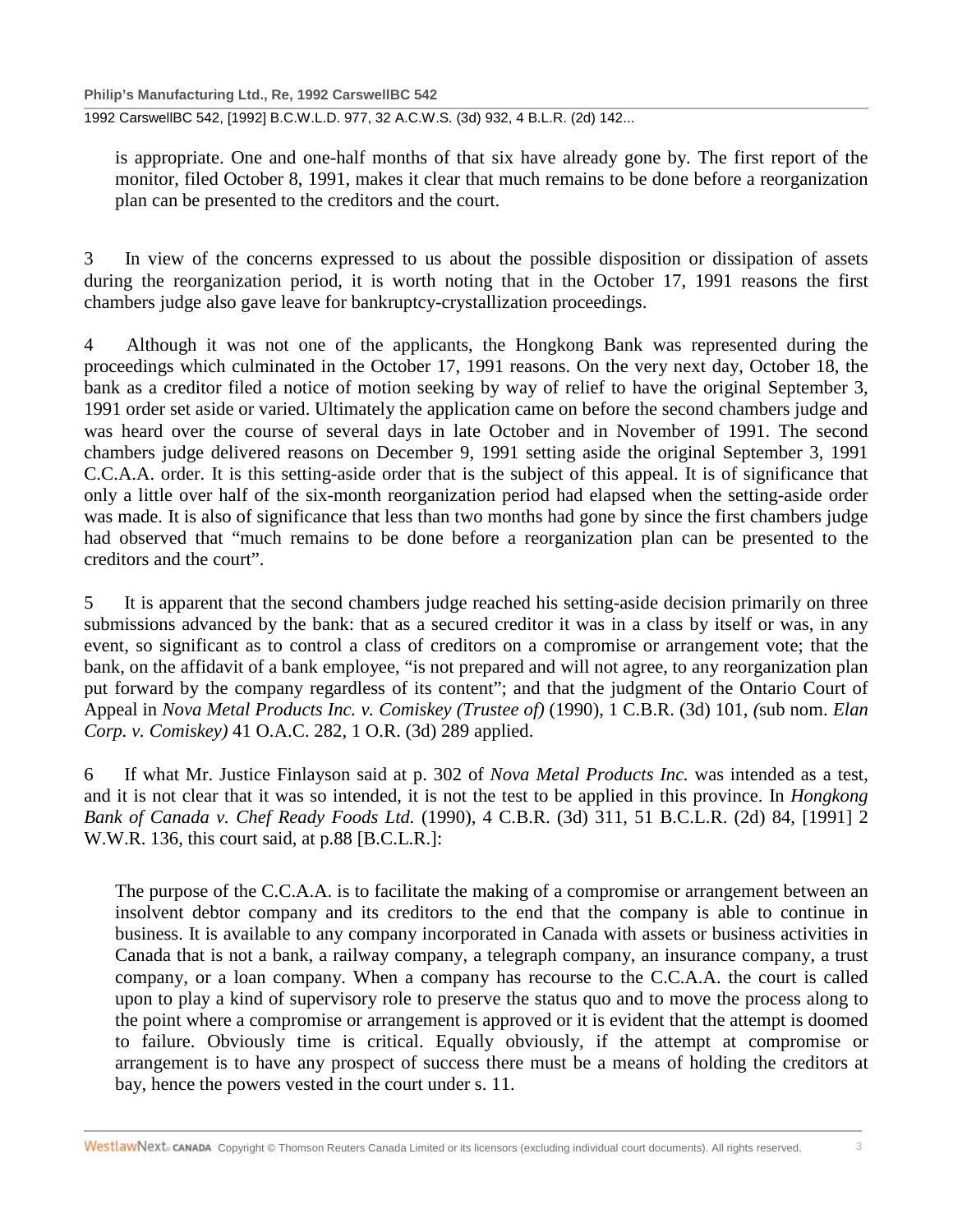is appropriate. One and one-half months of that six have already gone by. The first report of the monitor, filed October 8, 1991, makes it clear that much remains to be done before a reorganization plan can be presented to the creditors and the court.

3 In view of the concerns expressed to us about the possible disposition or dissipation of assets during the reorganization period, it is worth noting that in the October 17, 1991 reasons the first chambers judge also gave leave for bankruptcy-crystallization proceedings.

4 Although it was not one of the applicants, the Hongkong Bank was represented during the proceedings which culminated in the October 17, 1991 reasons. On the very next day, October 18, the bank as a creditor filed a notice of motion seeking by way of relief to have the original September 3, 1991 order set aside or varied. Ultimately the application came on before the second chambers judge and was heard over the course of several days in late October and in November of 1991. The second chambers judge delivered reasons on December 9, 1991 setting aside the original September 3, 1991 C.C.A.A. order. It is this setting-aside order that is the subject of this appeal. It is of significance that only a little over half of the six-month reorganization period had elapsed when the setting-aside order was made. It is also of significance that less than two months had gone by since the first chambers judge had observed that "much remains to be done before a reorganization plan can be presented to the creditors and the court".

5 It is apparent that the second chambers judge reached his setting-aside decision primarily on three submissions advanced by the bank: that as a secured creditor it was in a class by itself or was, in any event, so significant as to control a class of creditors on a compromise or arrangement vote; that the bank, on the affidavit of a bank employee, "is not prepared and will not agree, to any reorganization plan put forward by the company regardless of its content"; and that the judgment of the Ontario Court of Appeal in *Nova Metal Products Inc. v. Comiskey (Trustee of)* (1990), 1 C.B.R. (3d) 101, (sub nom. *Elan Corp. v. Comiskey)* 41 O.A.C. 282, 1 O.R. (3d) 289 applied.

6 If what Mr. Justice Finlayson said at p. 302 of *Nova Metal Products Inc.* was intended as a test, and it is not clear that it was so intended, it is not the test to be applied in this province. In *Hongkong Bank of Canada v. Chef Ready Foods Ltd.* (1990), 4 C.B.R. (3d) 311, 51 B.C.L.R. (2d) 84, [1991] 2 W.W.R. 136, this court said, at p.88 [B.C.L.R.]:

> The purpose of the C.C.A.A. is to facilitate the making of a compromise or arrangement between an insolvent debtor company and its creditors to the end that the company is able to continue in business. It is available to any company incorporated in Canada with assets or business activities in Canada that is not a bank, a railway company, a telegraph company, an insurance company, a trust company, or a loan company. When a company has recourse to the C.C.A.A. the court is called upon to play a kind of supervisory role to preserve the status quo and to move the process along to the point where a compromise or arrangement is approved or it is evident that the attempt is doomed to failure. Obviously time is critical. Equally obviously, if the attempt at compromise or arrangement is to have any prospect of success there must be a means of holding the creditors at bay, hence the powers vested in the court under s. 11.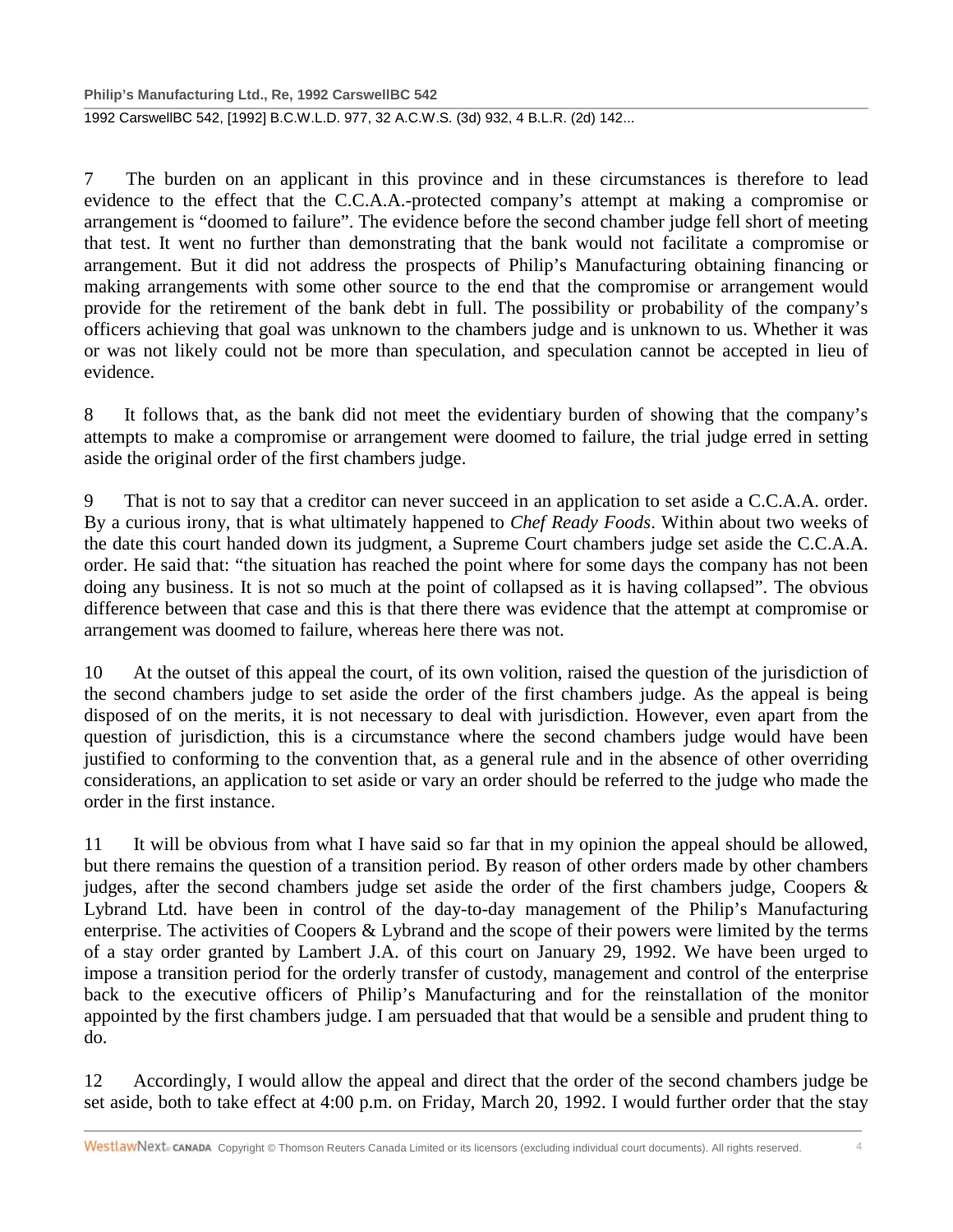7 The burden on an applicant in this province and in these circumstances is therefore to lead evidence to the effect that the C.C.A.A.-protected company's attempt at making a compromise or arrangement is "doomed to failure". The evidence before the second chamber judge fell short of meeting that test. It went no further than demonstrating that the bank would not facilitate a compromise or arrangement. But it did not address the prospects of Philip's Manufacturing obtaining financing or making arrangements with some other source to the end that the compromise or arrangement would provide for the retirement of the bank debt in full. The possibility or probability of the company's officers achieving that goal was unknown to the chambers judge and is unknown to us. Whether it was or was not likely could not be more than speculation, and speculation cannot be accepted in lieu of evidence.

8 It follows that, as the bank did not meet the evidentiary burden of showing that the company's attempts to make a compromise or arrangement were doomed to failure, the trial judge erred in setting aside the original order of the first chambers judge.

9 That is not to say that a creditor can never succeed in an application to set aside a C.C.A.A. order. By a curious irony, that is what ultimately happened to *Chef Ready Foods*. Within about two weeks of the date this court handed down its judgment, a Supreme Court chambers judge set aside the C.C.A.A. order. He said that: "the situation has reached the point where for some days the company has not been doing any business. It is not so much at the point of collapsed as it is having collapsed". The obvious difference between that case and this is that there there was evidence that the attempt at compromise or arrangement was doomed to failure, whereas here there was not.

10 At the outset of this appeal the court, of its own volition, raised the question of the jurisdiction of the second chambers judge to set aside the order of the first chambers judge. As the appeal is being disposed of on the merits, it is not necessary to deal with jurisdiction. However, even apart from the question of jurisdiction, this is a circumstance where the second chambers judge would have been justified to conforming to the convention that, as a general rule and in the absence of other overriding considerations, an application to set aside or vary an order should be referred to the judge who made the order in the first instance.

11 It will be obvious from what I have said so far that in my opinion the appeal should be allowed, but there remains the question of a transition period. By reason of other orders made by other chambers judges, after the second chambers judge set aside the order of the first chambers judge, Coopers & Lybrand Ltd. have been in control of the day-to-day management of the Philip's Manufacturing enterprise. The activities of Coopers & Lybrand and the scope of their powers were limited by the terms of a stay order granted by Lambert J.A. of this court on January 29, 1992. We have been urged to impose a transition period for the orderly transfer of custody, management and control of the enterprise back to the executive officers of Philip's Manufacturing and for the reinstallation of the monitor appointed by the first chambers judge. I am persuaded that that would be a sensible and prudent thing to do.

12 Accordingly, I would allow the appeal and direct that the order of the second chambers judge be set aside, both to take effect at 4:00 p.m. on Friday, March 20, 1992. I would further order that the stay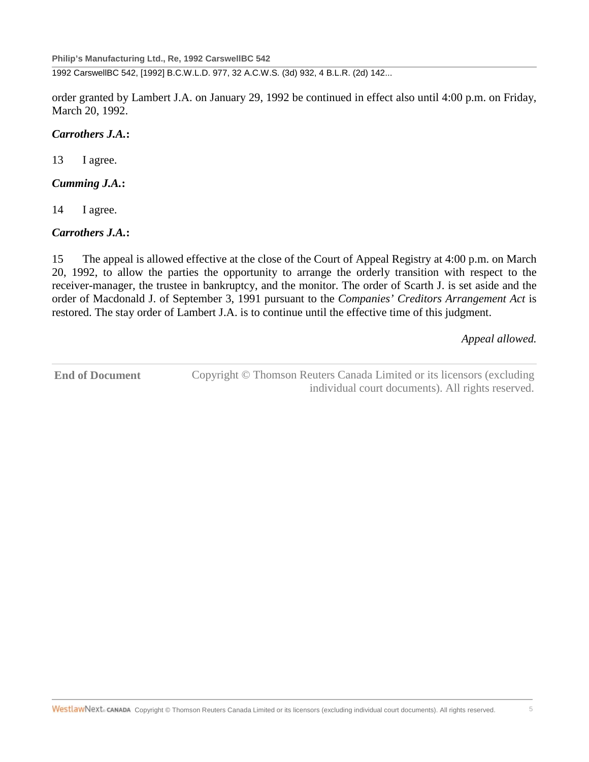order granted by Lambert J.A. on January 29, 1992 be continued in effect also until 4:00 p.m. on Friday, March 20, 1992.

***Carrothers J.A.*:**

13 I agree.

***Cumming J.A.*:**

14 I agree.

***Carrothers J.A.*:**

15 The appeal is allowed effective at the close of the Court of Appeal Registry at 4:00 p.m. on March 20, 1992, to allow the parties the opportunity to arrange the orderly transition with respect to the receiver-manager, the trustee in bankruptcy, and the monitor. The order of Scarth J. is set aside and the order of Macdonald J. of September 3, 1991 pursuant to the *Companies' Creditors Arrangement Act* is restored. The stay order of Lambert J.A. is to continue until the effective time of this judgment.

*Appeal allowed.*

**End of Document** Copyright © Thomson Reuters Canada Limited or its licensors (excluding individual court documents). All rights reserved.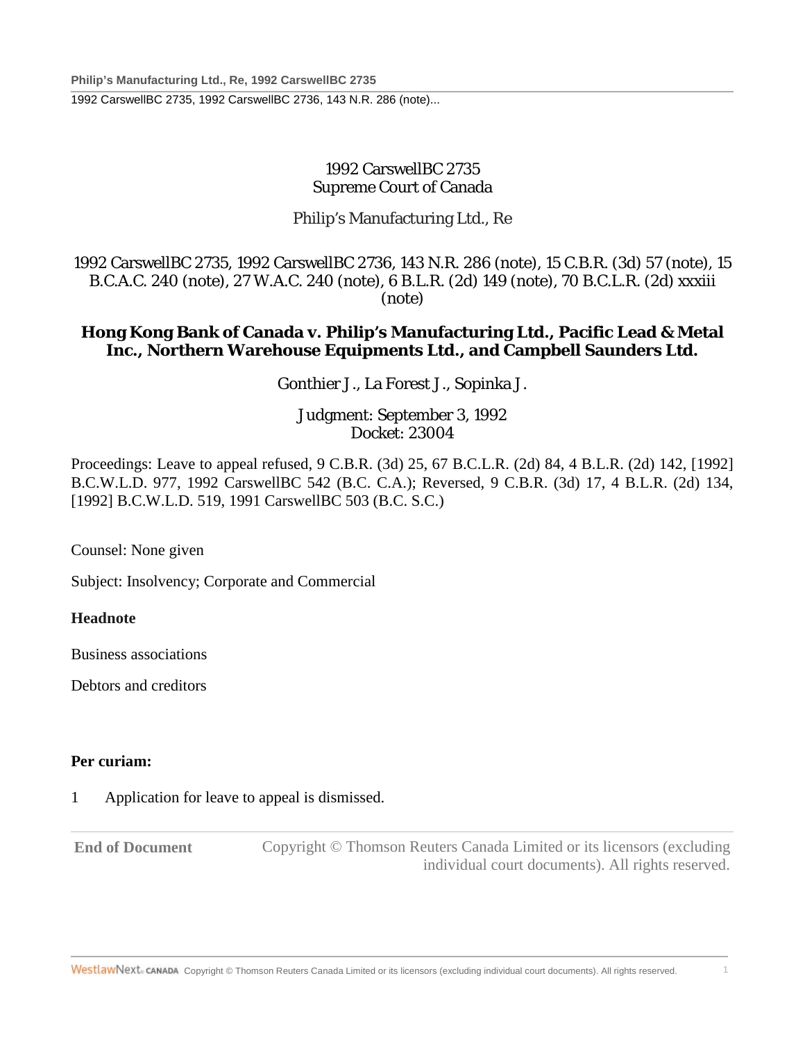1992 CarswellBC 2735
Supreme Court of Canada

Philip's Manufacturing Ltd., Re

1992 CarswellBC 2735, 1992 CarswellBC 2736, 143 N.R. 286 (note), 15 C.B.R. (3d) 57 (note), 15 B.C.A.C. 240 (note), 27 W.A.C. 240 (note), 6 B.L.R. (2d) 149 (note), 70 B.C.L.R. (2d) xxxiii (note)

**Hong Kong Bank of Canada v. Philip's Manufacturing Ltd., Pacific Lead & Metal Inc., Northern Warehouse Equipments Ltd., and Campbell Saunders Ltd.**

Gonthier J., La Forest J., Sopinka J.

Judgment: September 3, 1992
Docket: 23004

Proceedings: Leave to appeal refused, 9 C.B.R. (3d) 25, 67 B.C.L.R. (2d) 84, 4 B.L.R. (2d) 142, [1992] B.C.W.L.D. 977, 1992 CarswellBC 542 (B.C. C.A.); Reversed, 9 C.B.R. (3d) 17, 4 B.L.R. (2d) 134, [1992] B.C.W.L.D. 519, 1991 CarswellBC 503 (B.C. S.C.)

Counsel: None given

Subject: Insolvency; Corporate and Commercial

**Headnote**

Business associations

Debtors and creditors

**Per curiam:**

1 Application for leave to appeal is dismissed.

**End of Document** Copyright © Thomson Reuters Canada Limited or its licensors (excluding individual court documents). All rights reserved.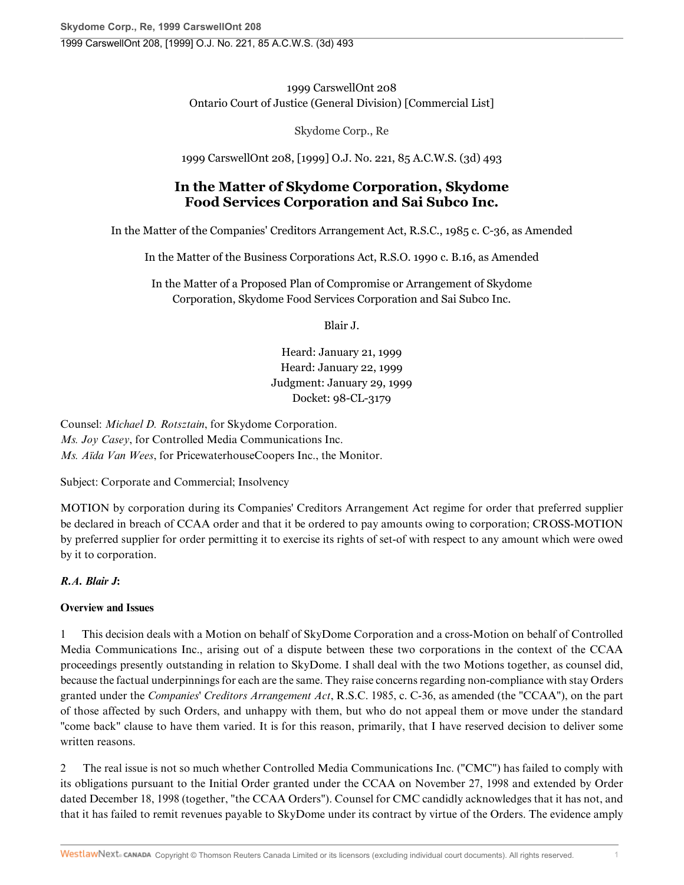1999 CarswellOnt 208
Ontario Court of Justice (General Division) [Commercial List]

Skydome Corp., Re

1999 CarswellOnt 208, [1999] O.J. No. 221, 85 A.C.W.S. (3d) 493

# In the Matter of Skydome Corporation, Skydome Food Services Corporation and Sai Subco Inc.

In the Matter of the Companies' Creditors Arrangement Act, R.S.C., 1985 c. C-36, as Amended

In the Matter of the Business Corporations Act, R.S.O. 1990 c. B.16, as Amended

In the Matter of a Proposed Plan of Compromise or Arrangement of Skydome Corporation, Skydome Food Services Corporation and Sai Subco Inc.

Blair J.

Heard: January 21, 1999
Heard: January 22, 1999
Judgment: January 29, 1999
Docket: 98-CL-3179

Counsel: *Michael D. Rotsztain*, for Skydome Corporation.
*Ms. Joy Casey*, for Controlled Media Communications Inc.
*Ms. Aïda Van Wees*, for PricewaterhouseCoopers Inc., the Monitor.

Subject: Corporate and Commercial; Insolvency

MOTION by corporation during its Companies' Creditors Arrangement Act regime for order that preferred supplier be declared in breach of CCAA order and that it be ordered to pay amounts owing to corporation; CROSS-MOTION by preferred supplier for order permitting it to exercise its rights of set-of with respect to any amount which were owed by it to corporation.

***R.A. Blair J*:**

**Overview and Issues**

1 This decision deals with a Motion on behalf of SkyDome Corporation and a cross-Motion on behalf of Controlled Media Communications Inc., arising out of a dispute between these two corporations in the context of the CCAA proceedings presently outstanding in relation to SkyDome. I shall deal with the two Motions together, as counsel did, because the factual underpinnings for each are the same. They raise concerns regarding non-compliance with stay Orders granted under the *Companies' Creditors Arrangement Act*, R.S.C. 1985, c. C-36, as amended (the "CCAA"), on the part of those affected by such Orders, and unhappy with them, but who do not appeal them or move under the standard "come back" clause to have them varied. It is for this reason, primarily, that I have reserved decision to deliver some written reasons.

2 The real issue is not so much whether Controlled Media Communications Inc. ("CMC") has failed to comply with its obligations pursuant to the Initial Order granted under the CCAA on November 27, 1998 and extended by Order dated December 18, 1998 (together, "the CCAA Orders"). Counsel for CMC candidly acknowledges that it has not, and that it has failed to remit revenues payable to SkyDome under its contract by virtue of the Orders. The evidence amply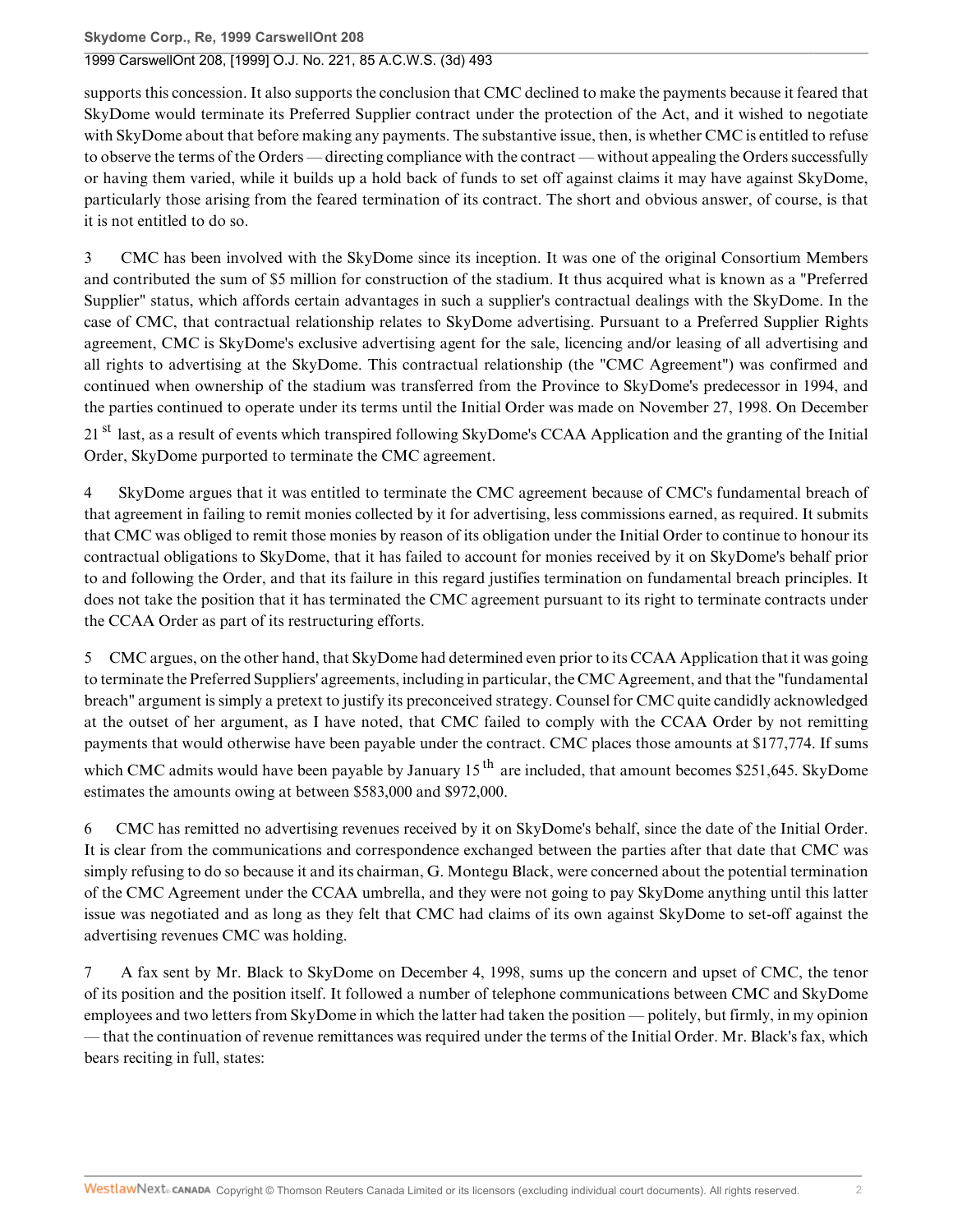supports this concession. It also supports the conclusion that CMC declined to make the payments because it feared that SkyDome would terminate its Preferred Supplier contract under the protection of the Act, and it wished to negotiate with SkyDome about that before making any payments. The substantive issue, then, is whether CMC is entitled to refuse to observe the terms of the Orders — directing compliance with the contract — without appealing the Orders successfully or having them varied, while it builds up a hold back of funds to set off against claims it may have against SkyDome, particularly those arising from the feared termination of its contract. The short and obvious answer, of course, is that it is not entitled to do so.

3 CMC has been involved with the SkyDome since its inception. It was one of the original Consortium Members and contributed the sum of $5 million for construction of the stadium. It thus acquired what is known as a "Preferred Supplier" status, which affords certain advantages in such a supplier's contractual dealings with the SkyDome. In the case of CMC, that contractual relationship relates to SkyDome advertising. Pursuant to a Preferred Supplier Rights agreement, CMC is SkyDome's exclusive advertising agent for the sale, licencing and/or leasing of all advertising and all rights to advertising at the SkyDome. This contractual relationship (the "CMC Agreement") was confirmed and continued when ownership of the stadium was transferred from the Province to SkyDome's predecessor in 1994, and the parties continued to operate under its terms until the Initial Order was made on November 27, 1998. On December 21[st] last, as a result of events which transpired following SkyDome's CCAA Application and the granting of the Initial Order, SkyDome purported to terminate the CMC agreement.

4 SkyDome argues that it was entitled to terminate the CMC agreement because of CMC's fundamental breach of that agreement in failing to remit monies collected by it for advertising, less commissions earned, as required. It submits that CMC was obliged to remit those monies by reason of its obligation under the Initial Order to continue to honour its contractual obligations to SkyDome, that it has failed to account for monies received by it on SkyDome's behalf prior to and following the Order, and that its failure in this regard justifies termination on fundamental breach principles. It does not take the position that it has terminated the CMC agreement pursuant to its right to terminate contracts under the CCAA Order as part of its restructuring efforts.

5 CMC argues, on the other hand, that SkyDome had determined even prior to its CCAA Application that it was going to terminate the Preferred Suppliers' agreements, including in particular, the CMC Agreement, and that the "fundamental breach" argument is simply a pretext to justify its preconceived strategy. Counsel for CMC quite candidly acknowledged at the outset of her argument, as I have noted, that CMC failed to comply with the CCAA Order by not remitting payments that would otherwise have been payable under the contract. CMC places those amounts at $177,774. If sums which CMC admits would have been payable by January 15[th] are included, that amount becomes $251,645. SkyDome estimates the amounts owing at between $583,000 and $972,000.

6 CMC has remitted no advertising revenues received by it on SkyDome's behalf, since the date of the Initial Order. It is clear from the communications and correspondence exchanged between the parties after that date that CMC was simply refusing to do so because it and its chairman, G. Montegu Black, were concerned about the potential termination of the CMC Agreement under the CCAA umbrella, and they were not going to pay SkyDome anything until this latter issue was negotiated and as long as they felt that CMC had claims of its own against SkyDome to set-off against the advertising revenues CMC was holding.

7 A fax sent by Mr. Black to SkyDome on December 4, 1998, sums up the concern and upset of CMC, the tenor of its position and the position itself. It followed a number of telephone communications between CMC and SkyDome employees and two letters from SkyDome in which the latter had taken the position — politely, but firmly, in my opinion — that the continuation of revenue remittances was required under the terms of the Initial Order. Mr. Black's fax, which bears reciting in full, states: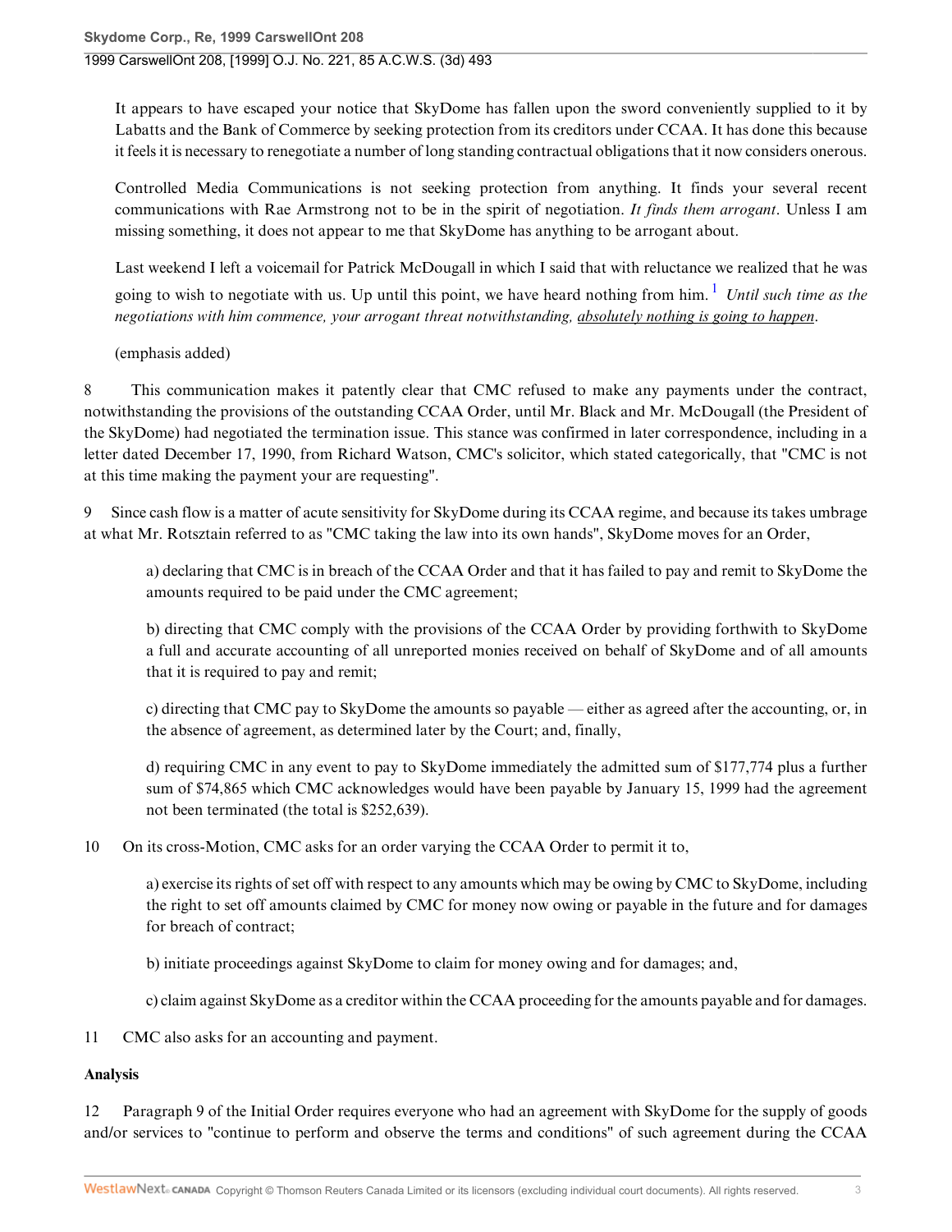It appears to have escaped your notice that SkyDome has fallen upon the sword conveniently supplied to it by Labatts and the Bank of Commerce by seeking protection from its creditors under CCAA. It has done this because it feels it is necessary to renegotiate a number of long standing contractual obligations that it now considers onerous.

Controlled Media Communications is not seeking protection from anything. It finds your several recent communications with Rae Armstrong not to be in the spirit of negotiation. *It finds them arrogant*. Unless I am missing something, it does not appear to me that SkyDome has anything to be arrogant about.

Last weekend I left a voicemail for Patrick McDougall in which I said that with reluctance we realized that he was going to wish to negotiate with us. Up until this point, we have heard nothing from him. [1] *Until such time as the negotiations with him commence, your arrogant threat notwithstanding, absolutely nothing is going to happen*.

(emphasis added)

8 This communication makes it patently clear that CMC refused to make any payments under the contract, notwithstanding the provisions of the outstanding CCAA Order, until Mr. Black and Mr. McDougall (the President of the SkyDome) had negotiated the termination issue. This stance was confirmed in later correspondence, including in a letter dated December 17, 1990, from Richard Watson, CMC's solicitor, which stated categorically, that "CMC is not at this time making the payment your are requesting".

9 Since cash flow is a matter of acute sensitivity for SkyDome during its CCAA regime, and because its takes umbrage at what Mr. Rotsztain referred to as "CMC taking the law into its own hands", SkyDome moves for an Order,

> a) declaring that CMC is in breach of the CCAA Order and that it has failed to pay and remit to SkyDome the amounts required to be paid under the CMC agreement;
>
> b) directing that CMC comply with the provisions of the CCAA Order by providing forthwith to SkyDome a full and accurate accounting of all unreported monies received on behalf of SkyDome and of all amounts that it is required to pay and remit;
>
> c) directing that CMC pay to SkyDome the amounts so payable — either as agreed after the accounting, or, in the absence of agreement, as determined later by the Court; and, finally,
>
> d) requiring CMC in any event to pay to SkyDome immediately the admitted sum of $177,774 plus a further sum of $74,865 which CMC acknowledges would have been payable by January 15, 1999 had the agreement not been terminated (the total is $252,639).

10 On its cross-Motion, CMC asks for an order varying the CCAA Order to permit it to,

> a) exercise its rights of set off with respect to any amounts which may be owing by CMC to SkyDome, including the right to set off amounts claimed by CMC for money now owing or payable in the future and for damages for breach of contract;
>
> b) initiate proceedings against SkyDome to claim for money owing and for damages; and,
>
> c) claim against SkyDome as a creditor within the CCAA proceeding for the amounts payable and for damages.

11 CMC also asks for an accounting and payment.

**Analysis**

12 Paragraph 9 of the Initial Order requires everyone who had an agreement with SkyDome for the supply of goods and/or services to "continue to perform and observe the terms and conditions" of such agreement during the CCAA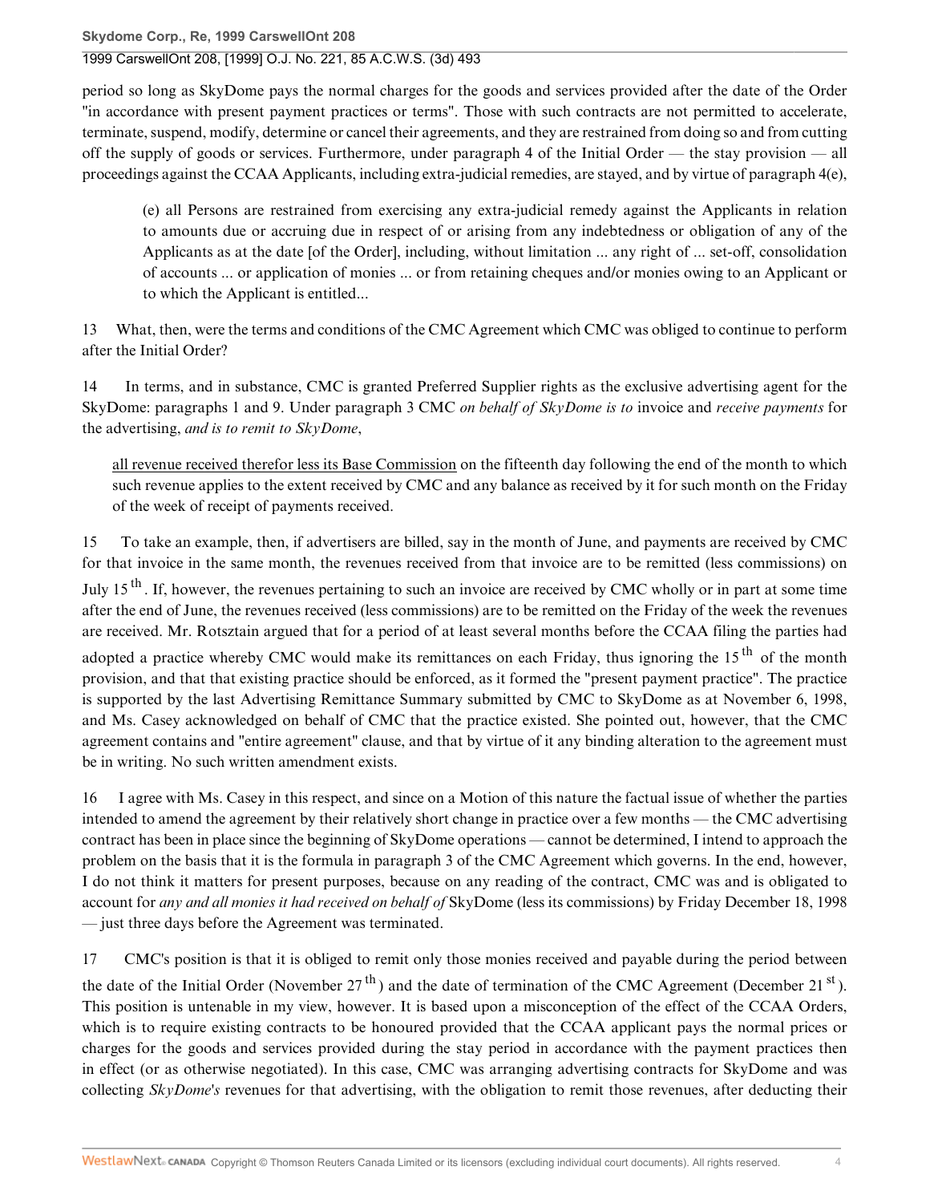period so long as SkyDome pays the normal charges for the goods and services provided after the date of the Order "in accordance with present payment practices or terms". Those with such contracts are not permitted to accelerate, terminate, suspend, modify, determine or cancel their agreements, and they are restrained from doing so and from cutting off the supply of goods or services. Furthermore, under paragraph 4 of the Initial Order — the stay provision — all proceedings against the CCAA Applicants, including extra-judicial remedies, are stayed, and by virtue of paragraph 4(e),

> (e) all Persons are restrained from exercising any extra-judicial remedy against the Applicants in relation to amounts due or accruing due in respect of or arising from any indebtedness or obligation of any of the Applicants as at the date [of the Order], including, without limitation ... any right of ... set-off, consolidation of accounts ... or application of monies ... or from retaining cheques and/or monies owing to an Applicant or to which the Applicant is entitled...

13 What, then, were the terms and conditions of the CMC Agreement which CMC was obliged to continue to perform after the Initial Order?

14 In terms, and in substance, CMC is granted Preferred Supplier rights as the exclusive advertising agent for the SkyDome: paragraphs 1 and 9. Under paragraph 3 CMC *on behalf of SkyDome is to* invoice and *receive payments* for the advertising, *and is to remit to SkyDome*,

> <u>all revenue received therefor less its Base Commission</u> on the fifteenth day following the end of the month to which such revenue applies to the extent received by CMC and any balance as received by it for such month on the Friday of the week of receipt of payments received.

15 To take an example, then, if advertisers are billed, say in the month of June, and payments are received by CMC for that invoice in the same month, the revenues received from that invoice are to be remitted (less commissions) on July 15th. If, however, the revenues pertaining to such an invoice are received by CMC wholly or in part at some time after the end of June, the revenues received (less commissions) are to be remitted on the Friday of the week the revenues are received. Mr. Rotsztain argued that for a period of at least several months before the CCAA filing the parties had adopted a practice whereby CMC would make its remittances on each Friday, thus ignoring the 15th of the month provision, and that that existing practice should be enforced, as it formed the "present payment practice". The practice is supported by the last Advertising Remittance Summary submitted by CMC to SkyDome as at November 6, 1998, and Ms. Casey acknowledged on behalf of CMC that the practice existed. She pointed out, however, that the CMC agreement contains and "entire agreement" clause, and that by virtue of it any binding alteration to the agreement must be in writing. No such written amendment exists.

16 I agree with Ms. Casey in this respect, and since on a Motion of this nature the factual issue of whether the parties intended to amend the agreement by their relatively short change in practice over a few months — the CMC advertising contract has been in place since the beginning of SkyDome operations — cannot be determined, I intend to approach the problem on the basis that it is the formula in paragraph 3 of the CMC Agreement which governs. In the end, however, I do not think it matters for present purposes, because on any reading of the contract, CMC was and is obligated to account for *any and all monies it had received on behalf of* SkyDome (less its commissions) by Friday December 18, 1998 — just three days before the Agreement was terminated.

17 CMC's position is that it is obliged to remit only those monies received and payable during the period between the date of the Initial Order (November 27th) and the date of termination of the CMC Agreement (December 21st). This position is untenable in my view, however. It is based upon a misconception of the effect of the CCAA Orders, which is to require existing contracts to be honoured provided that the CCAA applicant pays the normal prices or charges for the goods and services provided during the stay period in accordance with the payment practices then in effect (or as otherwise negotiated). In this case, CMC was arranging advertising contracts for SkyDome and was collecting *SkyDome's* revenues for that advertising, with the obligation to remit those revenues, after deducting their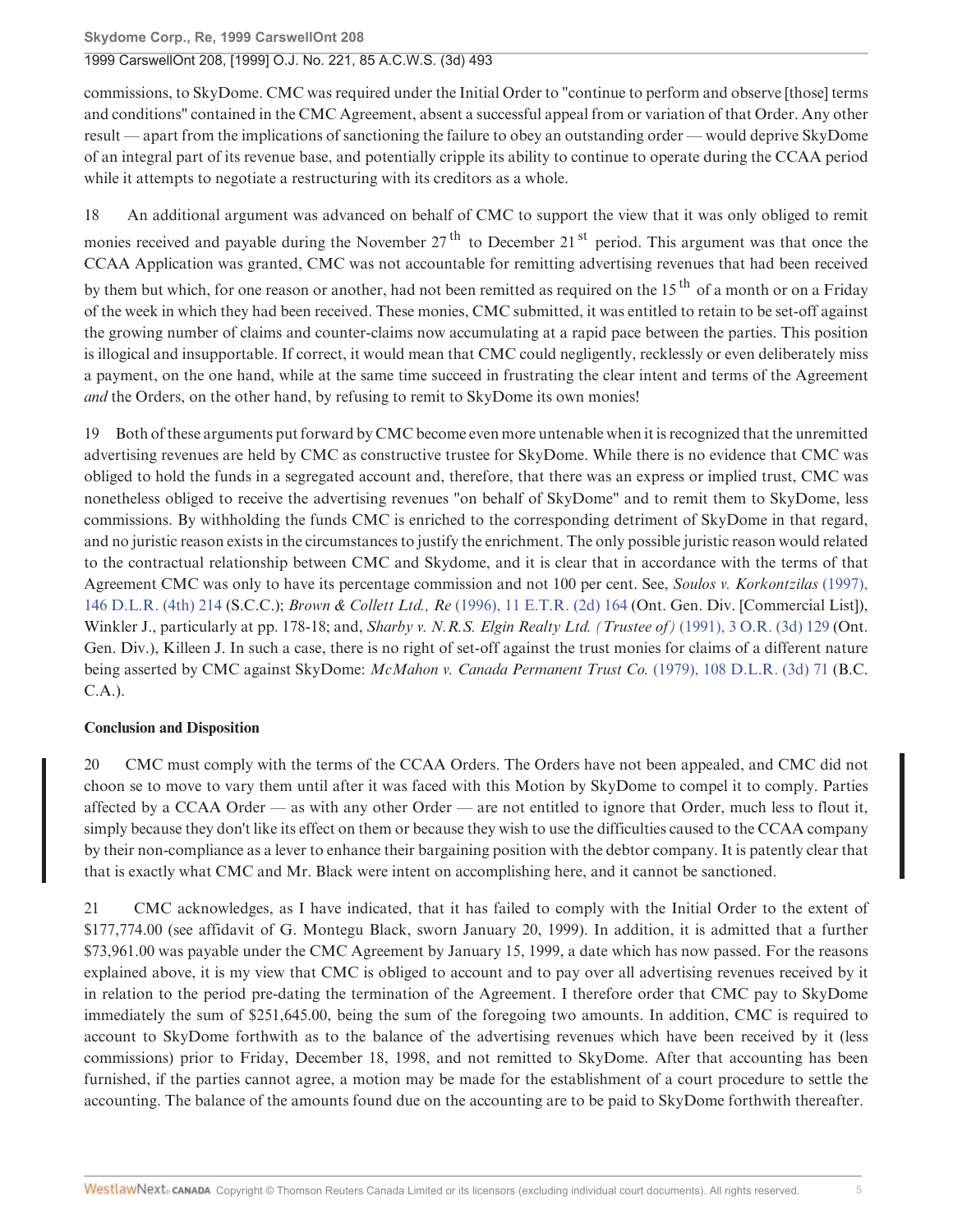commissions, to SkyDome. CMC was required under the Initial Order to "continue to perform and observe [those] terms and conditions" contained in the CMC Agreement, absent a successful appeal from or variation of that Order. Any other result — apart from the implications of sanctioning the failure to obey an outstanding order — would deprive SkyDome of an integral part of its revenue base, and potentially cripple its ability to continue to operate during the CCAA period while it attempts to negotiate a restructuring with its creditors as a whole.

18 An additional argument was advanced on behalf of CMC to support the view that it was only obliged to remit monies received and payable during the November 27th to December 21st period. This argument was that once the CCAA Application was granted, CMC was not accountable for remitting advertising revenues that had been received by them but which, for one reason or another, had not been remitted as required on the 15th of a month or on a Friday of the week in which they had been received. These monies, CMC submitted, it was entitled to retain to be set-off against the growing number of claims and counter-claims now accumulating at a rapid pace between the parties. This position is illogical and insupportable. If correct, it would mean that CMC could negligently, recklessly or even deliberately miss a payment, on the one hand, while at the same time succeed in frustrating the clear intent and terms of the Agreement *and* the Orders, on the other hand, by refusing to remit to SkyDome its own monies!

19 Both of these arguments put forward by CMC become even more untenable when it is recognized that the unremitted advertising revenues are held by CMC as constructive trustee for SkyDome. While there is no evidence that CMC was obliged to hold the funds in a segregated account and, therefore, that there was an express or implied trust, CMC was nonetheless obliged to receive the advertising revenues "on behalf of SkyDome" and to remit them to SkyDome, less commissions. By withholding the funds CMC is enriched to the corresponding detriment of SkyDome in that regard, and no juristic reason exists in the circumstances to justify the enrichment. The only possible juristic reason would related to the contractual relationship between CMC and Skydome, and it is clear that in accordance with the terms of that Agreement CMC was only to have its percentage commission and not 100 per cent. See, *Soulos v. Korkontzilas* (1997), 146 D.L.R. (4th) 214 (S.C.C.); *Brown & Collett Ltd., Re* (1996), 11 E.T.R. (2d) 164 (Ont. Gen. Div. [Commercial List]), Winkler J., particularly at pp. 178-18; and, *Sharby v. N.R.S. Elgin Realty Ltd. (Trustee of)* (1991), 3 O.R. (3d) 129 (Ont. Gen. Div.), Killeen J. In such a case, there is no right of set-off against the trust monies for claims of a different nature being asserted by CMC against SkyDome: *McMahon v. Canada Permanent Trust Co.* (1979), 108 D.L.R. (3d) 71 (B.C. C.A.).

**Conclusion and Disposition**

20 CMC must comply with the terms of the CCAA Orders. The Orders have not been appealed, and CMC did not choon se to move to vary them until after it was faced with this Motion by SkyDome to compel it to comply. Parties affected by a CCAA Order — as with any other Order — are not entitled to ignore that Order, much less to flout it, simply because they don't like its effect on them or because they wish to use the difficulties caused to the CCAA company by their non-compliance as a lever to enhance their bargaining position with the debtor company. It is patently clear that that is exactly what CMC and Mr. Black were intent on accomplishing here, and it cannot be sanctioned.

21 CMC acknowledges, as I have indicated, that it has failed to comply with the Initial Order to the extent of $177,774.00 (see affidavit of G. Montegu Black, sworn January 20, 1999). In addition, it is admitted that a further $73,961.00 was payable under the CMC Agreement by January 15, 1999, a date which has now passed. For the reasons explained above, it is my view that CMC is obliged to account and to pay over all advertising revenues received by it in relation to the period pre-dating the termination of the Agreement. I therefore order that CMC pay to SkyDome immediately the sum of $251,645.00, being the sum of the foregoing two amounts. In addition, CMC is required to account to SkyDome forthwith as to the balance of the advertising revenues which have been received by it (less commissions) prior to Friday, December 18, 1998, and not remitted to SkyDome. After that accounting has been furnished, if the parties cannot agree, a motion may be made for the establishment of a court procedure to settle the accounting. The balance of the amounts found due on the accounting are to be paid to SkyDome forthwith thereafter.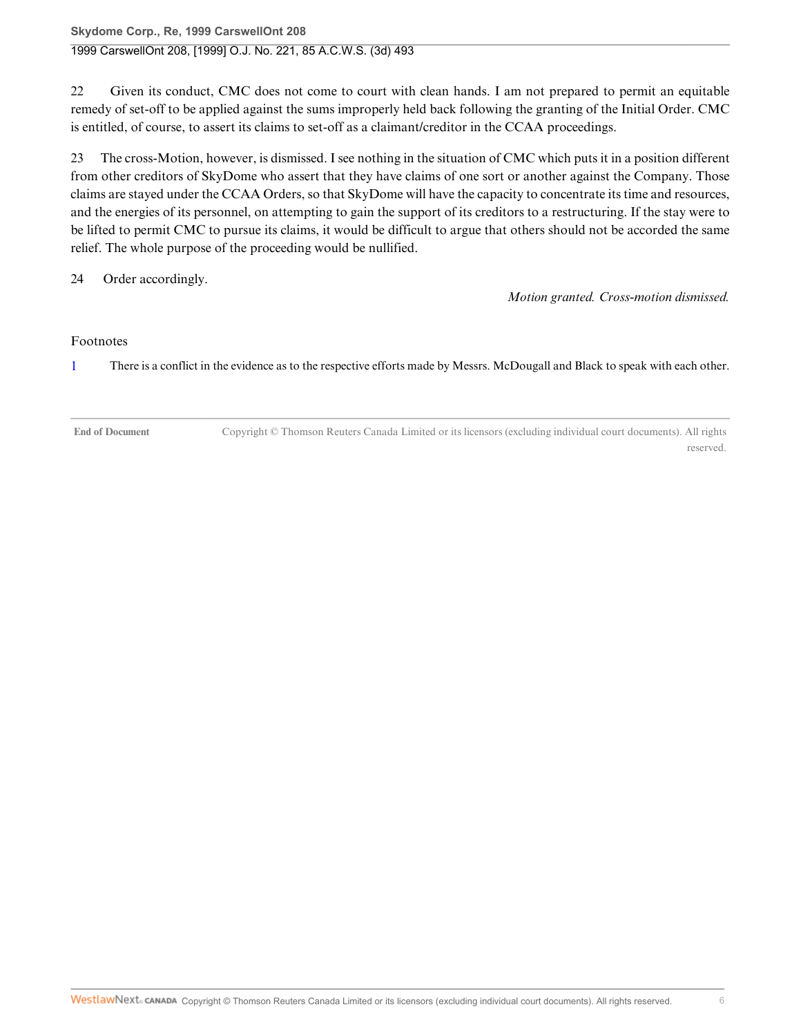22 Given its conduct, CMC does not come to court with clean hands. I am not prepared to permit an equitable remedy of set-off to be applied against the sums improperly held back following the granting of the Initial Order. CMC is entitled, of course, to assert its claims to set-off as a claimant/creditor in the CCAA proceedings.

23 The cross-Motion, however, is dismissed. I see nothing in the situation of CMC which puts it in a position different from other creditors of SkyDome who assert that they have claims of one sort or another against the Company. Those claims are stayed under the CCAA Orders, so that SkyDome will have the capacity to concentrate its time and resources, and the energies of its personnel, on attempting to gain the support of its creditors to a restructuring. If the stay were to be lifted to permit CMC to pursue its claims, it would be difficult to argue that others should not be accorded the same relief. The whole purpose of the proceeding would be nullified.

24 Order accordingly.

*Motion granted. Cross-motion dismissed.*

Footnotes

1 There is a conflict in the evidence as to the respective efforts made by Messrs. McDougall and Black to speak with each other.

**End of Document** Copyright © Thomson Reuters Canada Limited or its licensors (excluding individual court documents). All rights reserved.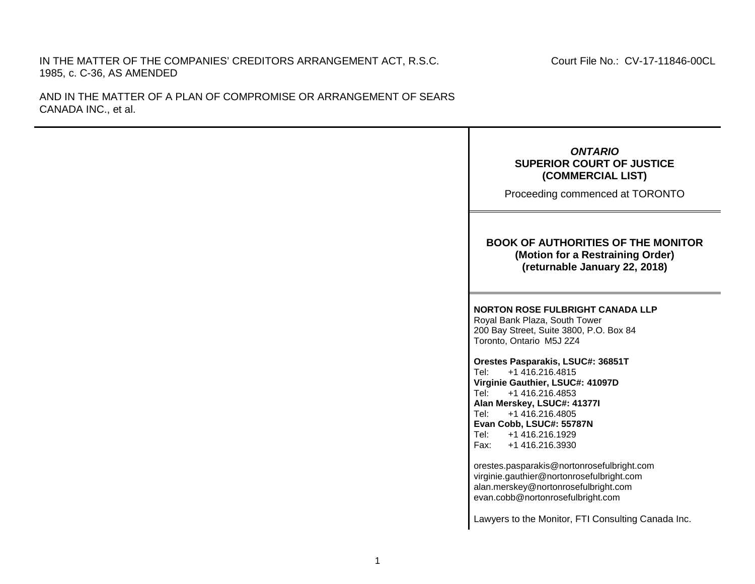IN THE MATTER OF THE COMPANIES' CREDITORS ARRANGEMENT ACT, R.S.C. 1985, c. C-36, AS AMENDED

Court File No.: CV-17-11846-00CL

AND IN THE MATTER OF A PLAN OF COMPROMISE OR ARRANGEMENT OF SEARS CANADA INC., et al.

***ONTARIO***
**SUPERIOR COURT OF JUSTICE**
**(COMMERCIAL LIST)**

Proceeding commenced at TORONTO

**BOOK OF AUTHORITIES OF THE MONITOR**
**(Motion for a Restraining Order)**
**(returnable January 22, 2018)**

**NORTON ROSE FULBRIGHT CANADA LLP**
Royal Bank Plaza, South Tower
200 Bay Street, Suite 3800, P.O. Box 84
Toronto, Ontario M5J 2Z4

**Orestes Pasparakis, LSUC#: 36851T**
Tel: +1 416.216.4815
**Virginie Gauthier, LSUC#: 41097D**
Tel: +1 416.216.4853
**Alan Merskey, LSUC#: 41377I**
Tel: +1 416.216.4805
**Evan Cobb, LSUC#: 55787N**
Tel: +1 416.216.1929
Fax: +1 416.216.3930

orestes.pasparakis@nortonrosefulbright.com
virginie.gauthier@nortonrosefulbright.com
alan.merskey@nortonrosefulbright.com
evan.cobb@nortonrosefulbright.com

Lawyers to the Monitor, FTI Consulting Canada Inc.